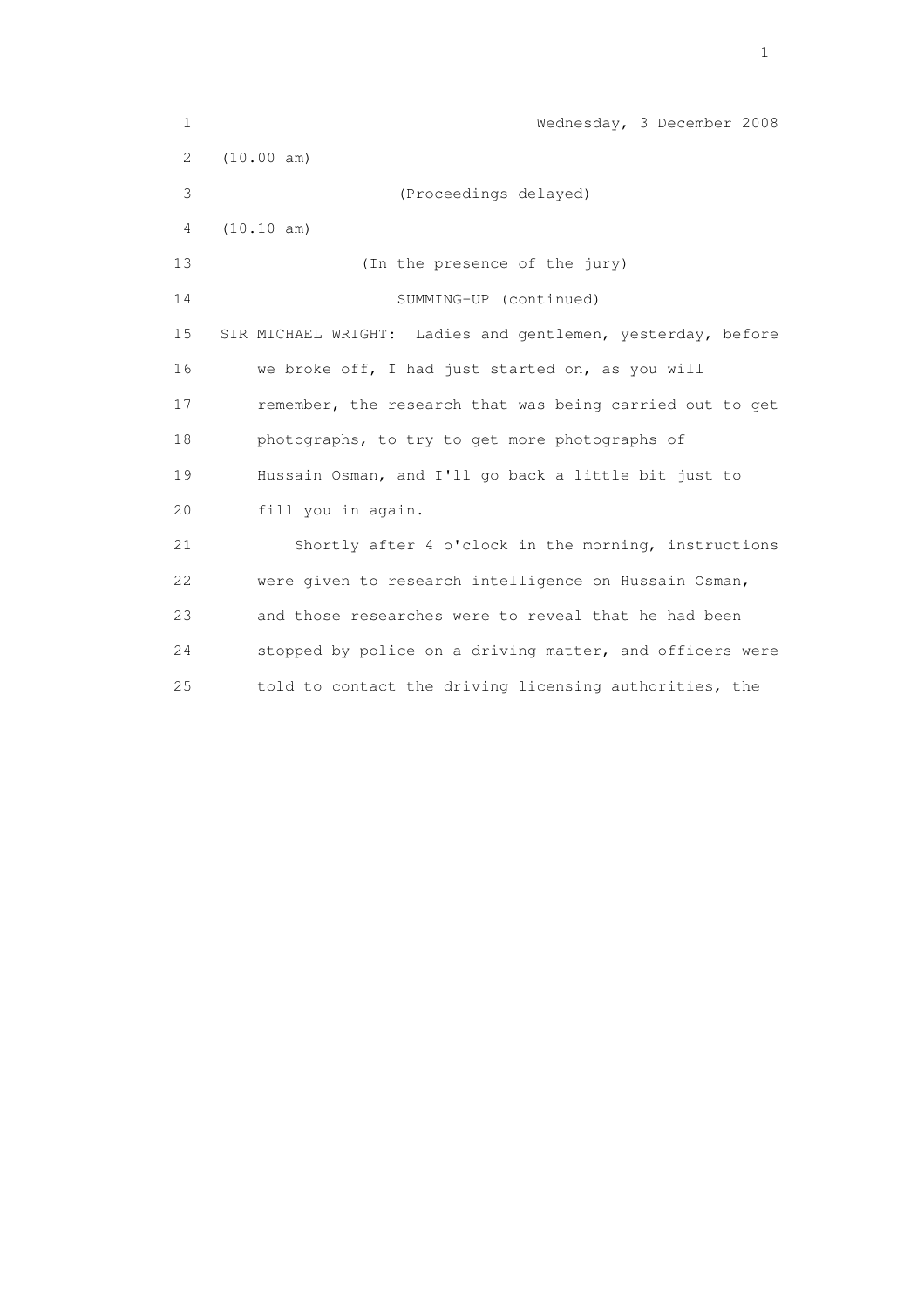Wednesday, 3 December 2008

(10.00 am)

(Proceedings delayed)

(10.10 am)

(In the presence of the jury)

SUMMING-UP (continued)

SIR MICHAEL WRIGHT: Ladies and gentlemen, yesterday, before we broke off, I had just started on, as you will remember, the research that was being carried out to get photographs, to try to get more photographs of Hussain Osman, and I'll go back a little bit just to fill you in again.

Shortly after 4 o'clock in the morning, instructions were given to research intelligence on Hussain Osman, and those researches were to reveal that he had been stopped by police on a driving matter, and officers were told to contact the driving licensing authorities, the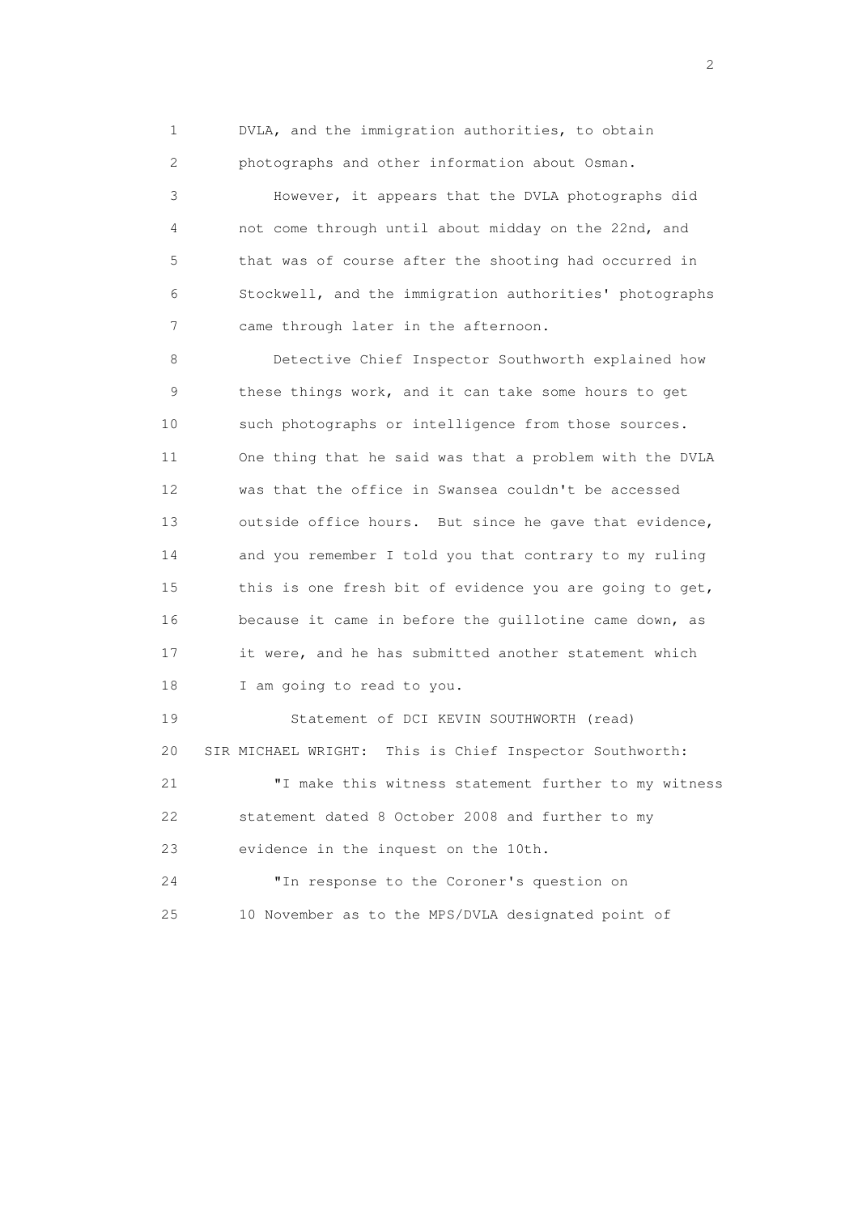DVLA, and the immigration authorities, to obtain photographs and other information about Osman.

However, it appears that the DVLA photographs did not come through until about midday on the 22nd, and that was of course after the shooting had occurred in Stockwell, and the immigration authorities' photographs came through later in the afternoon.

Detective Chief Inspector Southworth explained how these things work, and it can take some hours to get such photographs or intelligence from those sources. One thing that he said was that a problem with the DVLA was that the office in Swansea couldn't be accessed outside office hours. But since he gave that evidence, and you remember I told you that contrary to my ruling this is one fresh bit of evidence you are going to get, because it came in before the guillotine came down, as it were, and he has submitted another statement which I am going to read to you.

Statement of DCI KEVIN SOUTHWORTH (read)

SIR MICHAEL WRIGHT: This is Chief Inspector Southworth:

"I make this witness statement further to my witness statement dated 8 October 2008 and further to my evidence in the inquest on the 10th.

"In response to the Coroner's question on 10 November as to the MPS/DVLA designated point of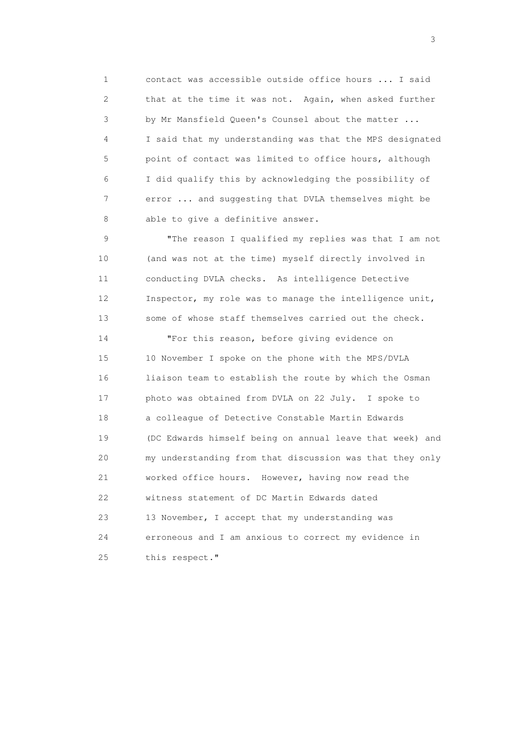contact was accessible outside office hours ... I said that at the time it was not. Again, when asked further by Mr Mansfield Queen's Counsel about the matter ... I said that my understanding was that the MPS designated point of contact was limited to office hours, although I did qualify this by acknowledging the possibility of error ... and suggesting that DVLA themselves might be able to give a definitive answer.

"The reason I qualified my replies was that I am not (and was not at the time) myself directly involved in conducting DVLA checks. As intelligence Detective Inspector, my role was to manage the intelligence unit, some of whose staff themselves carried out the check.

"For this reason, before giving evidence on 10 November I spoke on the phone with the MPS/DVLA liaison team to establish the route by which the Osman photo was obtained from DVLA on 22 July. I spoke to a colleague of Detective Constable Martin Edwards (DC Edwards himself being on annual leave that week) and my understanding from that discussion was that they only worked office hours. However, having now read the witness statement of DC Martin Edwards dated 13 November, I accept that my understanding was erroneous and I am anxious to correct my evidence in this respect."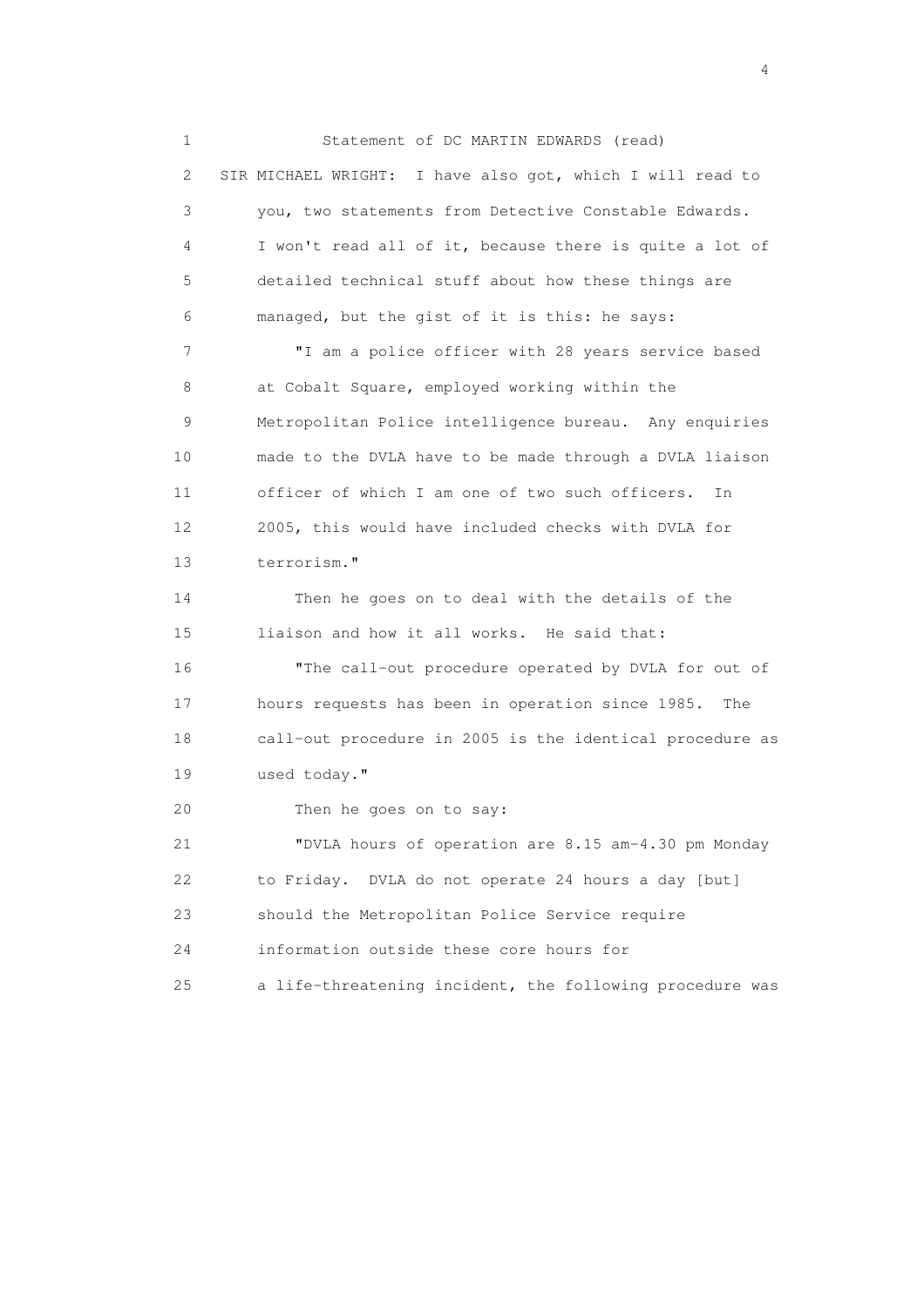Statement of DC MARTIN EDWARDS (read)

SIR MICHAEL WRIGHT: I have also got, which I will read to you, two statements from Detective Constable Edwards. I won't read all of it, because there is quite a lot of detailed technical stuff about how these things are managed, but the gist of it is this: he says:

"I am a police officer with 28 years service based at Cobalt Square, employed working within the Metropolitan Police intelligence bureau. Any enquiries made to the DVLA have to be made through a DVLA liaison officer of which I am one of two such officers. In 2005, this would have included checks with DVLA for terrorism."

Then he goes on to deal with the details of the liaison and how it all works. He said that:

"The call-out procedure operated by DVLA for out of hours requests has been in operation since 1985. The call-out procedure in 2005 is the identical procedure as used today."

Then he goes on to say:

"DVLA hours of operation are 8.15 am-4.30 pm Monday to Friday. DVLA do not operate 24 hours a day [but] should the Metropolitan Police Service require information outside these core hours for a life-threatening incident, the following procedure was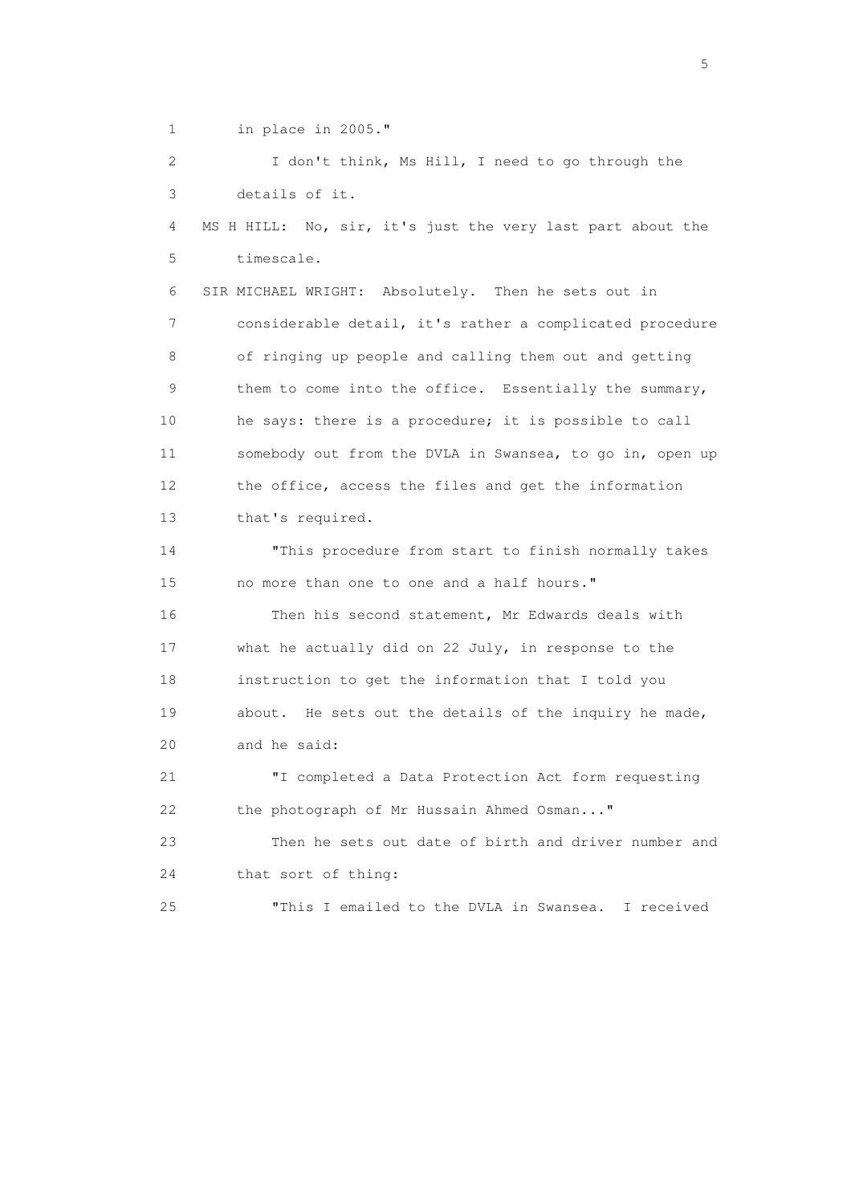in place in 2005."

I don't think, Ms Hill, I need to go through the details of it.

MS H HILL: No, sir, it's just the very last part about the timescale.

SIR MICHAEL WRIGHT: Absolutely. Then he sets out in considerable detail, it's rather a complicated procedure of ringing up people and calling them out and getting them to come into the office. Essentially the summary, he says: there is a procedure; it is possible to call somebody out from the DVLA in Swansea, to go in, open up the office, access the files and get the information that's required.

"This procedure from start to finish normally takes no more than one to one and a half hours."

Then his second statement, Mr Edwards deals with what he actually did on 22 July, in response to the instruction to get the information that I told you about. He sets out the details of the inquiry he made, and he said:

"I completed a Data Protection Act form requesting the photograph of Mr Hussain Ahmed Osman..."

Then he sets out date of birth and driver number and that sort of thing:

"This I emailed to the DVLA in Swansea. I received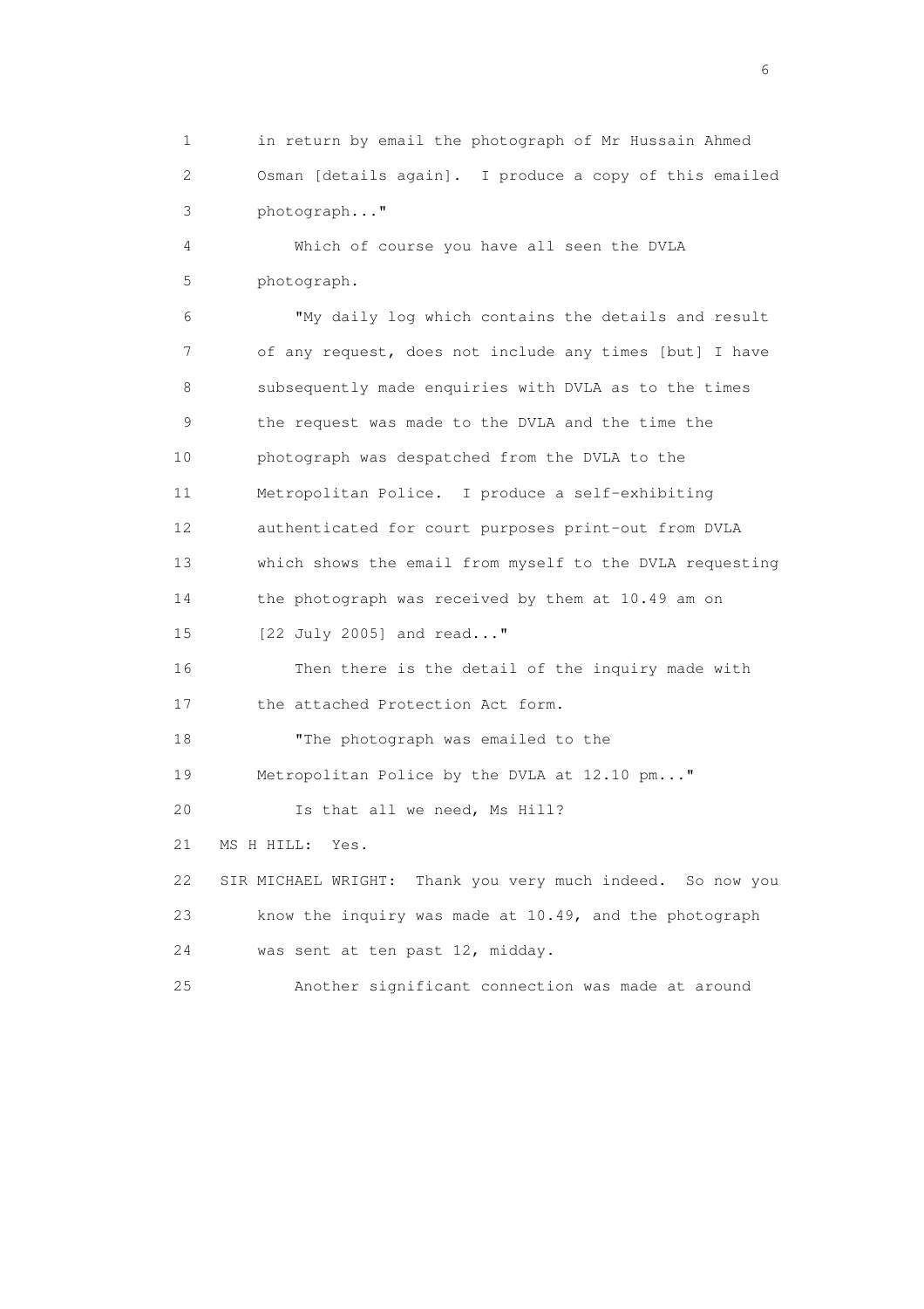in return by email the photograph of Mr Hussain Ahmed Osman [details again]. I produce a copy of this emailed photograph..."

Which of course you have all seen the DVLA photograph.

"My daily log which contains the details and result of any request, does not include any times [but] I have subsequently made enquiries with DVLA as to the times the request was made to the DVLA and the time the photograph was despatched from the DVLA to the Metropolitan Police. I produce a self-exhibiting authenticated for court purposes print-out from DVLA which shows the email from myself to the DVLA requesting the photograph was received by them at 10.49 am on [22 July 2005] and read..."

Then there is the detail of the inquiry made with the attached Protection Act form.

"The photograph was emailed to the Metropolitan Police by the DVLA at 12.10 pm..."

Is that all we need, Ms Hill?

MS H HILL: Yes.

SIR MICHAEL WRIGHT: Thank you very much indeed. So now you know the inquiry was made at 10.49, and the photograph was sent at ten past 12, midday.

Another significant connection was made at around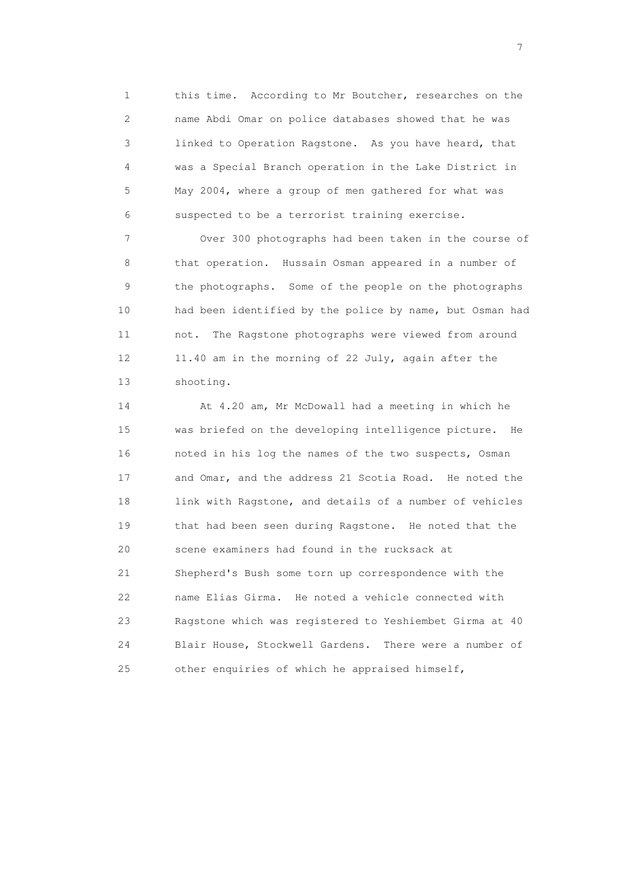this time. According to Mr Boutcher, researches on the name Abdi Omar on police databases showed that he was linked to Operation Ragstone. As you have heard, that was a Special Branch operation in the Lake District in May 2004, where a group of men gathered for what was suspected to be a terrorist training exercise.

Over 300 photographs had been taken in the course of that operation. Hussain Osman appeared in a number of the photographs. Some of the people on the photographs had been identified by the police by name, but Osman had not. The Ragstone photographs were viewed from around 11.40 am in the morning of 22 July, again after the shooting.

At 4.20 am, Mr McDowall had a meeting in which he was briefed on the developing intelligence picture. He noted in his log the names of the two suspects, Osman and Omar, and the address 21 Scotia Road. He noted the link with Ragstone, and details of a number of vehicles that had been seen during Ragstone. He noted that the scene examiners had found in the rucksack at Shepherd's Bush some torn up correspondence with the name Elias Girma. He noted a vehicle connected with Ragstone which was registered to Yeshiembet Girma at 40 Blair House, Stockwell Gardens. There were a number of other enquiries of which he appraised himself,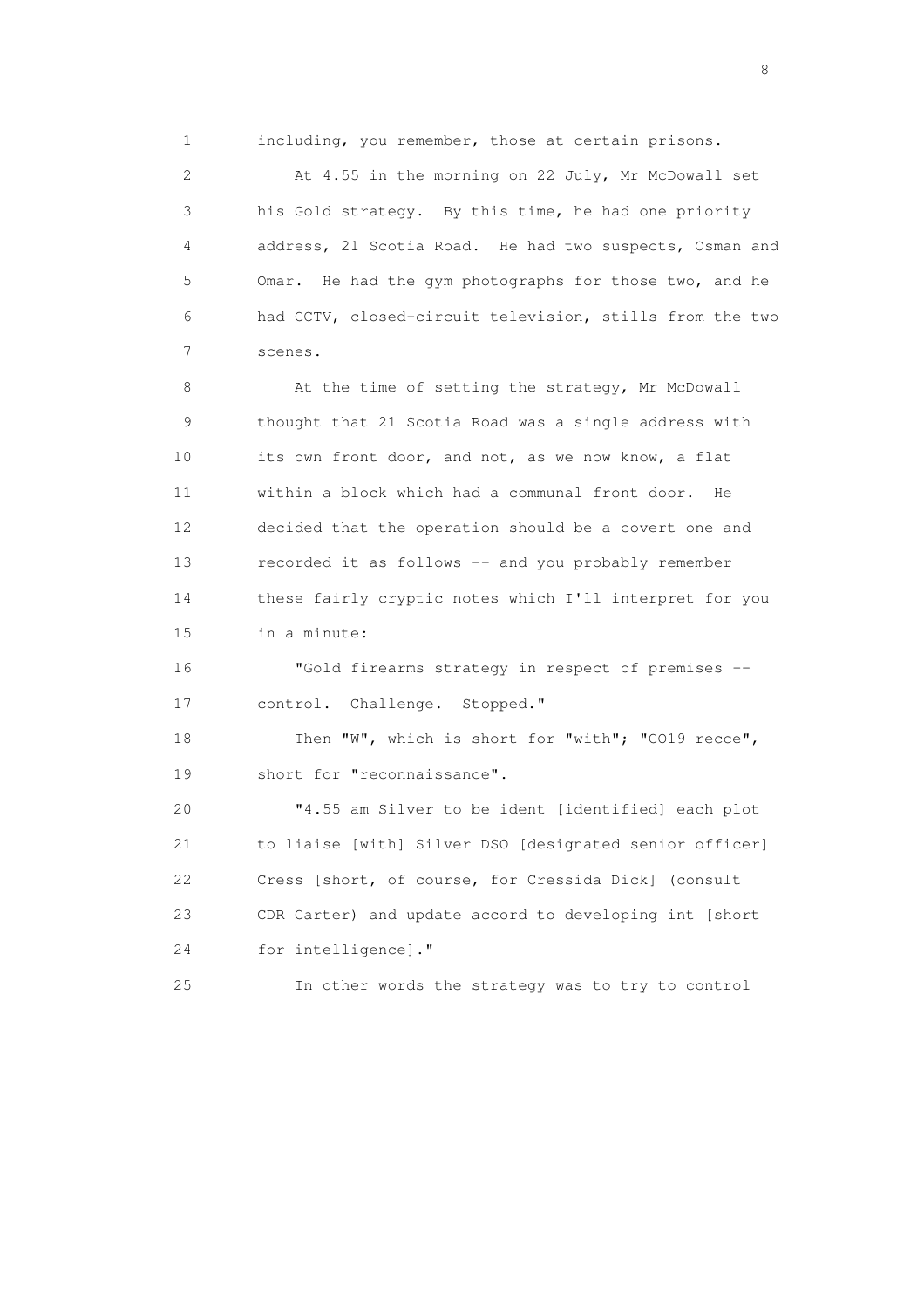including, you remember, those at certain prisons.

At 4.55 in the morning on 22 July, Mr McDowall set his Gold strategy. By this time, he had one priority address, 21 Scotia Road. He had two suspects, Osman and Omar. He had the gym photographs for those two, and he had CCTV, closed-circuit television, stills from the two scenes.

At the time of setting the strategy, Mr McDowall thought that 21 Scotia Road was a single address with its own front door, and not, as we now know, a flat within a block which had a communal front door. He decided that the operation should be a covert one and recorded it as follows -- and you probably remember these fairly cryptic notes which I'll interpret for you in a minute:

"Gold firearms strategy in respect of premises -- control. Challenge. Stopped."

Then "W", which is short for "with"; "CO19 recce", short for "reconnaissance".

"4.55 am Silver to be ident [identified] each plot to liaise [with] Silver DSO [designated senior officer] Cress [short, of course, for Cressida Dick] (consult CDR Carter) and update accord to developing int [short for intelligence]."

In other words the strategy was to try to control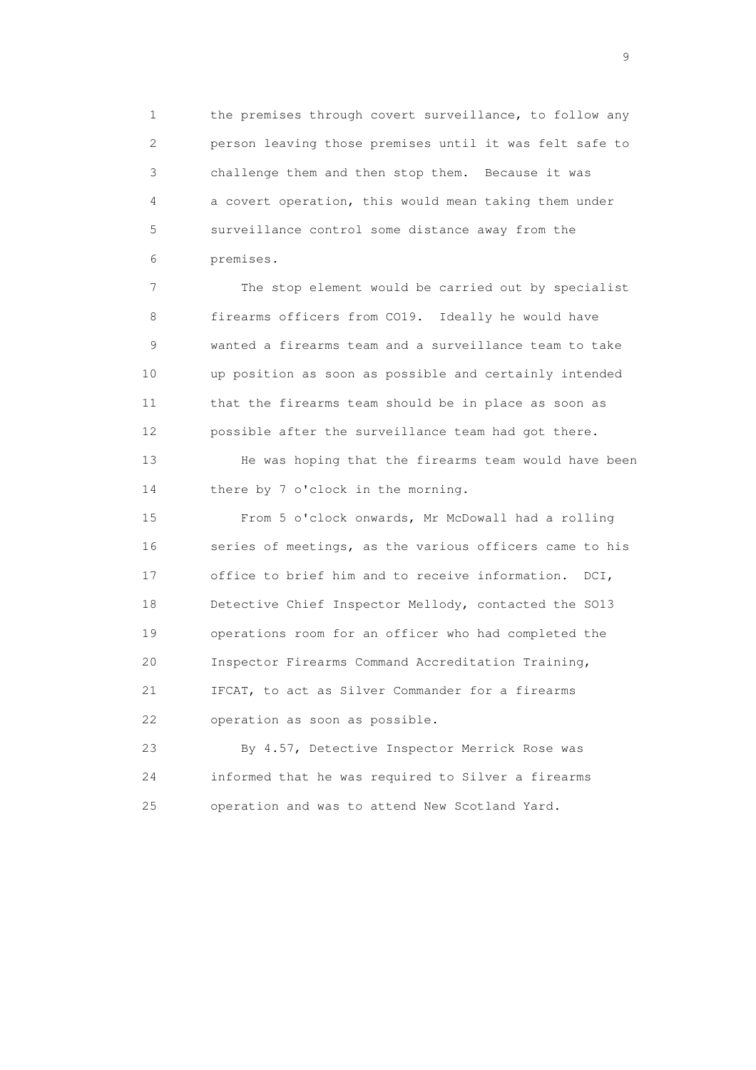the premises through covert surveillance, to follow any person leaving those premises until it was felt safe to challenge them and then stop them. Because it was a covert operation, this would mean taking them under surveillance control some distance away from the premises.

The stop element would be carried out by specialist firearms officers from CO19. Ideally he would have wanted a firearms team and a surveillance team to take up position as soon as possible and certainly intended that the firearms team should be in place as soon as possible after the surveillance team had got there.

He was hoping that the firearms team would have been there by 7 o'clock in the morning.

From 5 o'clock onwards, Mr McDowall had a rolling series of meetings, as the various officers came to his office to brief him and to receive information. DCI, Detective Chief Inspector Mellody, contacted the SO13 operations room for an officer who had completed the Inspector Firearms Command Accreditation Training, IFCAT, to act as Silver Commander for a firearms operation as soon as possible.

By 4.57, Detective Inspector Merrick Rose was informed that he was required to Silver a firearms operation and was to attend New Scotland Yard.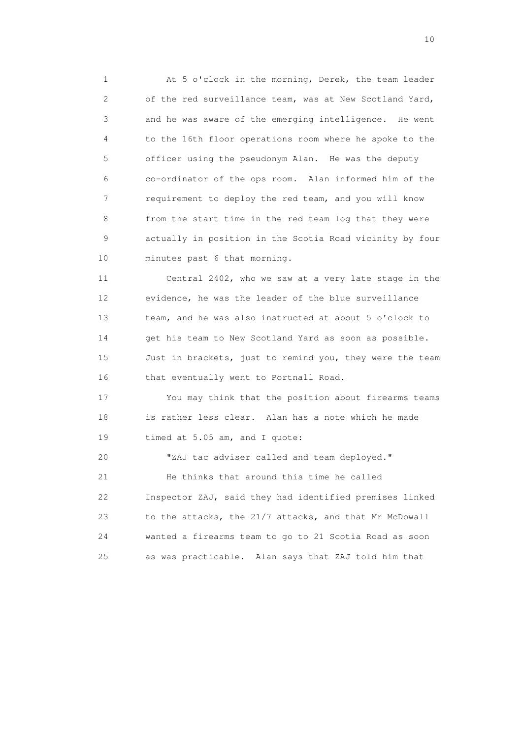At 5 o'clock in the morning, Derek, the team leader of the red surveillance team, was at New Scotland Yard, and he was aware of the emerging intelligence. He went to the 16th floor operations room where he spoke to the officer using the pseudonym Alan. He was the deputy co-ordinator of the ops room. Alan informed him of the requirement to deploy the red team, and you will know from the start time in the red team log that they were actually in position in the Scotia Road vicinity by four minutes past 6 that morning.

Central 2402, who we saw at a very late stage in the evidence, he was the leader of the blue surveillance team, and he was also instructed at about 5 o'clock to get his team to New Scotland Yard as soon as possible. Just in brackets, just to remind you, they were the team that eventually went to Portnall Road.

You may think that the position about firearms teams is rather less clear. Alan has a note which he made timed at 5.05 am, and I quote:

"ZAJ tac adviser called and team deployed."

He thinks that around this time he called Inspector ZAJ, said they had identified premises linked to the attacks, the 21/7 attacks, and that Mr McDowall wanted a firearms team to go to 21 Scotia Road as soon as was practicable. Alan says that ZAJ told him that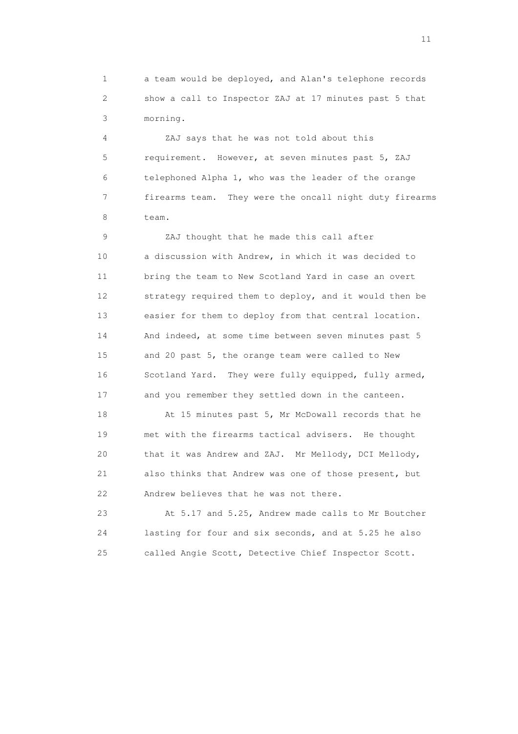1 a team would be deployed, and Alan's telephone records
2 show a call to Inspector ZAJ at 17 minutes past 5 that
3 morning.

4 ZAJ says that he was not told about this
5 requirement. However, at seven minutes past 5, ZAJ
6 telephoned Alpha 1, who was the leader of the orange
7 firearms team. They were the oncall night duty firearms
8 team.

9 ZAJ thought that he made this call after
10 a discussion with Andrew, in which it was decided to
11 bring the team to New Scotland Yard in case an overt
12 strategy required them to deploy, and it would then be
13 easier for them to deploy from that central location.
14 And indeed, at some time between seven minutes past 5
15 and 20 past 5, the orange team were called to New
16 Scotland Yard. They were fully equipped, fully armed,
17 and you remember they settled down in the canteen.

18 At 15 minutes past 5, Mr McDowall records that he
19 met with the firearms tactical advisers. He thought
20 that it was Andrew and ZAJ. Mr Mellody, DCI Mellody,
21 also thinks that Andrew was one of those present, but
22 Andrew believes that he was not there.

23 At 5.17 and 5.25, Andrew made calls to Mr Boutcher
24 lasting for four and six seconds, and at 5.25 he also
25 called Angie Scott, Detective Chief Inspector Scott.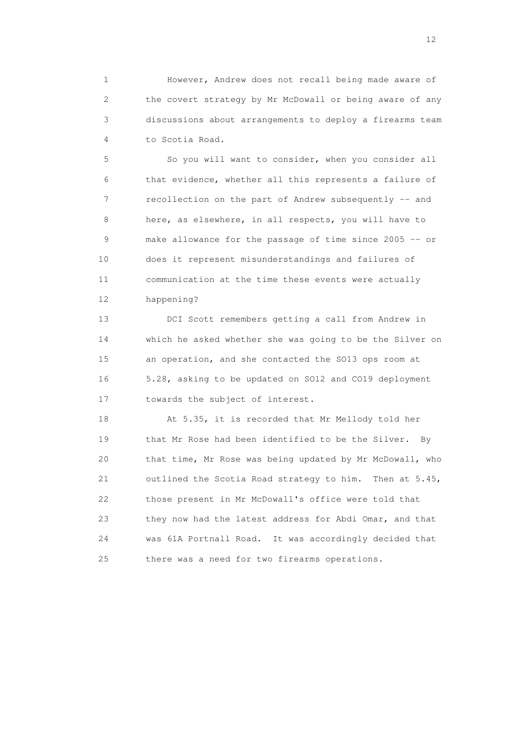However, Andrew does not recall being made aware of the covert strategy by Mr McDowall or being aware of any discussions about arrangements to deploy a firearms team to Scotia Road.

So you will want to consider, when you consider all that evidence, whether all this represents a failure of recollection on the part of Andrew subsequently -- and here, as elsewhere, in all respects, you will have to make allowance for the passage of time since 2005 -- or does it represent misunderstandings and failures of communication at the time these events were actually happening?

DCI Scott remembers getting a call from Andrew in which he asked whether she was going to be the Silver on an operation, and she contacted the SO13 ops room at 5.28, asking to be updated on SO12 and CO19 deployment towards the subject of interest.

At 5.35, it is recorded that Mr Mellody told her that Mr Rose had been identified to be the Silver. By that time, Mr Rose was being updated by Mr McDowall, who outlined the Scotia Road strategy to him. Then at 5.45, those present in Mr McDowall's office were told that they now had the latest address for Abdi Omar, and that was 61A Portnall Road. It was accordingly decided that there was a need for two firearms operations.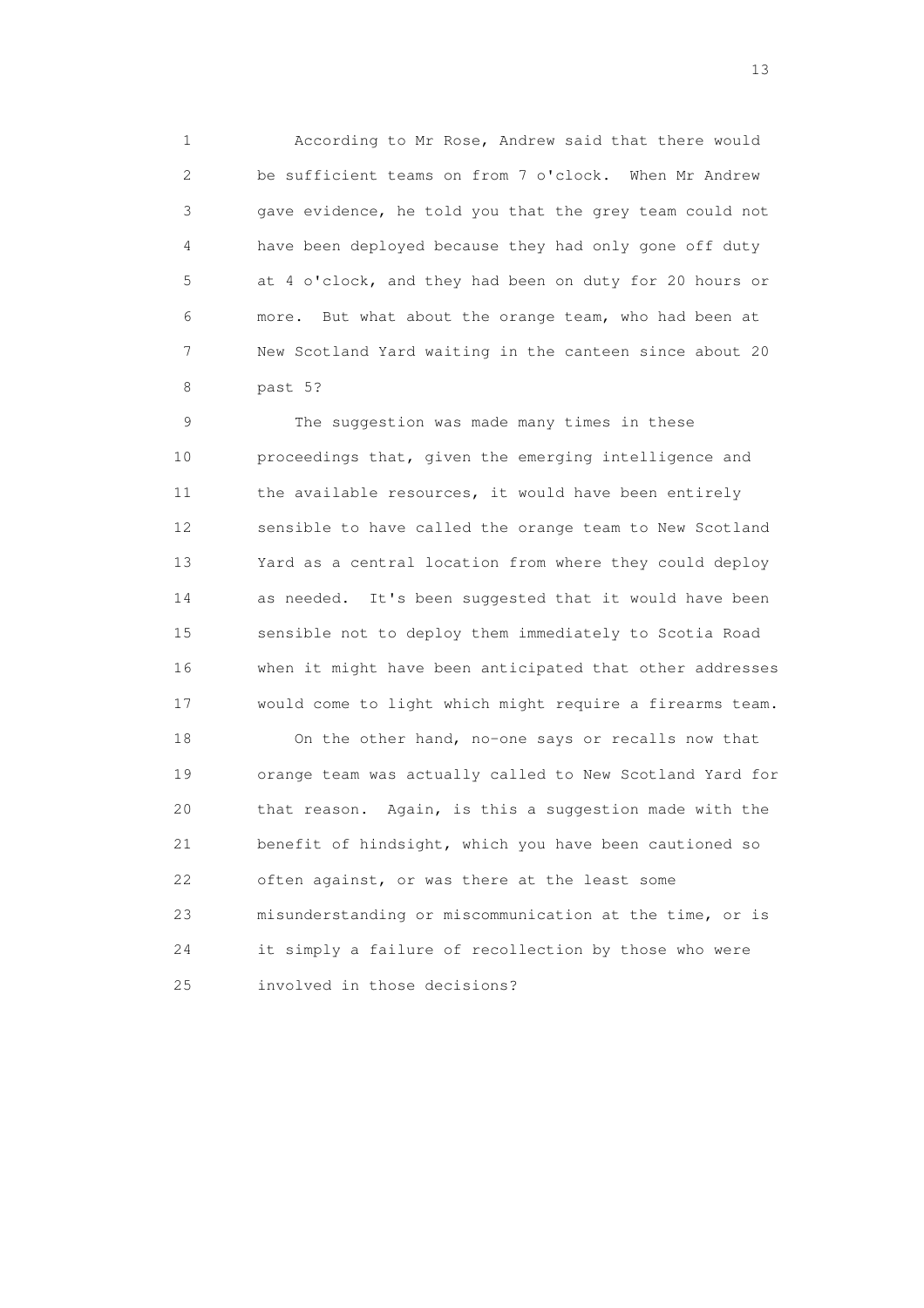According to Mr Rose, Andrew said that there would be sufficient teams on from 7 o'clock. When Mr Andrew gave evidence, he told you that the grey team could not have been deployed because they had only gone off duty at 4 o'clock, and they had been on duty for 20 hours or more. But what about the orange team, who had been at New Scotland Yard waiting in the canteen since about 20 past 5?

The suggestion was made many times in these proceedings that, given the emerging intelligence and the available resources, it would have been entirely sensible to have called the orange team to New Scotland Yard as a central location from where they could deploy as needed. It's been suggested that it would have been sensible not to deploy them immediately to Scotia Road when it might have been anticipated that other addresses would come to light which might require a firearms team.

On the other hand, no-one says or recalls now that orange team was actually called to New Scotland Yard for that reason. Again, is this a suggestion made with the benefit of hindsight, which you have been cautioned so often against, or was there at the least some misunderstanding or miscommunication at the time, or is it simply a failure of recollection by those who were involved in those decisions?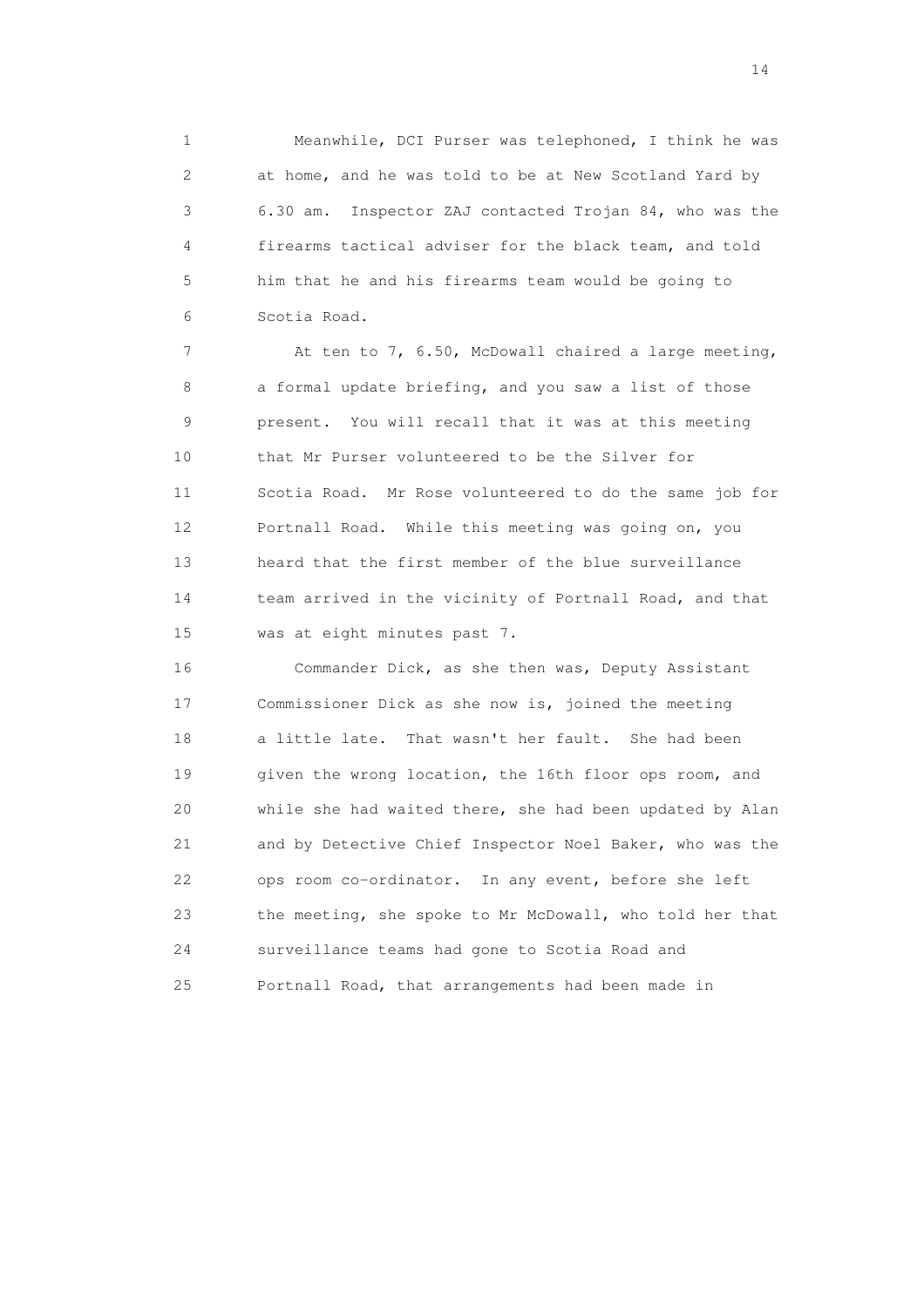1 Meanwhile, DCI Purser was telephoned, I think he was
2 at home, and he was told to be at New Scotland Yard by
3 6.30 am. Inspector ZAJ contacted Trojan 84, who was the
4 firearms tactical adviser for the black team, and told
5 him that he and his firearms team would be going to
6 Scotia Road.

7 At ten to 7, 6.50, McDowall chaired a large meeting,
8 a formal update briefing, and you saw a list of those
9 present. You will recall that it was at this meeting
10 that Mr Purser volunteered to be the Silver for
11 Scotia Road. Mr Rose volunteered to do the same job for
12 Portnall Road. While this meeting was going on, you
13 heard that the first member of the blue surveillance
14 team arrived in the vicinity of Portnall Road, and that
15 was at eight minutes past 7.

16 Commander Dick, as she then was, Deputy Assistant
17 Commissioner Dick as she now is, joined the meeting
18 a little late. That wasn't her fault. She had been
19 given the wrong location, the 16th floor ops room, and
20 while she had waited there, she had been updated by Alan
21 and by Detective Chief Inspector Noel Baker, who was the
22 ops room co-ordinator. In any event, before she left
23 the meeting, she spoke to Mr McDowall, who told her that
24 surveillance teams had gone to Scotia Road and
25 Portnall Road, that arrangements had been made in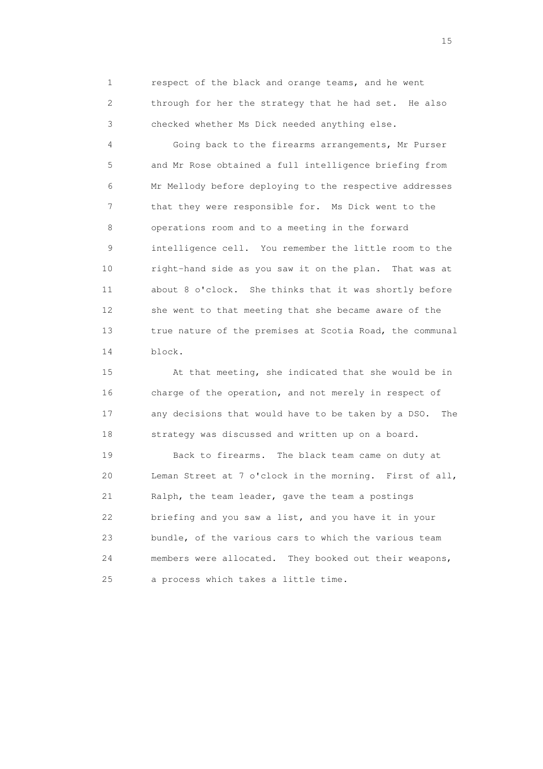respect of the black and orange teams, and he went through for her the strategy that he had set. He also checked whether Ms Dick needed anything else.

Going back to the firearms arrangements, Mr Purser and Mr Rose obtained a full intelligence briefing from Mr Mellody before deploying to the respective addresses that they were responsible for. Ms Dick went to the operations room and to a meeting in the forward intelligence cell. You remember the little room to the right-hand side as you saw it on the plan. That was at about 8 o'clock. She thinks that it was shortly before she went to that meeting that she became aware of the true nature of the premises at Scotia Road, the communal block.

At that meeting, she indicated that she would be in charge of the operation, and not merely in respect of any decisions that would have to be taken by a DSO. The strategy was discussed and written up on a board.

Back to firearms. The black team came on duty at Leman Street at 7 o'clock in the morning. First of all, Ralph, the team leader, gave the team a postings briefing and you saw a list, and you have it in your bundle, of the various cars to which the various team members were allocated. They booked out their weapons, a process which takes a little time.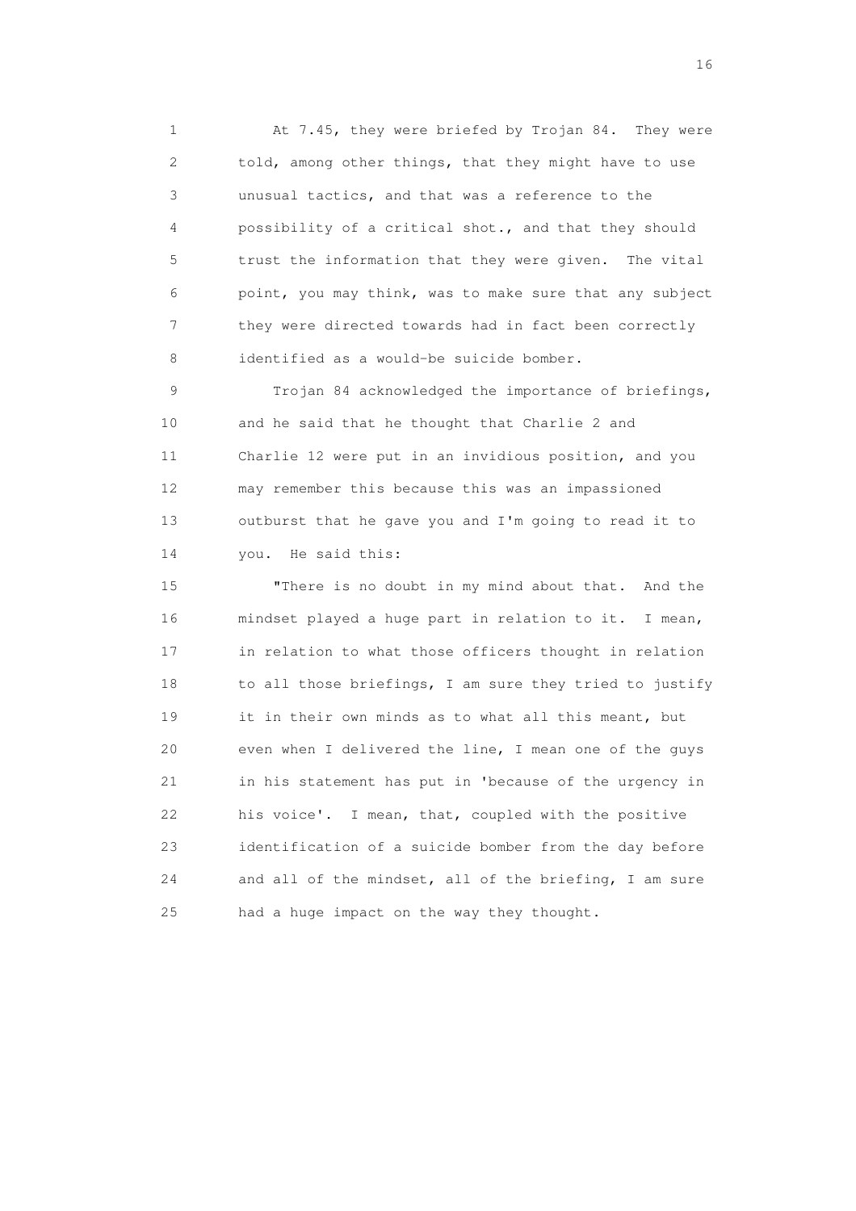At 7.45, they were briefed by Trojan 84. They were told, among other things, that they might have to use unusual tactics, and that was a reference to the possibility of a critical shot., and that they should trust the information that they were given. The vital point, you may think, was to make sure that any subject they were directed towards had in fact been correctly identified as a would-be suicide bomber.

Trojan 84 acknowledged the importance of briefings, and he said that he thought that Charlie 2 and Charlie 12 were put in an invidious position, and you may remember this because this was an impassioned outburst that he gave you and I'm going to read it to you. He said this:

"There is no doubt in my mind about that. And the mindset played a huge part in relation to it. I mean, in relation to what those officers thought in relation to all those briefings, I am sure they tried to justify it in their own minds as to what all this meant, but even when I delivered the line, I mean one of the guys in his statement has put in 'because of the urgency in his voice'. I mean, that, coupled with the positive identification of a suicide bomber from the day before and all of the mindset, all of the briefing, I am sure had a huge impact on the way they thought.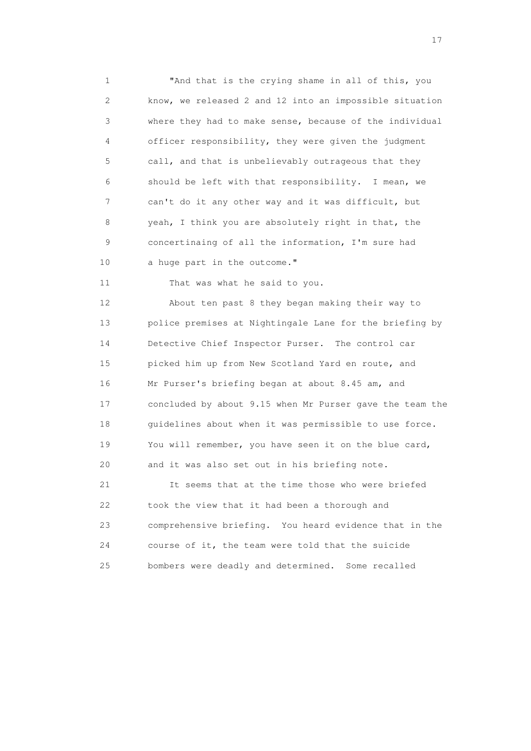"And that is the crying shame in all of this, you know, we released 2 and 12 into an impossible situation where they had to make sense, because of the individual officer responsibility, they were given the judgment call, and that is unbelievably outrageous that they should be left with that responsibility. I mean, we can't do it any other way and it was difficult, but yeah, I think you are absolutely right in that, the concertinaing of all the information, I'm sure had a huge part in the outcome."

That was what he said to you.

About ten past 8 they began making their way to police premises at Nightingale Lane for the briefing by Detective Chief Inspector Purser. The control car picked him up from New Scotland Yard en route, and Mr Purser's briefing began at about 8.45 am, and concluded by about 9.15 when Mr Purser gave the team the guidelines about when it was permissible to use force. You will remember, you have seen it on the blue card, and it was also set out in his briefing note.

It seems that at the time those who were briefed took the view that it had been a thorough and comprehensive briefing. You heard evidence that in the course of it, the team were told that the suicide bombers were deadly and determined. Some recalled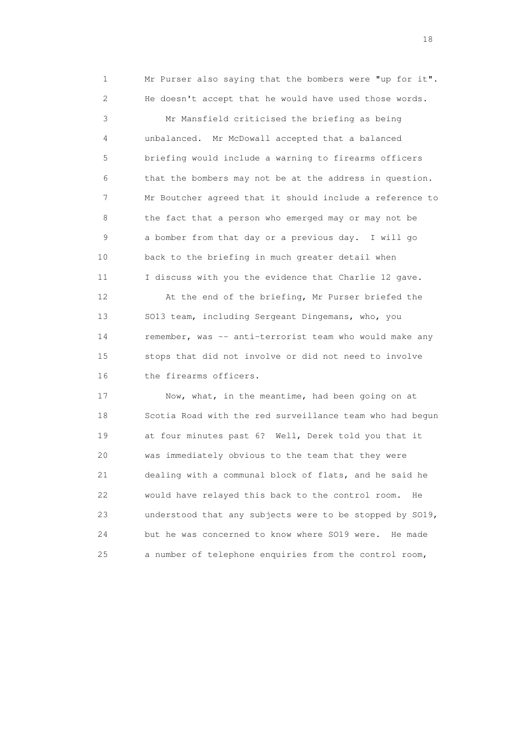Mr Purser also saying that the bombers were "up for it". He doesn't accept that he would have used those words.

Mr Mansfield criticised the briefing as being unbalanced. Mr McDowall accepted that a balanced briefing would include a warning to firearms officers that the bombers may not be at the address in question. Mr Boutcher agreed that it should include a reference to the fact that a person who emerged may or may not be a bomber from that day or a previous day. I will go back to the briefing in much greater detail when I discuss with you the evidence that Charlie 12 gave.

At the end of the briefing, Mr Purser briefed the SO13 team, including Sergeant Dingemans, who, you remember, was -- anti-terrorist team who would make any stops that did not involve or did not need to involve the firearms officers.

Now, what, in the meantime, had been going on at Scotia Road with the red surveillance team who had begun at four minutes past 6? Well, Derek told you that it was immediately obvious to the team that they were dealing with a communal block of flats, and he said he would have relayed this back to the control room. He understood that any subjects were to be stopped by SO19, but he was concerned to know where SO19 were. He made a number of telephone enquiries from the control room,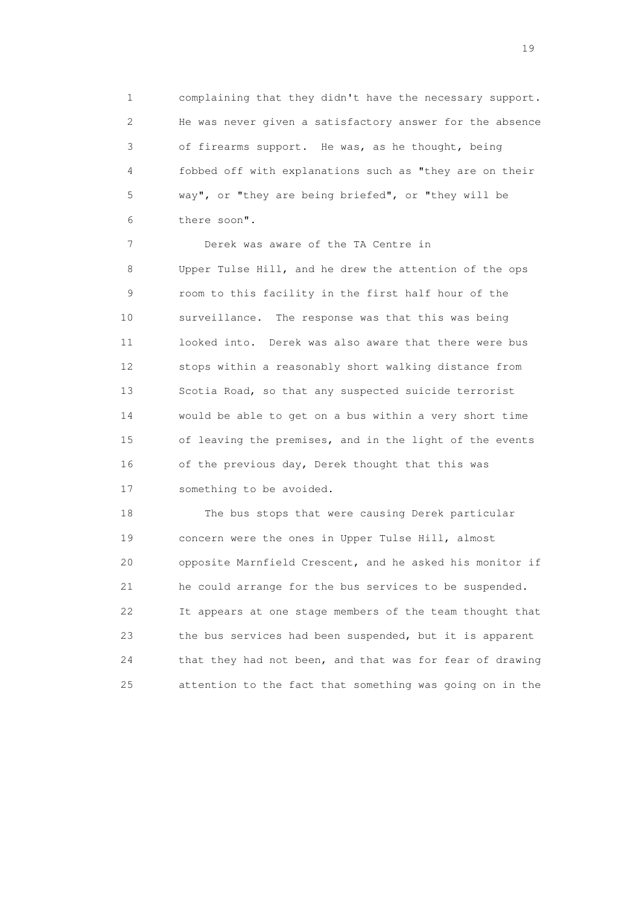complaining that they didn't have the necessary support. He was never given a satisfactory answer for the absence of firearms support. He was, as he thought, being fobbed off with explanations such as "they are on their way", or "they are being briefed", or "they will be there soon".

Derek was aware of the TA Centre in Upper Tulse Hill, and he drew the attention of the ops room to this facility in the first half hour of the surveillance. The response was that this was being looked into. Derek was also aware that there were bus stops within a reasonably short walking distance from Scotia Road, so that any suspected suicide terrorist would be able to get on a bus within a very short time of leaving the premises, and in the light of the events of the previous day, Derek thought that this was something to be avoided.

The bus stops that were causing Derek particular concern were the ones in Upper Tulse Hill, almost opposite Marnfield Crescent, and he asked his monitor if he could arrange for the bus services to be suspended. It appears at one stage members of the team thought that the bus services had been suspended, but it is apparent that they had not been, and that was for fear of drawing attention to the fact that something was going on in the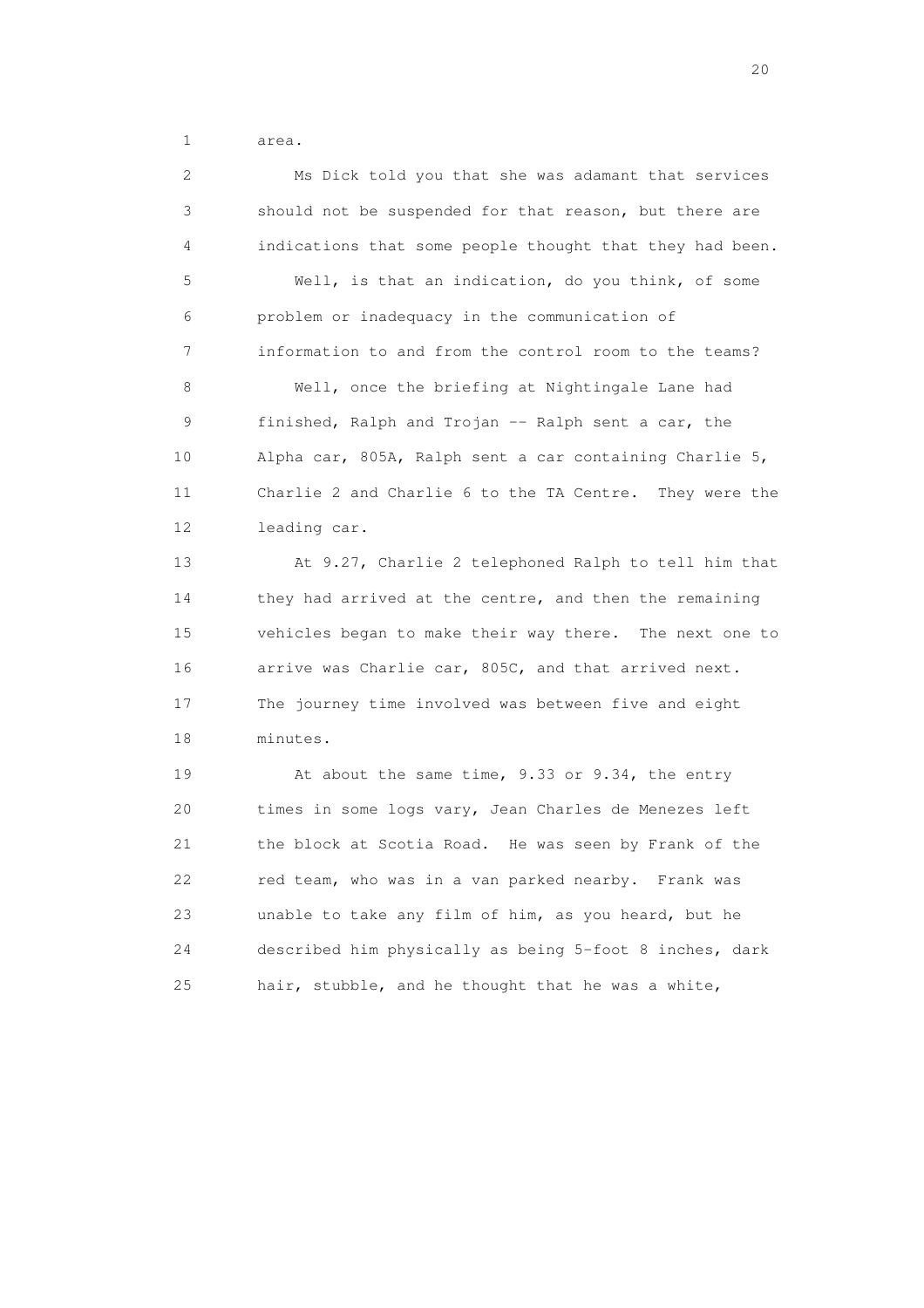area.

Ms Dick told you that she was adamant that services should not be suspended for that reason, but there are indications that some people thought that they had been.

Well, is that an indication, do you think, of some problem or inadequacy in the communication of information to and from the control room to the teams?

Well, once the briefing at Nightingale Lane had finished, Ralph and Trojan -- Ralph sent a car, the Alpha car, 805A, Ralph sent a car containing Charlie 5, Charlie 2 and Charlie 6 to the TA Centre. They were the leading car.

At 9.27, Charlie 2 telephoned Ralph to tell him that they had arrived at the centre, and then the remaining vehicles began to make their way there. The next one to arrive was Charlie car, 805C, and that arrived next. The journey time involved was between five and eight minutes.

At about the same time, 9.33 or 9.34, the entry times in some logs vary, Jean Charles de Menezes left the block at Scotia Road. He was seen by Frank of the red team, who was in a van parked nearby. Frank was unable to take any film of him, as you heard, but he described him physically as being 5-foot 8 inches, dark hair, stubble, and he thought that he was a white,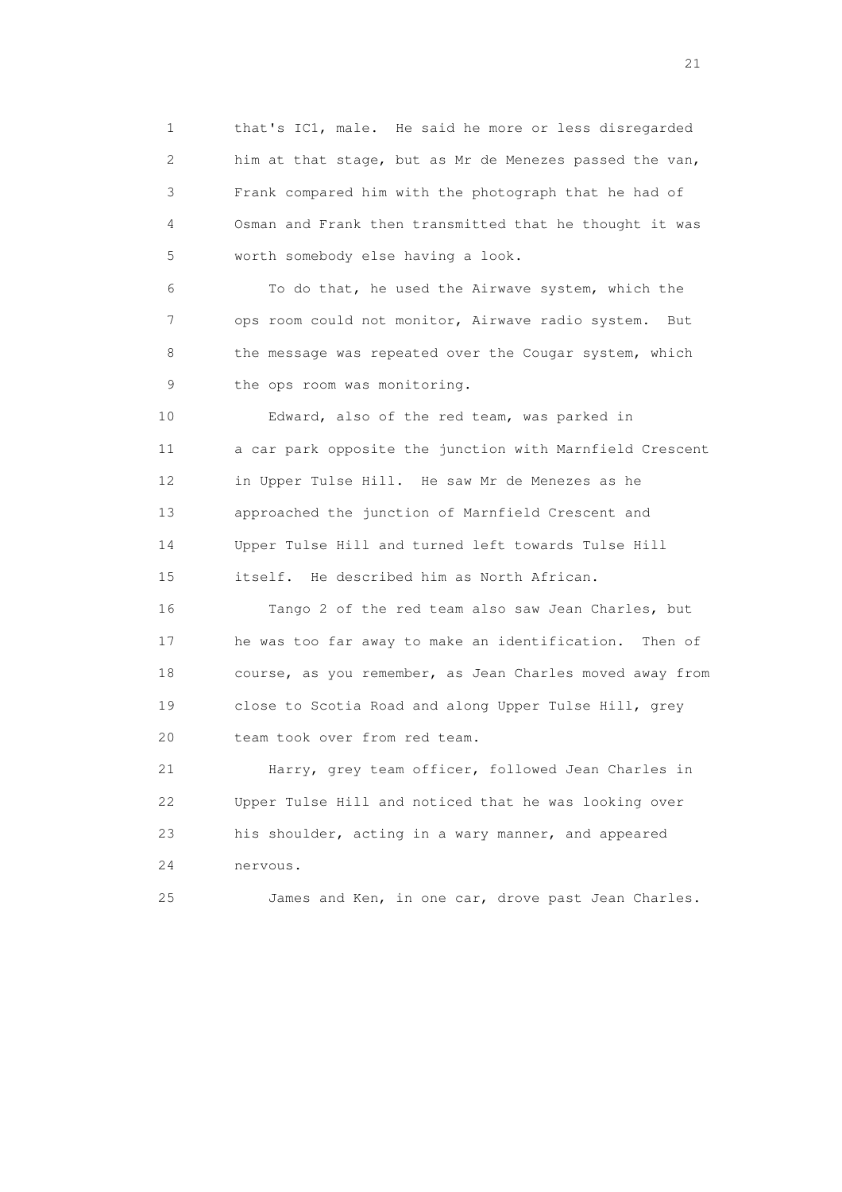1 that's IC1, male. He said he more or less disregarded
2 him at that stage, but as Mr de Menezes passed the van,
3 Frank compared him with the photograph that he had of
4 Osman and Frank then transmitted that he thought it was
5 worth somebody else having a look.

6 To do that, he used the Airwave system, which the
7 ops room could not monitor, Airwave radio system. But
8 the message was repeated over the Cougar system, which
9 the ops room was monitoring.

10 Edward, also of the red team, was parked in
11 a car park opposite the junction with Marnfield Crescent
12 in Upper Tulse Hill. He saw Mr de Menezes as he
13 approached the junction of Marnfield Crescent and
14 Upper Tulse Hill and turned left towards Tulse Hill
15 itself. He described him as North African.

16 Tango 2 of the red team also saw Jean Charles, but
17 he was too far away to make an identification. Then of
18 course, as you remember, as Jean Charles moved away from
19 close to Scotia Road and along Upper Tulse Hill, grey
20 team took over from red team.

21 Harry, grey team officer, followed Jean Charles in
22 Upper Tulse Hill and noticed that he was looking over
23 his shoulder, acting in a wary manner, and appeared
24 nervous.

25 James and Ken, in one car, drove past Jean Charles.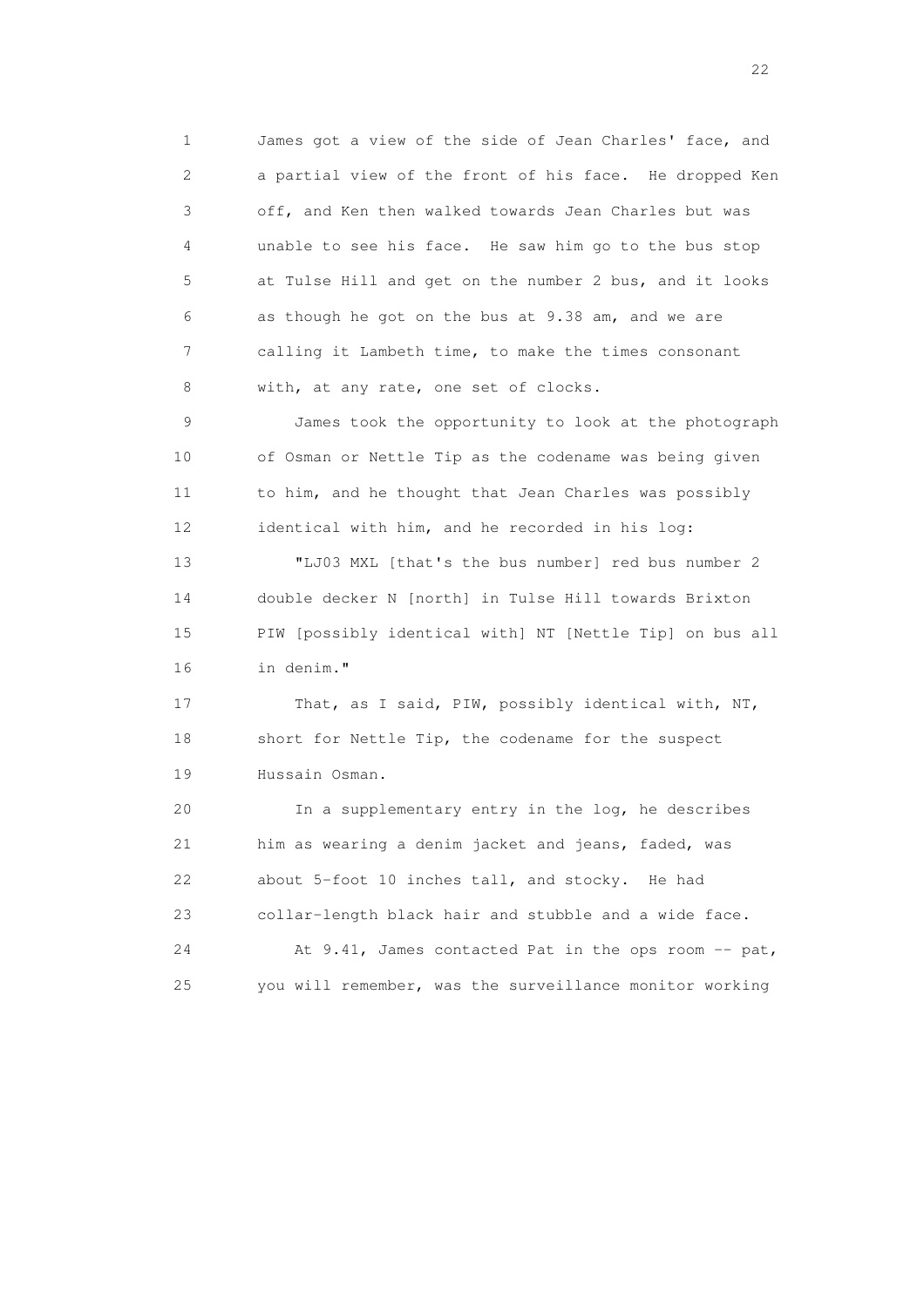James got a view of the side of Jean Charles' face, and a partial view of the front of his face. He dropped Ken off, and Ken then walked towards Jean Charles but was unable to see his face. He saw him go to the bus stop at Tulse Hill and get on the number 2 bus, and it looks as though he got on the bus at 9.38 am, and we are calling it Lambeth time, to make the times consonant with, at any rate, one set of clocks.

James took the opportunity to look at the photograph of Osman or Nettle Tip as the codename was being given to him, and he thought that Jean Charles was possibly identical with him, and he recorded in his log:

"LJ03 MXL [that's the bus number] red bus number 2 double decker N [north] in Tulse Hill towards Brixton PIW [possibly identical with] NT [Nettle Tip] on bus all in denim."

That, as I said, PIW, possibly identical with, NT, short for Nettle Tip, the codename for the suspect Hussain Osman.

In a supplementary entry in the log, he describes him as wearing a denim jacket and jeans, faded, was about 5-foot 10 inches tall, and stocky. He had collar-length black hair and stubble and a wide face.

At 9.41, James contacted Pat in the ops room -- pat, you will remember, was the surveillance monitor working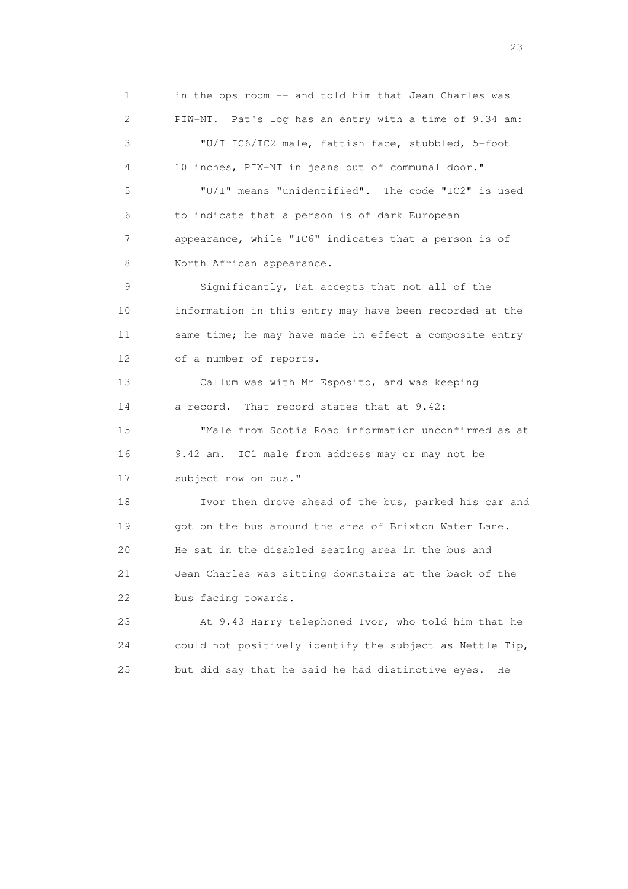in the ops room -- and told him that Jean Charles was PIW-NT. Pat's log has an entry with a time of 9.34 am:

"U/I IC6/IC2 male, fattish face, stubbled, 5-foot 10 inches, PIW-NT in jeans out of communal door."

"U/I" means "unidentified". The code "IC2" is used to indicate that a person is of dark European appearance, while "IC6" indicates that a person is of North African appearance.

Significantly, Pat accepts that not all of the information in this entry may have been recorded at the same time; he may have made in effect a composite entry of a number of reports.

Callum was with Mr Esposito, and was keeping a record. That record states that at 9.42:

"Male from Scotia Road information unconfirmed as at 9.42 am. IC1 male from address may or may not be subject now on bus."

Ivor then drove ahead of the bus, parked his car and got on the bus around the area of Brixton Water Lane. He sat in the disabled seating area in the bus and Jean Charles was sitting downstairs at the back of the bus facing towards.

At 9.43 Harry telephoned Ivor, who told him that he could not positively identify the subject as Nettle Tip, but did say that he said he had distinctive eyes. He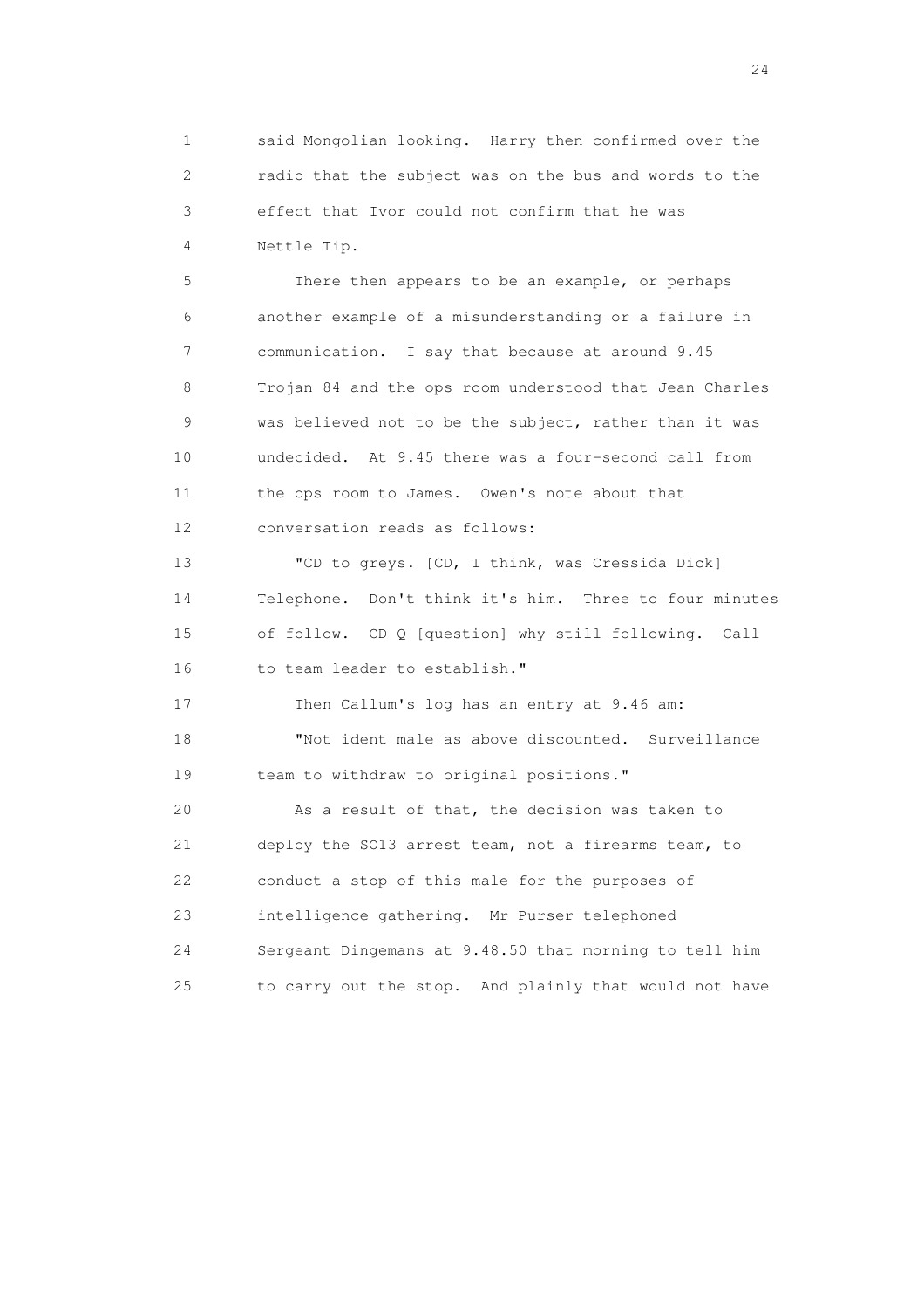said Mongolian looking. Harry then confirmed over the radio that the subject was on the bus and words to the effect that Ivor could not confirm that he was Nettle Tip.

There then appears to be an example, or perhaps another example of a misunderstanding or a failure in communication. I say that because at around 9.45 Trojan 84 and the ops room understood that Jean Charles was believed not to be the subject, rather than it was undecided. At 9.45 there was a four-second call from the ops room to James. Owen's note about that conversation reads as follows:

"CD to greys. [CD, I think, was Cressida Dick] Telephone. Don't think it's him. Three to four minutes of follow. CD Q [question] why still following. Call to team leader to establish."

Then Callum's log has an entry at 9.46 am:

"Not ident male as above discounted. Surveillance team to withdraw to original positions."

As a result of that, the decision was taken to deploy the SO13 arrest team, not a firearms team, to conduct a stop of this male for the purposes of intelligence gathering. Mr Purser telephoned Sergeant Dingemans at 9.48.50 that morning to tell him to carry out the stop. And plainly that would not have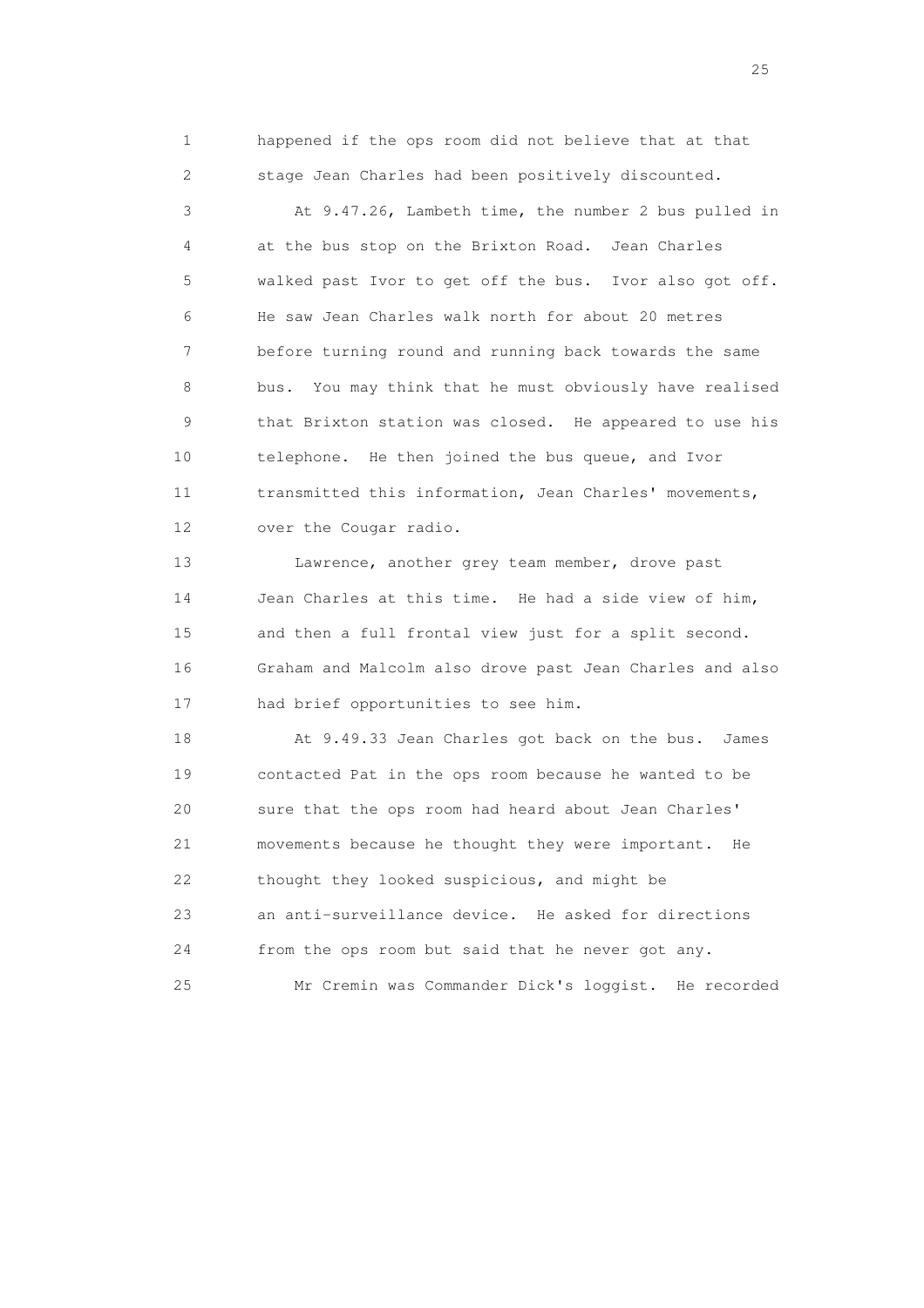happened if the ops room did not believe that at that stage Jean Charles had been positively discounted.

At 9.47.26, Lambeth time, the number 2 bus pulled in at the bus stop on the Brixton Road. Jean Charles walked past Ivor to get off the bus. Ivor also got off. He saw Jean Charles walk north for about 20 metres before turning round and running back towards the same bus. You may think that he must obviously have realised that Brixton station was closed. He appeared to use his telephone. He then joined the bus queue, and Ivor transmitted this information, Jean Charles' movements, over the Cougar radio.

Lawrence, another grey team member, drove past Jean Charles at this time. He had a side view of him, and then a full frontal view just for a split second. Graham and Malcolm also drove past Jean Charles and also had brief opportunities to see him.

At 9.49.33 Jean Charles got back on the bus. James contacted Pat in the ops room because he wanted to be sure that the ops room had heard about Jean Charles' movements because he thought they were important. He thought they looked suspicious, and might be an anti-surveillance device. He asked for directions from the ops room but said that he never got any.

Mr Cremin was Commander Dick's loggist. He recorded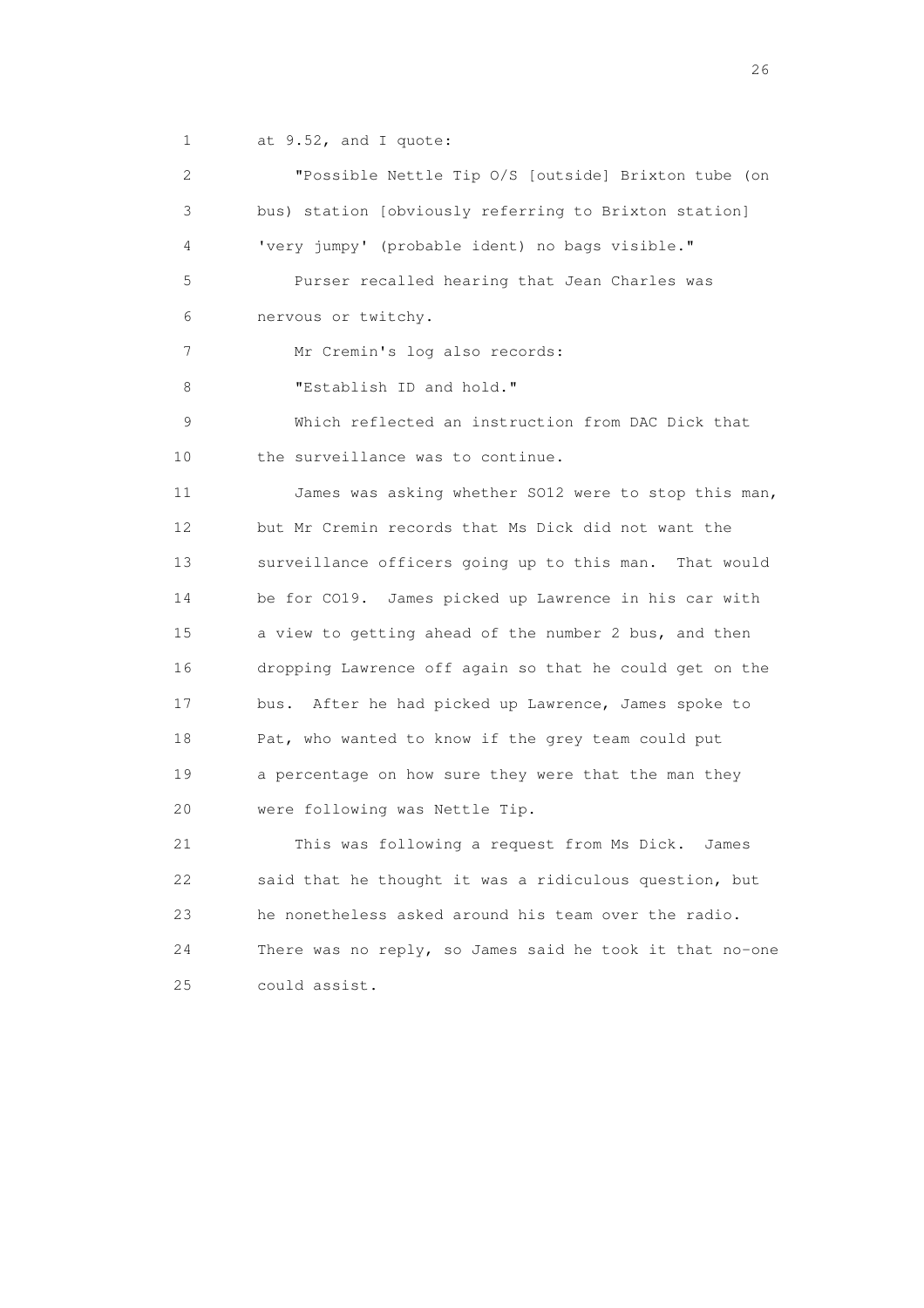at 9.52, and I quote:

"Possible Nettle Tip O/S [outside] Brixton tube (on bus) station [obviously referring to Brixton station] 'very jumpy' (probable ident) no bags visible."

Purser recalled hearing that Jean Charles was nervous or twitchy.

Mr Cremin's log also records:

"Establish ID and hold."

Which reflected an instruction from DAC Dick that the surveillance was to continue.

James was asking whether SO12 were to stop this man, but Mr Cremin records that Ms Dick did not want the surveillance officers going up to this man. That would be for CO19. James picked up Lawrence in his car with a view to getting ahead of the number 2 bus, and then dropping Lawrence off again so that he could get on the bus. After he had picked up Lawrence, James spoke to Pat, who wanted to know if the grey team could put a percentage on how sure they were that the man they were following was Nettle Tip.

This was following a request from Ms Dick. James said that he thought it was a ridiculous question, but he nonetheless asked around his team over the radio. There was no reply, so James said he took it that no-one could assist.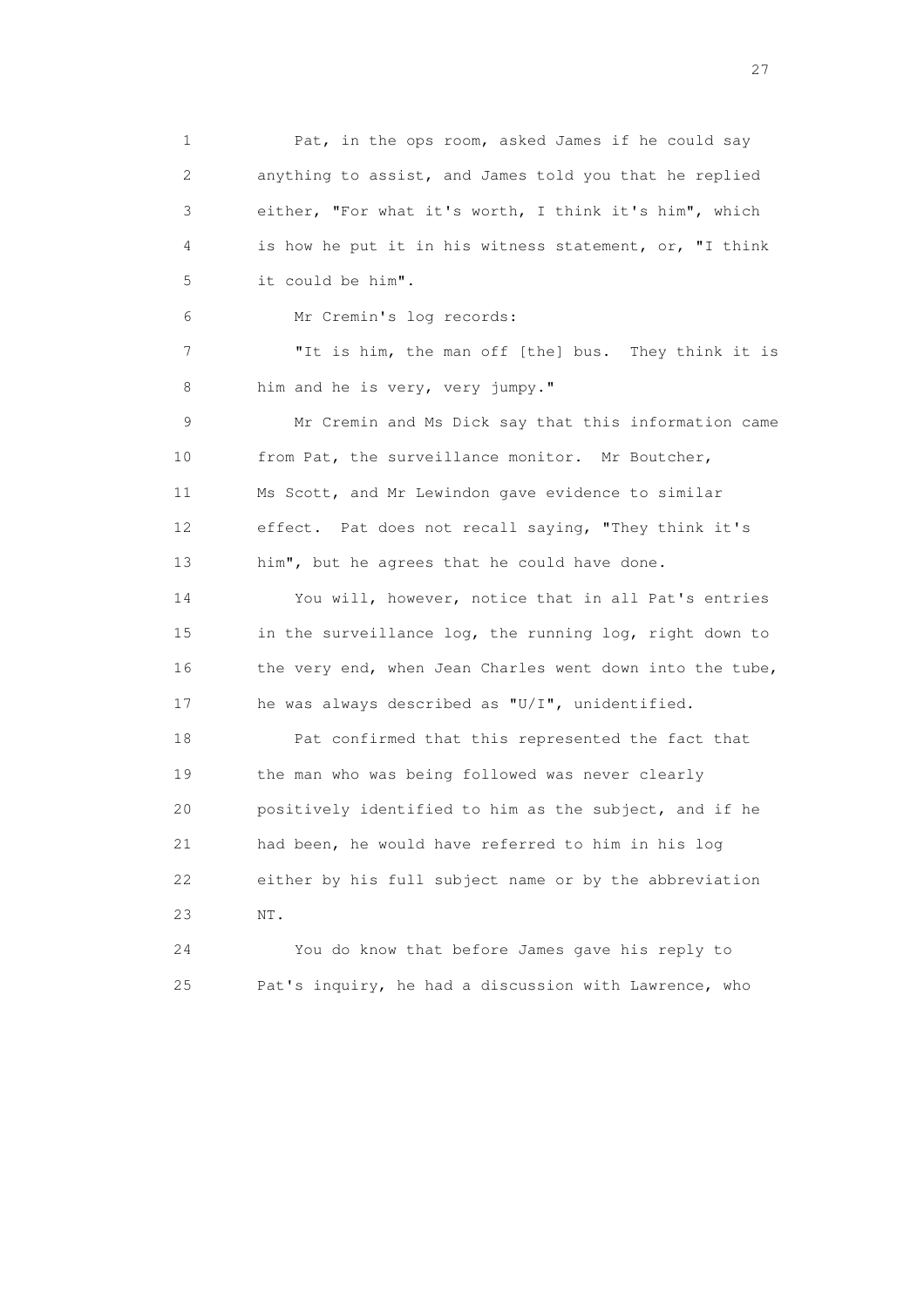Pat, in the ops room, asked James if he could say anything to assist, and James told you that he replied either, "For what it's worth, I think it's him", which is how he put it in his witness statement, or, "I think it could be him".

Mr Cremin's log records:

"It is him, the man off [the] bus. They think it is him and he is very, very jumpy."

Mr Cremin and Ms Dick say that this information came from Pat, the surveillance monitor. Mr Boutcher, Ms Scott, and Mr Lewindon gave evidence to similar effect. Pat does not recall saying, "They think it's him", but he agrees that he could have done.

You will, however, notice that in all Pat's entries in the surveillance log, the running log, right down to the very end, when Jean Charles went down into the tube, he was always described as "U/I", unidentified.

Pat confirmed that this represented the fact that the man who was being followed was never clearly positively identified to him as the subject, and if he had been, he would have referred to him in his log either by his full subject name or by the abbreviation NT.

You do know that before James gave his reply to Pat's inquiry, he had a discussion with Lawrence, who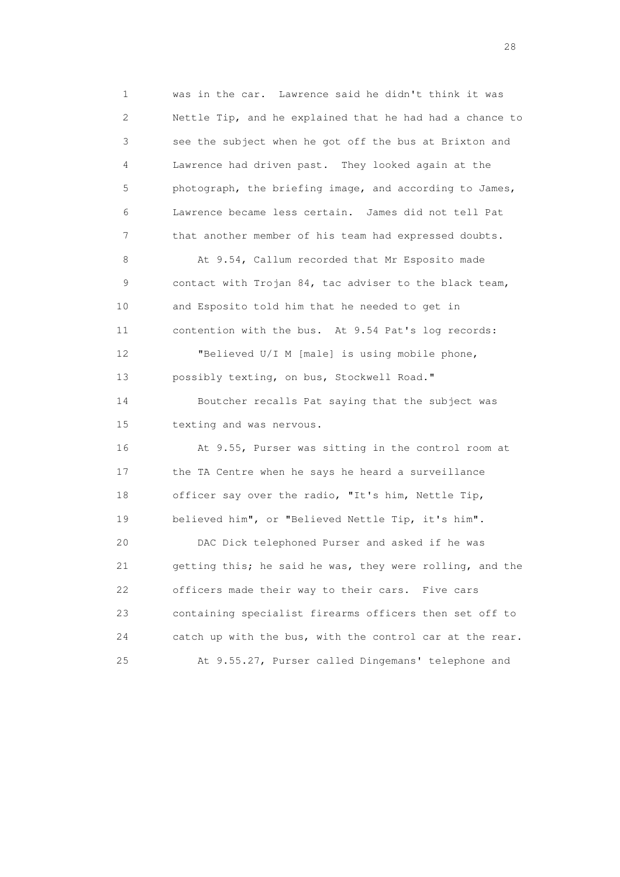was in the car. Lawrence said he didn't think it was Nettle Tip, and he explained that he had had a chance to see the subject when he got off the bus at Brixton and Lawrence had driven past. They looked again at the photograph, the briefing image, and according to James, Lawrence became less certain. James did not tell Pat that another member of his team had expressed doubts.

At 9.54, Callum recorded that Mr Esposito made contact with Trojan 84, tac adviser to the black team, and Esposito told him that he needed to get in contention with the bus. At 9.54 Pat's log records:

"Believed U/I M [male] is using mobile phone, possibly texting, on bus, Stockwell Road."

Boutcher recalls Pat saying that the subject was texting and was nervous.

At 9.55, Purser was sitting in the control room at the TA Centre when he says he heard a surveillance officer say over the radio, "It's him, Nettle Tip, believed him", or "Believed Nettle Tip, it's him".

DAC Dick telephoned Purser and asked if he was getting this; he said he was, they were rolling, and the officers made their way to their cars. Five cars containing specialist firearms officers then set off to catch up with the bus, with the control car at the rear.

At 9.55.27, Purser called Dingemans' telephone and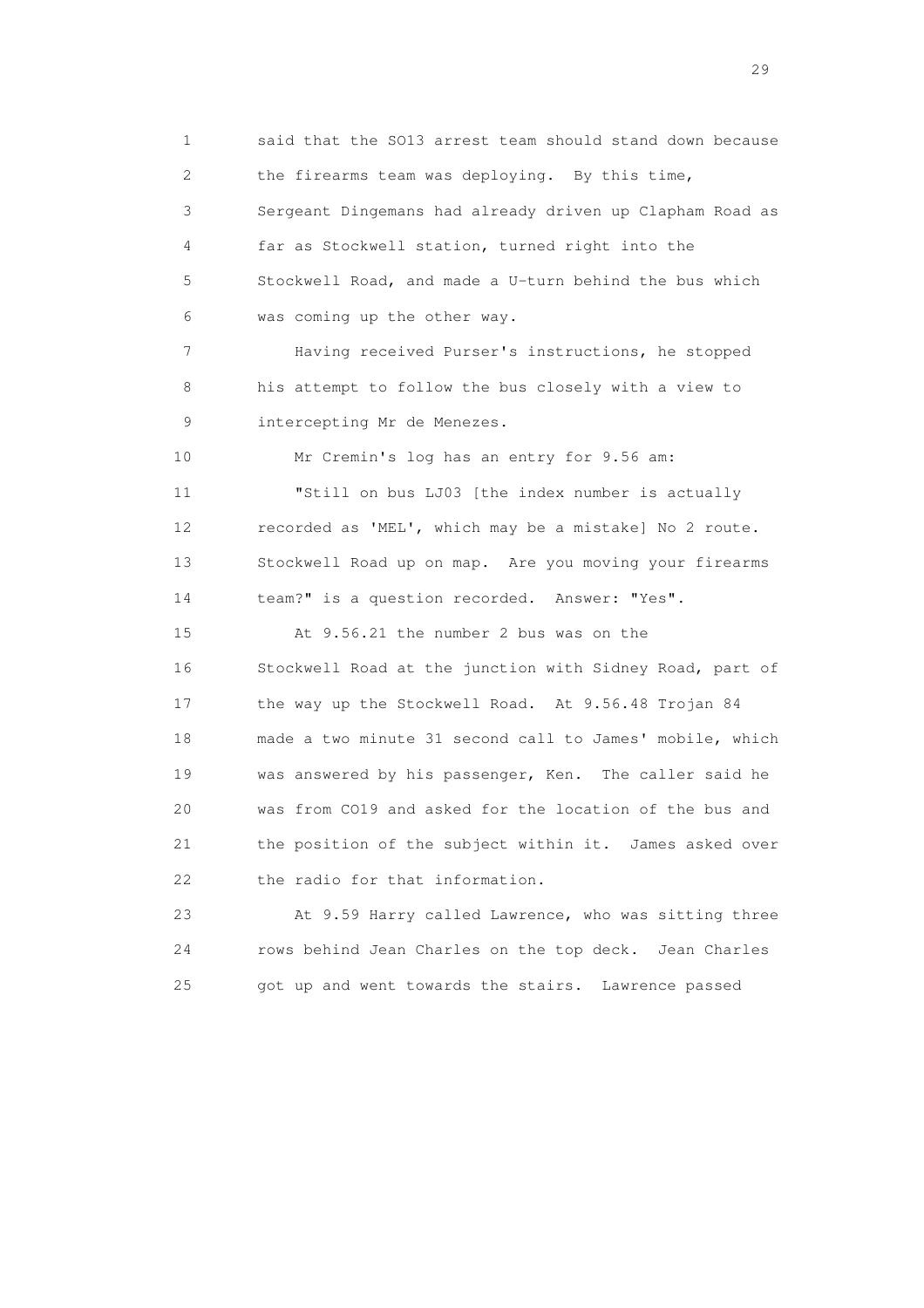said that the SO13 arrest team should stand down because the firearms team was deploying. By this time, Sergeant Dingemans had already driven up Clapham Road as far as Stockwell station, turned right into the Stockwell Road, and made a U-turn behind the bus which was coming up the other way.

Having received Purser's instructions, he stopped his attempt to follow the bus closely with a view to intercepting Mr de Menezes.

Mr Cremin's log has an entry for 9.56 am:

"Still on bus LJ03 [the index number is actually recorded as 'MEL', which may be a mistake] No 2 route. Stockwell Road up on map. Are you moving your firearms team?" is a question recorded. Answer: "Yes".

At 9.56.21 the number 2 bus was on the Stockwell Road at the junction with Sidney Road, part of the way up the Stockwell Road. At 9.56.48 Trojan 84 made a two minute 31 second call to James' mobile, which was answered by his passenger, Ken. The caller said he was from CO19 and asked for the location of the bus and the position of the subject within it. James asked over the radio for that information.

At 9.59 Harry called Lawrence, who was sitting three rows behind Jean Charles on the top deck. Jean Charles got up and went towards the stairs. Lawrence passed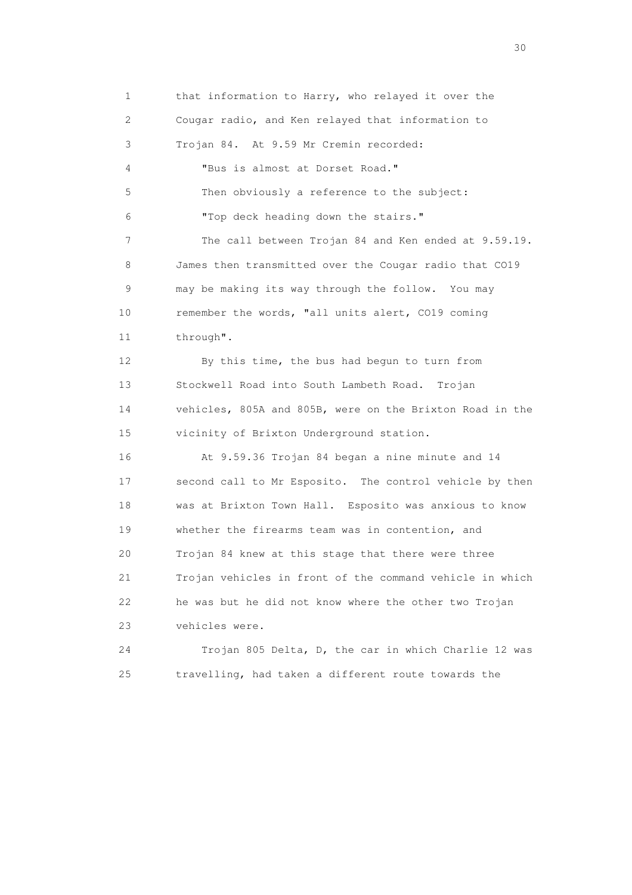that information to Harry, who relayed it over the Cougar radio, and Ken relayed that information to Trojan 84. At 9.59 Mr Cremin recorded:

"Bus is almost at Dorset Road."

Then obviously a reference to the subject:

"Top deck heading down the stairs."

The call between Trojan 84 and Ken ended at 9.59.19. James then transmitted over the Cougar radio that CO19 may be making its way through the follow. You may remember the words, "all units alert, CO19 coming through".

By this time, the bus had begun to turn from Stockwell Road into South Lambeth Road. Trojan vehicles, 805A and 805B, were on the Brixton Road in the vicinity of Brixton Underground station.

At 9.59.36 Trojan 84 began a nine minute and 14 second call to Mr Esposito. The control vehicle by then was at Brixton Town Hall. Esposito was anxious to know whether the firearms team was in contention, and Trojan 84 knew at this stage that there were three Trojan vehicles in front of the command vehicle in which he was but he did not know where the other two Trojan vehicles were.

Trojan 805 Delta, D, the car in which Charlie 12 was travelling, had taken a different route towards the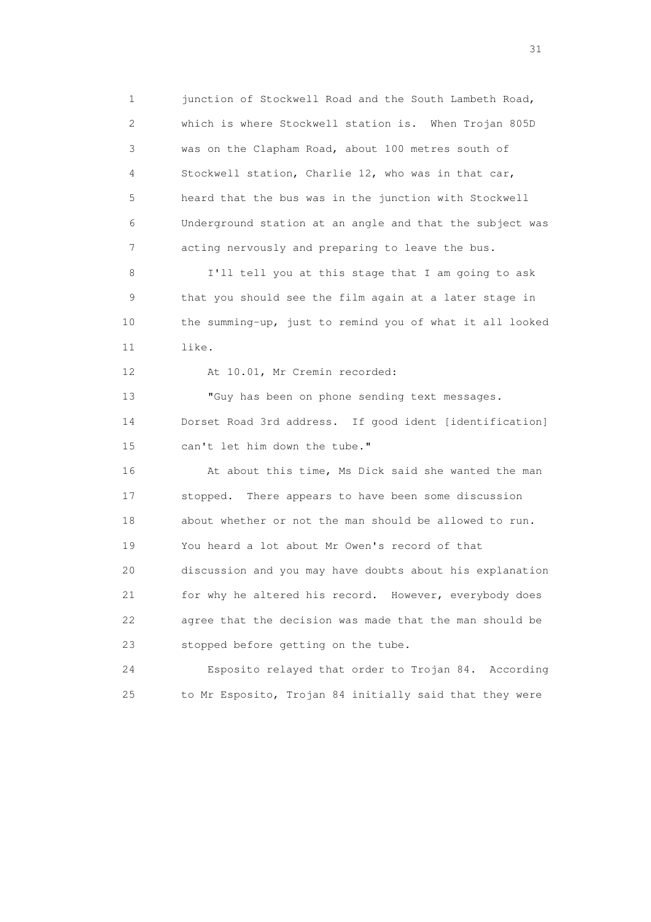junction of Stockwell Road and the South Lambeth Road, which is where Stockwell station is. When Trojan 805D was on the Clapham Road, about 100 metres south of Stockwell station, Charlie 12, who was in that car, heard that the bus was in the junction with Stockwell Underground station at an angle and that the subject was acting nervously and preparing to leave the bus.

I'll tell you at this stage that I am going to ask that you should see the film again at a later stage in the summing-up, just to remind you of what it all looked like.

At 10.01, Mr Cremin recorded:

"Guy has been on phone sending text messages. Dorset Road 3rd address. If good ident [identification] can't let him down the tube."

At about this time, Ms Dick said she wanted the man stopped. There appears to have been some discussion about whether or not the man should be allowed to run. You heard a lot about Mr Owen's record of that discussion and you may have doubts about his explanation for why he altered his record. However, everybody does agree that the decision was made that the man should be stopped before getting on the tube.

Esposito relayed that order to Trojan 84. According to Mr Esposito, Trojan 84 initially said that they were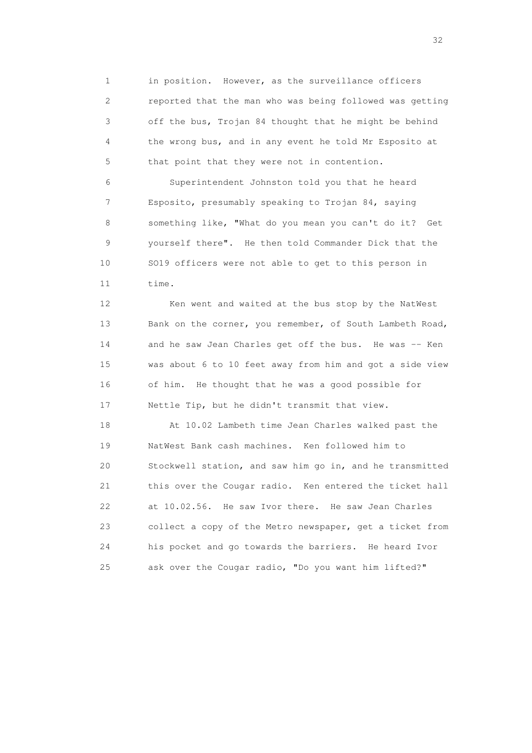in position. However, as the surveillance officers reported that the man who was being followed was getting off the bus, Trojan 84 thought that he might be behind the wrong bus, and in any event he told Mr Esposito at that point that they were not in contention.

Superintendent Johnston told you that he heard Esposito, presumably speaking to Trojan 84, saying something like, "What do you mean you can't do it? Get yourself there". He then told Commander Dick that the SO19 officers were not able to get to this person in time.

Ken went and waited at the bus stop by the NatWest Bank on the corner, you remember, of South Lambeth Road, and he saw Jean Charles get off the bus. He was -- Ken was about 6 to 10 feet away from him and got a side view of him. He thought that he was a good possible for Nettle Tip, but he didn't transmit that view.

At 10.02 Lambeth time Jean Charles walked past the NatWest Bank cash machines. Ken followed him to Stockwell station, and saw him go in, and he transmitted this over the Cougar radio. Ken entered the ticket hall at 10.02.56. He saw Ivor there. He saw Jean Charles collect a copy of the Metro newspaper, get a ticket from his pocket and go towards the barriers. He heard Ivor ask over the Cougar radio, "Do you want him lifted?"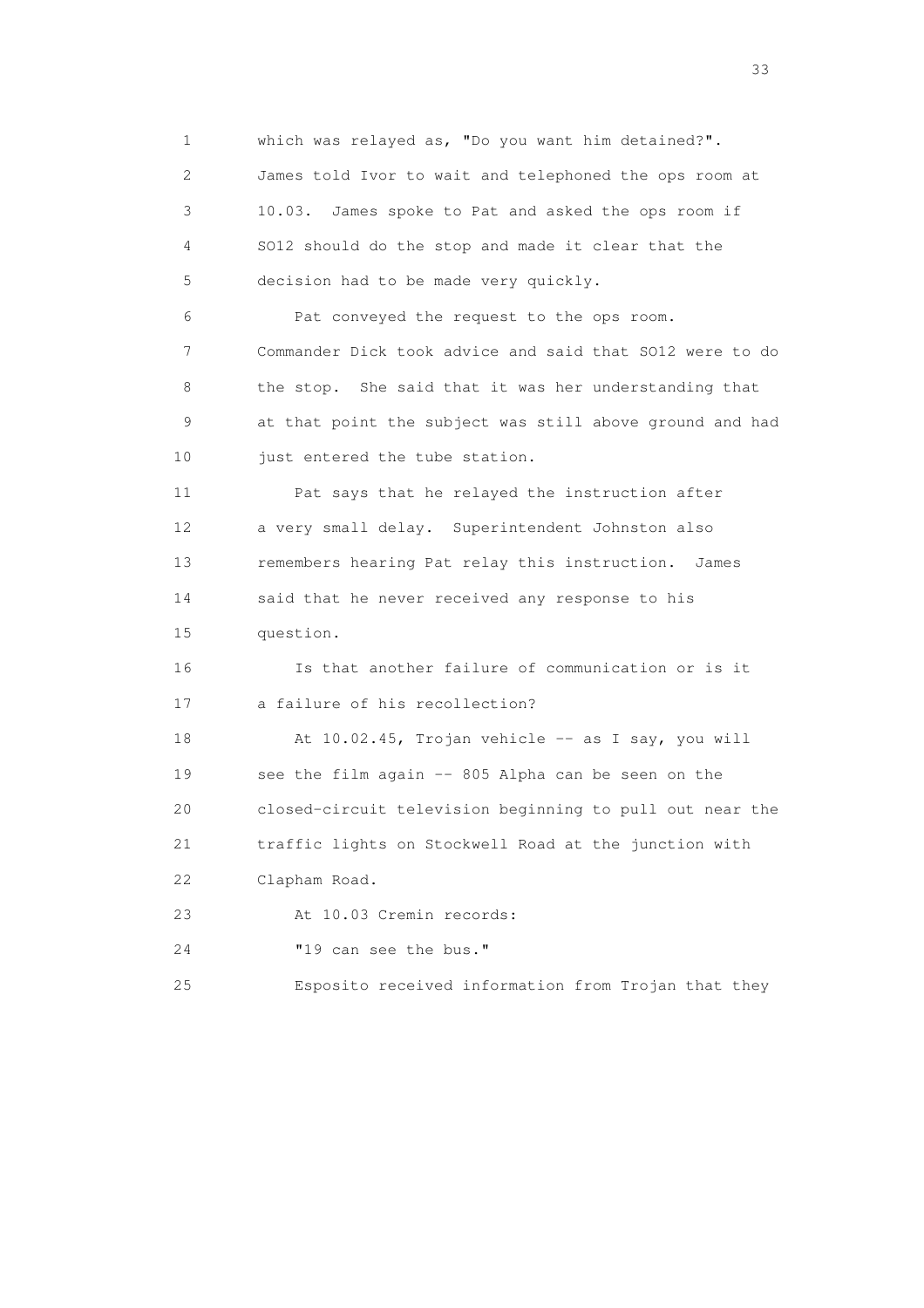which was relayed as, "Do you want him detained?". James told Ivor to wait and telephoned the ops room at 10.03. James spoke to Pat and asked the ops room if SO12 should do the stop and made it clear that the decision had to be made very quickly.

Pat conveyed the request to the ops room. Commander Dick took advice and said that SO12 were to do the stop. She said that it was her understanding that at that point the subject was still above ground and had just entered the tube station.

Pat says that he relayed the instruction after a very small delay. Superintendent Johnston also remembers hearing Pat relay this instruction. James said that he never received any response to his question.

Is that another failure of communication or is it a failure of his recollection?

At 10.02.45, Trojan vehicle -- as I say, you will see the film again -- 805 Alpha can be seen on the closed-circuit television beginning to pull out near the traffic lights on Stockwell Road at the junction with Clapham Road.

At 10.03 Cremin records:

"19 can see the bus."

Esposito received information from Trojan that they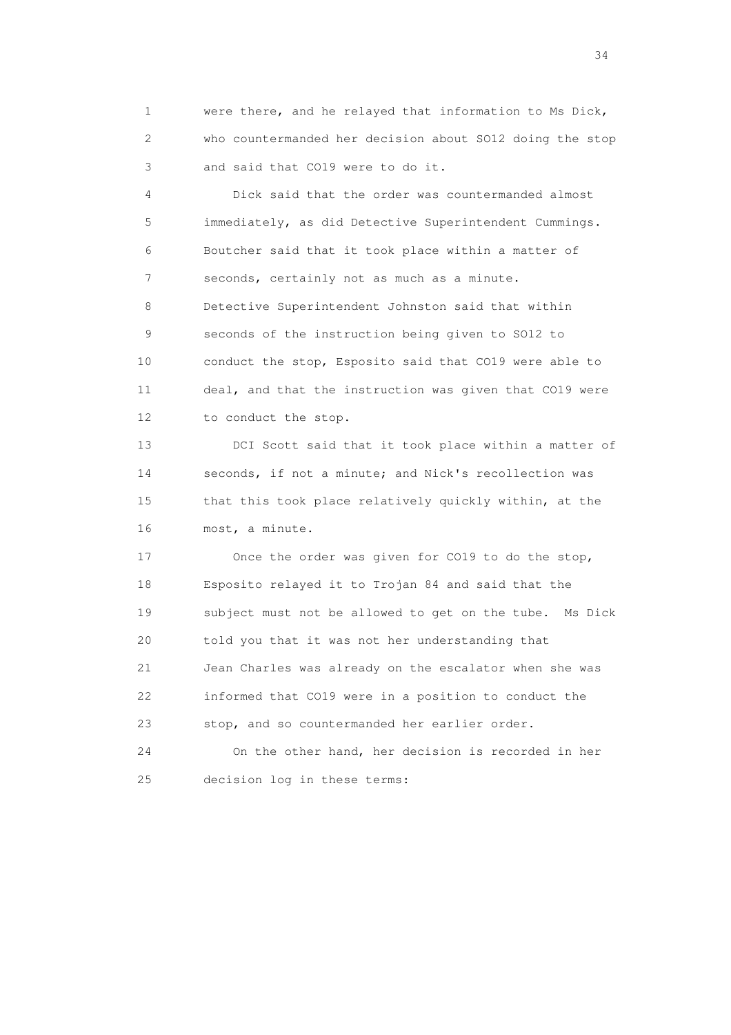were there, and he relayed that information to Ms Dick, who countermanded her decision about SO12 doing the stop and said that CO19 were to do it.

Dick said that the order was countermanded almost immediately, as did Detective Superintendent Cummings. Boutcher said that it took place within a matter of seconds, certainly not as much as a minute. Detective Superintendent Johnston said that within seconds of the instruction being given to SO12 to conduct the stop, Esposito said that CO19 were able to deal, and that the instruction was given that CO19 were to conduct the stop.

DCI Scott said that it took place within a matter of seconds, if not a minute; and Nick's recollection was that this took place relatively quickly within, at the most, a minute.

Once the order was given for CO19 to do the stop, Esposito relayed it to Trojan 84 and said that the subject must not be allowed to get on the tube. Ms Dick told you that it was not her understanding that Jean Charles was already on the escalator when she was informed that CO19 were in a position to conduct the stop, and so countermanded her earlier order.

On the other hand, her decision is recorded in her decision log in these terms: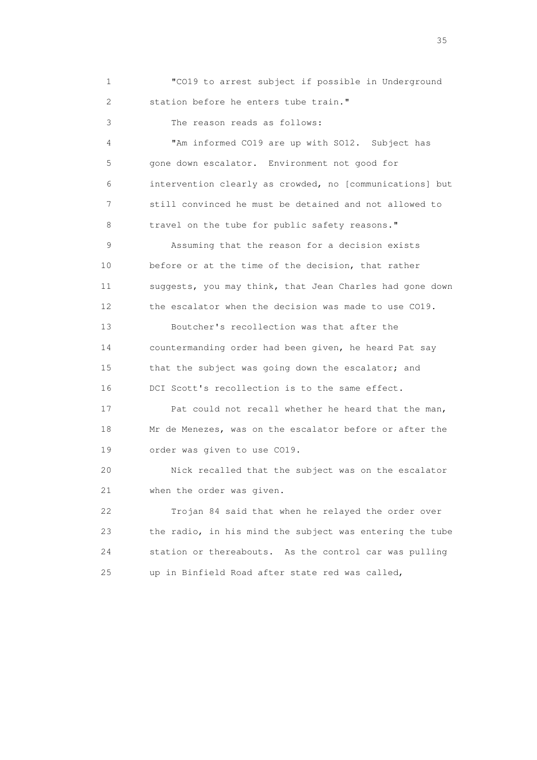"CO19 to arrest subject if possible in Underground station before he enters tube train."

The reason reads as follows:

"Am informed CO19 are up with SO12. Subject has gone down escalator. Environment not good for intervention clearly as crowded, no [communications] but still convinced he must be detained and not allowed to travel on the tube for public safety reasons."

Assuming that the reason for a decision exists before or at the time of the decision, that rather suggests, you may think, that Jean Charles had gone down the escalator when the decision was made to use CO19.

Boutcher's recollection was that after the countermanding order had been given, he heard Pat say that the subject was going down the escalator; and DCI Scott's recollection is to the same effect.

Pat could not recall whether he heard that the man, Mr de Menezes, was on the escalator before or after the order was given to use CO19.

Nick recalled that the subject was on the escalator when the order was given.

Trojan 84 said that when he relayed the order over the radio, in his mind the subject was entering the tube station or thereabouts. As the control car was pulling up in Binfield Road after state red was called,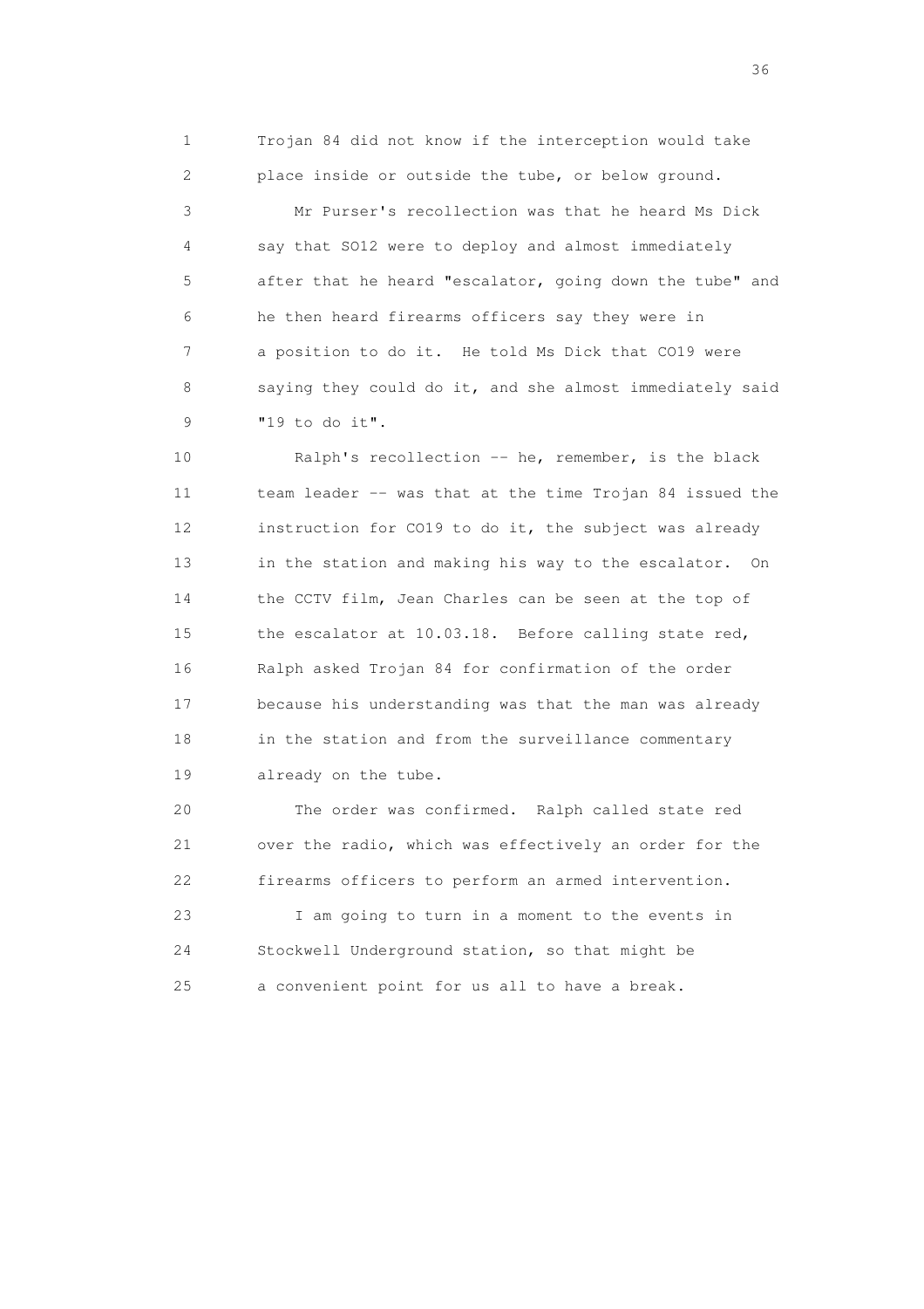Trojan 84 did not know if the interception would take place inside or outside the tube, or below ground.

Mr Purser's recollection was that he heard Ms Dick say that SO12 were to deploy and almost immediately after that he heard "escalator, going down the tube" and he then heard firearms officers say they were in a position to do it. He told Ms Dick that CO19 were saying they could do it, and she almost immediately said "19 to do it".

Ralph's recollection -- he, remember, is the black team leader -- was that at the time Trojan 84 issued the instruction for CO19 to do it, the subject was already in the station and making his way to the escalator. On the CCTV film, Jean Charles can be seen at the top of the escalator at 10.03.18. Before calling state red, Ralph asked Trojan 84 for confirmation of the order because his understanding was that the man was already in the station and from the surveillance commentary already on the tube.

The order was confirmed. Ralph called state red over the radio, which was effectively an order for the firearms officers to perform an armed intervention.

I am going to turn in a moment to the events in Stockwell Underground station, so that might be a convenient point for us all to have a break.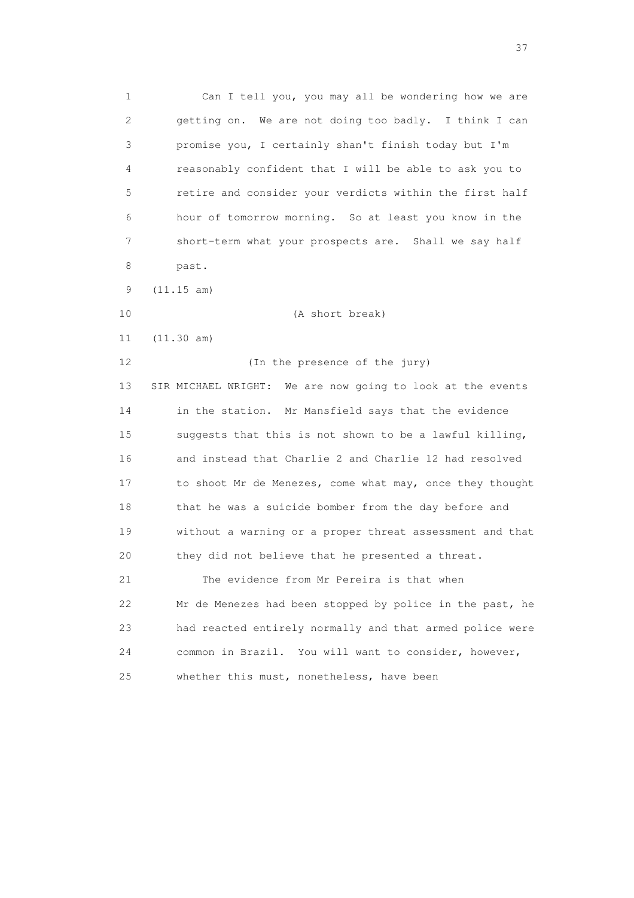Can I tell you, you may all be wondering how we are getting on. We are not doing too badly. I think I can promise you, I certainly shan't finish today but I'm reasonably confident that I will be able to ask you to retire and consider your verdicts within the first half hour of tomorrow morning. So at least you know in the short-term what your prospects are. Shall we say half past.

(11.15 am)

(A short break)

(11.30 am)

(In the presence of the jury)

SIR MICHAEL WRIGHT: We are now going to look at the events in the station. Mr Mansfield says that the evidence suggests that this is not shown to be a lawful killing, and instead that Charlie 2 and Charlie 12 had resolved to shoot Mr de Menezes, come what may, once they thought that he was a suicide bomber from the day before and without a warning or a proper threat assessment and that they did not believe that he presented a threat.

The evidence from Mr Pereira is that when Mr de Menezes had been stopped by police in the past, he had reacted entirely normally and that armed police were common in Brazil. You will want to consider, however, whether this must, nonetheless, have been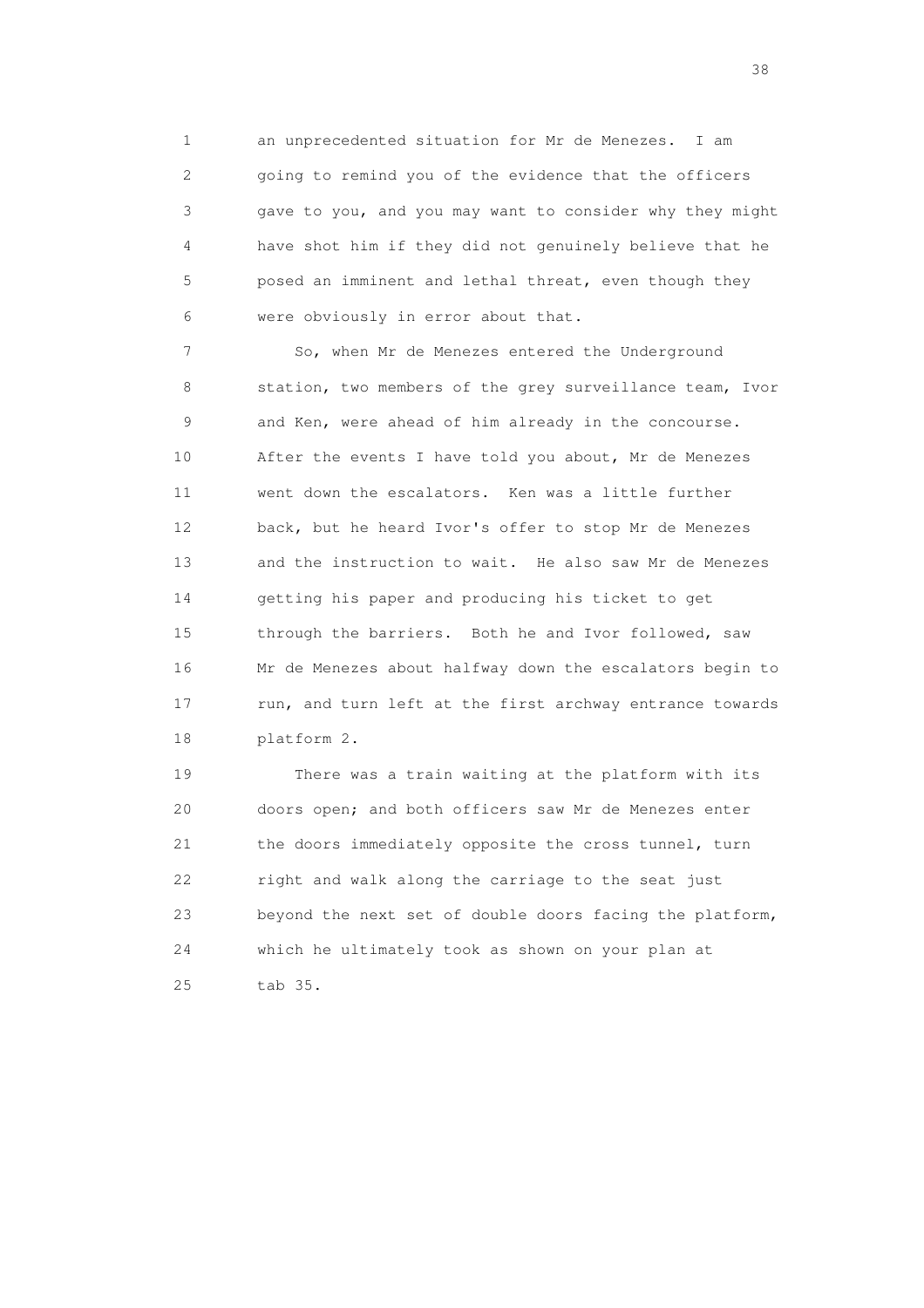an unprecedented situation for Mr de Menezes. I am going to remind you of the evidence that the officers gave to you, and you may want to consider why they might have shot him if they did not genuinely believe that he posed an imminent and lethal threat, even though they were obviously in error about that.

So, when Mr de Menezes entered the Underground station, two members of the grey surveillance team, Ivor and Ken, were ahead of him already in the concourse. After the events I have told you about, Mr de Menezes went down the escalators. Ken was a little further back, but he heard Ivor's offer to stop Mr de Menezes and the instruction to wait. He also saw Mr de Menezes getting his paper and producing his ticket to get through the barriers. Both he and Ivor followed, saw Mr de Menezes about halfway down the escalators begin to run, and turn left at the first archway entrance towards platform 2.

There was a train waiting at the platform with its doors open; and both officers saw Mr de Menezes enter the doors immediately opposite the cross tunnel, turn right and walk along the carriage to the seat just beyond the next set of double doors facing the platform, which he ultimately took as shown on your plan at tab 35.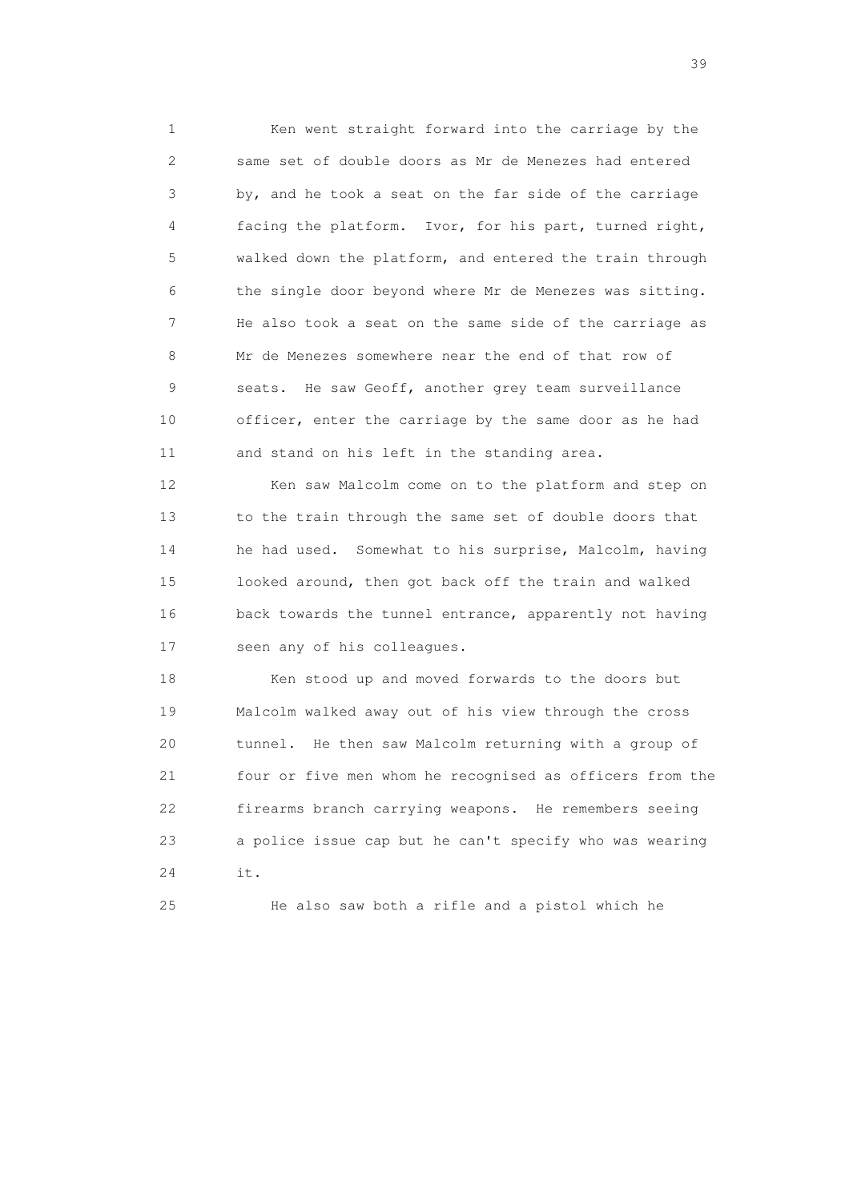Ken went straight forward into the carriage by the same set of double doors as Mr de Menezes had entered by, and he took a seat on the far side of the carriage facing the platform. Ivor, for his part, turned right, walked down the platform, and entered the train through the single door beyond where Mr de Menezes was sitting. He also took a seat on the same side of the carriage as Mr de Menezes somewhere near the end of that row of seats. He saw Geoff, another grey team surveillance officer, enter the carriage by the same door as he had and stand on his left in the standing area.

Ken saw Malcolm come on to the platform and step on to the train through the same set of double doors that he had used. Somewhat to his surprise, Malcolm, having looked around, then got back off the train and walked back towards the tunnel entrance, apparently not having seen any of his colleagues.

Ken stood up and moved forwards to the doors but Malcolm walked away out of his view through the cross tunnel. He then saw Malcolm returning with a group of four or five men whom he recognised as officers from the firearms branch carrying weapons. He remembers seeing a police issue cap but he can't specify who was wearing it.

He also saw both a rifle and a pistol which he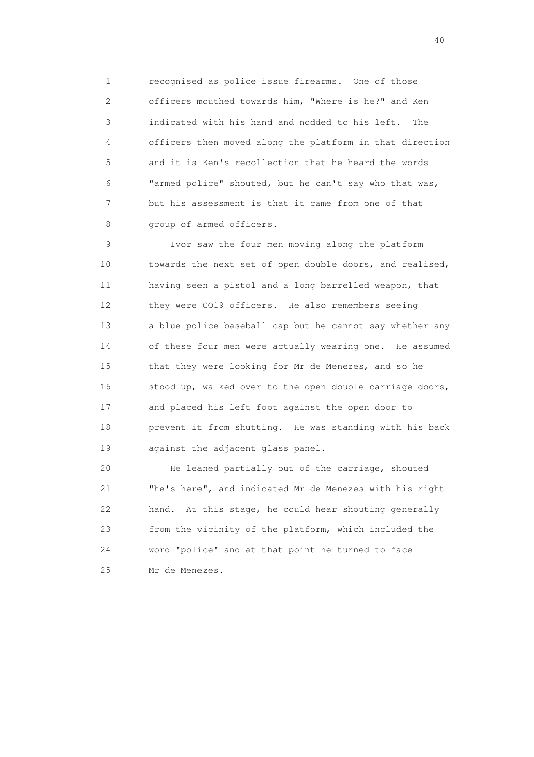recognised as police issue firearms. One of those officers mouthed towards him, "Where is he?" and Ken indicated with his hand and nodded to his left. The officers then moved along the platform in that direction and it is Ken's recollection that he heard the words "armed police" shouted, but he can't say who that was, but his assessment is that it came from one of that group of armed officers.

Ivor saw the four men moving along the platform towards the next set of open double doors, and realised, having seen a pistol and a long barrelled weapon, that they were CO19 officers. He also remembers seeing a blue police baseball cap but he cannot say whether any of these four men were actually wearing one. He assumed that they were looking for Mr de Menezes, and so he stood up, walked over to the open double carriage doors, and placed his left foot against the open door to prevent it from shutting. He was standing with his back against the adjacent glass panel.

He leaned partially out of the carriage, shouted "he's here", and indicated Mr de Menezes with his right hand. At this stage, he could hear shouting generally from the vicinity of the platform, which included the word "police" and at that point he turned to face Mr de Menezes.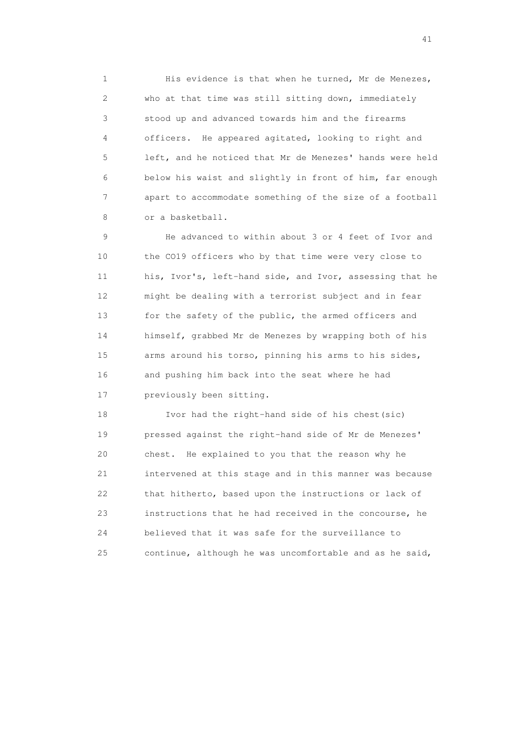His evidence is that when he turned, Mr de Menezes, who at that time was still sitting down, immediately stood up and advanced towards him and the firearms officers. He appeared agitated, looking to right and left, and he noticed that Mr de Menezes' hands were held below his waist and slightly in front of him, far enough apart to accommodate something of the size of a football or a basketball.

He advanced to within about 3 or 4 feet of Ivor and the CO19 officers who by that time were very close to his, Ivor's, left-hand side, and Ivor, assessing that he might be dealing with a terrorist subject and in fear for the safety of the public, the armed officers and himself, grabbed Mr de Menezes by wrapping both of his arms around his torso, pinning his arms to his sides, and pushing him back into the seat where he had previously been sitting.

Ivor had the right-hand side of his chest(sic) pressed against the right-hand side of Mr de Menezes' chest. He explained to you that the reason why he intervened at this stage and in this manner was because that hitherto, based upon the instructions or lack of instructions that he had received in the concourse, he believed that it was safe for the surveillance to continue, although he was uncomfortable and as he said,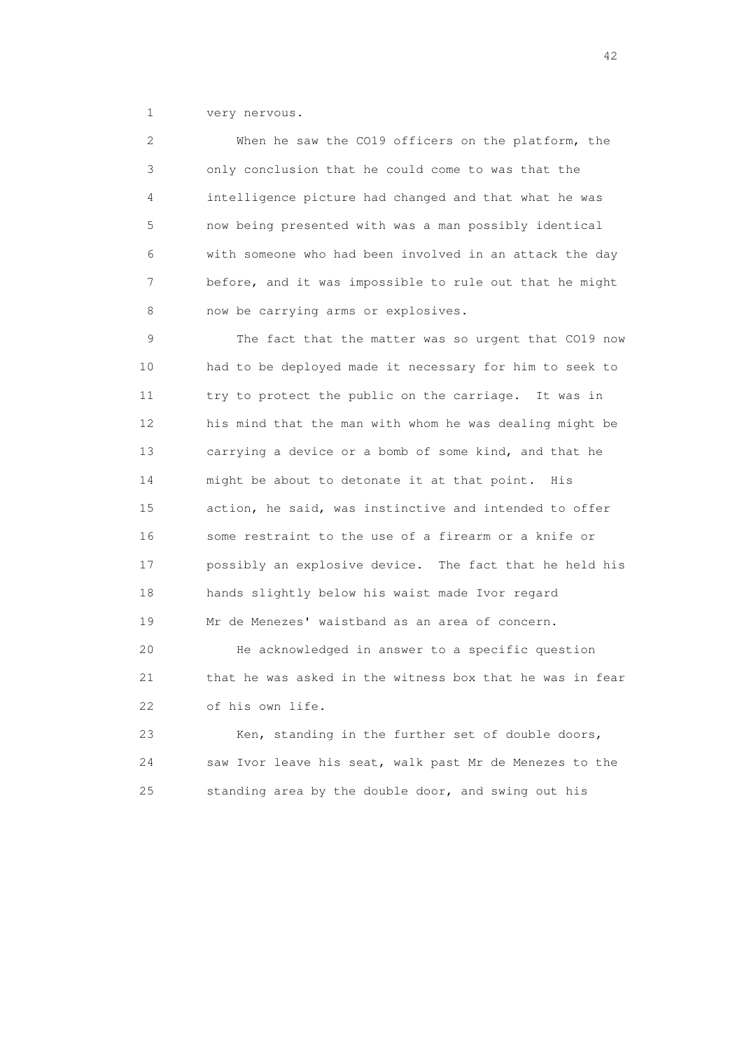very nervous.

When he saw the CO19 officers on the platform, the only conclusion that he could come to was that the intelligence picture had changed and that what he was now being presented with was a man possibly identical with someone who had been involved in an attack the day before, and it was impossible to rule out that he might now be carrying arms or explosives.

The fact that the matter was so urgent that CO19 now had to be deployed made it necessary for him to seek to try to protect the public on the carriage. It was in his mind that the man with whom he was dealing might be carrying a device or a bomb of some kind, and that he might be about to detonate it at that point. His action, he said, was instinctive and intended to offer some restraint to the use of a firearm or a knife or possibly an explosive device. The fact that he held his hands slightly below his waist made Ivor regard Mr de Menezes' waistband as an area of concern.

He acknowledged in answer to a specific question that he was asked in the witness box that he was in fear of his own life.

Ken, standing in the further set of double doors, saw Ivor leave his seat, walk past Mr de Menezes to the standing area by the double door, and swing out his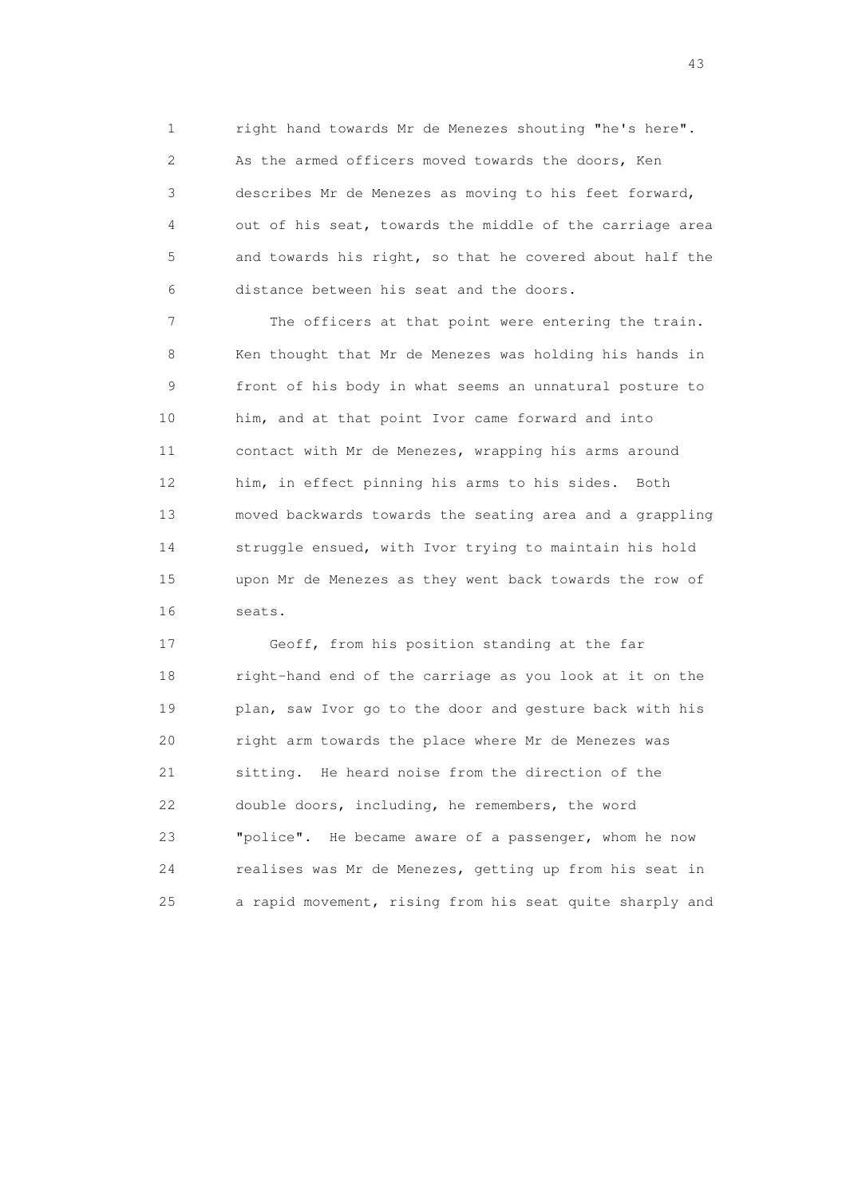right hand towards Mr de Menezes shouting "he's here". As the armed officers moved towards the doors, Ken describes Mr de Menezes as moving to his feet forward, out of his seat, towards the middle of the carriage area and towards his right, so that he covered about half the distance between his seat and the doors.

The officers at that point were entering the train. Ken thought that Mr de Menezes was holding his hands in front of his body in what seems an unnatural posture to him, and at that point Ivor came forward and into contact with Mr de Menezes, wrapping his arms around him, in effect pinning his arms to his sides. Both moved backwards towards the seating area and a grappling struggle ensued, with Ivor trying to maintain his hold upon Mr de Menezes as they went back towards the row of seats.

Geoff, from his position standing at the far right-hand end of the carriage as you look at it on the plan, saw Ivor go to the door and gesture back with his right arm towards the place where Mr de Menezes was sitting. He heard noise from the direction of the double doors, including, he remembers, the word "police". He became aware of a passenger, whom he now realises was Mr de Menezes, getting up from his seat in a rapid movement, rising from his seat quite sharply and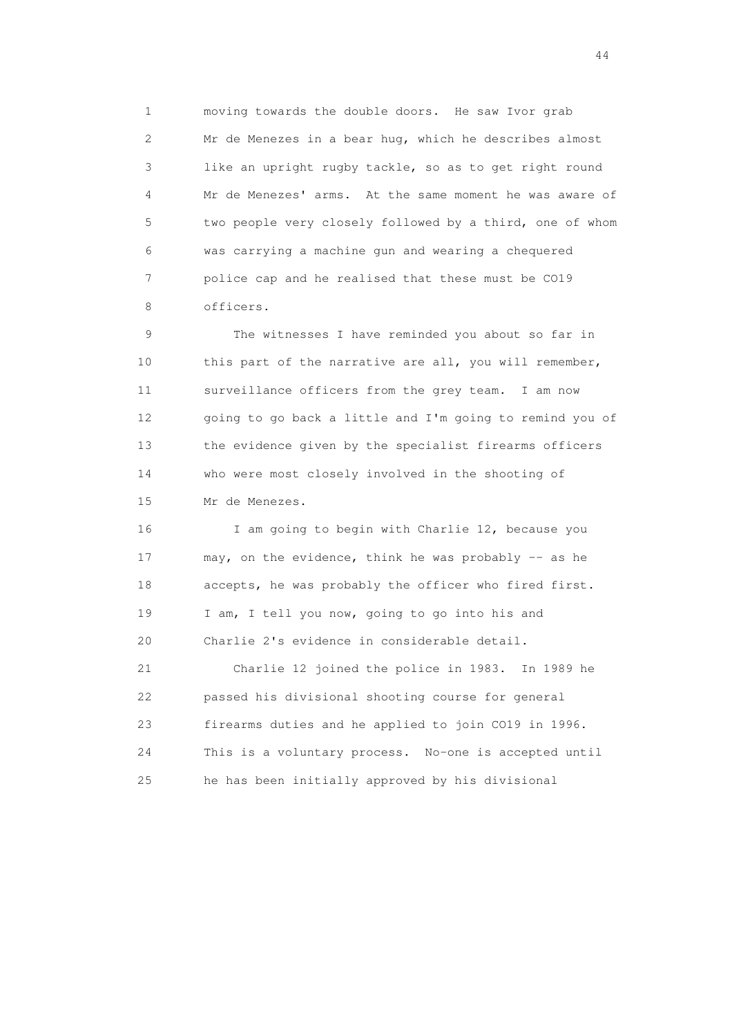moving towards the double doors. He saw Ivor grab Mr de Menezes in a bear hug, which he describes almost like an upright rugby tackle, so as to get right round Mr de Menezes' arms. At the same moment he was aware of two people very closely followed by a third, one of whom was carrying a machine gun and wearing a chequered police cap and he realised that these must be CO19 officers.

The witnesses I have reminded you about so far in this part of the narrative are all, you will remember, surveillance officers from the grey team. I am now going to go back a little and I'm going to remind you of the evidence given by the specialist firearms officers who were most closely involved in the shooting of Mr de Menezes.

I am going to begin with Charlie 12, because you may, on the evidence, think he was probably -- as he accepts, he was probably the officer who fired first. I am, I tell you now, going to go into his and Charlie 2's evidence in considerable detail.

Charlie 12 joined the police in 1983. In 1989 he passed his divisional shooting course for general firearms duties and he applied to join CO19 in 1996. This is a voluntary process. No-one is accepted until he has been initially approved by his divisional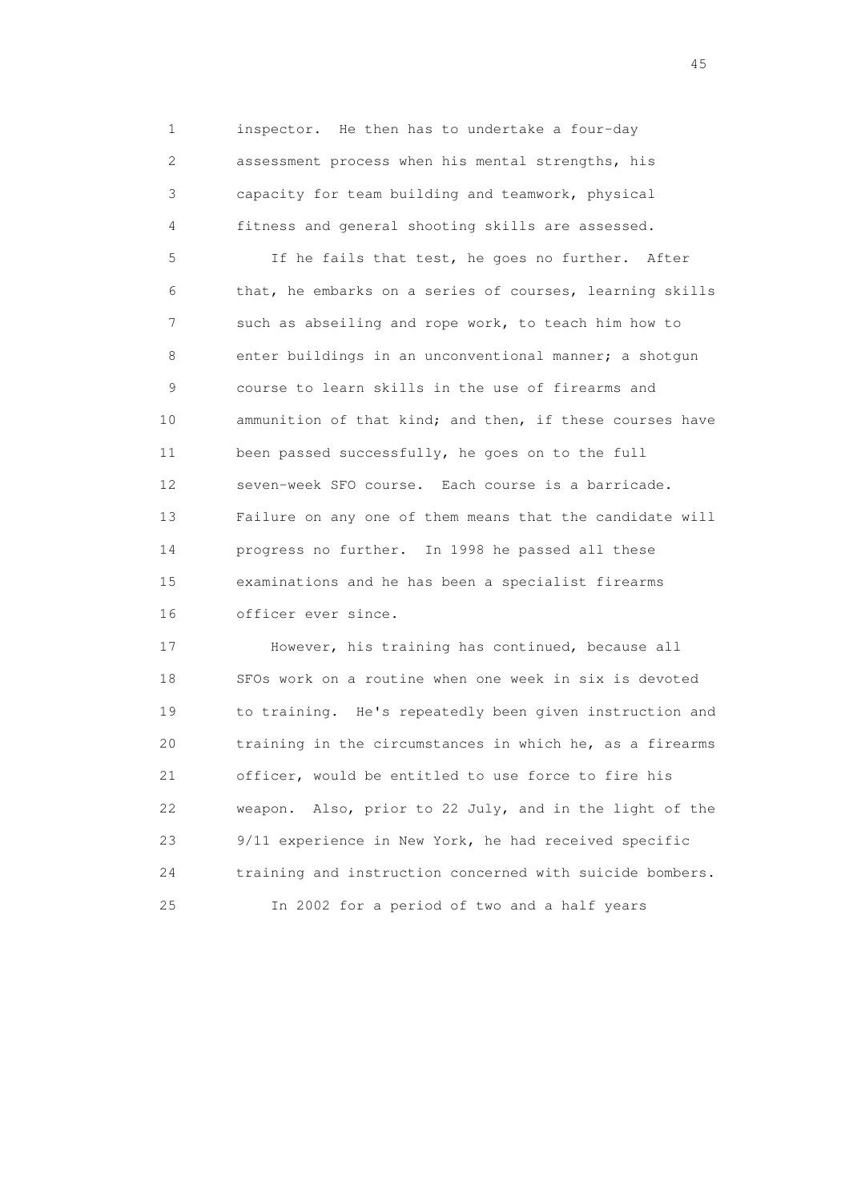inspector. He then has to undertake a four-day assessment process when his mental strengths, his capacity for team building and teamwork, physical fitness and general shooting skills are assessed.

If he fails that test, he goes no further. After that, he embarks on a series of courses, learning skills such as abseiling and rope work, to teach him how to enter buildings in an unconventional manner; a shotgun course to learn skills in the use of firearms and ammunition of that kind; and then, if these courses have been passed successfully, he goes on to the full seven-week SFO course. Each course is a barricade. Failure on any one of them means that the candidate will progress no further. In 1998 he passed all these examinations and he has been a specialist firearms officer ever since.

However, his training has continued, because all SFOs work on a routine when one week in six is devoted to training. He's repeatedly been given instruction and training in the circumstances in which he, as a firearms officer, would be entitled to use force to fire his weapon. Also, prior to 22 July, and in the light of the 9/11 experience in New York, he had received specific training and instruction concerned with suicide bombers.

In 2002 for a period of two and a half years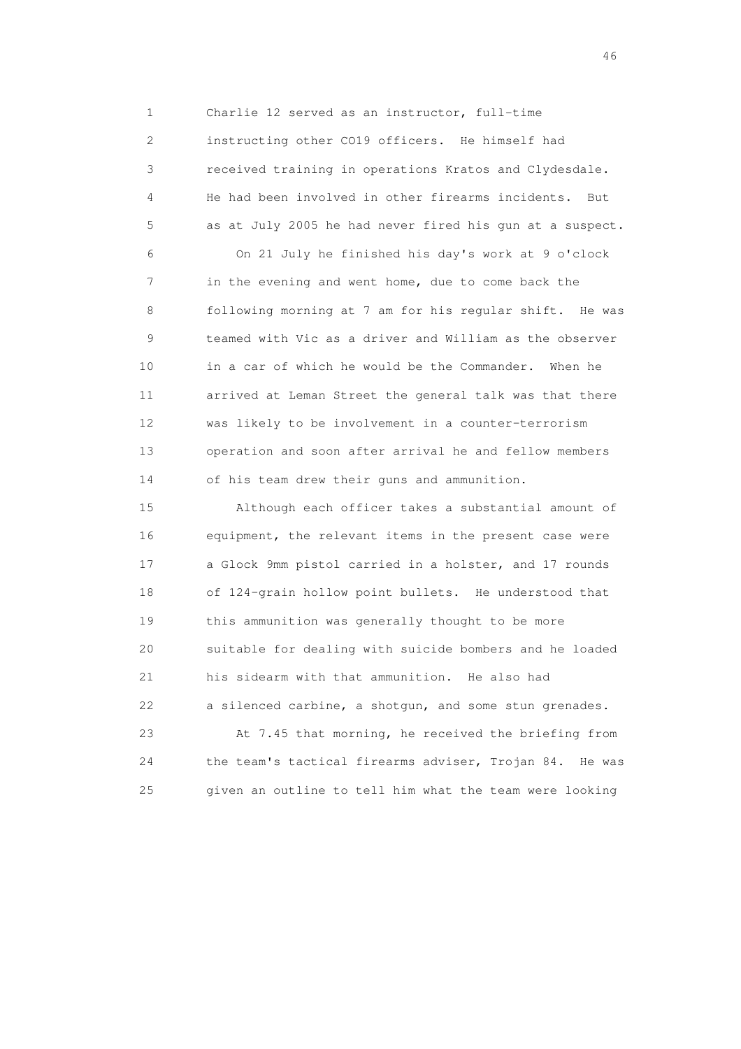Charlie 12 served as an instructor, full-time instructing other CO19 officers. He himself had received training in operations Kratos and Clydesdale. He had been involved in other firearms incidents. But as at July 2005 he had never fired his gun at a suspect.

On 21 July he finished his day's work at 9 o'clock in the evening and went home, due to come back the following morning at 7 am for his regular shift. He was teamed with Vic as a driver and William as the observer in a car of which he would be the Commander. When he arrived at Leman Street the general talk was that there was likely to be involvement in a counter-terrorism operation and soon after arrival he and fellow members of his team drew their guns and ammunition.

Although each officer takes a substantial amount of equipment, the relevant items in the present case were a Glock 9mm pistol carried in a holster, and 17 rounds of 124-grain hollow point bullets. He understood that this ammunition was generally thought to be more suitable for dealing with suicide bombers and he loaded his sidearm with that ammunition. He also had a silenced carbine, a shotgun, and some stun grenades.

At 7.45 that morning, he received the briefing from the team's tactical firearms adviser, Trojan 84. He was given an outline to tell him what the team were looking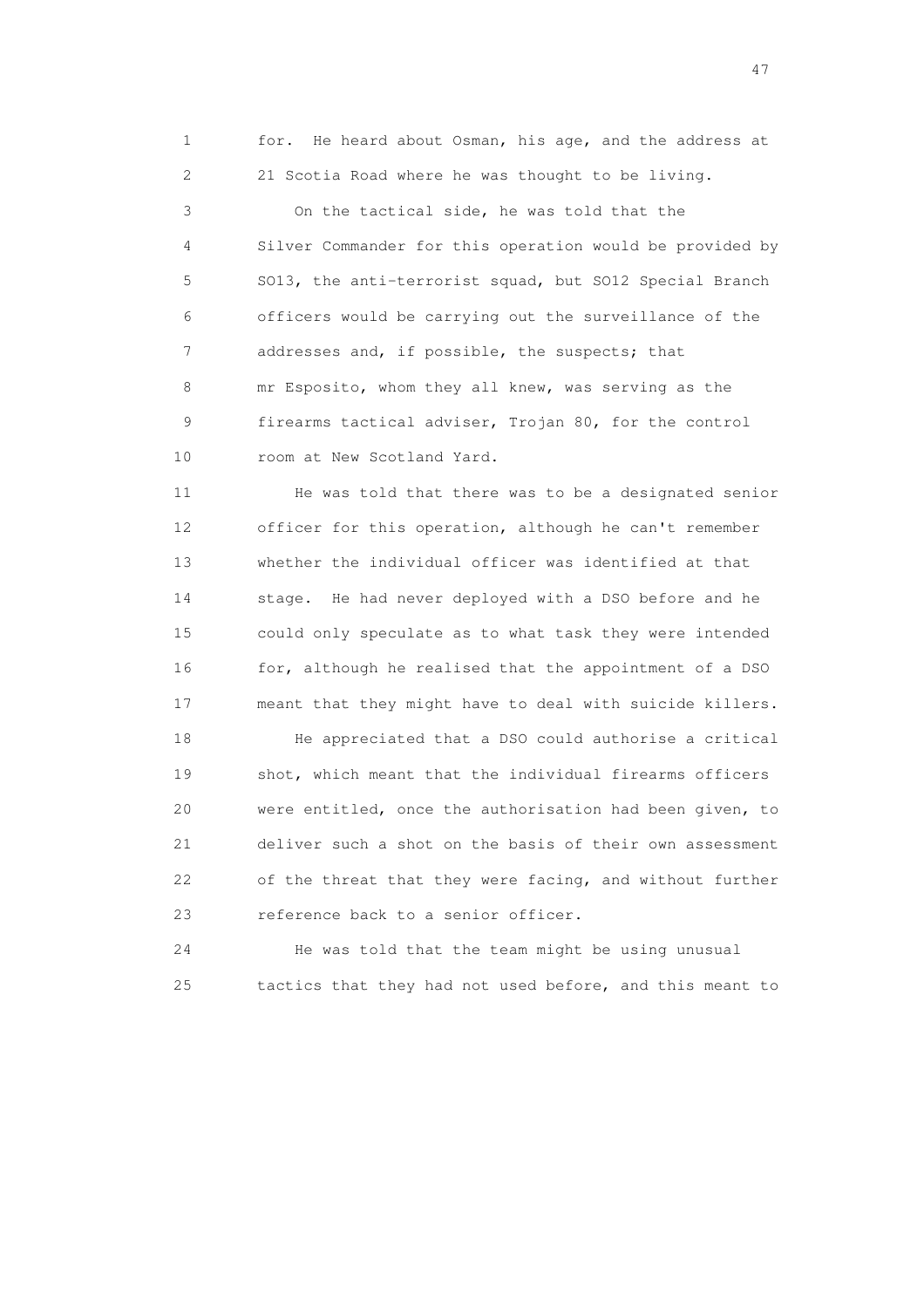for. He heard about Osman, his age, and the address at 21 Scotia Road where he was thought to be living.

On the tactical side, he was told that the Silver Commander for this operation would be provided by SO13, the anti-terrorist squad, but SO12 Special Branch officers would be carrying out the surveillance of the addresses and, if possible, the suspects; that mr Esposito, whom they all knew, was serving as the firearms tactical adviser, Trojan 80, for the control room at New Scotland Yard.

He was told that there was to be a designated senior officer for this operation, although he can't remember whether the individual officer was identified at that stage. He had never deployed with a DSO before and he could only speculate as to what task they were intended for, although he realised that the appointment of a DSO meant that they might have to deal with suicide killers.

He appreciated that a DSO could authorise a critical shot, which meant that the individual firearms officers were entitled, once the authorisation had been given, to deliver such a shot on the basis of their own assessment of the threat that they were facing, and without further reference back to a senior officer.

He was told that the team might be using unusual tactics that they had not used before, and this meant to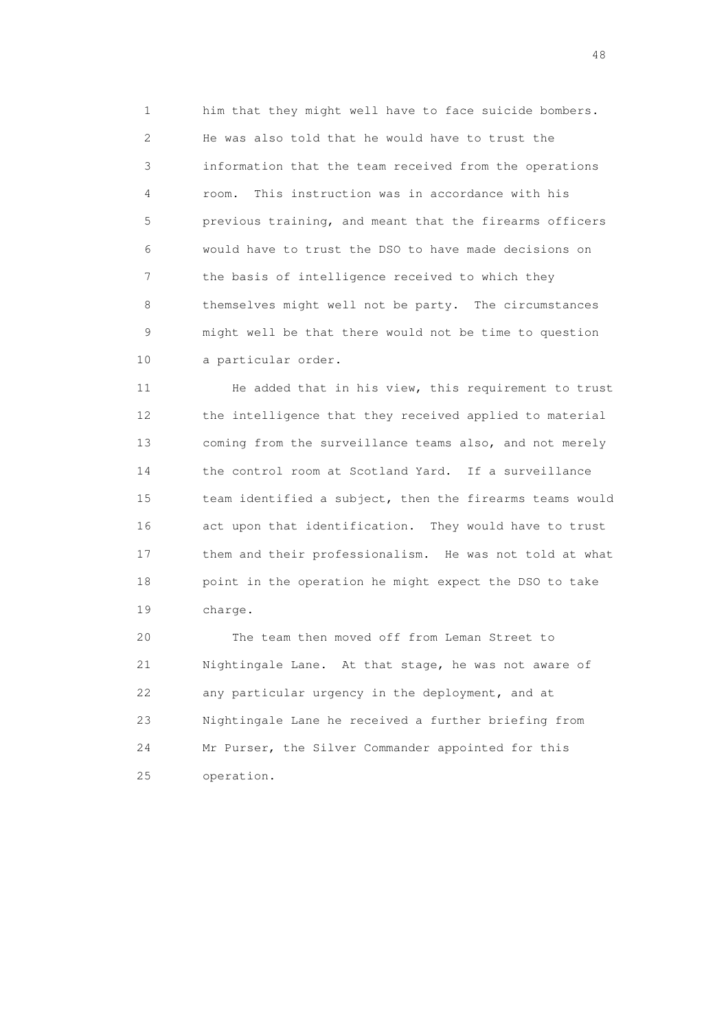him that they might well have to face suicide bombers. He was also told that he would have to trust the information that the team received from the operations room. This instruction was in accordance with his previous training, and meant that the firearms officers would have to trust the DSO to have made decisions on the basis of intelligence received to which they themselves might well not be party. The circumstances might well be that there would not be time to question a particular order.

He added that in his view, this requirement to trust the intelligence that they received applied to material coming from the surveillance teams also, and not merely the control room at Scotland Yard. If a surveillance team identified a subject, then the firearms teams would act upon that identification. They would have to trust them and their professionalism. He was not told at what point in the operation he might expect the DSO to take charge.

The team then moved off from Leman Street to Nightingale Lane. At that stage, he was not aware of any particular urgency in the deployment, and at Nightingale Lane he received a further briefing from Mr Purser, the Silver Commander appointed for this operation.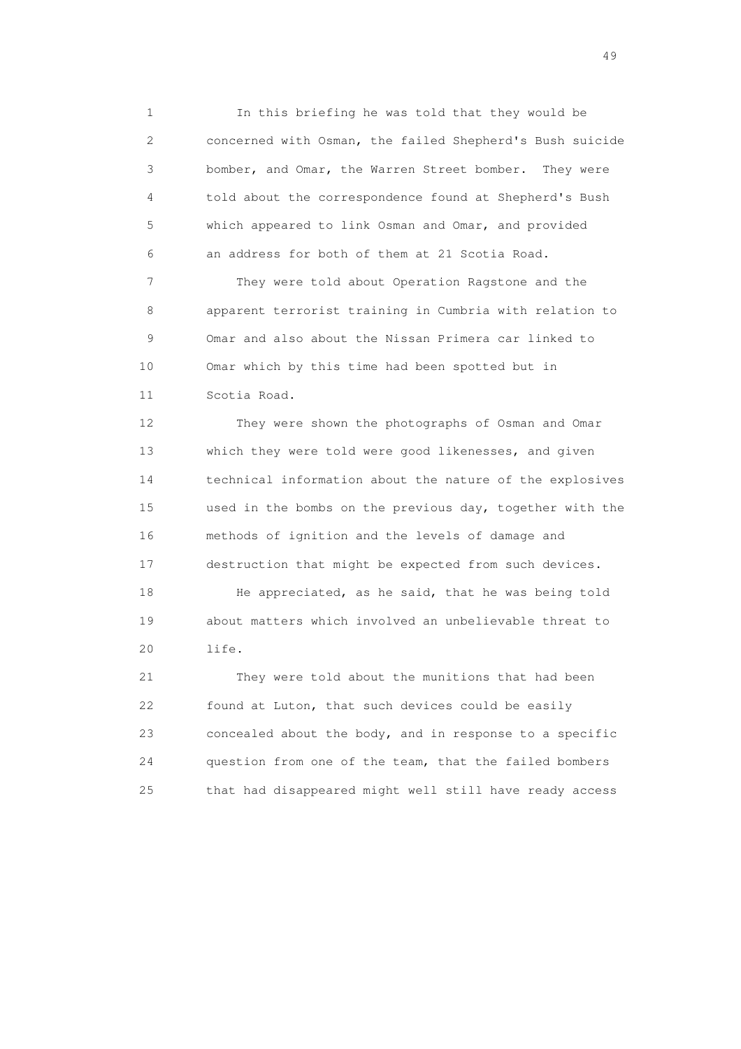In this briefing he was told that they would be concerned with Osman, the failed Shepherd's Bush suicide bomber, and Omar, the Warren Street bomber. They were told about the correspondence found at Shepherd's Bush which appeared to link Osman and Omar, and provided an address for both of them at 21 Scotia Road.

They were told about Operation Ragstone and the apparent terrorist training in Cumbria with relation to Omar and also about the Nissan Primera car linked to Omar which by this time had been spotted but in Scotia Road.

They were shown the photographs of Osman and Omar which they were told were good likenesses, and given technical information about the nature of the explosives used in the bombs on the previous day, together with the methods of ignition and the levels of damage and destruction that might be expected from such devices.

He appreciated, as he said, that he was being told about matters which involved an unbelievable threat to life.

They were told about the munitions that had been found at Luton, that such devices could be easily concealed about the body, and in response to a specific question from one of the team, that the failed bombers that had disappeared might well still have ready access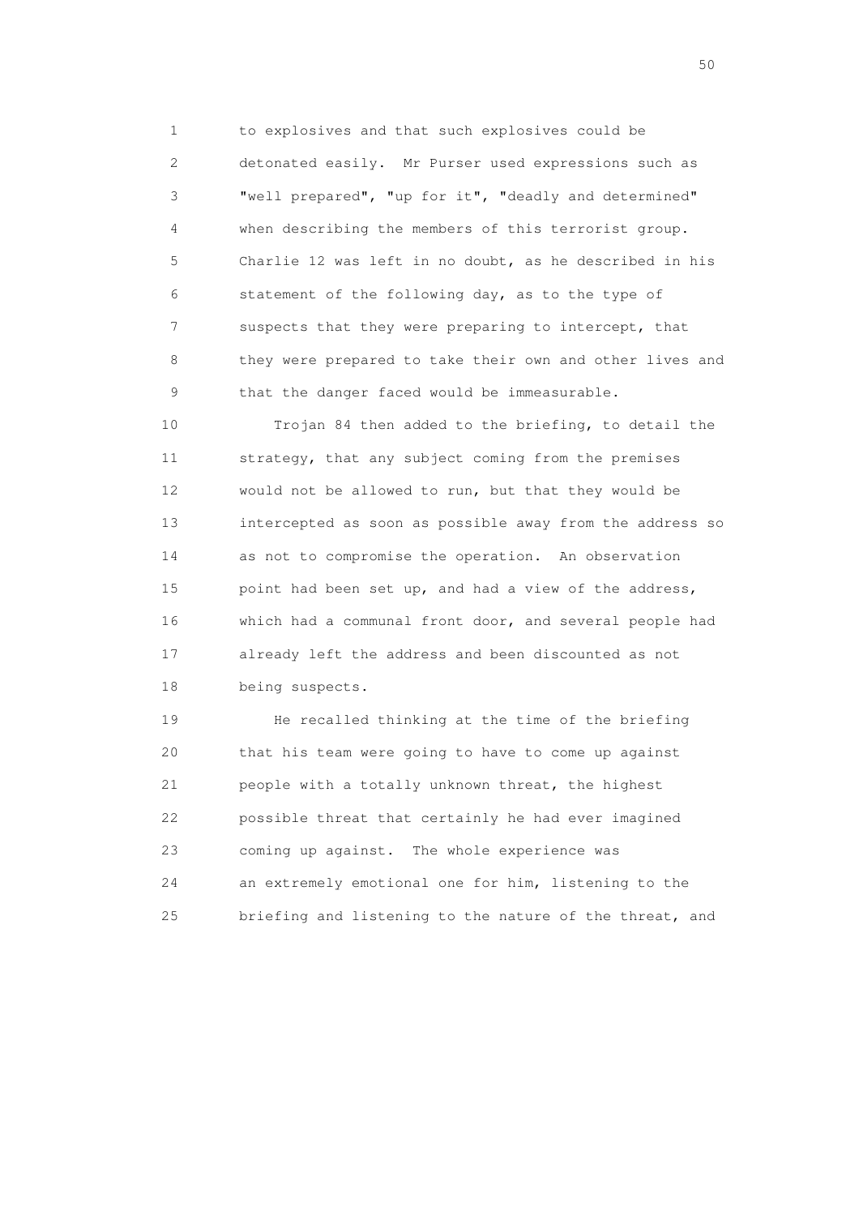to explosives and that such explosives could be detonated easily. Mr Purser used expressions such as "well prepared", "up for it", "deadly and determined" when describing the members of this terrorist group. Charlie 12 was left in no doubt, as he described in his statement of the following day, as to the type of suspects that they were preparing to intercept, that they were prepared to take their own and other lives and that the danger faced would be immeasurable.

Trojan 84 then added to the briefing, to detail the strategy, that any subject coming from the premises would not be allowed to run, but that they would be intercepted as soon as possible away from the address so as not to compromise the operation. An observation point had been set up, and had a view of the address, which had a communal front door, and several people had already left the address and been discounted as not being suspects.

He recalled thinking at the time of the briefing that his team were going to have to come up against people with a totally unknown threat, the highest possible threat that certainly he had ever imagined coming up against. The whole experience was an extremely emotional one for him, listening to the briefing and listening to the nature of the threat, and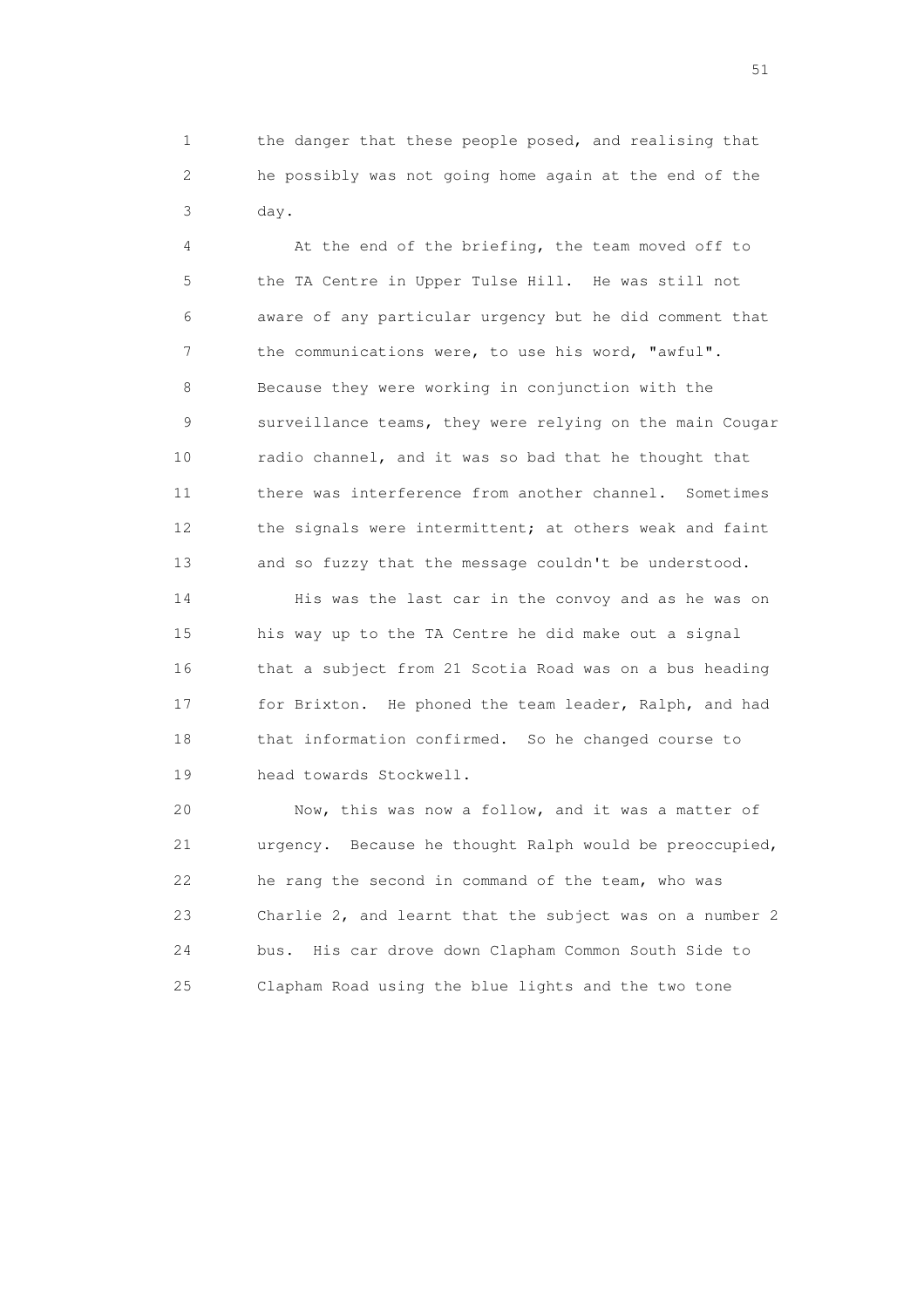1 the danger that these people posed, and realising that
2 he possibly was not going home again at the end of the
3 day.

4 At the end of the briefing, the team moved off to
5 the TA Centre in Upper Tulse Hill. He was still not
6 aware of any particular urgency but he did comment that
7 the communications were, to use his word, "awful".
8 Because they were working in conjunction with the
9 surveillance teams, they were relying on the main Cougar
10 radio channel, and it was so bad that he thought that
11 there was interference from another channel. Sometimes
12 the signals were intermittent; at others weak and faint
13 and so fuzzy that the message couldn't be understood.

14 His was the last car in the convoy and as he was on
15 his way up to the TA Centre he did make out a signal
16 that a subject from 21 Scotia Road was on a bus heading
17 for Brixton. He phoned the team leader, Ralph, and had
18 that information confirmed. So he changed course to
19 head towards Stockwell.

20 Now, this was now a follow, and it was a matter of
21 urgency. Because he thought Ralph would be preoccupied,
22 he rang the second in command of the team, who was
23 Charlie 2, and learnt that the subject was on a number 2
24 bus. His car drove down Clapham Common South Side to
25 Clapham Road using the blue lights and the two tone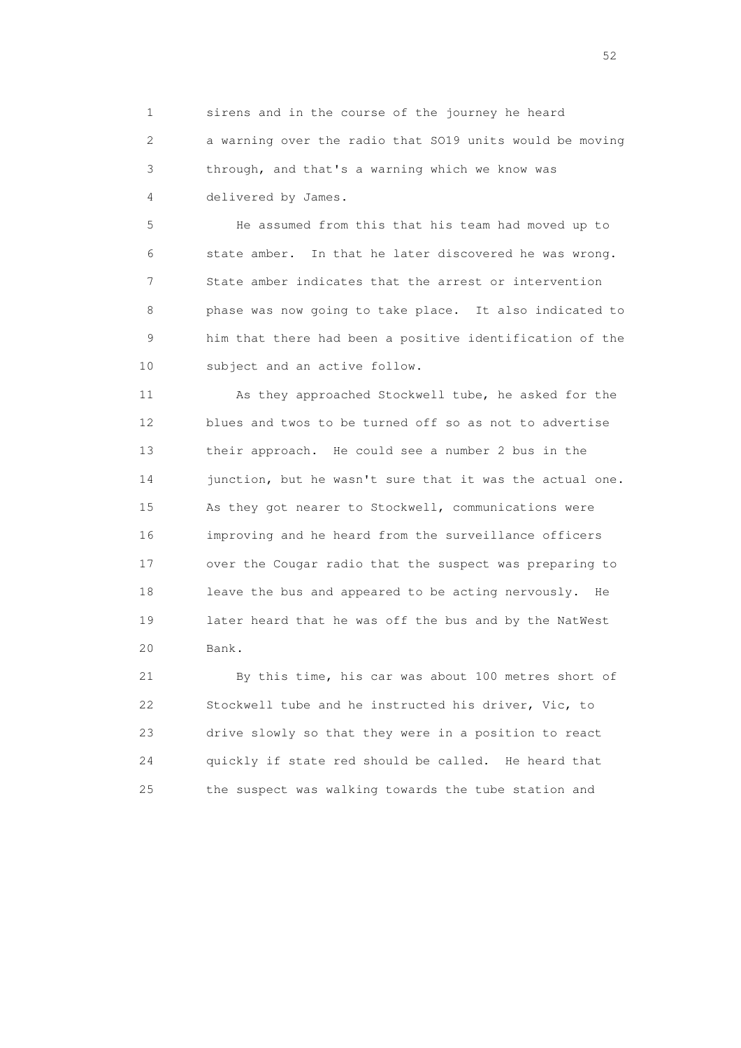sirens and in the course of the journey he heard a warning over the radio that SO19 units would be moving through, and that's a warning which we know was delivered by James.

He assumed from this that his team had moved up to state amber. In that he later discovered he was wrong. State amber indicates that the arrest or intervention phase was now going to take place. It also indicated to him that there had been a positive identification of the subject and an active follow.

As they approached Stockwell tube, he asked for the blues and twos to be turned off so as not to advertise their approach. He could see a number 2 bus in the junction, but he wasn't sure that it was the actual one. As they got nearer to Stockwell, communications were improving and he heard from the surveillance officers over the Cougar radio that the suspect was preparing to leave the bus and appeared to be acting nervously. He later heard that he was off the bus and by the NatWest Bank.

By this time, his car was about 100 metres short of Stockwell tube and he instructed his driver, Vic, to drive slowly so that they were in a position to react quickly if state red should be called. He heard that the suspect was walking towards the tube station and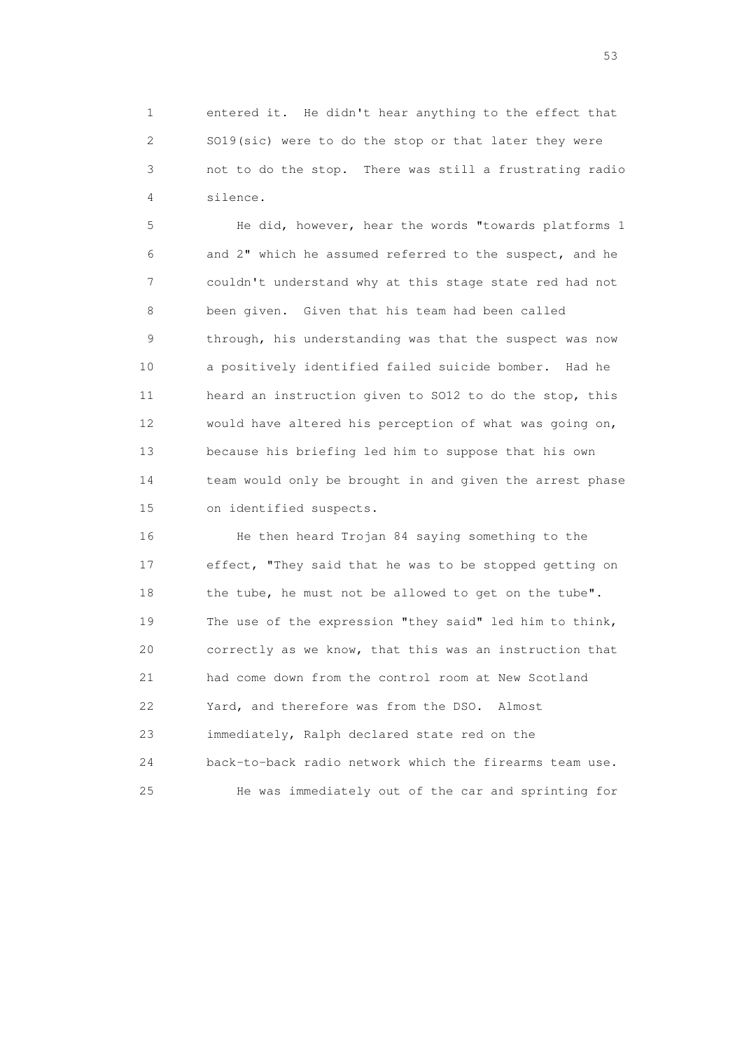entered it. He didn't hear anything to the effect that SO19(sic) were to do the stop or that later they were not to do the stop. There was still a frustrating radio silence.

He did, however, hear the words "towards platforms 1 and 2" which he assumed referred to the suspect, and he couldn't understand why at this stage state red had not been given. Given that his team had been called through, his understanding was that the suspect was now a positively identified failed suicide bomber. Had he heard an instruction given to SO12 to do the stop, this would have altered his perception of what was going on, because his briefing led him to suppose that his own team would only be brought in and given the arrest phase on identified suspects.

He then heard Trojan 84 saying something to the effect, "They said that he was to be stopped getting on the tube, he must not be allowed to get on the tube". The use of the expression "they said" led him to think, correctly as we know, that this was an instruction that had come down from the control room at New Scotland Yard, and therefore was from the DSO. Almost immediately, Ralph declared state red on the back-to-back radio network which the firearms team use.

He was immediately out of the car and sprinting for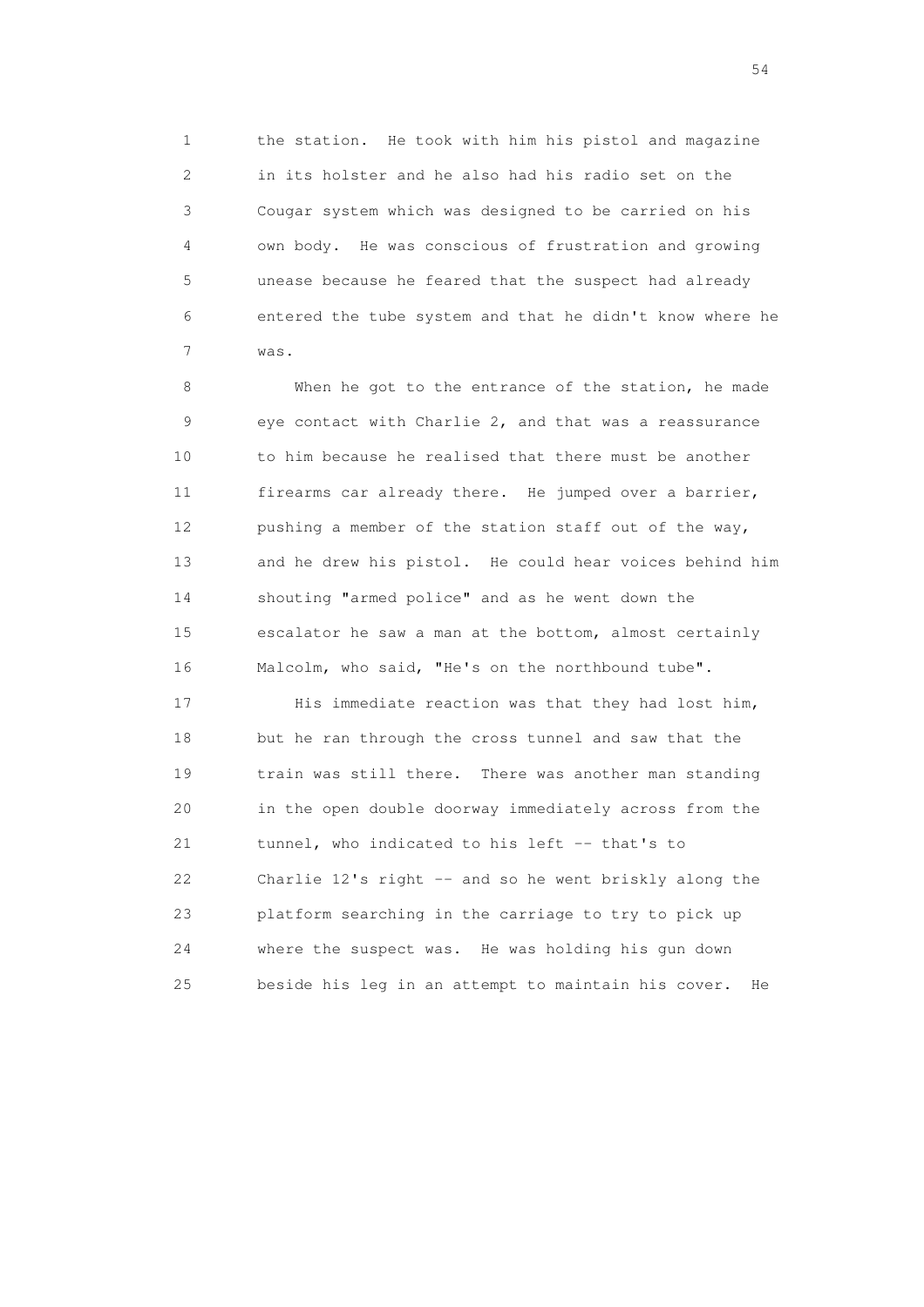the station. He took with him his pistol and magazine in its holster and he also had his radio set on the Cougar system which was designed to be carried on his own body. He was conscious of frustration and growing unease because he feared that the suspect had already entered the tube system and that he didn't know where he was.

When he got to the entrance of the station, he made eye contact with Charlie 2, and that was a reassurance to him because he realised that there must be another firearms car already there. He jumped over a barrier, pushing a member of the station staff out of the way, and he drew his pistol. He could hear voices behind him shouting "armed police" and as he went down the escalator he saw a man at the bottom, almost certainly Malcolm, who said, "He's on the northbound tube".

His immediate reaction was that they had lost him, but he ran through the cross tunnel and saw that the train was still there. There was another man standing in the open double doorway immediately across from the tunnel, who indicated to his left -- that's to Charlie 12's right -- and so he went briskly along the platform searching in the carriage to try to pick up where the suspect was. He was holding his gun down beside his leg in an attempt to maintain his cover. He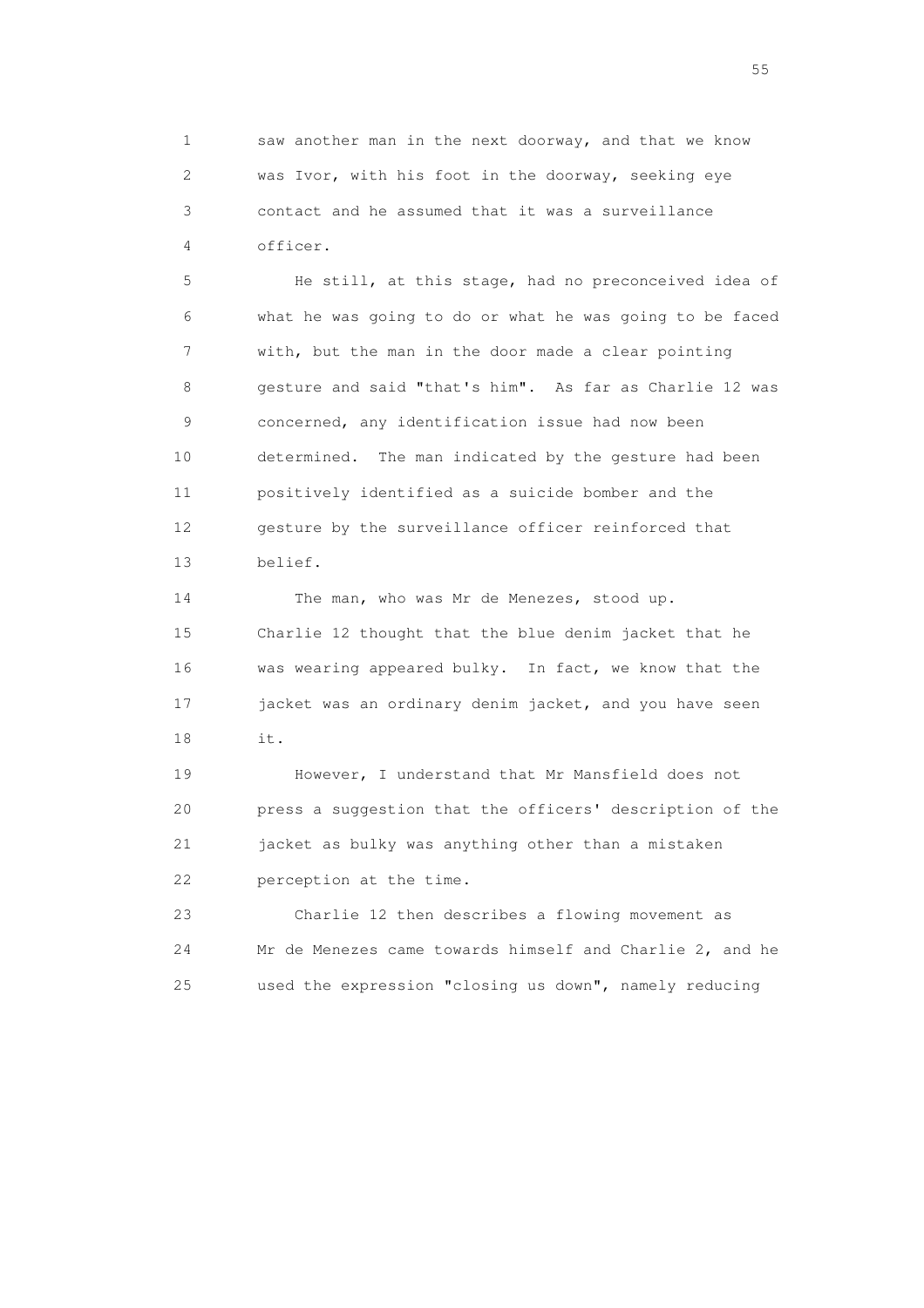saw another man in the next doorway, and that we know was Ivor, with his foot in the doorway, seeking eye contact and he assumed that it was a surveillance officer.

He still, at this stage, had no preconceived idea of what he was going to do or what he was going to be faced with, but the man in the door made a clear pointing gesture and said "that's him". As far as Charlie 12 was concerned, any identification issue had now been determined. The man indicated by the gesture had been positively identified as a suicide bomber and the gesture by the surveillance officer reinforced that belief.

The man, who was Mr de Menezes, stood up. Charlie 12 thought that the blue denim jacket that he was wearing appeared bulky. In fact, we know that the jacket was an ordinary denim jacket, and you have seen it.

However, I understand that Mr Mansfield does not press a suggestion that the officers' description of the jacket as bulky was anything other than a mistaken perception at the time.

Charlie 12 then describes a flowing movement as Mr de Menezes came towards himself and Charlie 2, and he used the expression "closing us down", namely reducing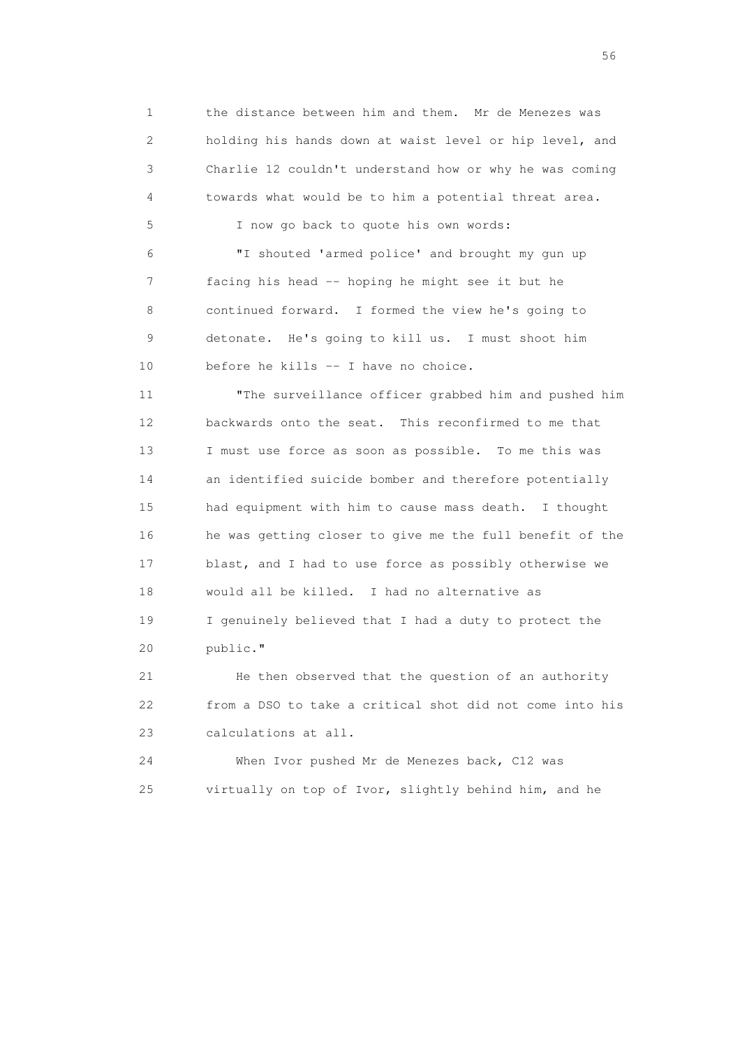the distance between him and them. Mr de Menezes was holding his hands down at waist level or hip level, and Charlie 12 couldn't understand how or why he was coming towards what would be to him a potential threat area.

I now go back to quote his own words:

"I shouted 'armed police' and brought my gun up facing his head -- hoping he might see it but he continued forward. I formed the view he's going to detonate. He's going to kill us. I must shoot him before he kills -- I have no choice.

"The surveillance officer grabbed him and pushed him backwards onto the seat. This reconfirmed to me that I must use force as soon as possible. To me this was an identified suicide bomber and therefore potentially had equipment with him to cause mass death. I thought he was getting closer to give me the full benefit of the blast, and I had to use force as possibly otherwise we would all be killed. I had no alternative as I genuinely believed that I had a duty to protect the public."

He then observed that the question of an authority from a DSO to take a critical shot did not come into his calculations at all.

When Ivor pushed Mr de Menezes back, C12 was virtually on top of Ivor, slightly behind him, and he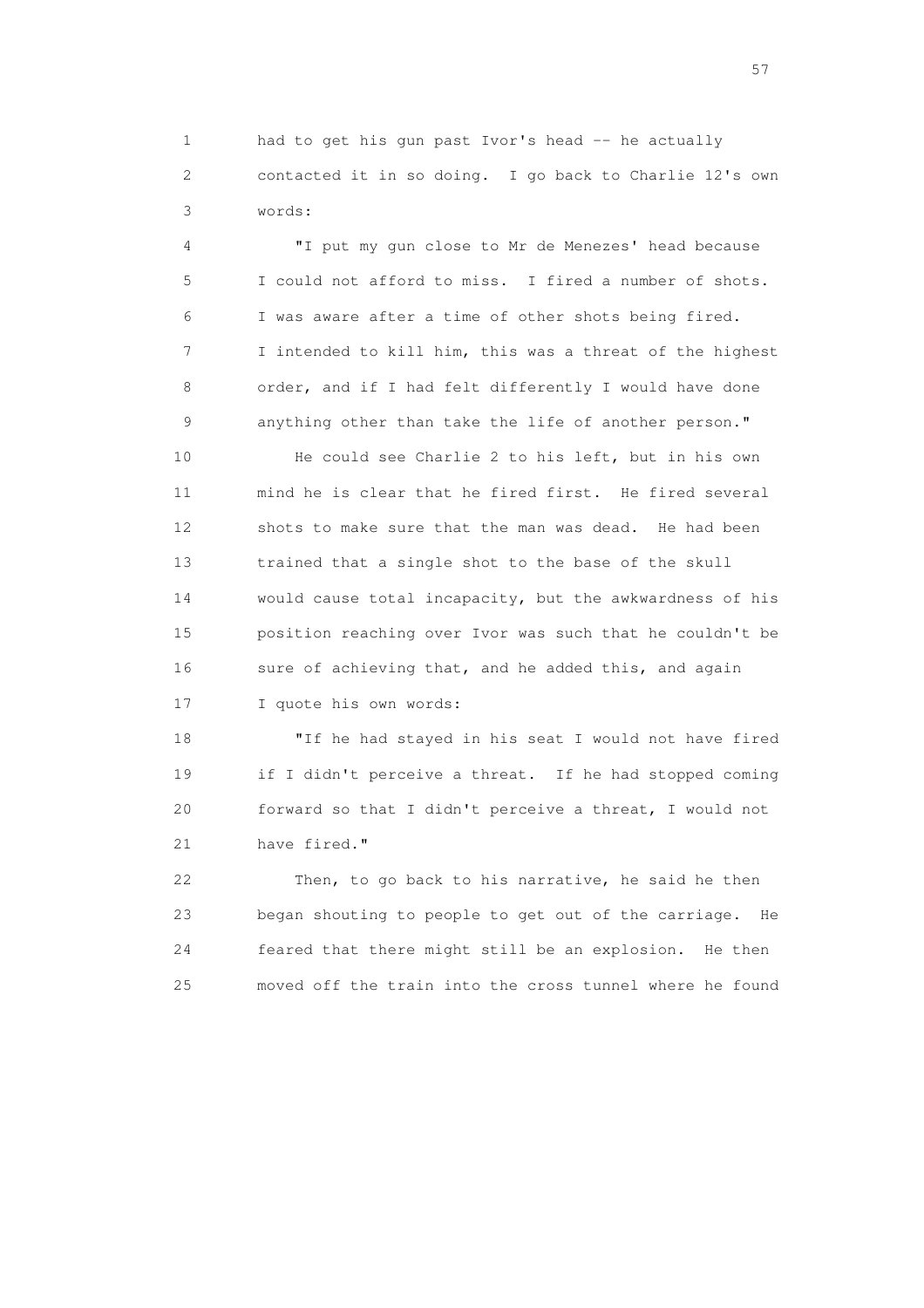had to get his gun past Ivor's head -- he actually contacted it in so doing. I go back to Charlie 12's own words:

"I put my gun close to Mr de Menezes' head because I could not afford to miss. I fired a number of shots. I was aware after a time of other shots being fired. I intended to kill him, this was a threat of the highest order, and if I had felt differently I would have done anything other than take the life of another person."

He could see Charlie 2 to his left, but in his own mind he is clear that he fired first. He fired several shots to make sure that the man was dead. He had been trained that a single shot to the base of the skull would cause total incapacity, but the awkwardness of his position reaching over Ivor was such that he couldn't be sure of achieving that, and he added this, and again I quote his own words:

"If he had stayed in his seat I would not have fired if I didn't perceive a threat. If he had stopped coming forward so that I didn't perceive a threat, I would not have fired."

Then, to go back to his narrative, he said he then began shouting to people to get out of the carriage. He feared that there might still be an explosion. He then moved off the train into the cross tunnel where he found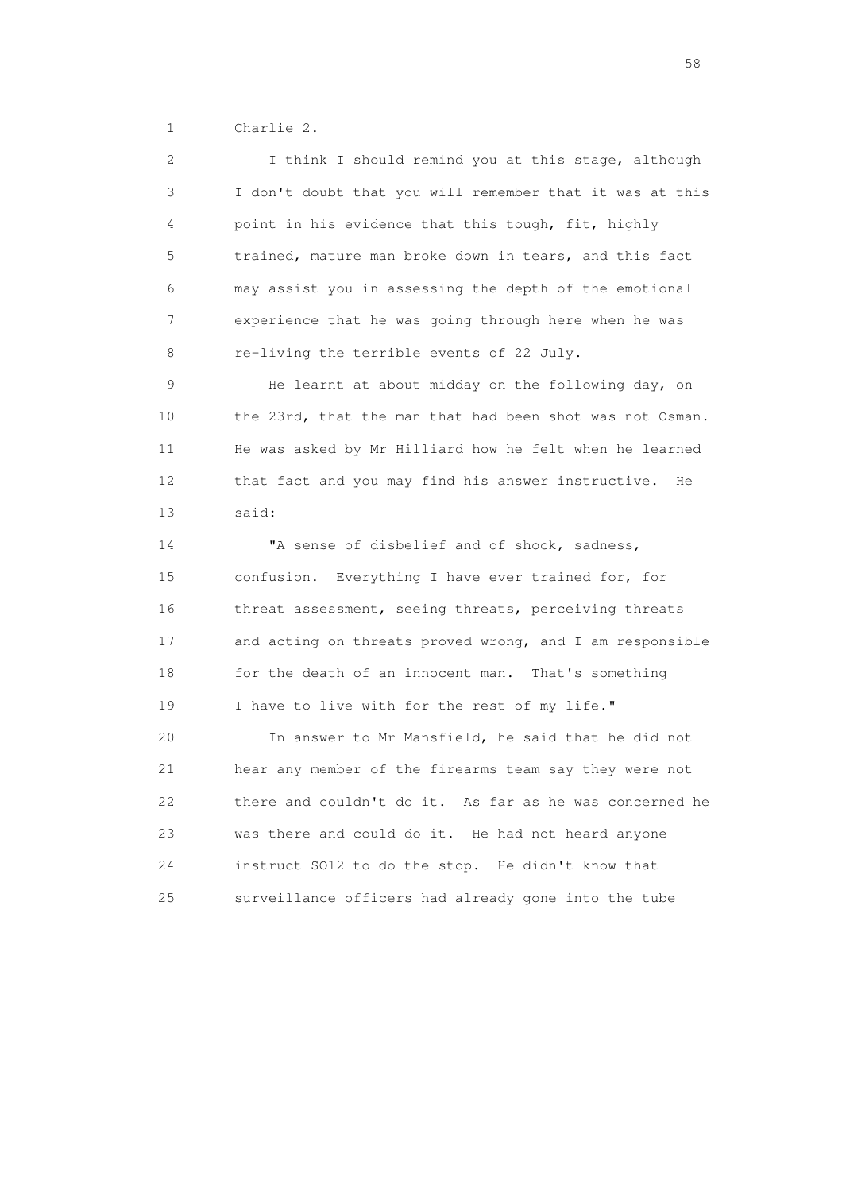Charlie 2.

I think I should remind you at this stage, although I don't doubt that you will remember that it was at this point in his evidence that this tough, fit, highly trained, mature man broke down in tears, and this fact may assist you in assessing the depth of the emotional experience that he was going through here when he was re-living the terrible events of 22 July.

He learnt at about midday on the following day, on the 23rd, that the man that had been shot was not Osman. He was asked by Mr Hilliard how he felt when he learned that fact and you may find his answer instructive. He said:

"A sense of disbelief and of shock, sadness, confusion. Everything I have ever trained for, for threat assessment, seeing threats, perceiving threats and acting on threats proved wrong, and I am responsible for the death of an innocent man. That's something I have to live with for the rest of my life."

In answer to Mr Mansfield, he said that he did not hear any member of the firearms team say they were not there and couldn't do it. As far as he was concerned he was there and could do it. He had not heard anyone instruct SO12 to do the stop. He didn't know that surveillance officers had already gone into the tube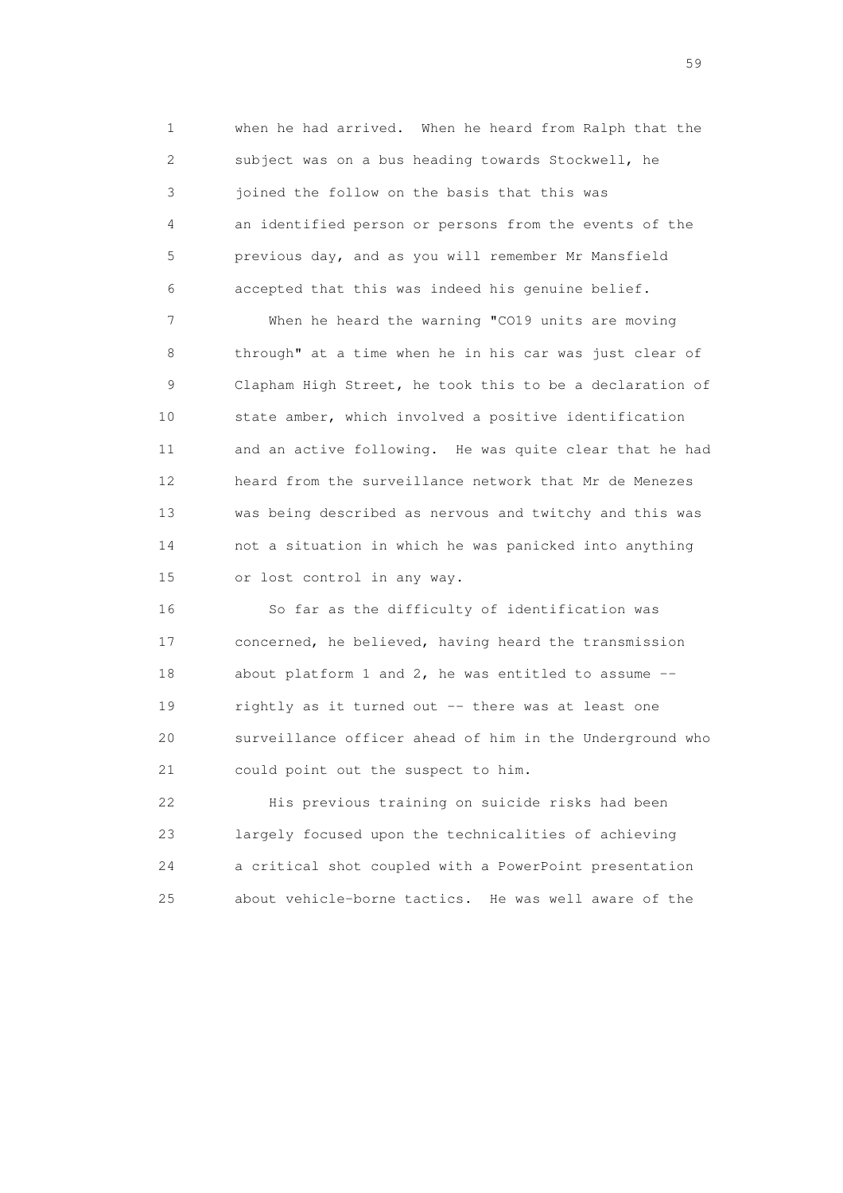when he had arrived. When he heard from Ralph that the subject was on a bus heading towards Stockwell, he joined the follow on the basis that this was an identified person or persons from the events of the previous day, and as you will remember Mr Mansfield accepted that this was indeed his genuine belief.

When he heard the warning "CO19 units are moving through" at a time when he in his car was just clear of Clapham High Street, he took this to be a declaration of state amber, which involved a positive identification and an active following. He was quite clear that he had heard from the surveillance network that Mr de Menezes was being described as nervous and twitchy and this was not a situation in which he was panicked into anything or lost control in any way.

So far as the difficulty of identification was concerned, he believed, having heard the transmission about platform 1 and 2, he was entitled to assume -- rightly as it turned out -- there was at least one surveillance officer ahead of him in the Underground who could point out the suspect to him.

His previous training on suicide risks had been largely focused upon the technicalities of achieving a critical shot coupled with a PowerPoint presentation about vehicle-borne tactics. He was well aware of the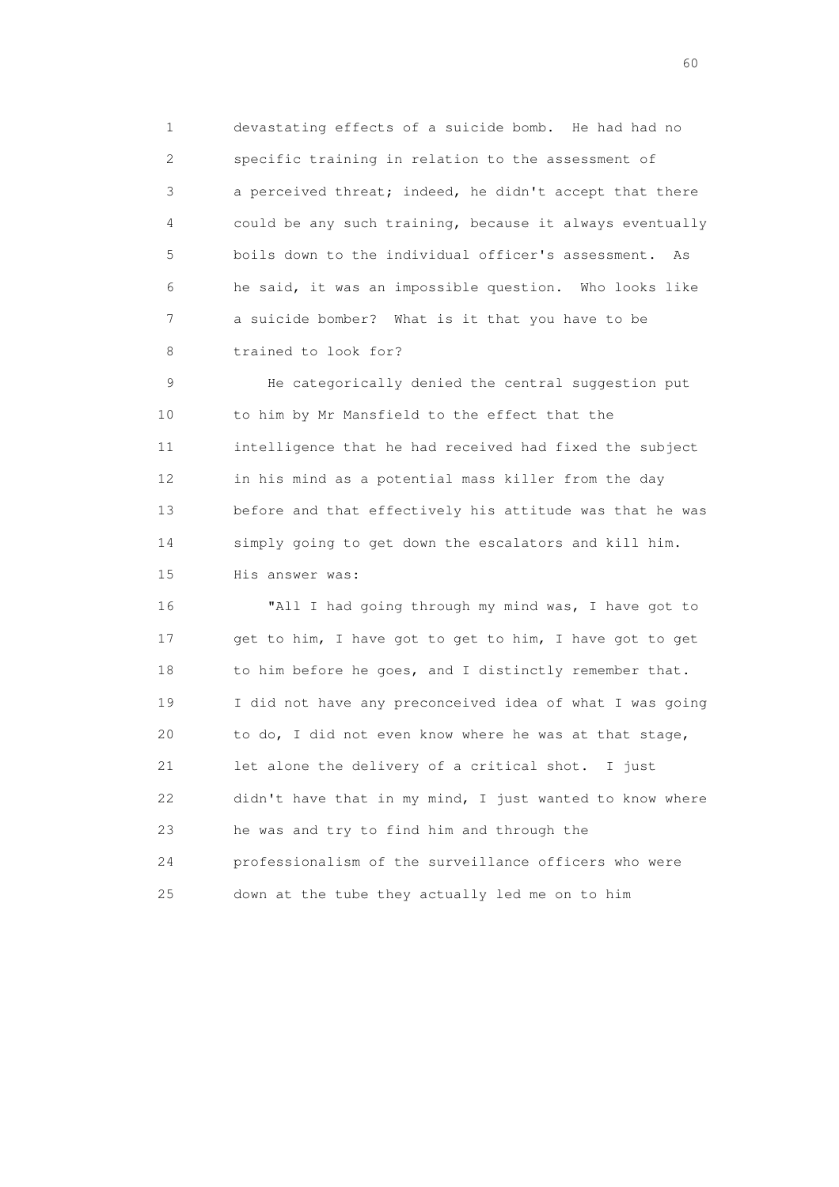devastating effects of a suicide bomb. He had had no specific training in relation to the assessment of a perceived threat; indeed, he didn't accept that there could be any such training, because it always eventually boils down to the individual officer's assessment. As he said, it was an impossible question. Who looks like a suicide bomber? What is it that you have to be trained to look for?

He categorically denied the central suggestion put to him by Mr Mansfield to the effect that the intelligence that he had received had fixed the subject in his mind as a potential mass killer from the day before and that effectively his attitude was that he was simply going to get down the escalators and kill him. His answer was:

"All I had going through my mind was, I have got to get to him, I have got to get to him, I have got to get to him before he goes, and I distinctly remember that. I did not have any preconceived idea of what I was going to do, I did not even know where he was at that stage, let alone the delivery of a critical shot. I just didn't have that in my mind, I just wanted to know where he was and try to find him and through the professionalism of the surveillance officers who were down at the tube they actually led me on to him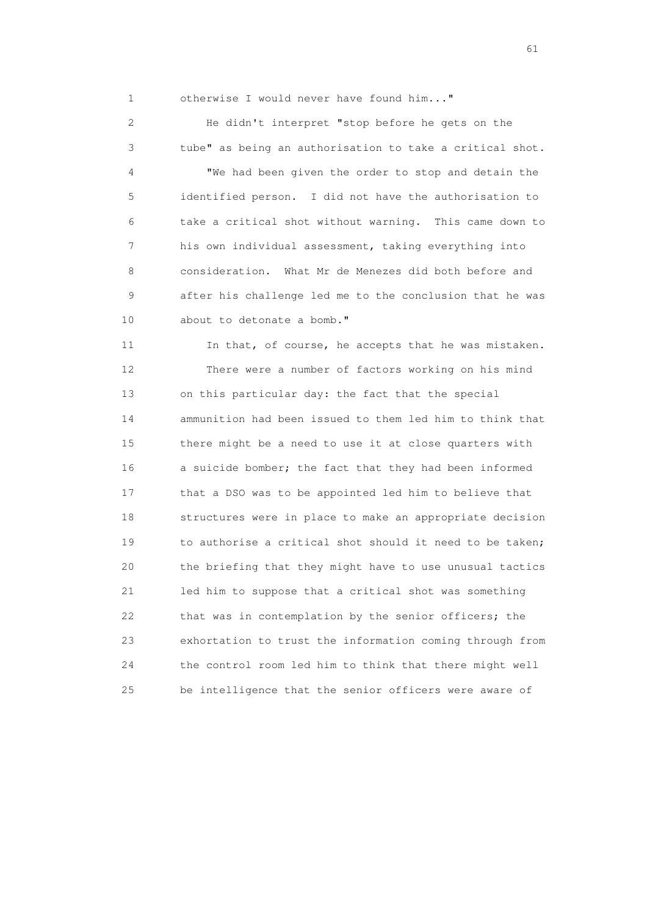otherwise I would never have found him..."

He didn't interpret "stop before he gets on the tube" as being an authorisation to take a critical shot.

"We had been given the order to stop and detain the identified person. I did not have the authorisation to take a critical shot without warning. This came down to his own individual assessment, taking everything into consideration. What Mr de Menezes did both before and after his challenge led me to the conclusion that he was about to detonate a bomb."

In that, of course, he accepts that he was mistaken.

There were a number of factors working on his mind on this particular day: the fact that the special ammunition had been issued to them led him to think that there might be a need to use it at close quarters with a suicide bomber; the fact that they had been informed that a DSO was to be appointed led him to believe that structures were in place to make an appropriate decision to authorise a critical shot should it need to be taken; the briefing that they might have to use unusual tactics led him to suppose that a critical shot was something that was in contemplation by the senior officers; the exhortation to trust the information coming through from the control room led him to think that there might well be intelligence that the senior officers were aware of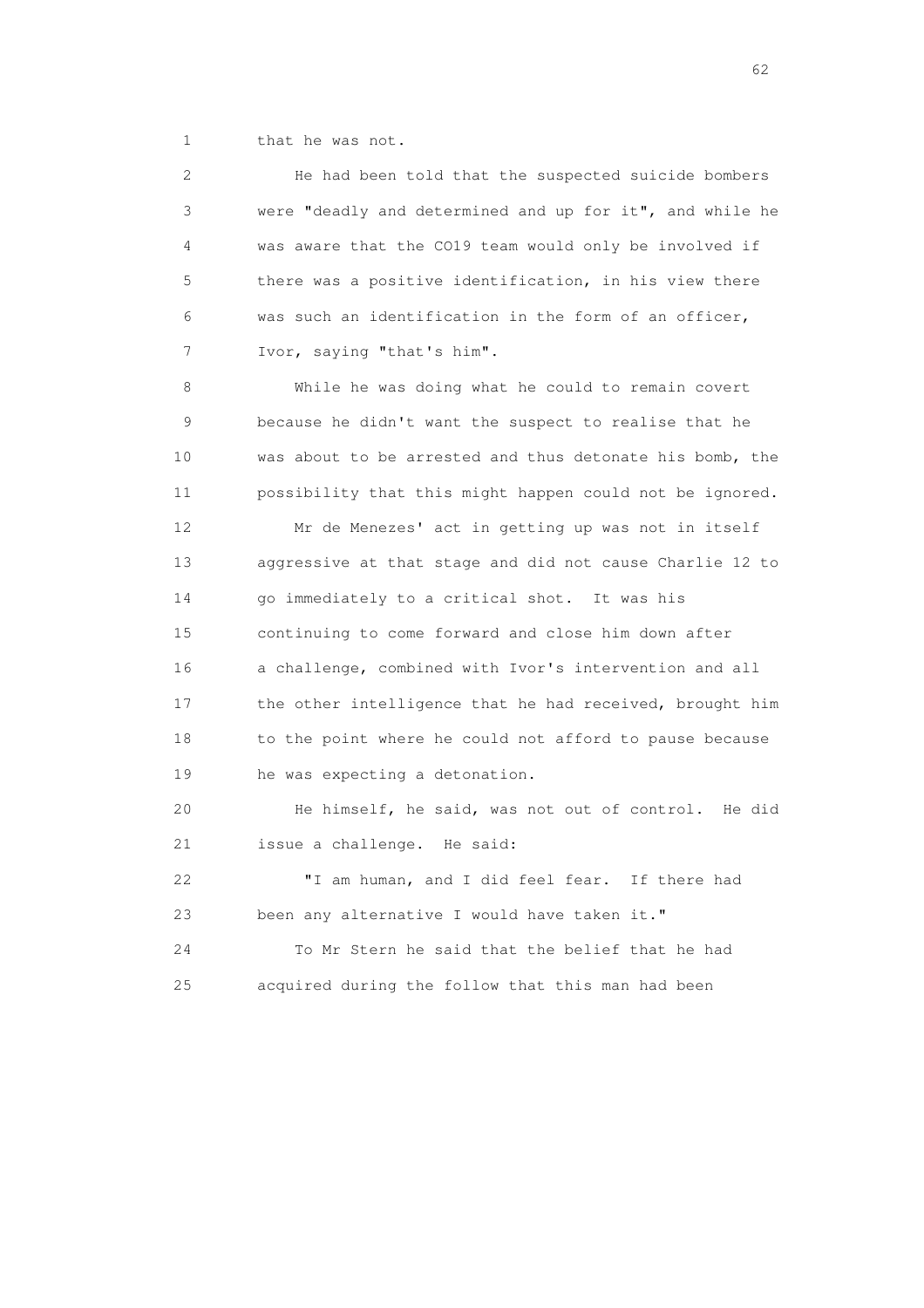that he was not.

He had been told that the suspected suicide bombers were "deadly and determined and up for it", and while he was aware that the CO19 team would only be involved if there was a positive identification, in his view there was such an identification in the form of an officer, Ivor, saying "that's him".

While he was doing what he could to remain covert because he didn't want the suspect to realise that he was about to be arrested and thus detonate his bomb, the possibility that this might happen could not be ignored.

Mr de Menezes' act in getting up was not in itself aggressive at that stage and did not cause Charlie 12 to go immediately to a critical shot. It was his continuing to come forward and close him down after a challenge, combined with Ivor's intervention and all the other intelligence that he had received, brought him to the point where he could not afford to pause because he was expecting a detonation.

He himself, he said, was not out of control. He did issue a challenge. He said:

"I am human, and I did feel fear. If there had been any alternative I would have taken it."

To Mr Stern he said that the belief that he had acquired during the follow that this man had been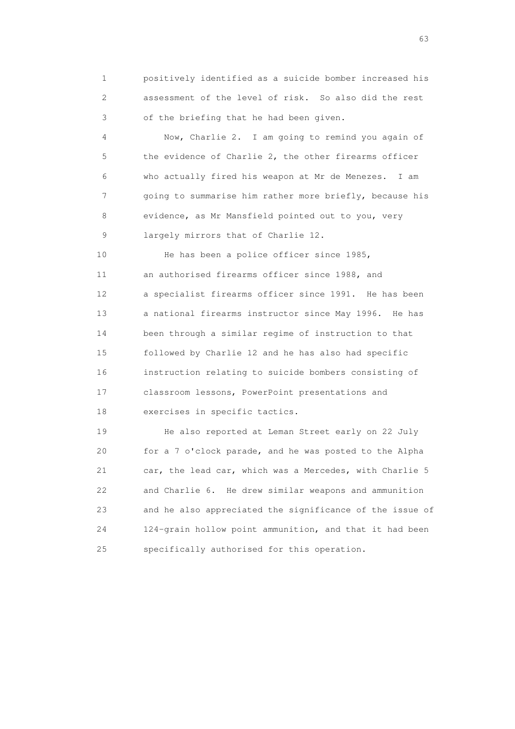positively identified as a suicide bomber increased his assessment of the level of risk. So also did the rest of the briefing that he had been given.

Now, Charlie 2. I am going to remind you again of the evidence of Charlie 2, the other firearms officer who actually fired his weapon at Mr de Menezes. I am going to summarise him rather more briefly, because his evidence, as Mr Mansfield pointed out to you, very largely mirrors that of Charlie 12.

He has been a police officer since 1985, an authorised firearms officer since 1988, and a specialist firearms officer since 1991. He has been a national firearms instructor since May 1996. He has been through a similar regime of instruction to that followed by Charlie 12 and he has also had specific instruction relating to suicide bombers consisting of classroom lessons, PowerPoint presentations and exercises in specific tactics.

He also reported at Leman Street early on 22 July for a 7 o'clock parade, and he was posted to the Alpha car, the lead car, which was a Mercedes, with Charlie 5 and Charlie 6. He drew similar weapons and ammunition and he also appreciated the significance of the issue of 124-grain hollow point ammunition, and that it had been specifically authorised for this operation.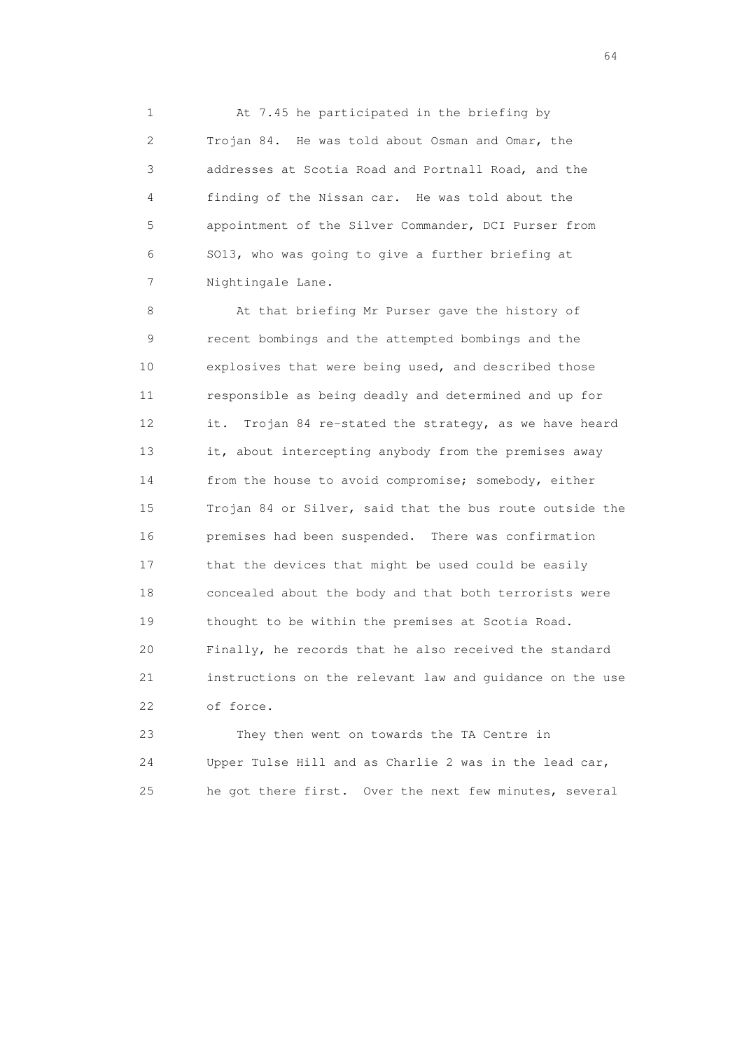At 7.45 he participated in the briefing by Trojan 84. He was told about Osman and Omar, the addresses at Scotia Road and Portnall Road, and the finding of the Nissan car. He was told about the appointment of the Silver Commander, DCI Purser from SO13, who was going to give a further briefing at Nightingale Lane.

At that briefing Mr Purser gave the history of recent bombings and the attempted bombings and the explosives that were being used, and described those responsible as being deadly and determined and up for it. Trojan 84 re-stated the strategy, as we have heard it, about intercepting anybody from the premises away from the house to avoid compromise; somebody, either Trojan 84 or Silver, said that the bus route outside the premises had been suspended. There was confirmation that the devices that might be used could be easily concealed about the body and that both terrorists were thought to be within the premises at Scotia Road. Finally, he records that he also received the standard instructions on the relevant law and guidance on the use of force.

They then went on towards the TA Centre in Upper Tulse Hill and as Charlie 2 was in the lead car, he got there first. Over the next few minutes, several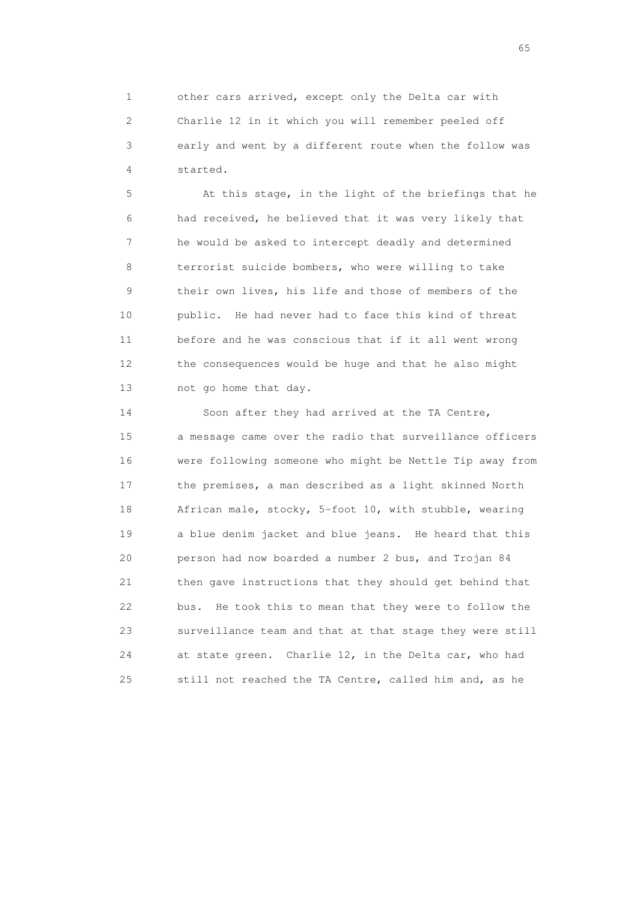other cars arrived, except only the Delta car with Charlie 12 in it which you will remember peeled off early and went by a different route when the follow was started.

At this stage, in the light of the briefings that he had received, he believed that it was very likely that he would be asked to intercept deadly and determined terrorist suicide bombers, who were willing to take their own lives, his life and those of members of the public. He had never had to face this kind of threat before and he was conscious that if it all went wrong the consequences would be huge and that he also might not go home that day.

Soon after they had arrived at the TA Centre, a message came over the radio that surveillance officers were following someone who might be Nettle Tip away from the premises, a man described as a light skinned North African male, stocky, 5-foot 10, with stubble, wearing a blue denim jacket and blue jeans. He heard that this person had now boarded a number 2 bus, and Trojan 84 then gave instructions that they should get behind that bus. He took this to mean that they were to follow the surveillance team and that at that stage they were still at state green. Charlie 12, in the Delta car, who had still not reached the TA Centre, called him and, as he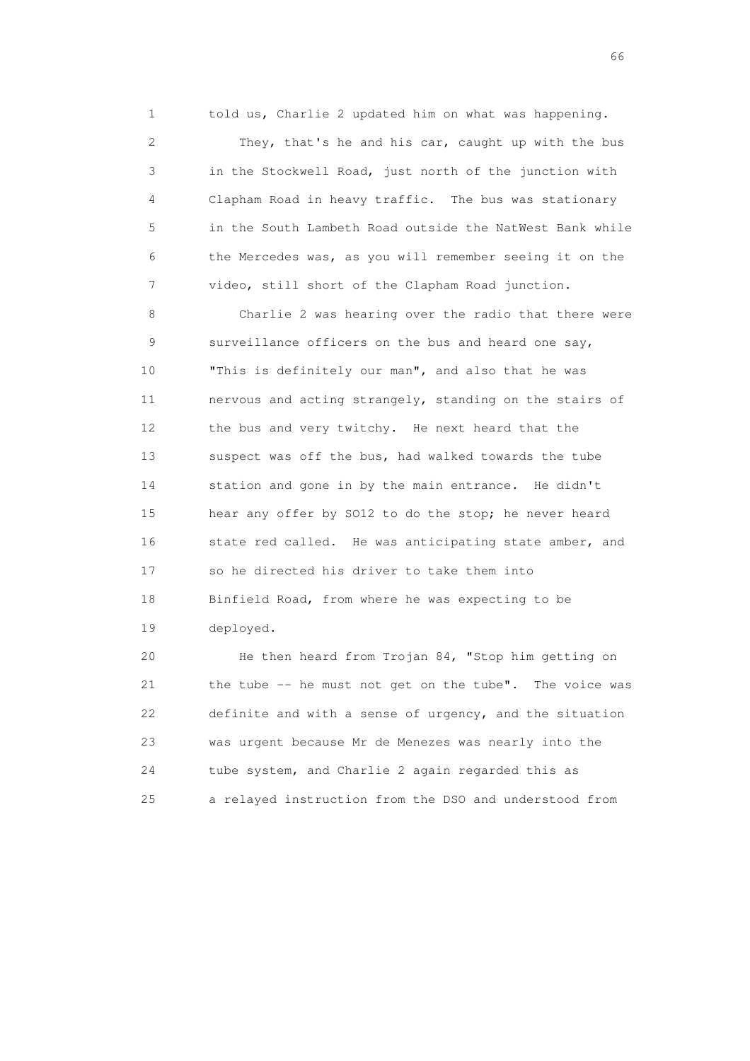told us, Charlie 2 updated him on what was happening.

They, that's he and his car, caught up with the bus in the Stockwell Road, just north of the junction with Clapham Road in heavy traffic. The bus was stationary in the South Lambeth Road outside the NatWest Bank while the Mercedes was, as you will remember seeing it on the video, still short of the Clapham Road junction.

Charlie 2 was hearing over the radio that there were surveillance officers on the bus and heard one say, "This is definitely our man", and also that he was nervous and acting strangely, standing on the stairs of the bus and very twitchy. He next heard that the suspect was off the bus, had walked towards the tube station and gone in by the main entrance. He didn't hear any offer by SO12 to do the stop; he never heard state red called. He was anticipating state amber, and so he directed his driver to take them into Binfield Road, from where he was expecting to be deployed.

He then heard from Trojan 84, "Stop him getting on the tube -- he must not get on the tube". The voice was definite and with a sense of urgency, and the situation was urgent because Mr de Menezes was nearly into the tube system, and Charlie 2 again regarded this as a relayed instruction from the DSO and understood from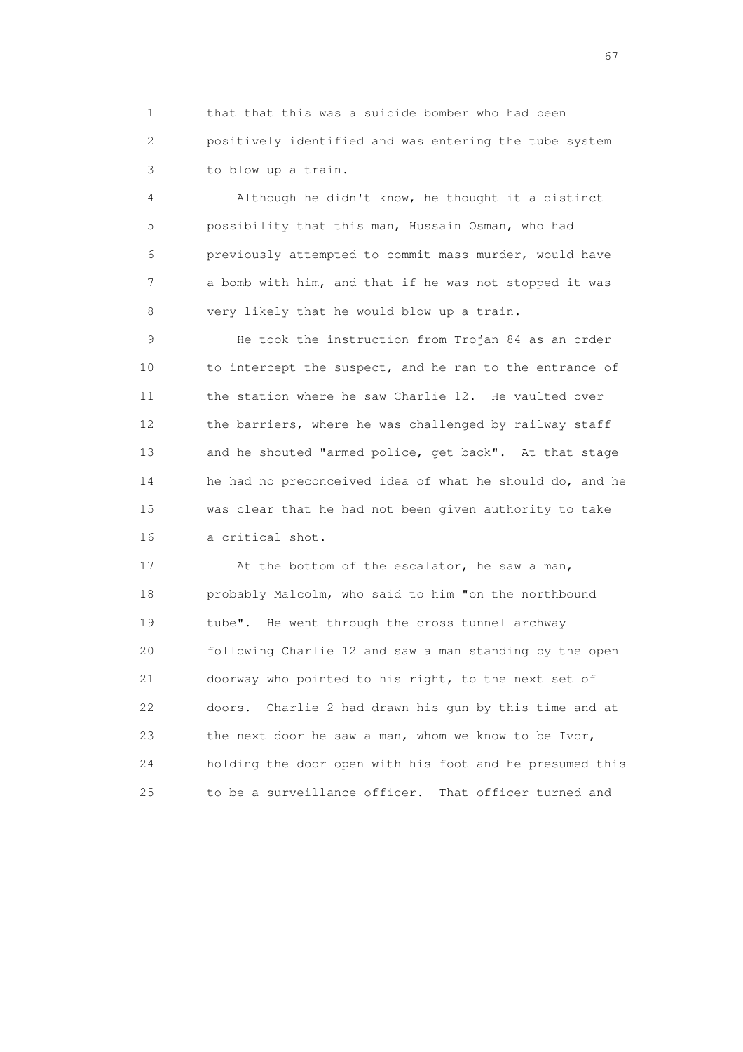that that this was a suicide bomber who had been positively identified and was entering the tube system to blow up a train.

Although he didn't know, he thought it a distinct possibility that this man, Hussain Osman, who had previously attempted to commit mass murder, would have a bomb with him, and that if he was not stopped it was very likely that he would blow up a train.

He took the instruction from Trojan 84 as an order to intercept the suspect, and he ran to the entrance of the station where he saw Charlie 12. He vaulted over the barriers, where he was challenged by railway staff and he shouted "armed police, get back". At that stage he had no preconceived idea of what he should do, and he was clear that he had not been given authority to take a critical shot.

At the bottom of the escalator, he saw a man, probably Malcolm, who said to him "on the northbound tube". He went through the cross tunnel archway following Charlie 12 and saw a man standing by the open doorway who pointed to his right, to the next set of doors. Charlie 2 had drawn his gun by this time and at the next door he saw a man, whom we know to be Ivor, holding the door open with his foot and he presumed this to be a surveillance officer. That officer turned and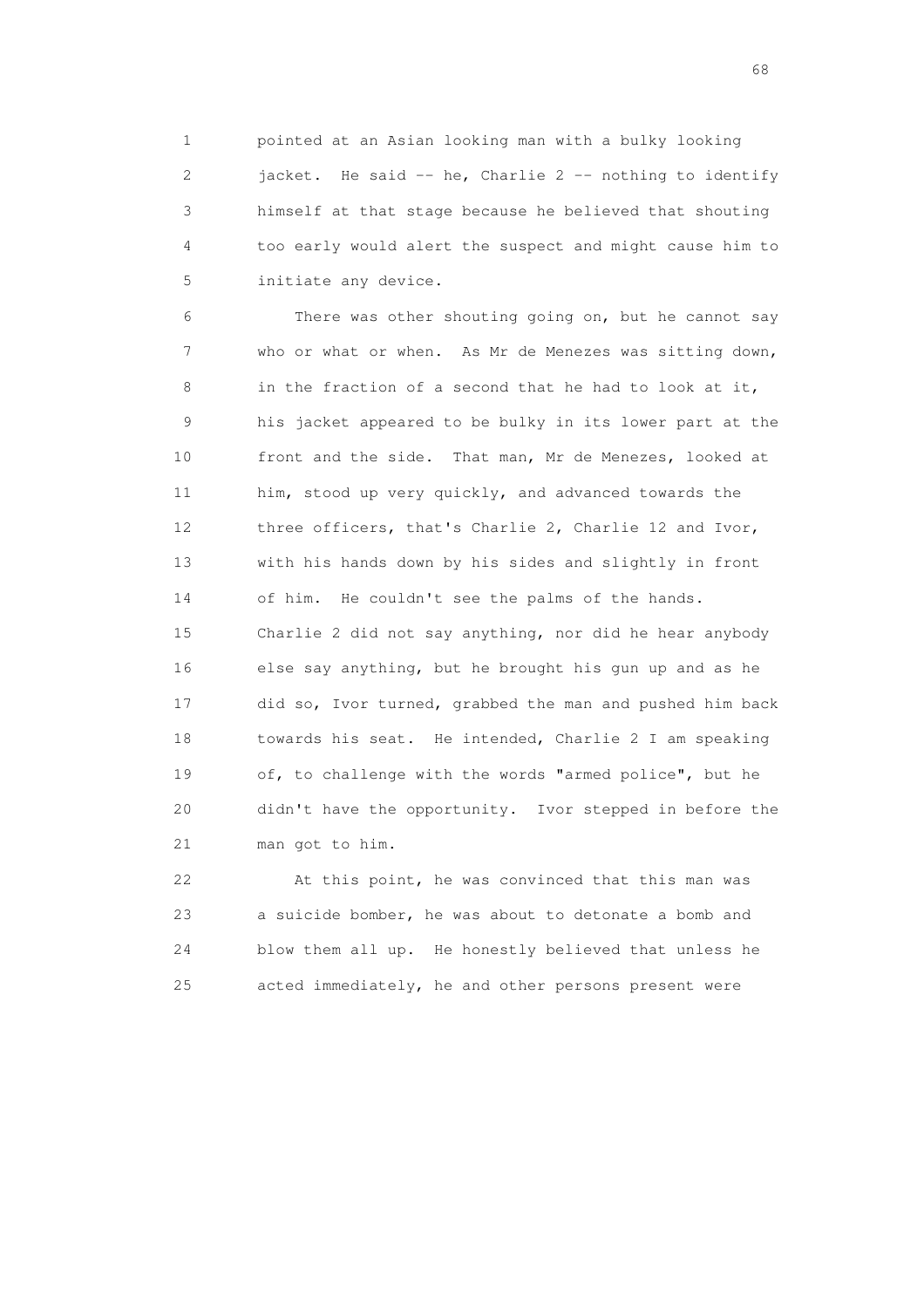pointed at an Asian looking man with a bulky looking jacket. He said -- he, Charlie 2 -- nothing to identify himself at that stage because he believed that shouting too early would alert the suspect and might cause him to initiate any device.

There was other shouting going on, but he cannot say who or what or when. As Mr de Menezes was sitting down, in the fraction of a second that he had to look at it, his jacket appeared to be bulky in its lower part at the front and the side. That man, Mr de Menezes, looked at him, stood up very quickly, and advanced towards the three officers, that's Charlie 2, Charlie 12 and Ivor, with his hands down by his sides and slightly in front of him. He couldn't see the palms of the hands. Charlie 2 did not say anything, nor did he hear anybody else say anything, but he brought his gun up and as he did so, Ivor turned, grabbed the man and pushed him back towards his seat. He intended, Charlie 2 I am speaking of, to challenge with the words "armed police", but he didn't have the opportunity. Ivor stepped in before the man got to him.

At this point, he was convinced that this man was a suicide bomber, he was about to detonate a bomb and blow them all up. He honestly believed that unless he acted immediately, he and other persons present were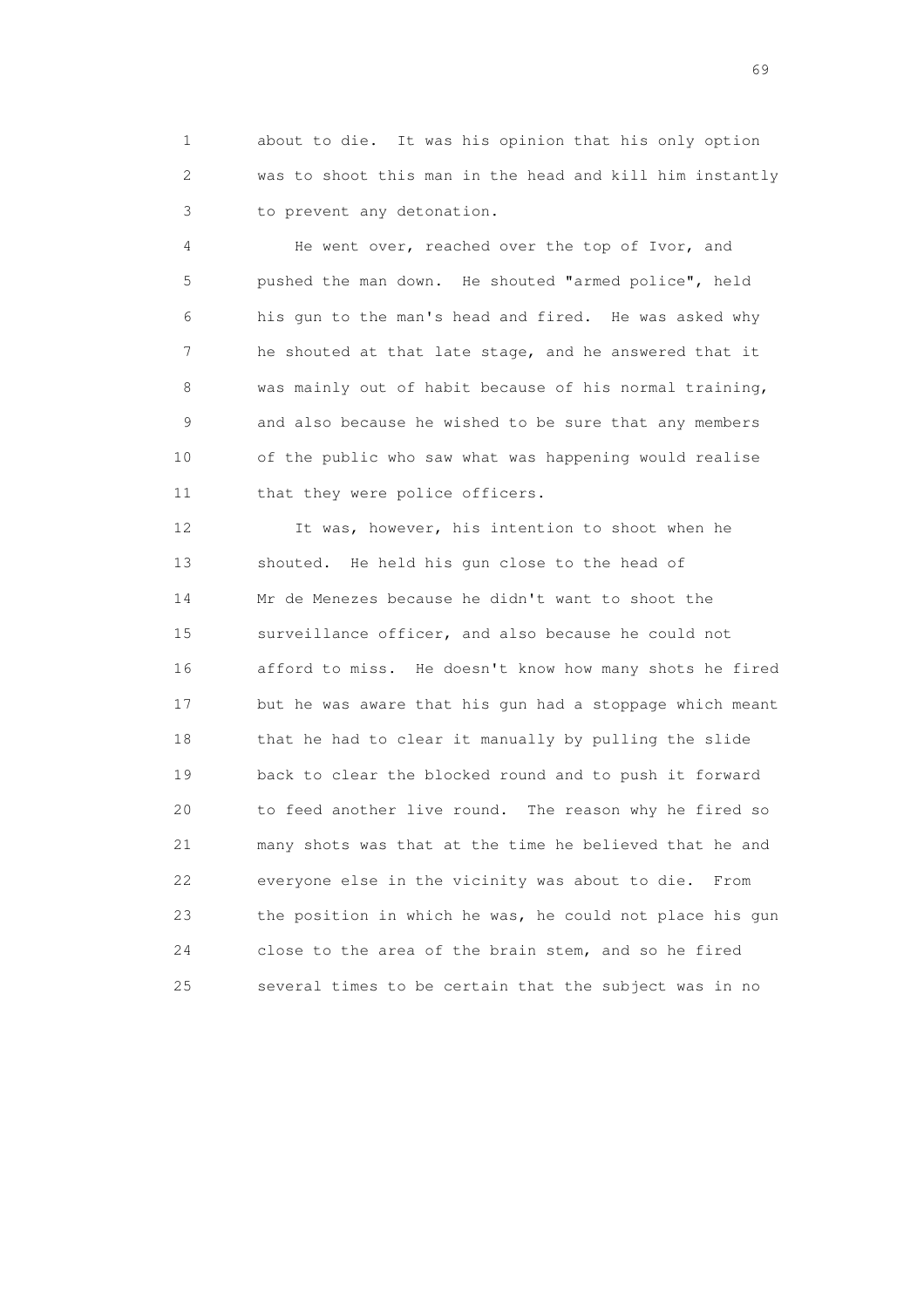about to die. It was his opinion that his only option was to shoot this man in the head and kill him instantly to prevent any detonation.

He went over, reached over the top of Ivor, and pushed the man down. He shouted "armed police", held his gun to the man's head and fired. He was asked why he shouted at that late stage, and he answered that it was mainly out of habit because of his normal training, and also because he wished to be sure that any members of the public who saw what was happening would realise that they were police officers.

It was, however, his intention to shoot when he shouted. He held his gun close to the head of Mr de Menezes because he didn't want to shoot the surveillance officer, and also because he could not afford to miss. He doesn't know how many shots he fired but he was aware that his gun had a stoppage which meant that he had to clear it manually by pulling the slide back to clear the blocked round and to push it forward to feed another live round. The reason why he fired so many shots was that at the time he believed that he and everyone else in the vicinity was about to die. From the position in which he was, he could not place his gun close to the area of the brain stem, and so he fired several times to be certain that the subject was in no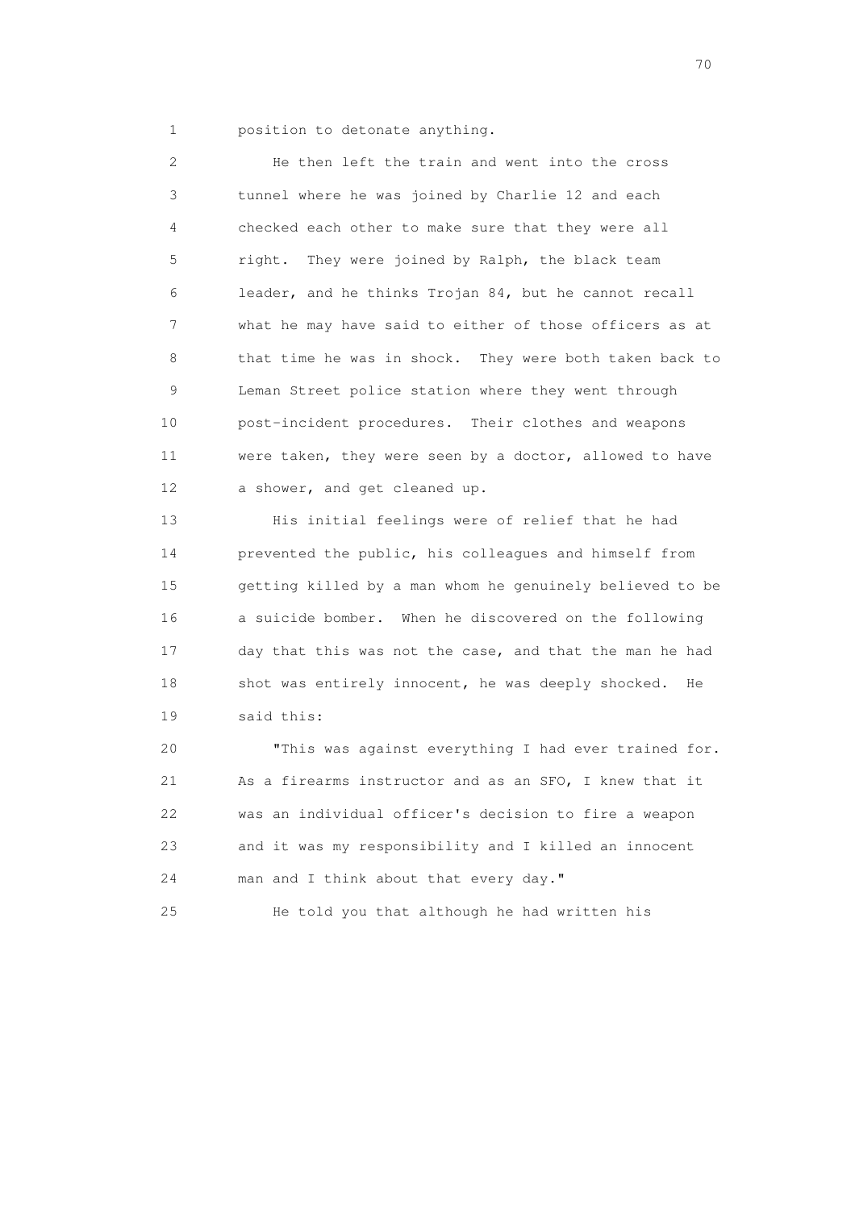position to detonate anything.

He then left the train and went into the cross tunnel where he was joined by Charlie 12 and each checked each other to make sure that they were all right. They were joined by Ralph, the black team leader, and he thinks Trojan 84, but he cannot recall what he may have said to either of those officers as at that time he was in shock. They were both taken back to Leman Street police station where they went through post-incident procedures. Their clothes and weapons were taken, they were seen by a doctor, allowed to have a shower, and get cleaned up.

His initial feelings were of relief that he had prevented the public, his colleagues and himself from getting killed by a man whom he genuinely believed to be a suicide bomber. When he discovered on the following day that this was not the case, and that the man he had shot was entirely innocent, he was deeply shocked. He said this:

"This was against everything I had ever trained for. As a firearms instructor and as an SFO, I knew that it was an individual officer's decision to fire a weapon and it was my responsibility and I killed an innocent man and I think about that every day."

He told you that although he had written his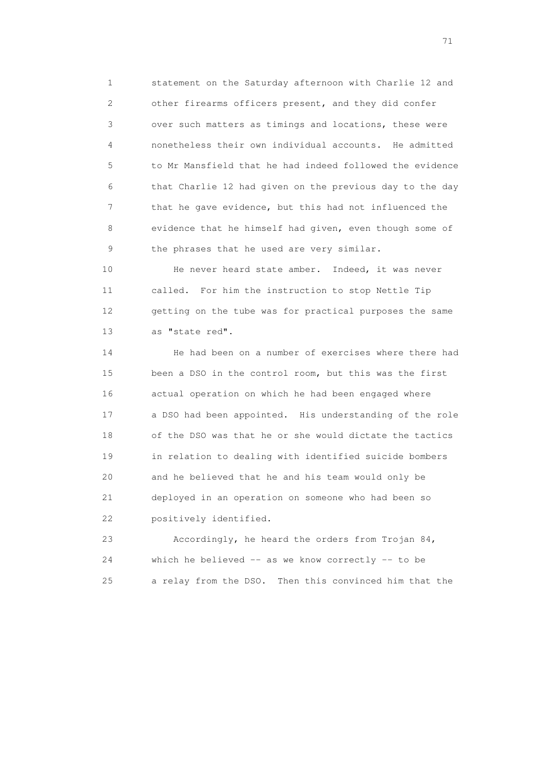statement on the Saturday afternoon with Charlie 12 and other firearms officers present, and they did confer over such matters as timings and locations, these were nonetheless their own individual accounts. He admitted to Mr Mansfield that he had indeed followed the evidence that Charlie 12 had given on the previous day to the day that he gave evidence, but this had not influenced the evidence that he himself had given, even though some of the phrases that he used are very similar.

He never heard state amber. Indeed, it was never called. For him the instruction to stop Nettle Tip getting on the tube was for practical purposes the same as "state red".

He had been on a number of exercises where there had been a DSO in the control room, but this was the first actual operation on which he had been engaged where a DSO had been appointed. His understanding of the role of the DSO was that he or she would dictate the tactics in relation to dealing with identified suicide bombers and he believed that he and his team would only be deployed in an operation on someone who had been so positively identified.

Accordingly, he heard the orders from Trojan 84, which he believed -- as we know correctly -- to be a relay from the DSO. Then this convinced him that the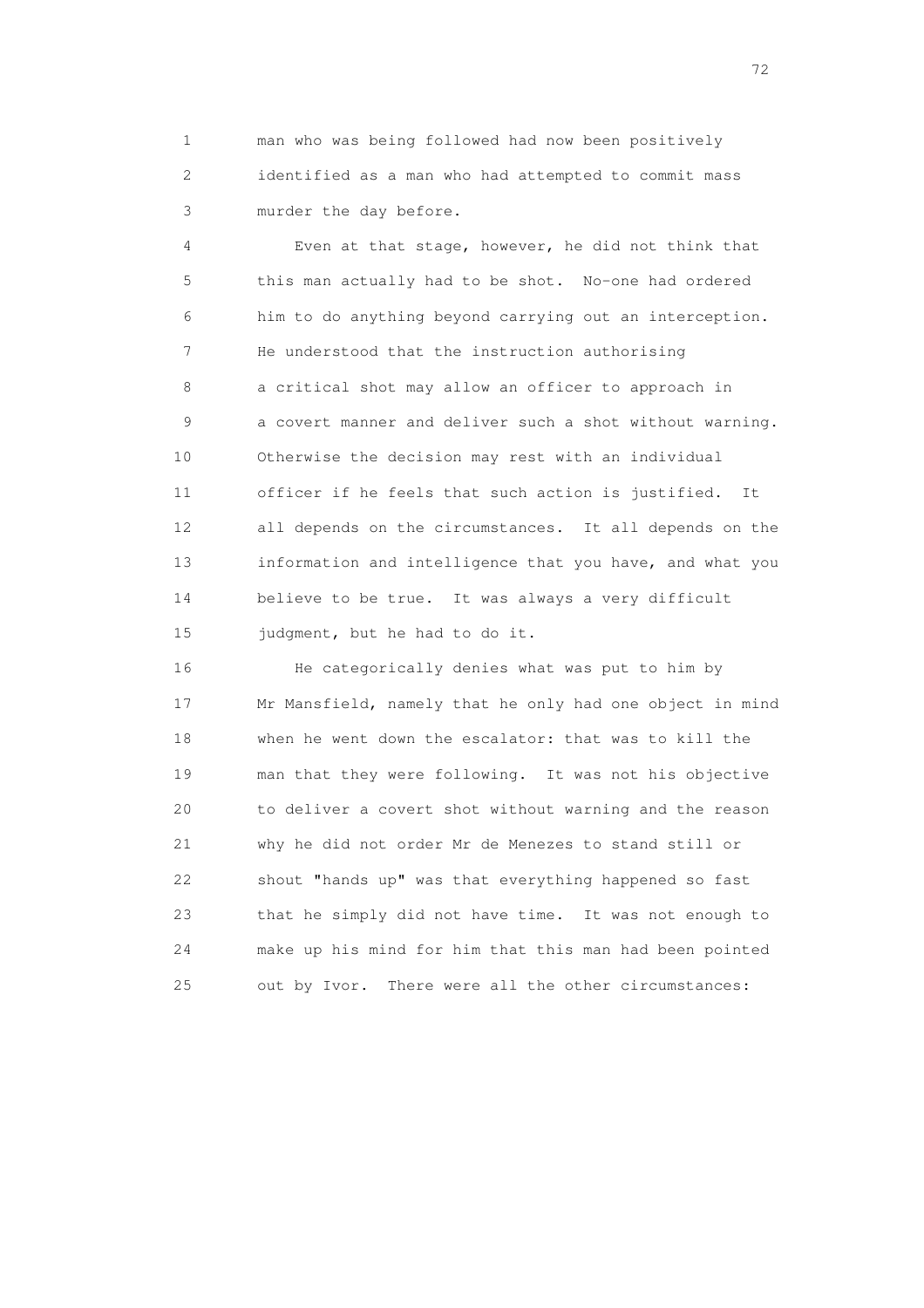man who was being followed had now been positively identified as a man who had attempted to commit mass murder the day before.

Even at that stage, however, he did not think that this man actually had to be shot. No-one had ordered him to do anything beyond carrying out an interception. He understood that the instruction authorising a critical shot may allow an officer to approach in a covert manner and deliver such a shot without warning. Otherwise the decision may rest with an individual officer if he feels that such action is justified. It all depends on the circumstances. It all depends on the information and intelligence that you have, and what you believe to be true. It was always a very difficult judgment, but he had to do it.

He categorically denies what was put to him by Mr Mansfield, namely that he only had one object in mind when he went down the escalator: that was to kill the man that they were following. It was not his objective to deliver a covert shot without warning and the reason why he did not order Mr de Menezes to stand still or shout "hands up" was that everything happened so fast that he simply did not have time. It was not enough to make up his mind for him that this man had been pointed out by Ivor. There were all the other circumstances: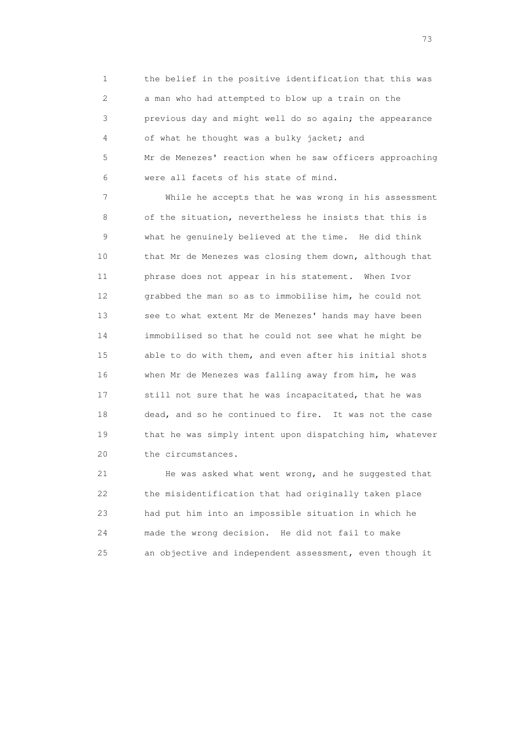the belief in the positive identification that this was a man who had attempted to blow up a train on the previous day and might well do so again; the appearance of what he thought was a bulky jacket; and Mr de Menezes' reaction when he saw officers approaching were all facets of his state of mind.

While he accepts that he was wrong in his assessment of the situation, nevertheless he insists that this is what he genuinely believed at the time. He did think that Mr de Menezes was closing them down, although that phrase does not appear in his statement. When Ivor grabbed the man so as to immobilise him, he could not see to what extent Mr de Menezes' hands may have been immobilised so that he could not see what he might be able to do with them, and even after his initial shots when Mr de Menezes was falling away from him, he was still not sure that he was incapacitated, that he was dead, and so he continued to fire. It was not the case that he was simply intent upon dispatching him, whatever the circumstances.

He was asked what went wrong, and he suggested that the misidentification that had originally taken place had put him into an impossible situation in which he made the wrong decision. He did not fail to make an objective and independent assessment, even though it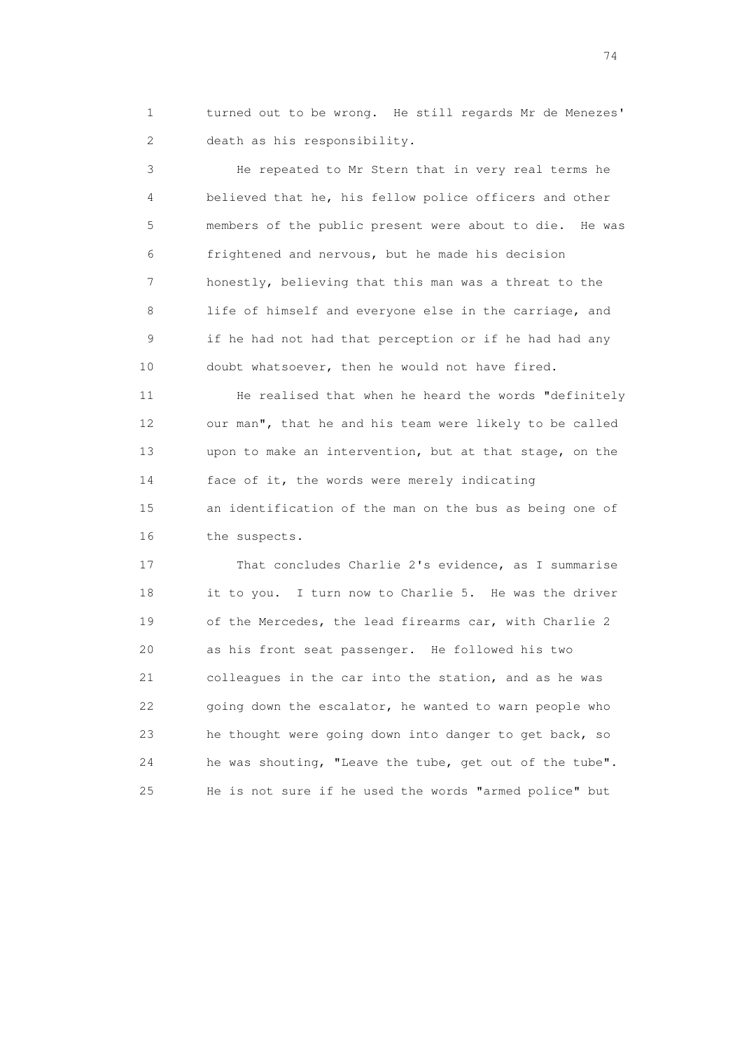turned out to be wrong. He still regards Mr de Menezes' death as his responsibility.

He repeated to Mr Stern that in very real terms he believed that he, his fellow police officers and other members of the public present were about to die. He was frightened and nervous, but he made his decision honestly, believing that this man was a threat to the life of himself and everyone else in the carriage, and if he had not had that perception or if he had had any doubt whatsoever, then he would not have fired.

He realised that when he heard the words "definitely our man", that he and his team were likely to be called upon to make an intervention, but at that stage, on the face of it, the words were merely indicating an identification of the man on the bus as being one of the suspects.

That concludes Charlie 2's evidence, as I summarise it to you. I turn now to Charlie 5. He was the driver of the Mercedes, the lead firearms car, with Charlie 2 as his front seat passenger. He followed his two colleagues in the car into the station, and as he was going down the escalator, he wanted to warn people who he thought were going down into danger to get back, so he was shouting, "Leave the tube, get out of the tube". He is not sure if he used the words "armed police" but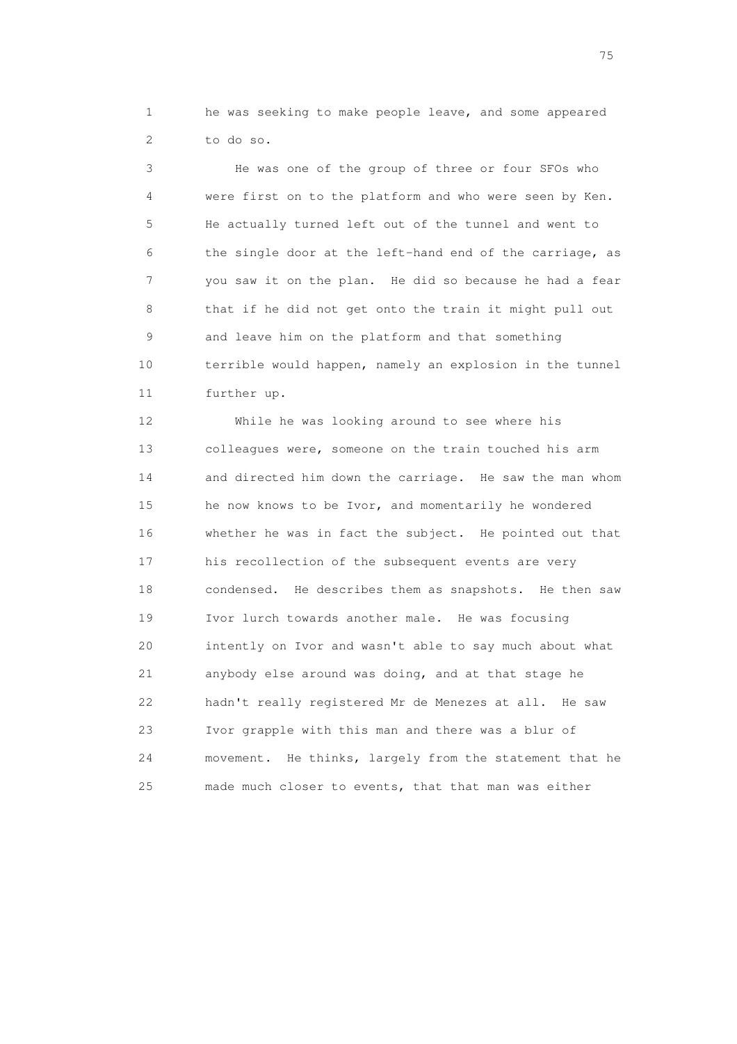he was seeking to make people leave, and some appeared to do so.

He was one of the group of three or four SFOs who were first on to the platform and who were seen by Ken. He actually turned left out of the tunnel and went to the single door at the left-hand end of the carriage, as you saw it on the plan. He did so because he had a fear that if he did not get onto the train it might pull out and leave him on the platform and that something terrible would happen, namely an explosion in the tunnel further up.

While he was looking around to see where his colleagues were, someone on the train touched his arm and directed him down the carriage. He saw the man whom he now knows to be Ivor, and momentarily he wondered whether he was in fact the subject. He pointed out that his recollection of the subsequent events are very condensed. He describes them as snapshots. He then saw Ivor lurch towards another male. He was focusing intently on Ivor and wasn't able to say much about what anybody else around was doing, and at that stage he hadn't really registered Mr de Menezes at all. He saw Ivor grapple with this man and there was a blur of movement. He thinks, largely from the statement that he made much closer to events, that that man was either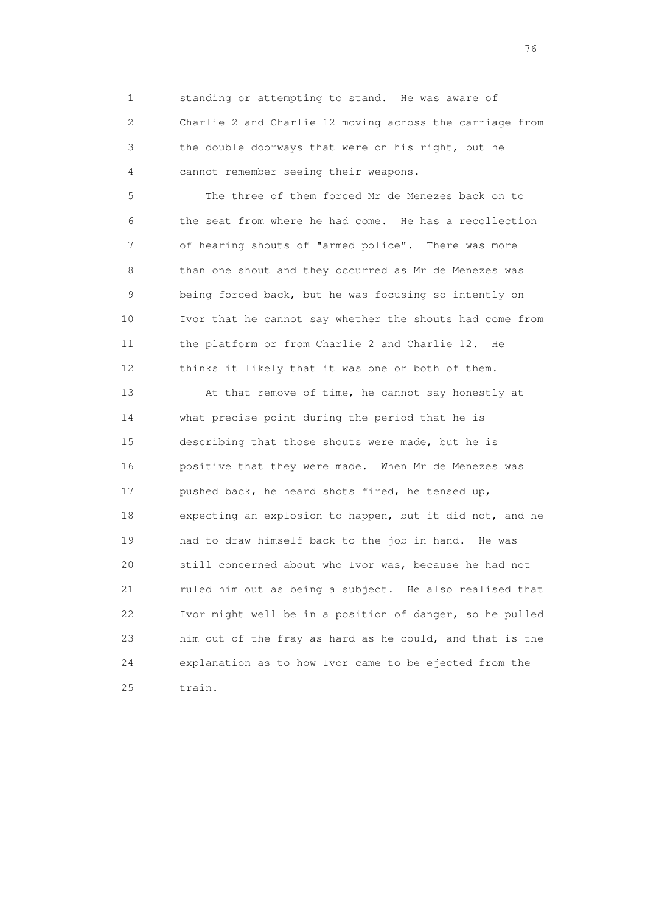standing or attempting to stand. He was aware of Charlie 2 and Charlie 12 moving across the carriage from the double doorways that were on his right, but he cannot remember seeing their weapons.

The three of them forced Mr de Menezes back on to the seat from where he had come. He has a recollection of hearing shouts of "armed police". There was more than one shout and they occurred as Mr de Menezes was being forced back, but he was focusing so intently on Ivor that he cannot say whether the shouts had come from the platform or from Charlie 2 and Charlie 12. He thinks it likely that it was one or both of them.

At that remove of time, he cannot say honestly at what precise point during the period that he is describing that those shouts were made, but he is positive that they were made. When Mr de Menezes was pushed back, he heard shots fired, he tensed up, expecting an explosion to happen, but it did not, and he had to draw himself back to the job in hand. He was still concerned about who Ivor was, because he had not ruled him out as being a subject. He also realised that Ivor might well be in a position of danger, so he pulled him out of the fray as hard as he could, and that is the explanation as to how Ivor came to be ejected from the train.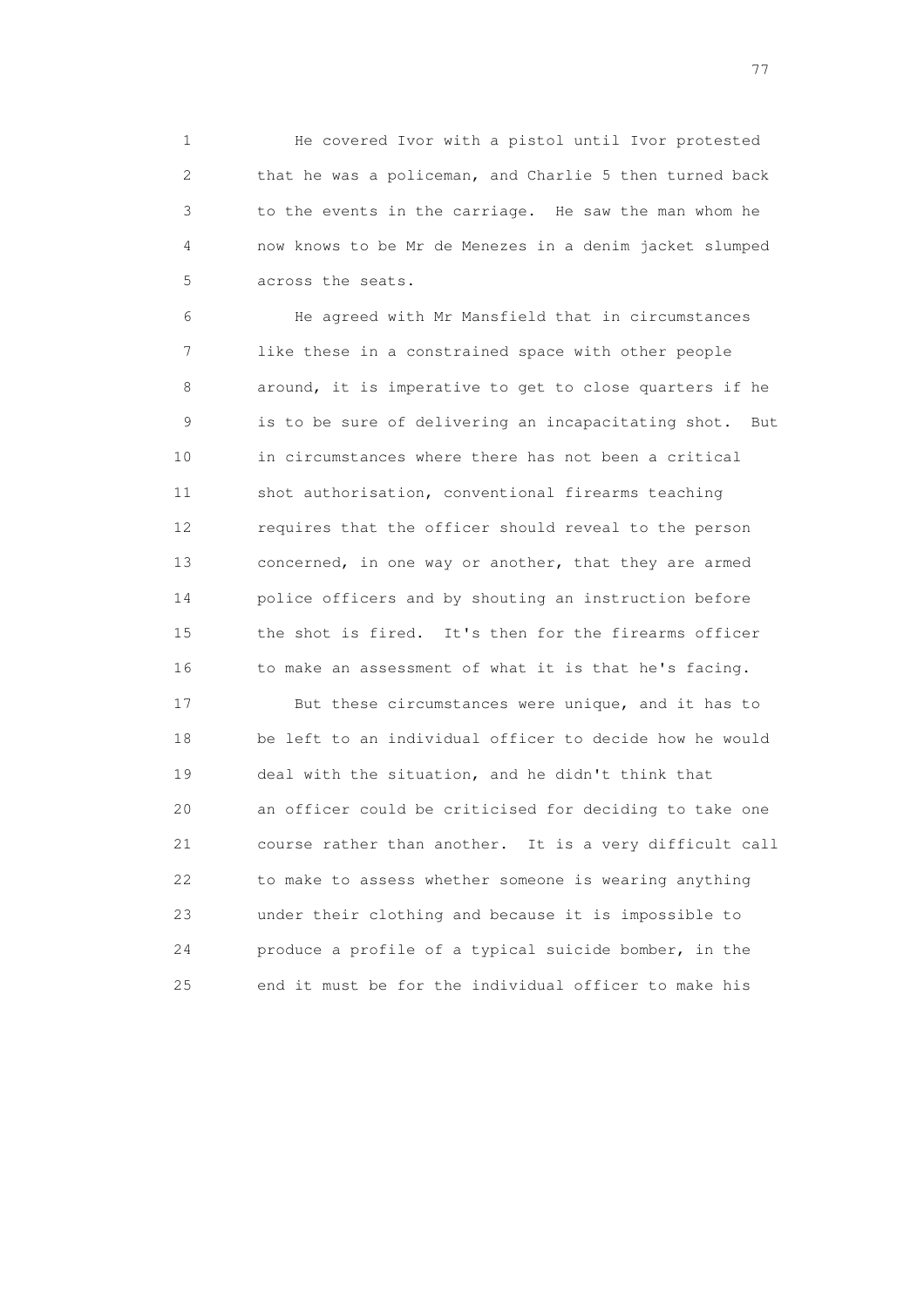He covered Ivor with a pistol until Ivor protested that he was a policeman, and Charlie 5 then turned back to the events in the carriage. He saw the man whom he now knows to be Mr de Menezes in a denim jacket slumped across the seats.

He agreed with Mr Mansfield that in circumstances like these in a constrained space with other people around, it is imperative to get to close quarters if he is to be sure of delivering an incapacitating shot. But in circumstances where there has not been a critical shot authorisation, conventional firearms teaching requires that the officer should reveal to the person concerned, in one way or another, that they are armed police officers and by shouting an instruction before the shot is fired. It's then for the firearms officer to make an assessment of what it is that he's facing.

But these circumstances were unique, and it has to be left to an individual officer to decide how he would deal with the situation, and he didn't think that an officer could be criticised for deciding to take one course rather than another. It is a very difficult call to make to assess whether someone is wearing anything under their clothing and because it is impossible to produce a profile of a typical suicide bomber, in the end it must be for the individual officer to make his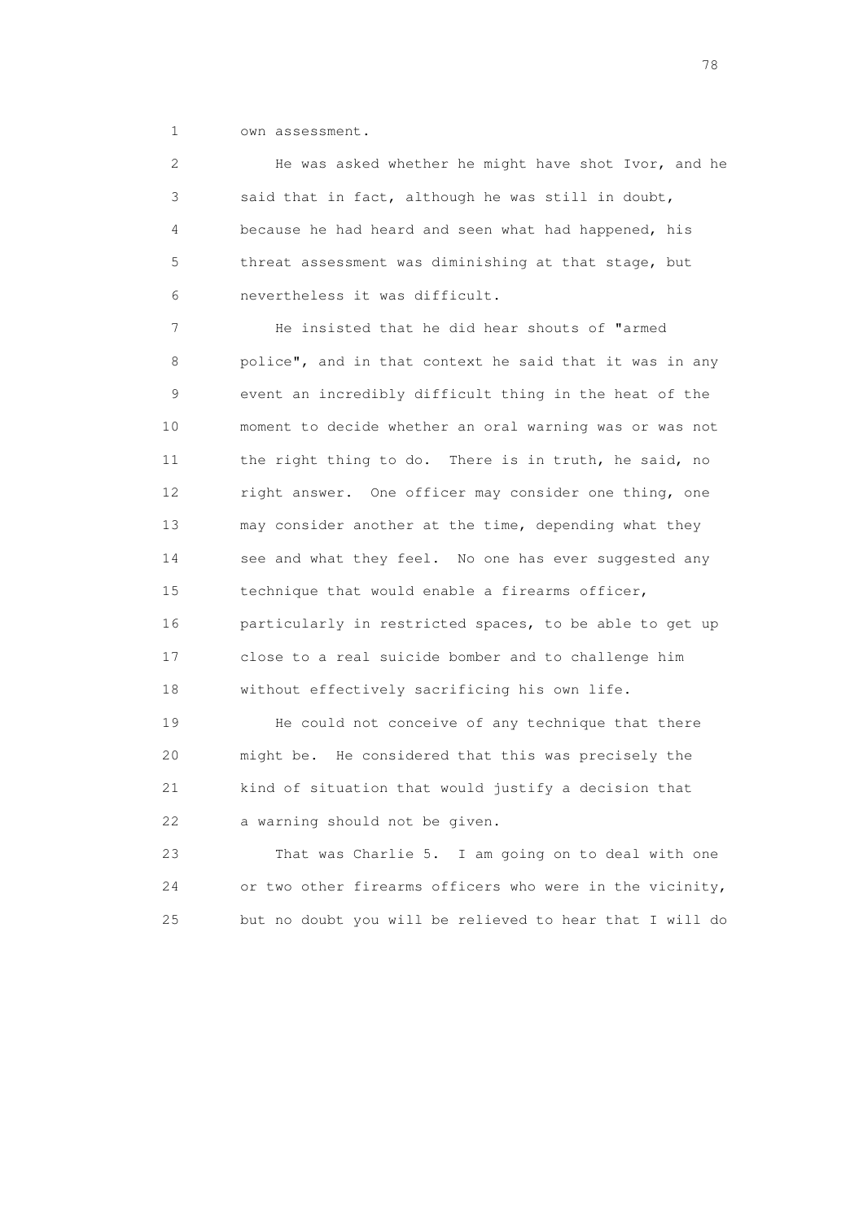own assessment.

He was asked whether he might have shot Ivor, and he said that in fact, although he was still in doubt, because he had heard and seen what had happened, his threat assessment was diminishing at that stage, but nevertheless it was difficult.

He insisted that he did hear shouts of "armed police", and in that context he said that it was in any event an incredibly difficult thing in the heat of the moment to decide whether an oral warning was or was not the right thing to do. There is in truth, he said, no right answer. One officer may consider one thing, one may consider another at the time, depending what they see and what they feel. No one has ever suggested any technique that would enable a firearms officer, particularly in restricted spaces, to be able to get up close to a real suicide bomber and to challenge him without effectively sacrificing his own life.

He could not conceive of any technique that there might be. He considered that this was precisely the kind of situation that would justify a decision that a warning should not be given.

That was Charlie 5. I am going on to deal with one or two other firearms officers who were in the vicinity, but no doubt you will be relieved to hear that I will do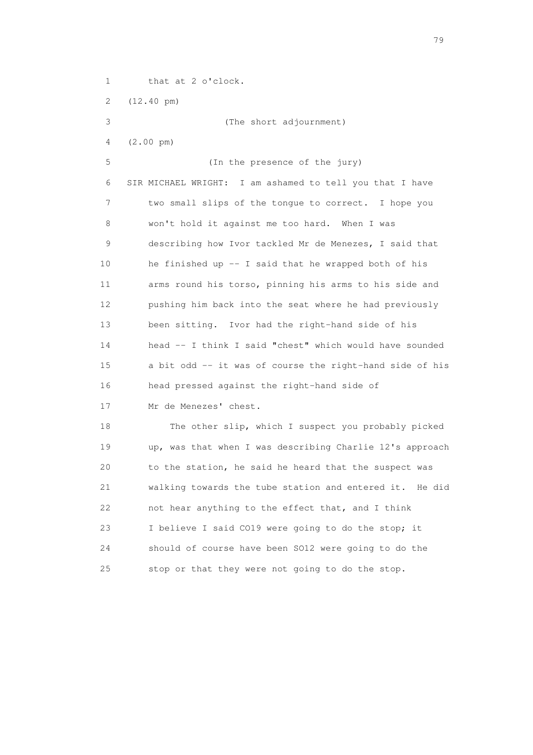1 that at 2 o'clock.

2 (12.40 pm)

3 (The short adjournment)

4 (2.00 pm)

5 (In the presence of the jury)

6 SIR MICHAEL WRIGHT: I am ashamed to tell you that I have
7 two small slips of the tongue to correct. I hope you
8 won't hold it against me too hard. When I was
9 describing how Ivor tackled Mr de Menezes, I said that
10 he finished up -- I said that he wrapped both of his
11 arms round his torso, pinning his arms to his side and
12 pushing him back into the seat where he had previously
13 been sitting. Ivor had the right-hand side of his
14 head -- I think I said "chest" which would have sounded
15 a bit odd -- it was of course the right-hand side of his
16 head pressed against the right-hand side of
17 Mr de Menezes' chest.

18 The other slip, which I suspect you probably picked
19 up, was that when I was describing Charlie 12's approach
20 to the station, he said he heard that the suspect was
21 walking towards the tube station and entered it. He did
22 not hear anything to the effect that, and I think
23 I believe I said CO19 were going to do the stop; it
24 should of course have been SO12 were going to do the
25 stop or that they were not going to do the stop.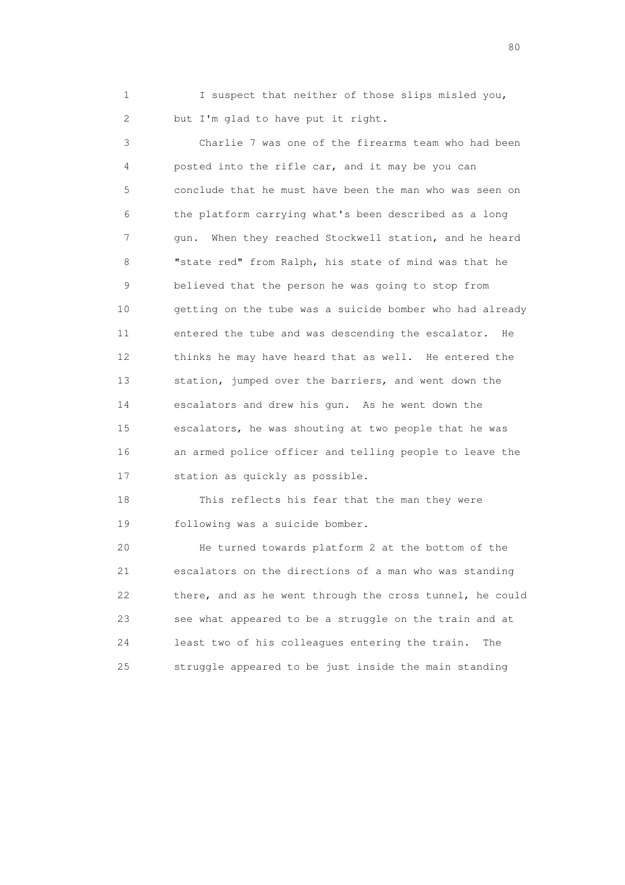1 I suspect that neither of those slips misled you,
2 but I'm glad to have put it right.

3 Charlie 7 was one of the firearms team who had been
4 posted into the rifle car, and it may be you can
5 conclude that he must have been the man who was seen on
6 the platform carrying what's been described as a long
7 gun. When they reached Stockwell station, and he heard
8 "state red" from Ralph, his state of mind was that he
9 believed that the person he was going to stop from
10 getting on the tube was a suicide bomber who had already
11 entered the tube and was descending the escalator. He
12 thinks he may have heard that as well. He entered the
13 station, jumped over the barriers, and went down the
14 escalators and drew his gun. As he went down the
15 escalators, he was shouting at two people that he was
16 an armed police officer and telling people to leave the
17 station as quickly as possible.

18 This reflects his fear that the man they were
19 following was a suicide bomber.

20 He turned towards platform 2 at the bottom of the
21 escalators on the directions of a man who was standing
22 there, and as he went through the cross tunnel, he could
23 see what appeared to be a struggle on the train and at
24 least two of his colleagues entering the train. The
25 struggle appeared to be just inside the main standing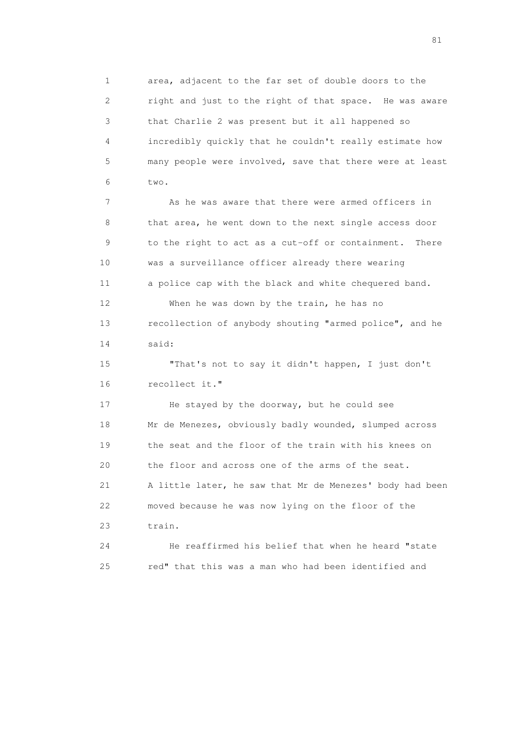area, adjacent to the far set of double doors to the right and just to the right of that space. He was aware that Charlie 2 was present but it all happened so incredibly quickly that he couldn't really estimate how many people were involved, save that there were at least two.

As he was aware that there were armed officers in that area, he went down to the next single access door to the right to act as a cut-off or containment. There was a surveillance officer already there wearing a police cap with the black and white chequered band.

When he was down by the train, he has no recollection of anybody shouting "armed police", and he said:

"That's not to say it didn't happen, I just don't recollect it."

He stayed by the doorway, but he could see Mr de Menezes, obviously badly wounded, slumped across the seat and the floor of the train with his knees on the floor and across one of the arms of the seat. A little later, he saw that Mr de Menezes' body had been moved because he was now lying on the floor of the train.

He reaffirmed his belief that when he heard "state red" that this was a man who had been identified and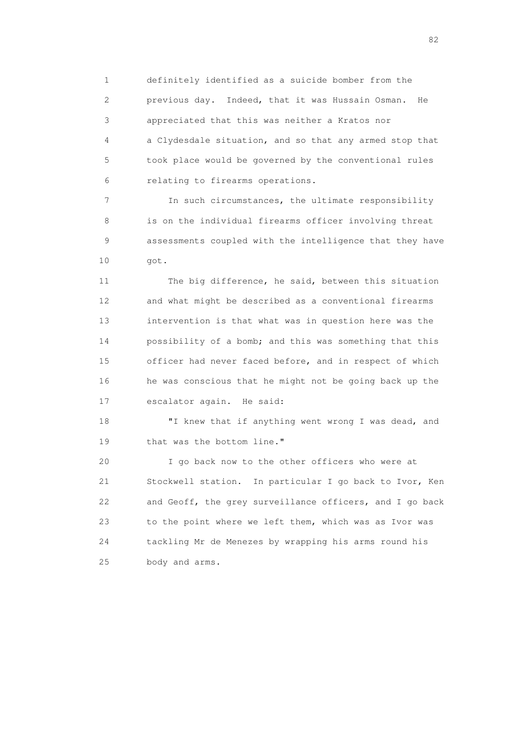definitely identified as a suicide bomber from the previous day. Indeed, that it was Hussain Osman. He appreciated that this was neither a Kratos nor a Clydesdale situation, and so that any armed stop that took place would be governed by the conventional rules relating to firearms operations.

In such circumstances, the ultimate responsibility is on the individual firearms officer involving threat assessments coupled with the intelligence that they have got.

The big difference, he said, between this situation and what might be described as a conventional firearms intervention is that what was in question here was the possibility of a bomb; and this was something that this officer had never faced before, and in respect of which he was conscious that he might not be going back up the escalator again. He said:

"I knew that if anything went wrong I was dead, and that was the bottom line."

I go back now to the other officers who were at Stockwell station. In particular I go back to Ivor, Ken and Geoff, the grey surveillance officers, and I go back to the point where we left them, which was as Ivor was tackling Mr de Menezes by wrapping his arms round his body and arms.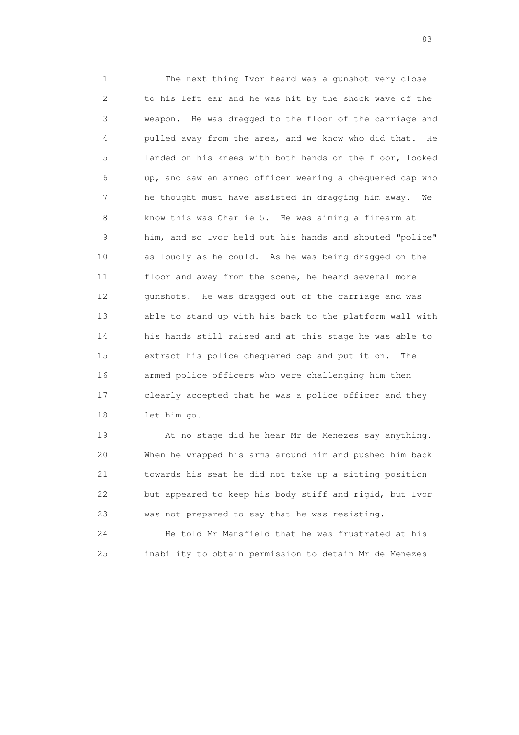The next thing Ivor heard was a gunshot very close to his left ear and he was hit by the shock wave of the weapon. He was dragged to the floor of the carriage and pulled away from the area, and we know who did that. He landed on his knees with both hands on the floor, looked up, and saw an armed officer wearing a chequered cap who he thought must have assisted in dragging him away. We know this was Charlie 5. He was aiming a firearm at him, and so Ivor held out his hands and shouted "police" as loudly as he could. As he was being dragged on the floor and away from the scene, he heard several more gunshots. He was dragged out of the carriage and was able to stand up with his back to the platform wall with his hands still raised and at this stage he was able to extract his police chequered cap and put it on. The armed police officers who were challenging him then clearly accepted that he was a police officer and they let him go.

At no stage did he hear Mr de Menezes say anything. When he wrapped his arms around him and pushed him back towards his seat he did not take up a sitting position but appeared to keep his body stiff and rigid, but Ivor was not prepared to say that he was resisting.

He told Mr Mansfield that he was frustrated at his inability to obtain permission to detain Mr de Menezes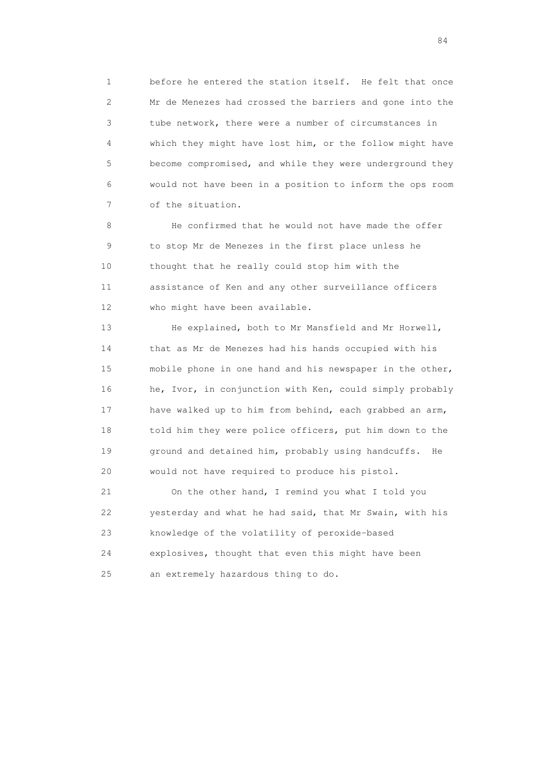before he entered the station itself. He felt that once Mr de Menezes had crossed the barriers and gone into the tube network, there were a number of circumstances in which they might have lost him, or the follow might have become compromised, and while they were underground they would not have been in a position to inform the ops room of the situation.

He confirmed that he would not have made the offer to stop Mr de Menezes in the first place unless he thought that he really could stop him with the assistance of Ken and any other surveillance officers who might have been available.

He explained, both to Mr Mansfield and Mr Horwell, that as Mr de Menezes had his hands occupied with his mobile phone in one hand and his newspaper in the other, he, Ivor, in conjunction with Ken, could simply probably have walked up to him from behind, each grabbed an arm, told him they were police officers, put him down to the ground and detained him, probably using handcuffs. He would not have required to produce his pistol.

On the other hand, I remind you what I told you yesterday and what he had said, that Mr Swain, with his knowledge of the volatility of peroxide-based explosives, thought that even this might have been an extremely hazardous thing to do.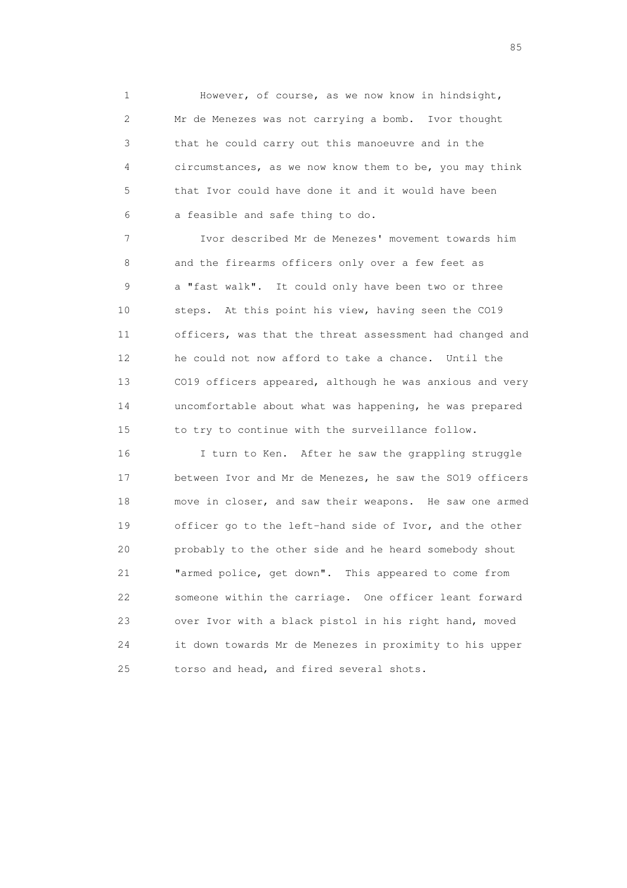However, of course, as we now know in hindsight, Mr de Menezes was not carrying a bomb. Ivor thought that he could carry out this manoeuvre and in the circumstances, as we now know them to be, you may think that Ivor could have done it and it would have been a feasible and safe thing to do.

Ivor described Mr de Menezes' movement towards him and the firearms officers only over a few feet as a "fast walk". It could only have been two or three steps. At this point his view, having seen the CO19 officers, was that the threat assessment had changed and he could not now afford to take a chance. Until the CO19 officers appeared, although he was anxious and very uncomfortable about what was happening, he was prepared to try to continue with the surveillance follow.

I turn to Ken. After he saw the grappling struggle between Ivor and Mr de Menezes, he saw the SO19 officers move in closer, and saw their weapons. He saw one armed officer go to the left-hand side of Ivor, and the other probably to the other side and he heard somebody shout "armed police, get down". This appeared to come from someone within the carriage. One officer leant forward over Ivor with a black pistol in his right hand, moved it down towards Mr de Menezes in proximity to his upper torso and head, and fired several shots.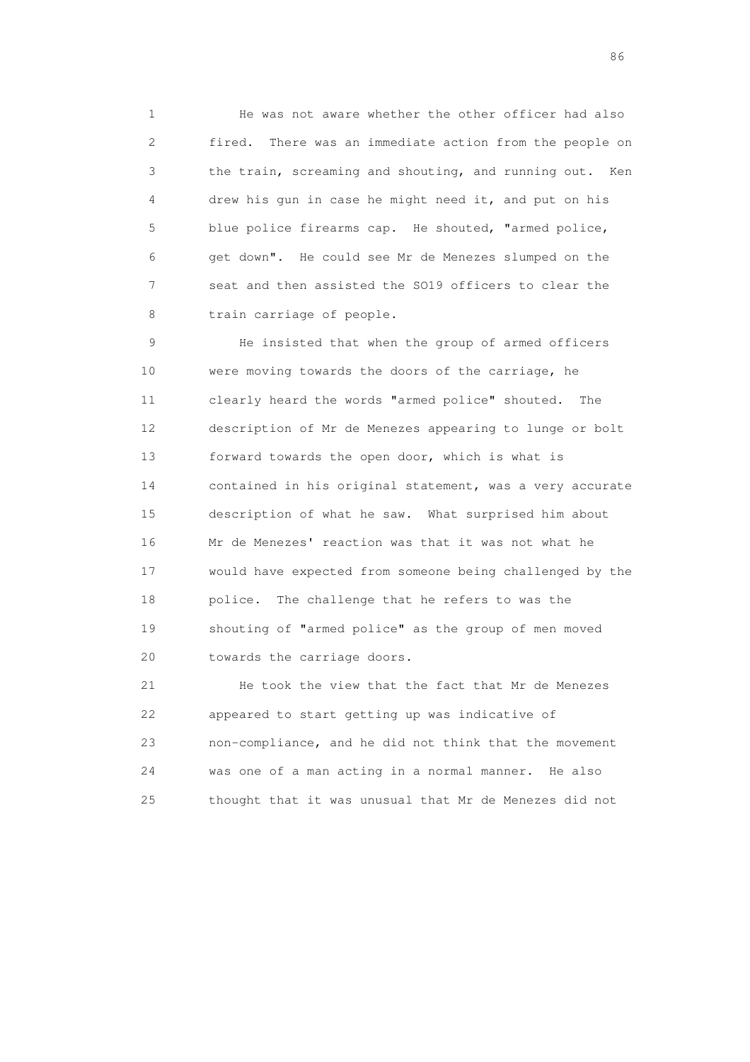He was not aware whether the other officer had also fired. There was an immediate action from the people on the train, screaming and shouting, and running out. Ken drew his gun in case he might need it, and put on his blue police firearms cap. He shouted, "armed police, get down". He could see Mr de Menezes slumped on the seat and then assisted the SO19 officers to clear the train carriage of people.

He insisted that when the group of armed officers were moving towards the doors of the carriage, he clearly heard the words "armed police" shouted. The description of Mr de Menezes appearing to lunge or bolt forward towards the open door, which is what is contained in his original statement, was a very accurate description of what he saw. What surprised him about Mr de Menezes' reaction was that it was not what he would have expected from someone being challenged by the police. The challenge that he refers to was the shouting of "armed police" as the group of men moved towards the carriage doors.

He took the view that the fact that Mr de Menezes appeared to start getting up was indicative of non-compliance, and he did not think that the movement was one of a man acting in a normal manner. He also thought that it was unusual that Mr de Menezes did not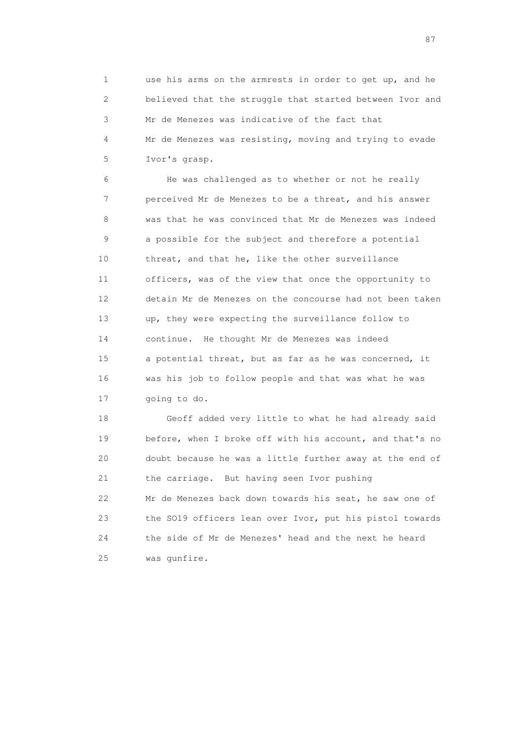use his arms on the armrests in order to get up, and he believed that the struggle that started between Ivor and Mr de Menezes was indicative of the fact that Mr de Menezes was resisting, moving and trying to evade Ivor's grasp.

He was challenged as to whether or not he really perceived Mr de Menezes to be a threat, and his answer was that he was convinced that Mr de Menezes was indeed a possible for the subject and therefore a potential threat, and that he, like the other surveillance officers, was of the view that once the opportunity to detain Mr de Menezes on the concourse had not been taken up, they were expecting the surveillance follow to continue. He thought Mr de Menezes was indeed a potential threat, but as far as he was concerned, it was his job to follow people and that was what he was going to do.

Geoff added very little to what he had already said before, when I broke off with his account, and that's no doubt because he was a little further away at the end of the carriage. But having seen Ivor pushing Mr de Menezes back down towards his seat, he saw one of the SO19 officers lean over Ivor, put his pistol towards the side of Mr de Menezes' head and the next he heard was gunfire.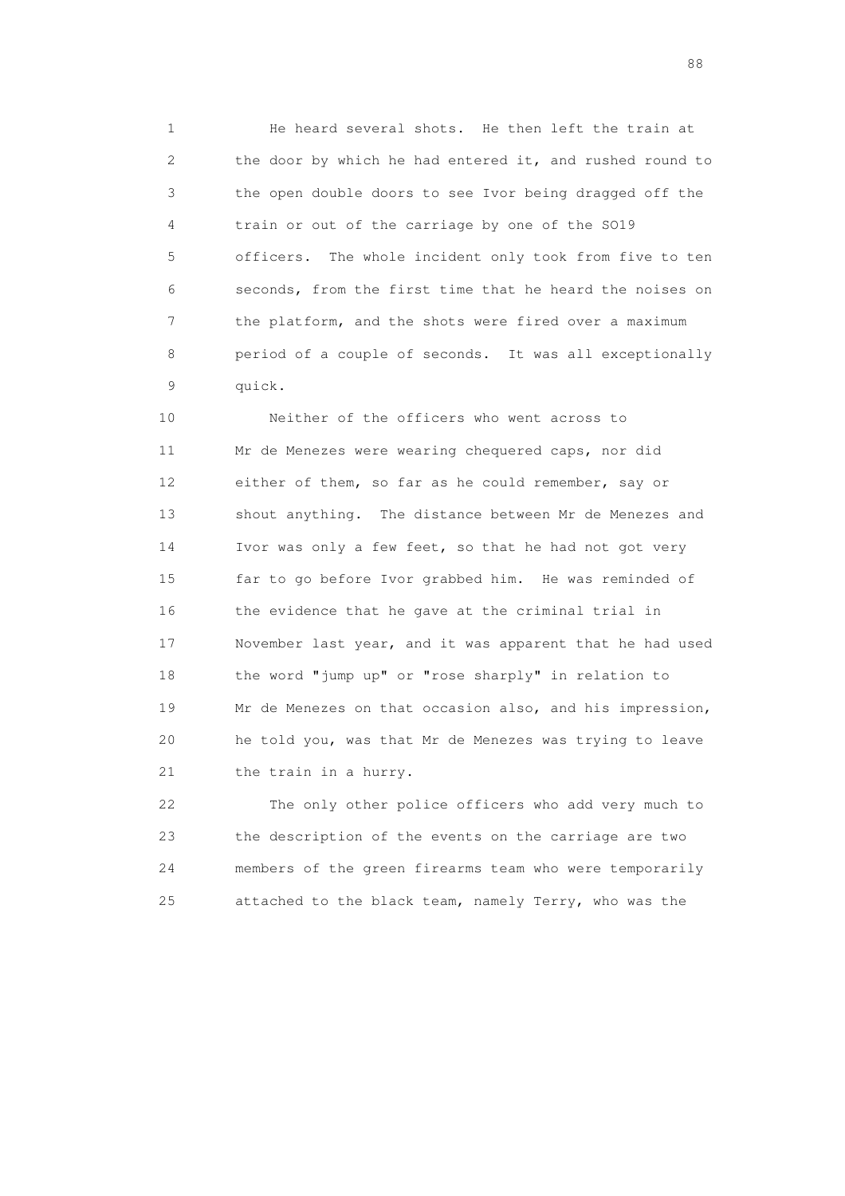He heard several shots. He then left the train at the door by which he had entered it, and rushed round to the open double doors to see Ivor being dragged off the train or out of the carriage by one of the SO19 officers. The whole incident only took from five to ten seconds, from the first time that he heard the noises on the platform, and the shots were fired over a maximum period of a couple of seconds. It was all exceptionally quick.

Neither of the officers who went across to Mr de Menezes were wearing chequered caps, nor did either of them, so far as he could remember, say or shout anything. The distance between Mr de Menezes and Ivor was only a few feet, so that he had not got very far to go before Ivor grabbed him. He was reminded of the evidence that he gave at the criminal trial in November last year, and it was apparent that he had used the word "jump up" or "rose sharply" in relation to Mr de Menezes on that occasion also, and his impression, he told you, was that Mr de Menezes was trying to leave the train in a hurry.

The only other police officers who add very much to the description of the events on the carriage are two members of the green firearms team who were temporarily attached to the black team, namely Terry, who was the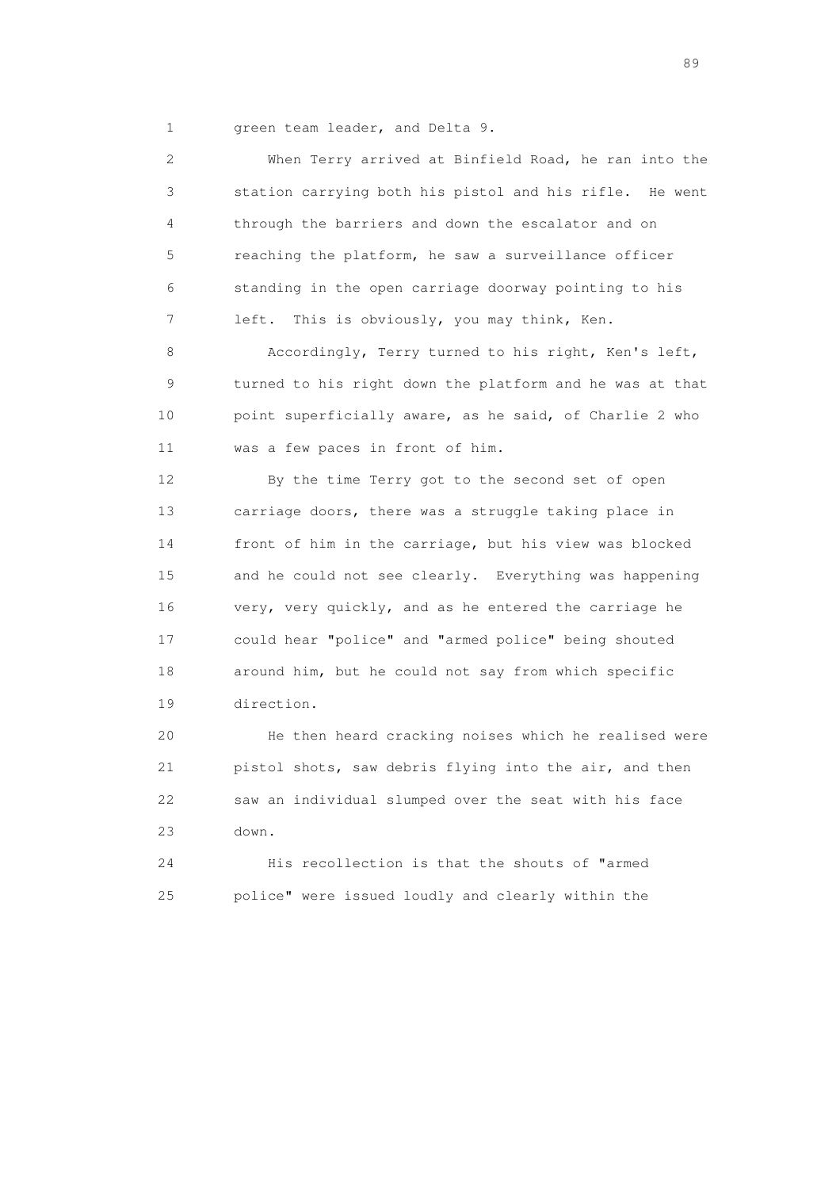green team leader, and Delta 9.

When Terry arrived at Binfield Road, he ran into the station carrying both his pistol and his rifle. He went through the barriers and down the escalator and on reaching the platform, he saw a surveillance officer standing in the open carriage doorway pointing to his left. This is obviously, you may think, Ken.

Accordingly, Terry turned to his right, Ken's left, turned to his right down the platform and he was at that point superficially aware, as he said, of Charlie 2 who was a few paces in front of him.

By the time Terry got to the second set of open carriage doors, there was a struggle taking place in front of him in the carriage, but his view was blocked and he could not see clearly. Everything was happening very, very quickly, and as he entered the carriage he could hear "police" and "armed police" being shouted around him, but he could not say from which specific direction.

He then heard cracking noises which he realised were pistol shots, saw debris flying into the air, and then saw an individual slumped over the seat with his face down.

His recollection is that the shouts of "armed police" were issued loudly and clearly within the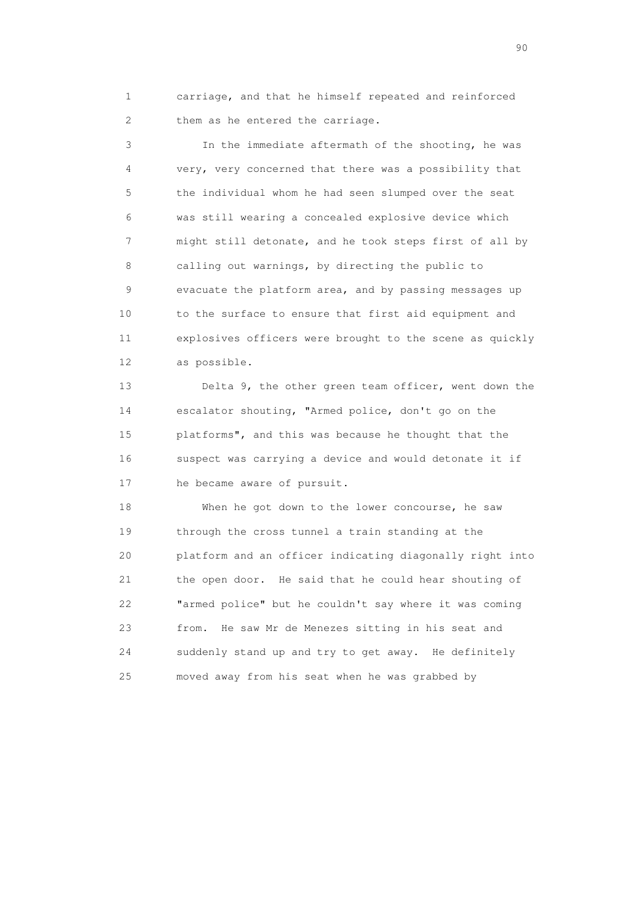carriage, and that he himself repeated and reinforced them as he entered the carriage.

In the immediate aftermath of the shooting, he was very, very concerned that there was a possibility that the individual whom he had seen slumped over the seat was still wearing a concealed explosive device which might still detonate, and he took steps first of all by calling out warnings, by directing the public to evacuate the platform area, and by passing messages up to the surface to ensure that first aid equipment and explosives officers were brought to the scene as quickly as possible.

Delta 9, the other green team officer, went down the escalator shouting, "Armed police, don't go on the platforms", and this was because he thought that the suspect was carrying a device and would detonate it if he became aware of pursuit.

When he got down to the lower concourse, he saw through the cross tunnel a train standing at the platform and an officer indicating diagonally right into the open door. He said that he could hear shouting of "armed police" but he couldn't say where it was coming from. He saw Mr de Menezes sitting in his seat and suddenly stand up and try to get away. He definitely moved away from his seat when he was grabbed by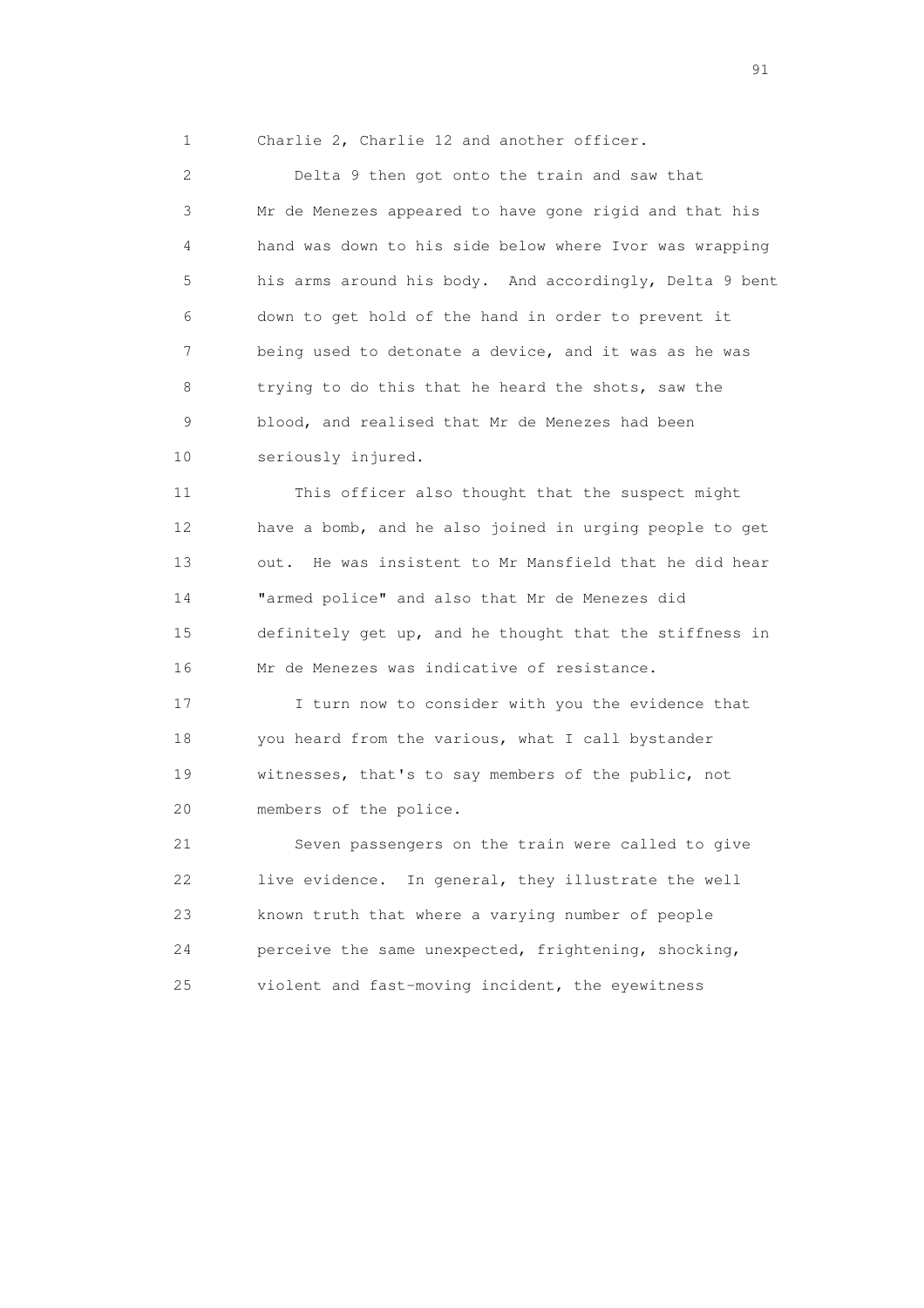Charlie 2, Charlie 12 and another officer.

Delta 9 then got onto the train and saw that Mr de Menezes appeared to have gone rigid and that his hand was down to his side below where Ivor was wrapping his arms around his body. And accordingly, Delta 9 bent down to get hold of the hand in order to prevent it being used to detonate a device, and it was as he was trying to do this that he heard the shots, saw the blood, and realised that Mr de Menezes had been seriously injured.

This officer also thought that the suspect might have a bomb, and he also joined in urging people to get out. He was insistent to Mr Mansfield that he did hear "armed police" and also that Mr de Menezes did definitely get up, and he thought that the stiffness in Mr de Menezes was indicative of resistance.

I turn now to consider with you the evidence that you heard from the various, what I call bystander witnesses, that's to say members of the public, not members of the police.

Seven passengers on the train were called to give live evidence. In general, they illustrate the well known truth that where a varying number of people perceive the same unexpected, frightening, shocking, violent and fast-moving incident, the eyewitness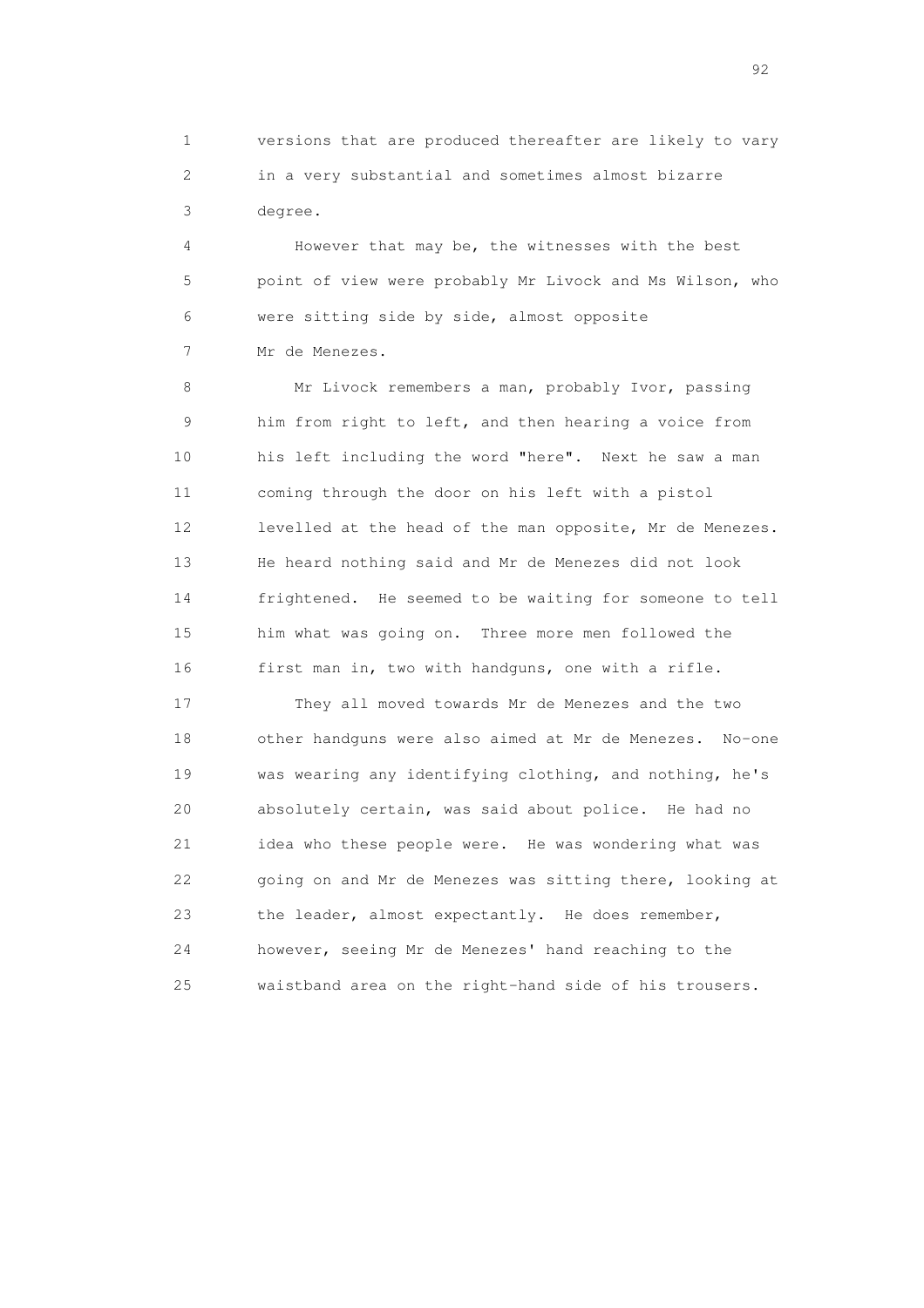versions that are produced thereafter are likely to vary in a very substantial and sometimes almost bizarre degree.

However that may be, the witnesses with the best point of view were probably Mr Livock and Ms Wilson, who were sitting side by side, almost opposite Mr de Menezes.

Mr Livock remembers a man, probably Ivor, passing him from right to left, and then hearing a voice from his left including the word "here". Next he saw a man coming through the door on his left with a pistol levelled at the head of the man opposite, Mr de Menezes. He heard nothing said and Mr de Menezes did not look frightened. He seemed to be waiting for someone to tell him what was going on. Three more men followed the first man in, two with handguns, one with a rifle.

They all moved towards Mr de Menezes and the two other handguns were also aimed at Mr de Menezes. No-one was wearing any identifying clothing, and nothing, he's absolutely certain, was said about police. He had no idea who these people were. He was wondering what was going on and Mr de Menezes was sitting there, looking at the leader, almost expectantly. He does remember, however, seeing Mr de Menezes' hand reaching to the waistband area on the right-hand side of his trousers.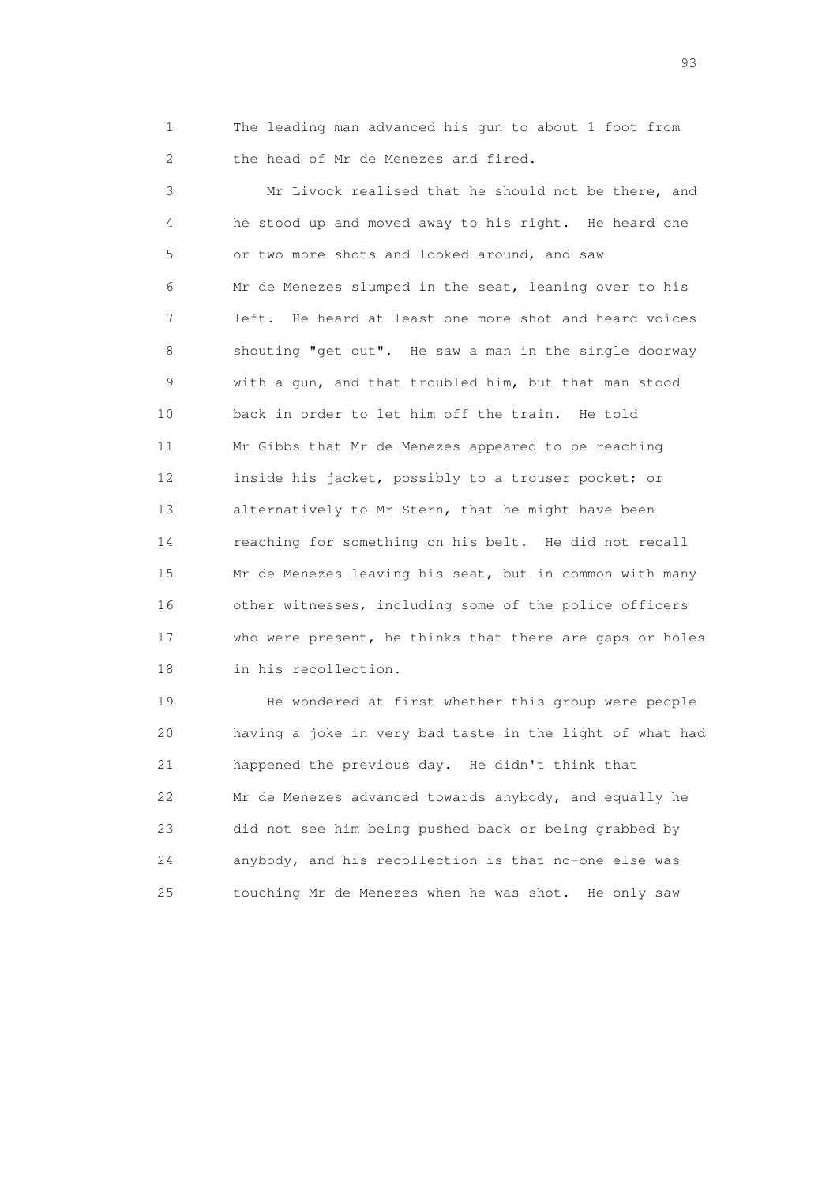The leading man advanced his gun to about 1 foot from the head of Mr de Menezes and fired.

Mr Livock realised that he should not be there, and he stood up and moved away to his right. He heard one or two more shots and looked around, and saw Mr de Menezes slumped in the seat, leaning over to his left. He heard at least one more shot and heard voices shouting "get out". He saw a man in the single doorway with a gun, and that troubled him, but that man stood back in order to let him off the train. He told Mr Gibbs that Mr de Menezes appeared to be reaching inside his jacket, possibly to a trouser pocket; or alternatively to Mr Stern, that he might have been reaching for something on his belt. He did not recall Mr de Menezes leaving his seat, but in common with many other witnesses, including some of the police officers who were present, he thinks that there are gaps or holes in his recollection.

He wondered at first whether this group were people having a joke in very bad taste in the light of what had happened the previous day. He didn't think that Mr de Menezes advanced towards anybody, and equally he did not see him being pushed back or being grabbed by anybody, and his recollection is that no-one else was touching Mr de Menezes when he was shot. He only saw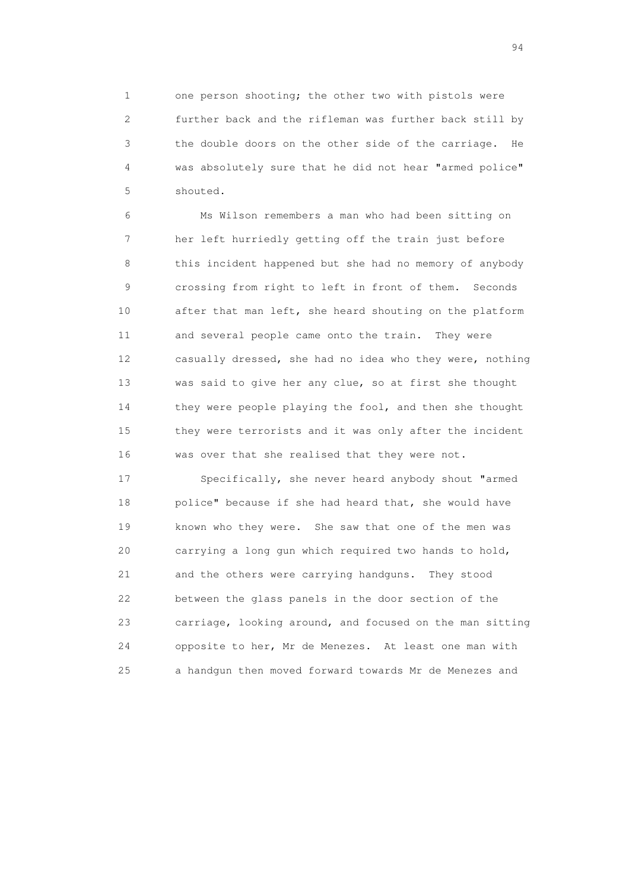one person shooting; the other two with pistols were further back and the rifleman was further back still by the double doors on the other side of the carriage. He was absolutely sure that he did not hear "armed police" shouted.

Ms Wilson remembers a man who had been sitting on her left hurriedly getting off the train just before this incident happened but she had no memory of anybody crossing from right to left in front of them. Seconds after that man left, she heard shouting on the platform and several people came onto the train. They were casually dressed, she had no idea who they were, nothing was said to give her any clue, so at first she thought they were people playing the fool, and then she thought they were terrorists and it was only after the incident was over that she realised that they were not.

Specifically, she never heard anybody shout "armed police" because if she had heard that, she would have known who they were. She saw that one of the men was carrying a long gun which required two hands to hold, and the others were carrying handguns. They stood between the glass panels in the door section of the carriage, looking around, and focused on the man sitting opposite to her, Mr de Menezes. At least one man with a handgun then moved forward towards Mr de Menezes and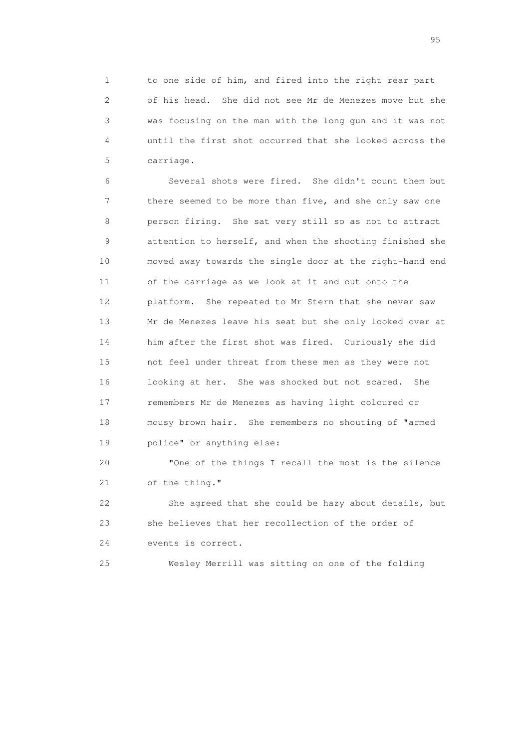to one side of him, and fired into the right rear part of his head. She did not see Mr de Menezes move but she was focusing on the man with the long gun and it was not until the first shot occurred that she looked across the carriage.

Several shots were fired. She didn't count them but there seemed to be more than five, and she only saw one person firing. She sat very still so as not to attract attention to herself, and when the shooting finished she moved away towards the single door at the right-hand end of the carriage as we look at it and out onto the platform. She repeated to Mr Stern that she never saw Mr de Menezes leave his seat but she only looked over at him after the first shot was fired. Curiously she did not feel under threat from these men as they were not looking at her. She was shocked but not scared. She remembers Mr de Menezes as having light coloured or mousy brown hair. She remembers no shouting of "armed police" or anything else:

"One of the things I recall the most is the silence of the thing."

She agreed that she could be hazy about details, but she believes that her recollection of the order of events is correct.

Wesley Merrill was sitting on one of the folding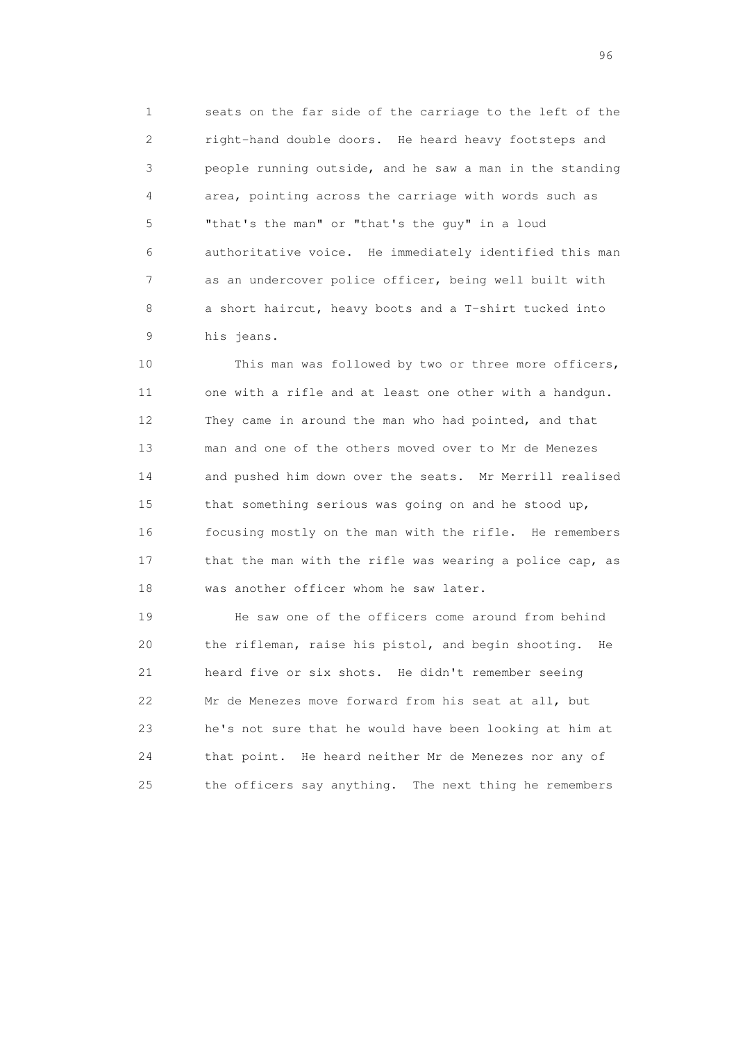seats on the far side of the carriage to the left of the right-hand double doors. He heard heavy footsteps and people running outside, and he saw a man in the standing area, pointing across the carriage with words such as "that's the man" or "that's the guy" in a loud authoritative voice. He immediately identified this man as an undercover police officer, being well built with a short haircut, heavy boots and a T-shirt tucked into his jeans.

This man was followed by two or three more officers, one with a rifle and at least one other with a handgun. They came in around the man who had pointed, and that man and one of the others moved over to Mr de Menezes and pushed him down over the seats. Mr Merrill realised that something serious was going on and he stood up, focusing mostly on the man with the rifle. He remembers that the man with the rifle was wearing a police cap, as was another officer whom he saw later.

He saw one of the officers come around from behind the rifleman, raise his pistol, and begin shooting. He heard five or six shots. He didn't remember seeing Mr de Menezes move forward from his seat at all, but he's not sure that he would have been looking at him at that point. He heard neither Mr de Menezes nor any of the officers say anything. The next thing he remembers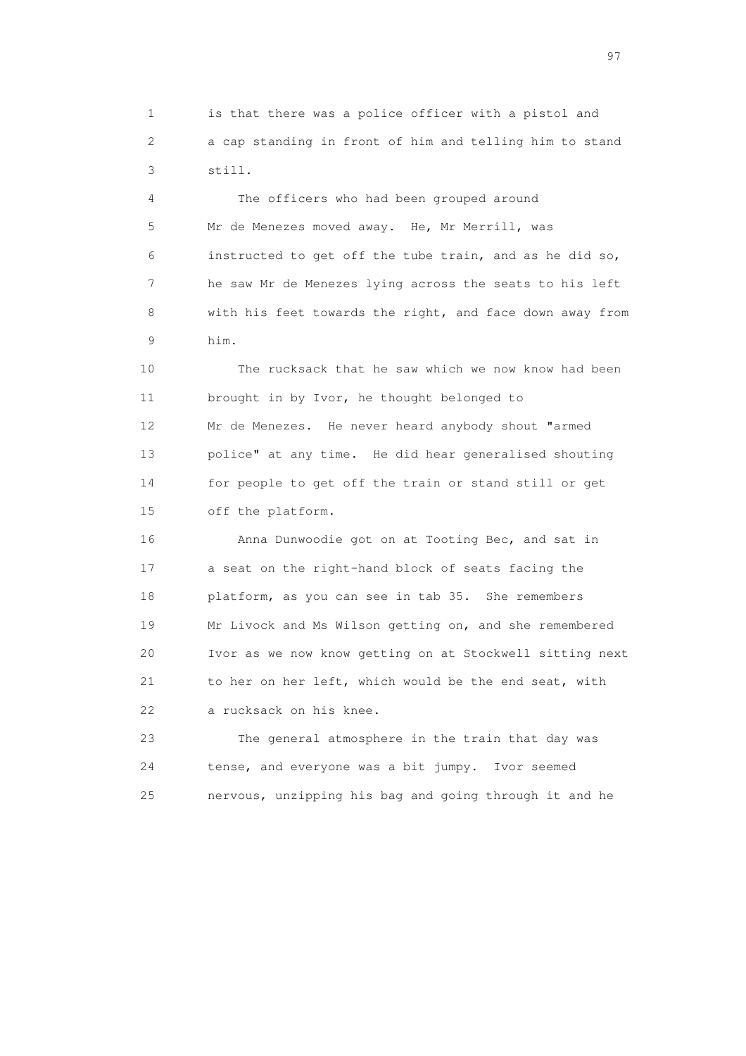is that there was a police officer with a pistol and a cap standing in front of him and telling him to stand still.

The officers who had been grouped around Mr de Menezes moved away. He, Mr Merrill, was instructed to get off the tube train, and as he did so, he saw Mr de Menezes lying across the seats to his left with his feet towards the right, and face down away from him.

The rucksack that he saw which we now know had been brought in by Ivor, he thought belonged to Mr de Menezes. He never heard anybody shout "armed police" at any time. He did hear generalised shouting for people to get off the train or stand still or get off the platform.

Anna Dunwoodie got on at Tooting Bec, and sat in a seat on the right-hand block of seats facing the platform, as you can see in tab 35. She remembers Mr Livock and Ms Wilson getting on, and she remembered Ivor as we now know getting on at Stockwell sitting next to her on her left, which would be the end seat, with a rucksack on his knee.

The general atmosphere in the train that day was tense, and everyone was a bit jumpy. Ivor seemed nervous, unzipping his bag and going through it and he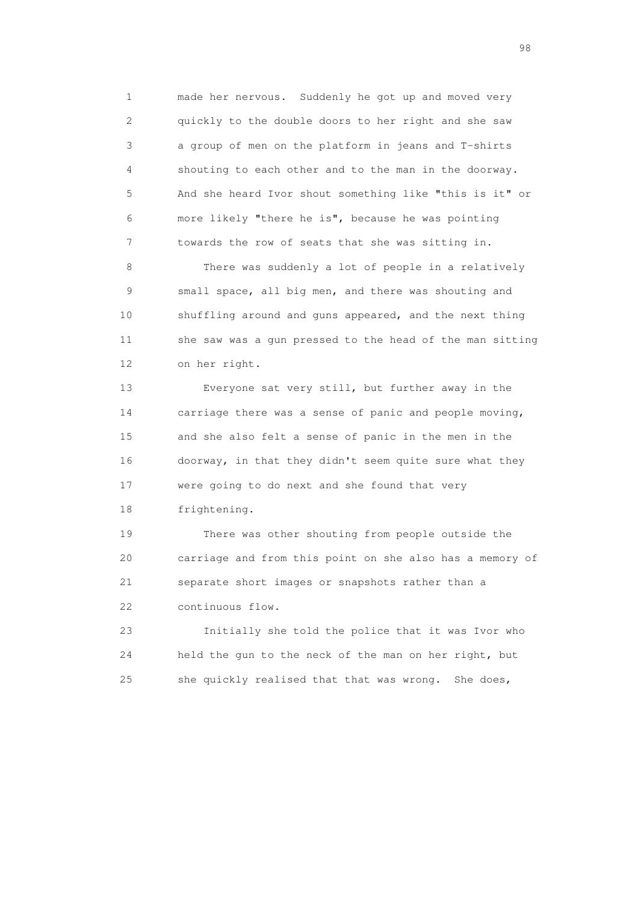made her nervous. Suddenly he got up and moved very quickly to the double doors to her right and she saw a group of men on the platform in jeans and T-shirts shouting to each other and to the man in the doorway. And she heard Ivor shout something like "this is it" or more likely "there he is", because he was pointing towards the row of seats that she was sitting in.

There was suddenly a lot of people in a relatively small space, all big men, and there was shouting and shuffling around and guns appeared, and the next thing she saw was a gun pressed to the head of the man sitting on her right.

Everyone sat very still, but further away in the carriage there was a sense of panic and people moving, and she also felt a sense of panic in the men in the doorway, in that they didn't seem quite sure what they were going to do next and she found that very frightening.

There was other shouting from people outside the carriage and from this point on she also has a memory of separate short images or snapshots rather than a continuous flow.

Initially she told the police that it was Ivor who held the gun to the neck of the man on her right, but she quickly realised that that was wrong. She does,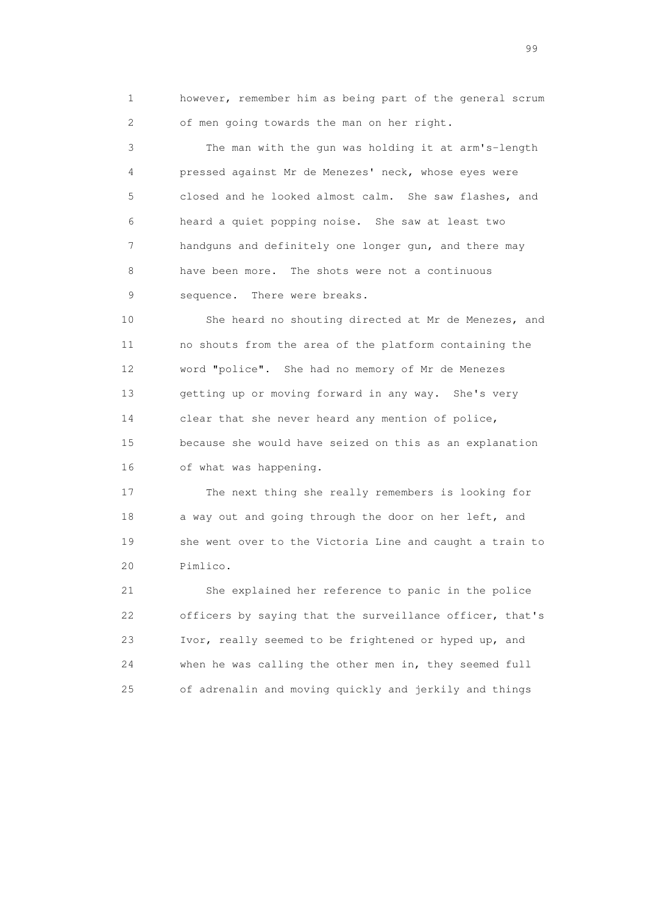however, remember him as being part of the general scrum of men going towards the man on her right.

The man with the gun was holding it at arm's-length pressed against Mr de Menezes' neck, whose eyes were closed and he looked almost calm. She saw flashes, and heard a quiet popping noise. She saw at least two handguns and definitely one longer gun, and there may have been more. The shots were not a continuous sequence. There were breaks.

She heard no shouting directed at Mr de Menezes, and no shouts from the area of the platform containing the word "police". She had no memory of Mr de Menezes getting up or moving forward in any way. She's very clear that she never heard any mention of police, because she would have seized on this as an explanation of what was happening.

The next thing she really remembers is looking for a way out and going through the door on her left, and she went over to the Victoria Line and caught a train to Pimlico.

She explained her reference to panic in the police officers by saying that the surveillance officer, that's Ivor, really seemed to be frightened or hyped up, and when he was calling the other men in, they seemed full of adrenalin and moving quickly and jerkily and things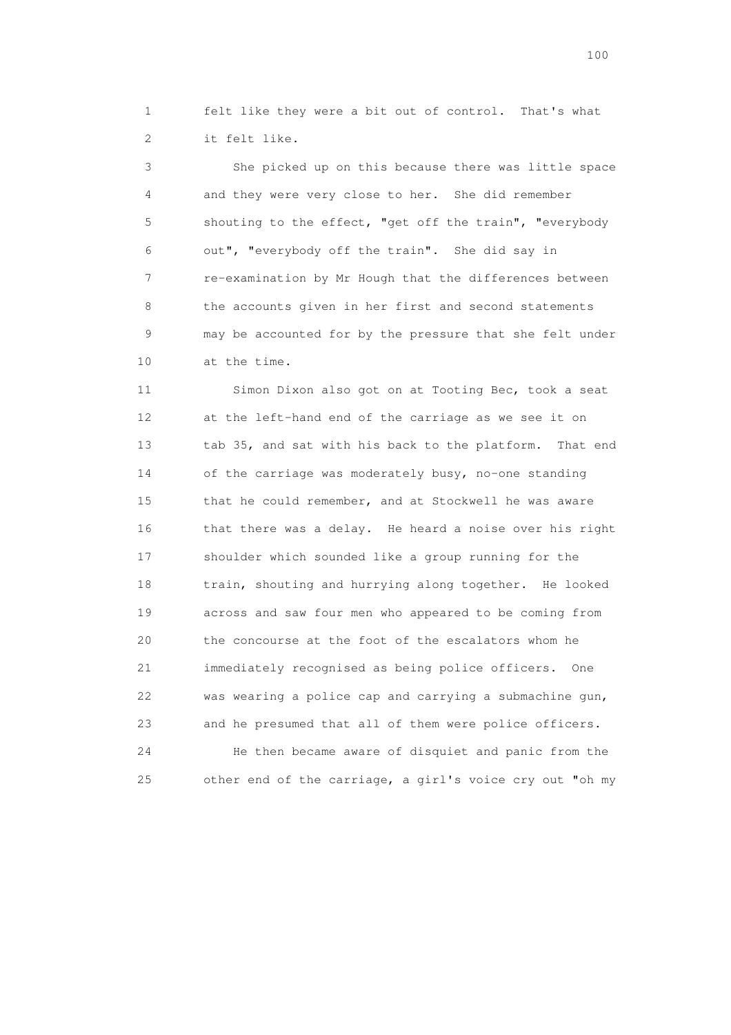felt like they were a bit out of control. That's what it felt like.

She picked up on this because there was little space and they were very close to her. She did remember shouting to the effect, "get off the train", "everybody out", "everybody off the train". She did say in re-examination by Mr Hough that the differences between the accounts given in her first and second statements may be accounted for by the pressure that she felt under at the time.

Simon Dixon also got on at Tooting Bec, took a seat at the left-hand end of the carriage as we see it on tab 35, and sat with his back to the platform. That end of the carriage was moderately busy, no-one standing that he could remember, and at Stockwell he was aware that there was a delay. He heard a noise over his right shoulder which sounded like a group running for the train, shouting and hurrying along together. He looked across and saw four men who appeared to be coming from the concourse at the foot of the escalators whom he immediately recognised as being police officers. One was wearing a police cap and carrying a submachine gun, and he presumed that all of them were police officers.

He then became aware of disquiet and panic from the other end of the carriage, a girl's voice cry out "oh my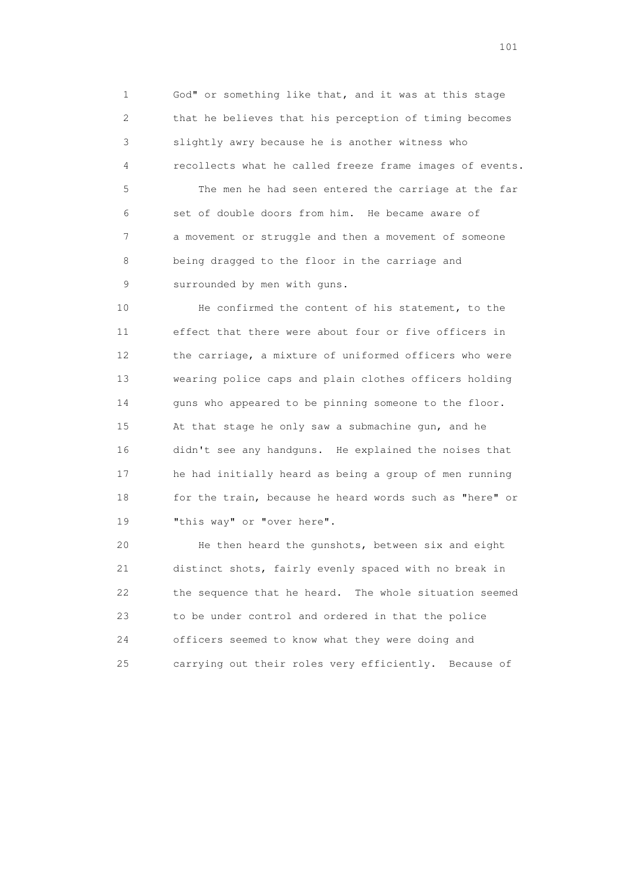God" or something like that, and it was at this stage that he believes that his perception of timing becomes slightly awry because he is another witness who recollects what he called freeze frame images of events.

The men he had seen entered the carriage at the far set of double doors from him. He became aware of a movement or struggle and then a movement of someone being dragged to the floor in the carriage and surrounded by men with guns.

He confirmed the content of his statement, to the effect that there were about four or five officers in the carriage, a mixture of uniformed officers who were wearing police caps and plain clothes officers holding guns who appeared to be pinning someone to the floor. At that stage he only saw a submachine gun, and he didn't see any handguns. He explained the noises that he had initially heard as being a group of men running for the train, because he heard words such as "here" or "this way" or "over here".

He then heard the gunshots, between six and eight distinct shots, fairly evenly spaced with no break in the sequence that he heard. The whole situation seemed to be under control and ordered in that the police officers seemed to know what they were doing and carrying out their roles very efficiently. Because of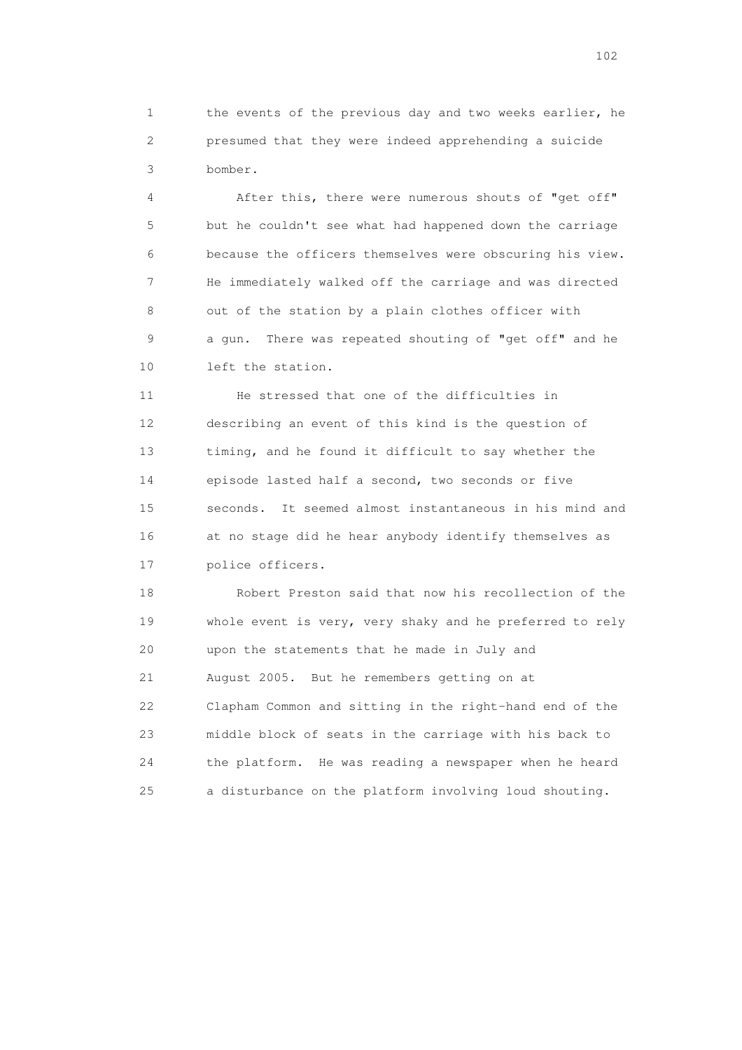the events of the previous day and two weeks earlier, he presumed that they were indeed apprehending a suicide bomber.

After this, there were numerous shouts of "get off" but he couldn't see what had happened down the carriage because the officers themselves were obscuring his view. He immediately walked off the carriage and was directed out of the station by a plain clothes officer with a gun. There was repeated shouting of "get off" and he left the station.

He stressed that one of the difficulties in describing an event of this kind is the question of timing, and he found it difficult to say whether the episode lasted half a second, two seconds or five seconds. It seemed almost instantaneous in his mind and at no stage did he hear anybody identify themselves as police officers.

Robert Preston said that now his recollection of the whole event is very, very shaky and he preferred to rely upon the statements that he made in July and August 2005. But he remembers getting on at Clapham Common and sitting in the right-hand end of the middle block of seats in the carriage with his back to the platform. He was reading a newspaper when he heard a disturbance on the platform involving loud shouting.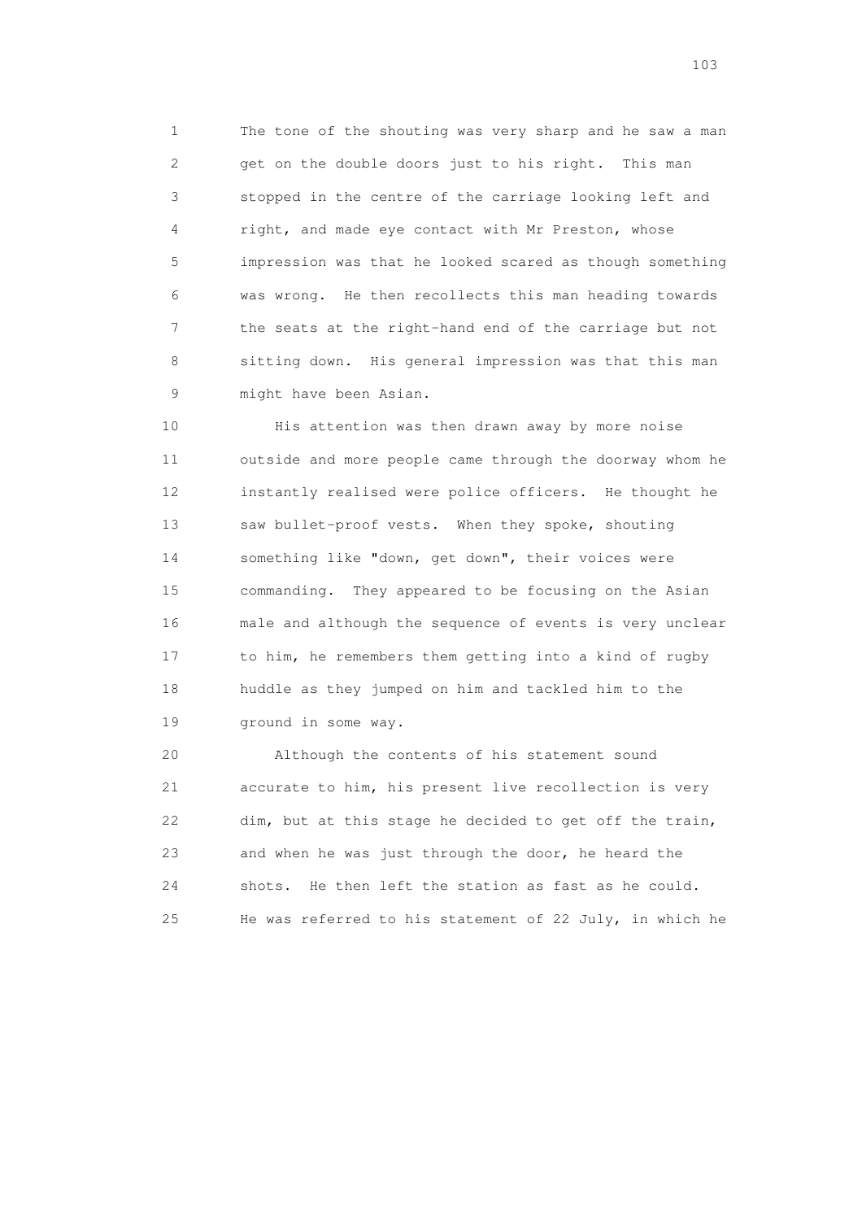The tone of the shouting was very sharp and he saw a man get on the double doors just to his right. This man stopped in the centre of the carriage looking left and right, and made eye contact with Mr Preston, whose impression was that he looked scared as though something was wrong. He then recollects this man heading towards the seats at the right-hand end of the carriage but not sitting down. His general impression was that this man might have been Asian.

His attention was then drawn away by more noise outside and more people came through the doorway whom he instantly realised were police officers. He thought he saw bullet-proof vests. When they spoke, shouting something like "down, get down", their voices were commanding. They appeared to be focusing on the Asian male and although the sequence of events is very unclear to him, he remembers them getting into a kind of rugby huddle as they jumped on him and tackled him to the ground in some way.

Although the contents of his statement sound accurate to him, his present live recollection is very dim, but at this stage he decided to get off the train, and when he was just through the door, he heard the shots. He then left the station as fast as he could. He was referred to his statement of 22 July, in which he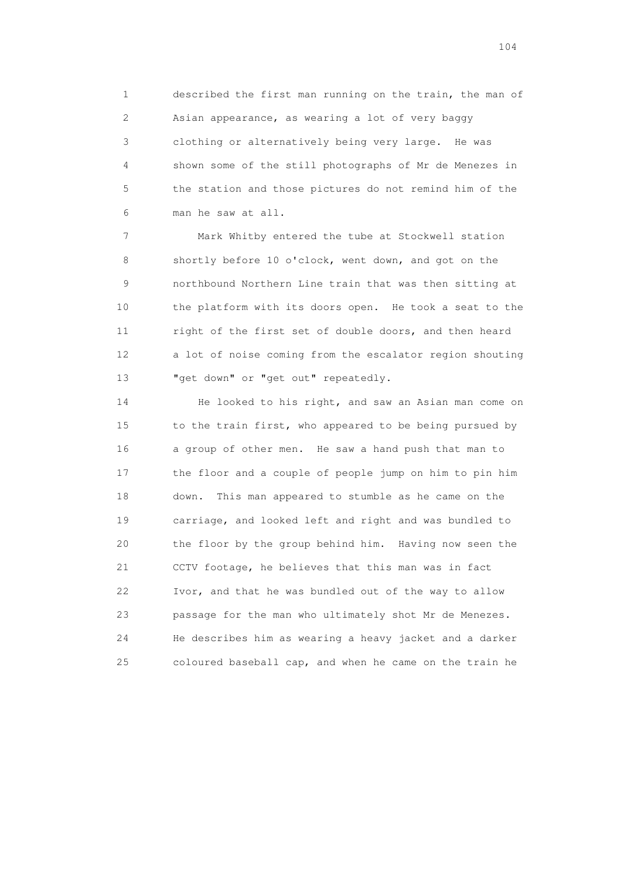described the first man running on the train, the man of Asian appearance, as wearing a lot of very baggy clothing or alternatively being very large. He was shown some of the still photographs of Mr de Menezes in the station and those pictures do not remind him of the man he saw at all.

Mark Whitby entered the tube at Stockwell station shortly before 10 o'clock, went down, and got on the northbound Northern Line train that was then sitting at the platform with its doors open. He took a seat to the right of the first set of double doors, and then heard a lot of noise coming from the escalator region shouting "get down" or "get out" repeatedly.

He looked to his right, and saw an Asian man come on to the train first, who appeared to be being pursued by a group of other men. He saw a hand push that man to the floor and a couple of people jump on him to pin him down. This man appeared to stumble as he came on the carriage, and looked left and right and was bundled to the floor by the group behind him. Having now seen the CCTV footage, he believes that this man was in fact Ivor, and that he was bundled out of the way to allow passage for the man who ultimately shot Mr de Menezes. He describes him as wearing a heavy jacket and a darker coloured baseball cap, and when he came on the train he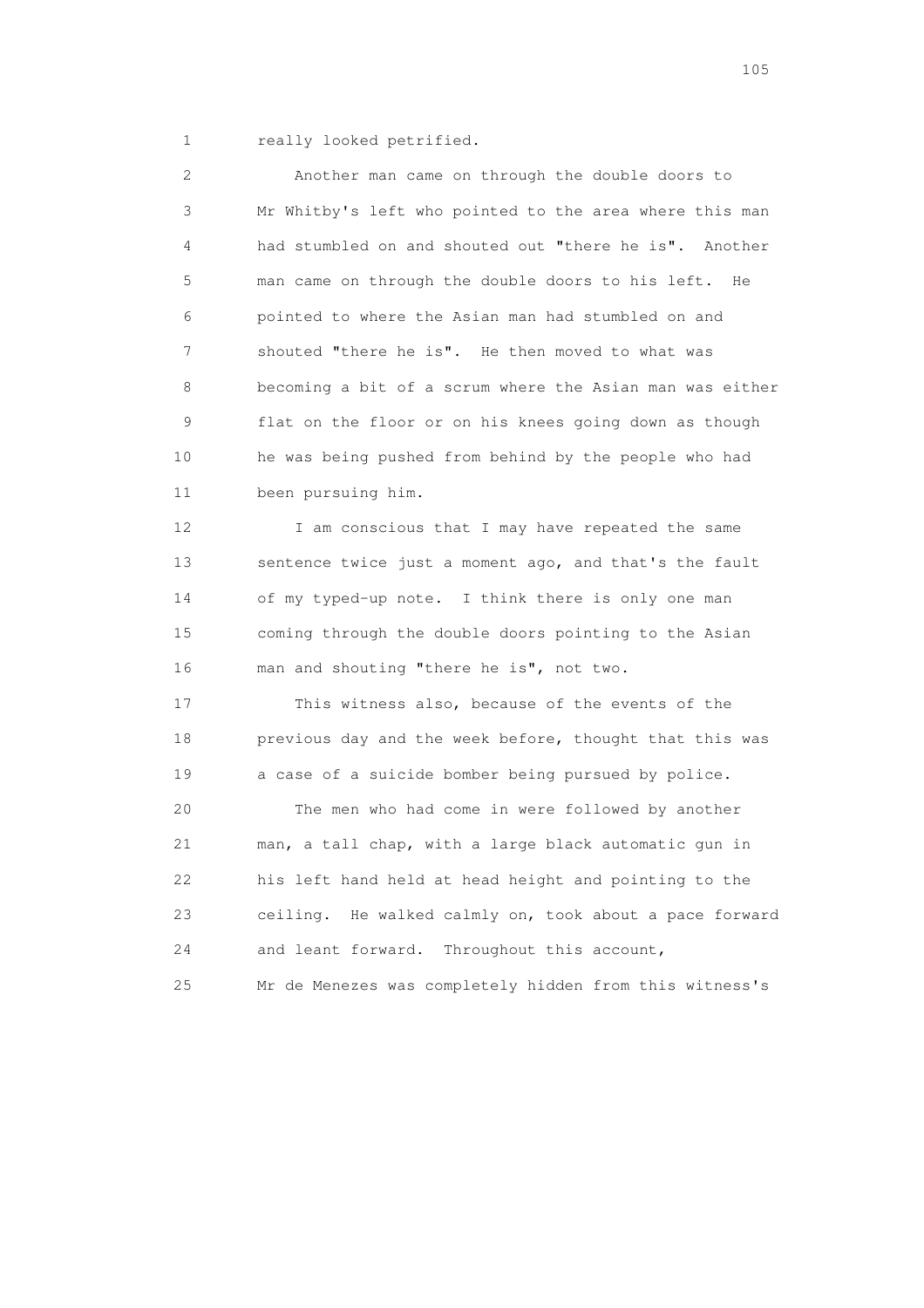really looked petrified.

Another man came on through the double doors to Mr Whitby's left who pointed to the area where this man had stumbled on and shouted out "there he is". Another man came on through the double doors to his left. He pointed to where the Asian man had stumbled on and shouted "there he is". He then moved to what was becoming a bit of a scrum where the Asian man was either flat on the floor or on his knees going down as though he was being pushed from behind by the people who had been pursuing him.

I am conscious that I may have repeated the same sentence twice just a moment ago, and that's the fault of my typed-up note. I think there is only one man coming through the double doors pointing to the Asian man and shouting "there he is", not two.

This witness also, because of the events of the previous day and the week before, thought that this was a case of a suicide bomber being pursued by police.

The men who had come in were followed by another man, a tall chap, with a large black automatic gun in his left hand held at head height and pointing to the ceiling. He walked calmly on, took about a pace forward and leant forward. Throughout this account, Mr de Menezes was completely hidden from this witness's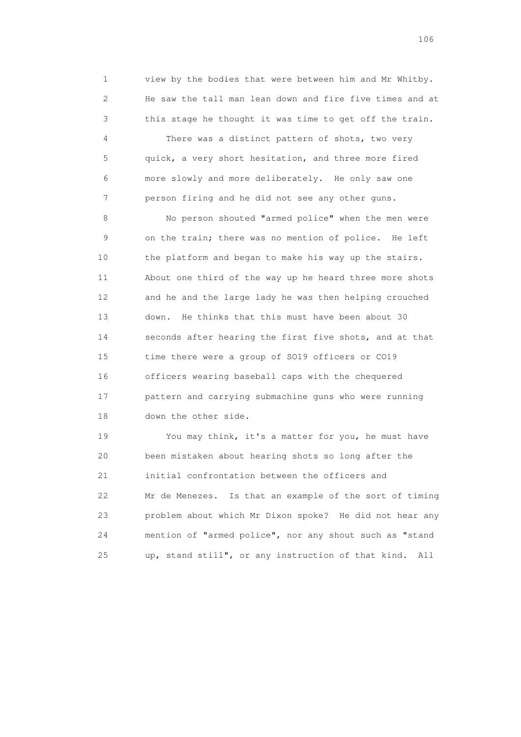1 view by the bodies that were between him and Mr Whitby.
2 He saw the tall man lean down and fire five times and at
3 this stage he thought it was time to get off the train.

4 There was a distinct pattern of shots, two very
5 quick, a very short hesitation, and three more fired
6 more slowly and more deliberately. He only saw one
7 person firing and he did not see any other guns.

8 No person shouted "armed police" when the men were
9 on the train; there was no mention of police. He left
10 the platform and began to make his way up the stairs.
11 About one third of the way up he heard three more shots
12 and he and the large lady he was then helping crouched
13 down. He thinks that this must have been about 30
14 seconds after hearing the first five shots, and at that
15 time there were a group of SO19 officers or CO19
16 officers wearing baseball caps with the chequered
17 pattern and carrying submachine guns who were running
18 down the other side.

19 You may think, it's a matter for you, he must have
20 been mistaken about hearing shots so long after the
21 initial confrontation between the officers and
22 Mr de Menezes. Is that an example of the sort of timing
23 problem about which Mr Dixon spoke? He did not hear any
24 mention of "armed police", nor any shout such as "stand
25 up, stand still", or any instruction of that kind. All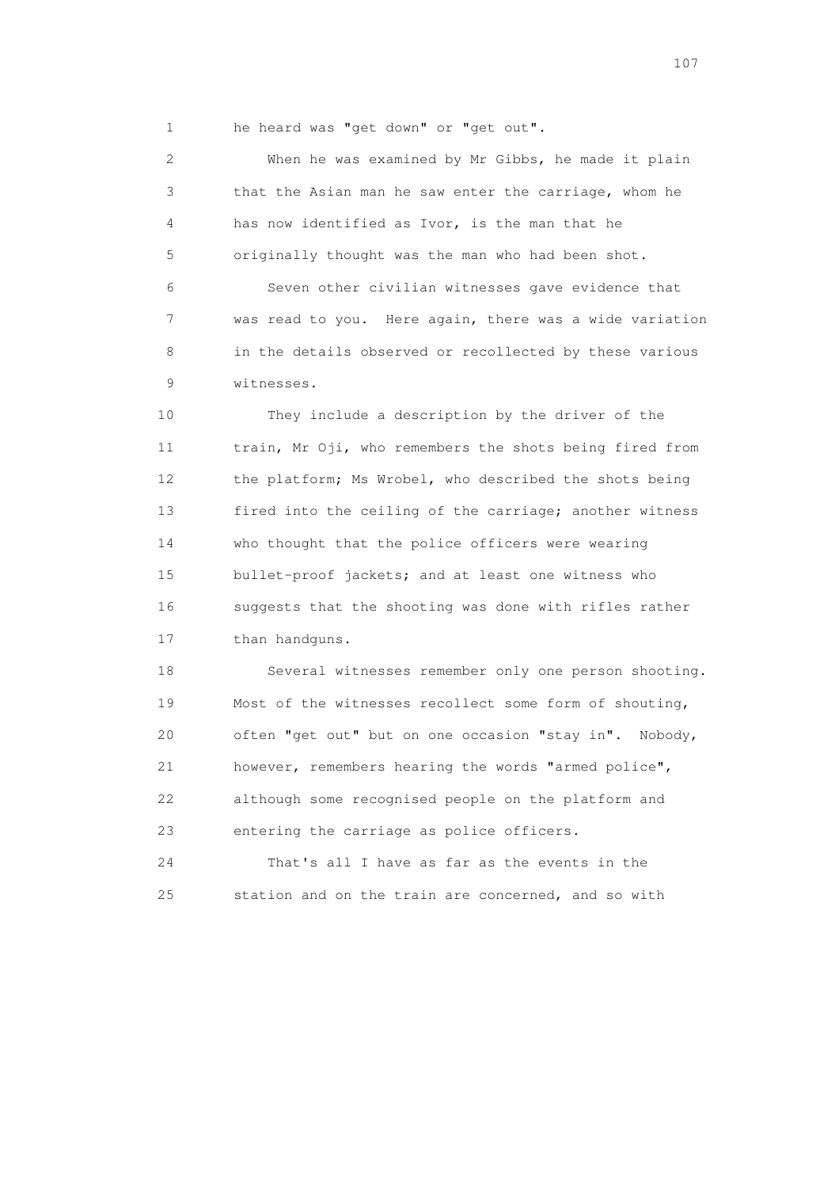he heard was "get down" or "get out".

When he was examined by Mr Gibbs, he made it plain that the Asian man he saw enter the carriage, whom he has now identified as Ivor, is the man that he originally thought was the man who had been shot.

Seven other civilian witnesses gave evidence that was read to you. Here again, there was a wide variation in the details observed or recollected by these various witnesses.

They include a description by the driver of the train, Mr Oji, who remembers the shots being fired from the platform; Ms Wrobel, who described the shots being fired into the ceiling of the carriage; another witness who thought that the police officers were wearing bullet-proof jackets; and at least one witness who suggests that the shooting was done with rifles rather than handguns.

Several witnesses remember only one person shooting. Most of the witnesses recollect some form of shouting, often "get out" but on one occasion "stay in". Nobody, however, remembers hearing the words "armed police", although some recognised people on the platform and entering the carriage as police officers.

That's all I have as far as the events in the station and on the train are concerned, and so with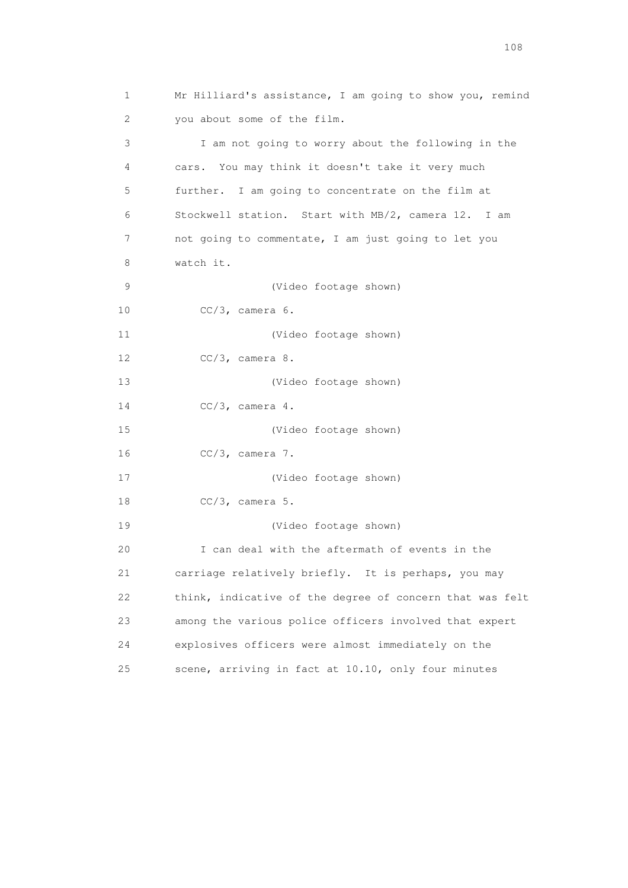Mr Hilliard's assistance, I am going to show you, remind you about some of the film.

I am not going to worry about the following in the cars. You may think it doesn't take it very much further. I am going to concentrate on the film at Stockwell station. Start with MB/2, camera 12. I am not going to commentate, I am just going to let you watch it.

(Video footage shown)

CC/3, camera 6.

(Video footage shown)

CC/3, camera 8.

(Video footage shown)

CC/3, camera 4.

(Video footage shown)

CC/3, camera 7.

(Video footage shown)

CC/3, camera 5.

(Video footage shown)

I can deal with the aftermath of events in the carriage relatively briefly. It is perhaps, you may think, indicative of the degree of concern that was felt among the various police officers involved that expert explosives officers were almost immediately on the scene, arriving in fact at 10.10, only four minutes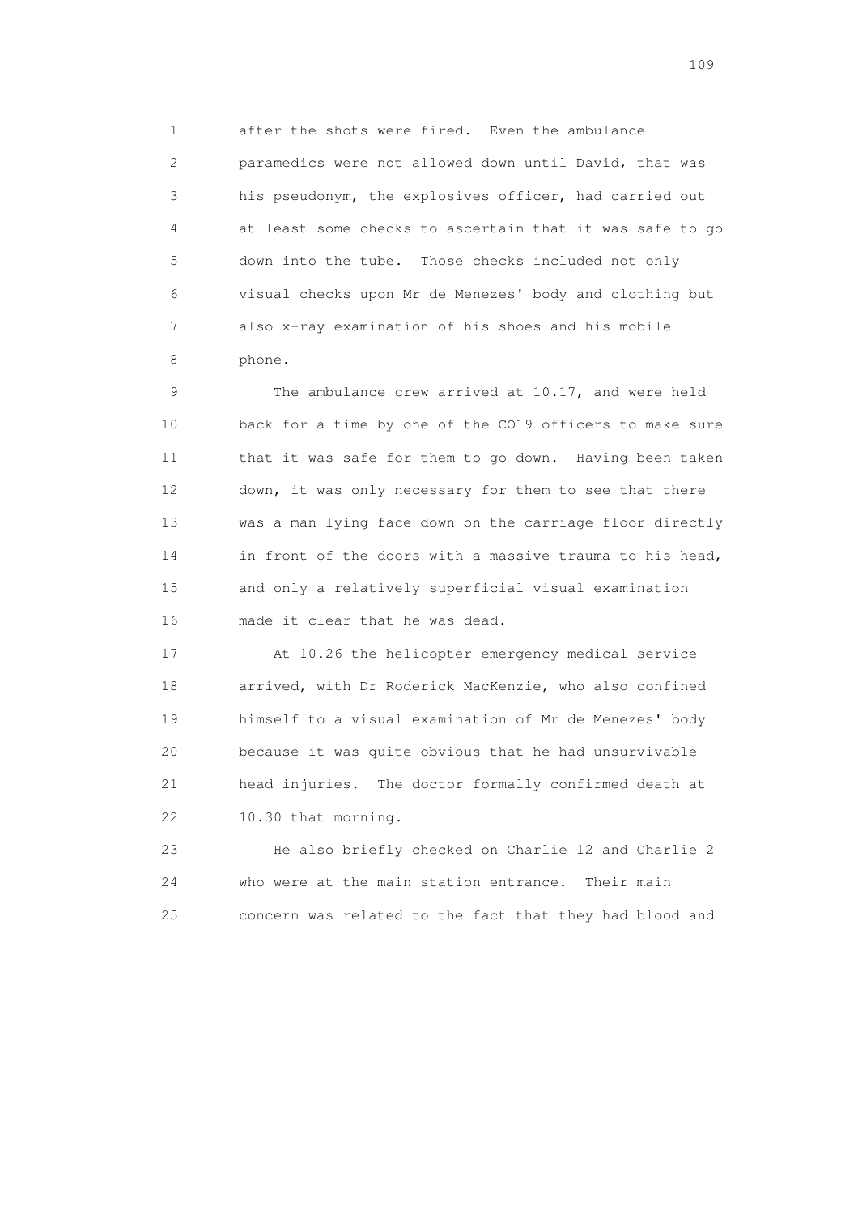after the shots were fired. Even the ambulance paramedics were not allowed down until David, that was his pseudonym, the explosives officer, had carried out at least some checks to ascertain that it was safe to go down into the tube. Those checks included not only visual checks upon Mr de Menezes' body and clothing but also x-ray examination of his shoes and his mobile phone.

The ambulance crew arrived at 10.17, and were held back for a time by one of the CO19 officers to make sure that it was safe for them to go down. Having been taken down, it was only necessary for them to see that there was a man lying face down on the carriage floor directly in front of the doors with a massive trauma to his head, and only a relatively superficial visual examination made it clear that he was dead.

At 10.26 the helicopter emergency medical service arrived, with Dr Roderick MacKenzie, who also confined himself to a visual examination of Mr de Menezes' body because it was quite obvious that he had unsurvivable head injuries. The doctor formally confirmed death at 10.30 that morning.

He also briefly checked on Charlie 12 and Charlie 2 who were at the main station entrance. Their main concern was related to the fact that they had blood and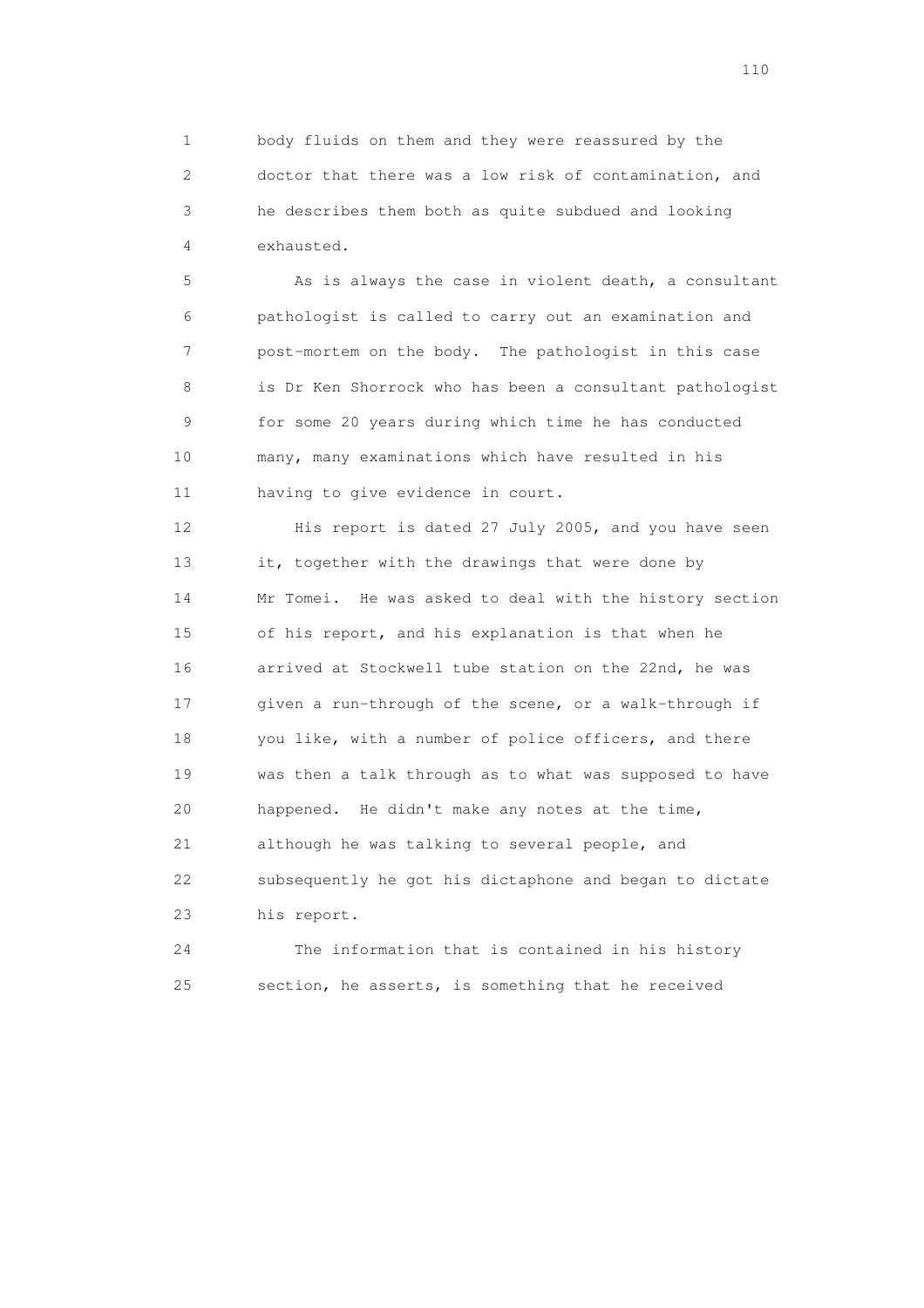body fluids on them and they were reassured by the doctor that there was a low risk of contamination, and he describes them both as quite subdued and looking exhausted.

As is always the case in violent death, a consultant pathologist is called to carry out an examination and post-mortem on the body. The pathologist in this case is Dr Ken Shorrock who has been a consultant pathologist for some 20 years during which time he has conducted many, many examinations which have resulted in his having to give evidence in court.

His report is dated 27 July 2005, and you have seen it, together with the drawings that were done by Mr Tomei. He was asked to deal with the history section of his report, and his explanation is that when he arrived at Stockwell tube station on the 22nd, he was given a run-through of the scene, or a walk-through if you like, with a number of police officers, and there was then a talk through as to what was supposed to have happened. He didn't make any notes at the time, although he was talking to several people, and subsequently he got his dictaphone and began to dictate his report.

The information that is contained in his history section, he asserts, is something that he received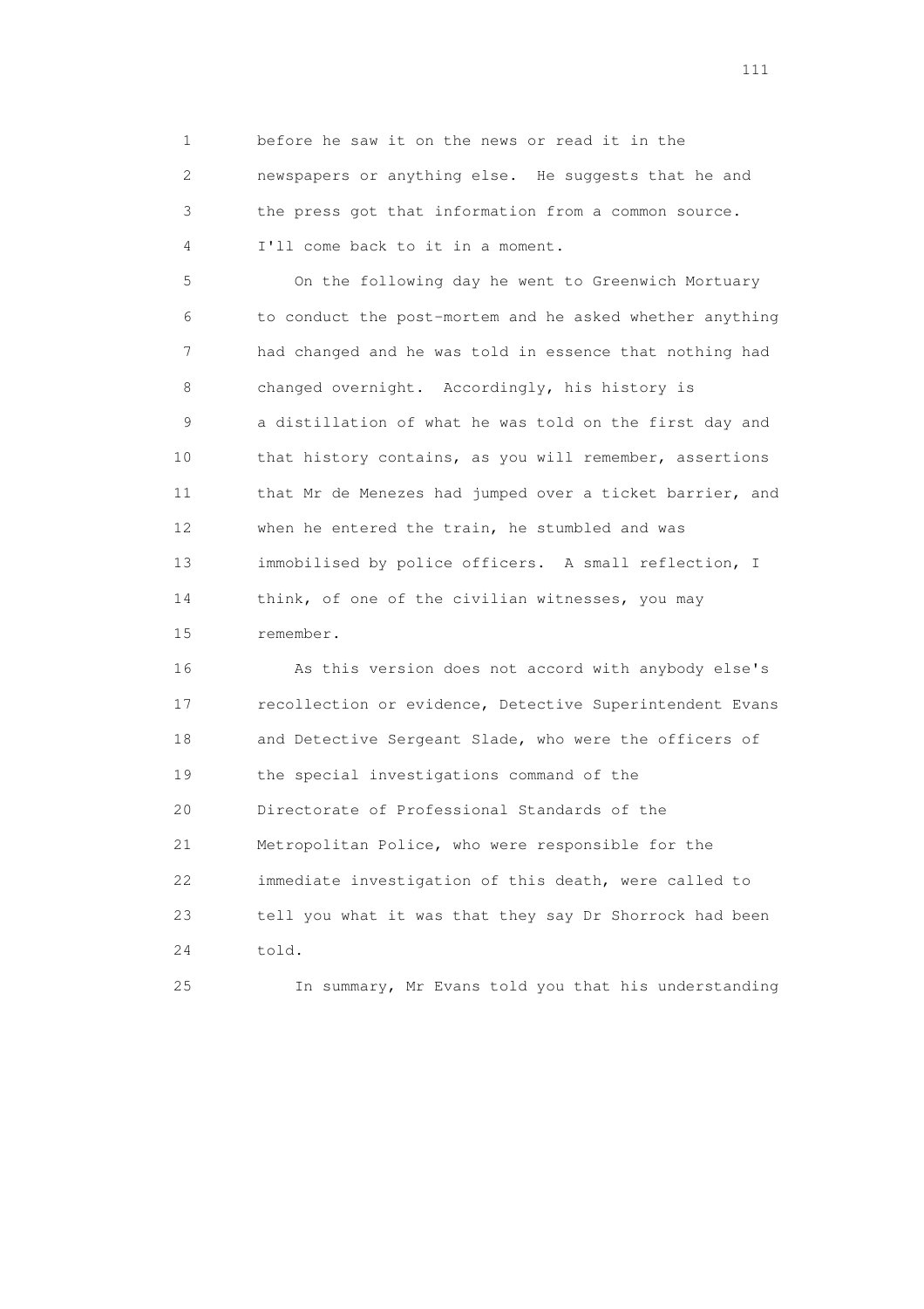before he saw it on the news or read it in the newspapers or anything else. He suggests that he and the press got that information from a common source. I'll come back to it in a moment.

On the following day he went to Greenwich Mortuary to conduct the post-mortem and he asked whether anything had changed and he was told in essence that nothing had changed overnight. Accordingly, his history is a distillation of what he was told on the first day and that history contains, as you will remember, assertions that Mr de Menezes had jumped over a ticket barrier, and when he entered the train, he stumbled and was immobilised by police officers. A small reflection, I think, of one of the civilian witnesses, you may remember.

As this version does not accord with anybody else's recollection or evidence, Detective Superintendent Evans and Detective Sergeant Slade, who were the officers of the special investigations command of the Directorate of Professional Standards of the Metropolitan Police, who were responsible for the immediate investigation of this death, were called to tell you what it was that they say Dr Shorrock had been told.

In summary, Mr Evans told you that his understanding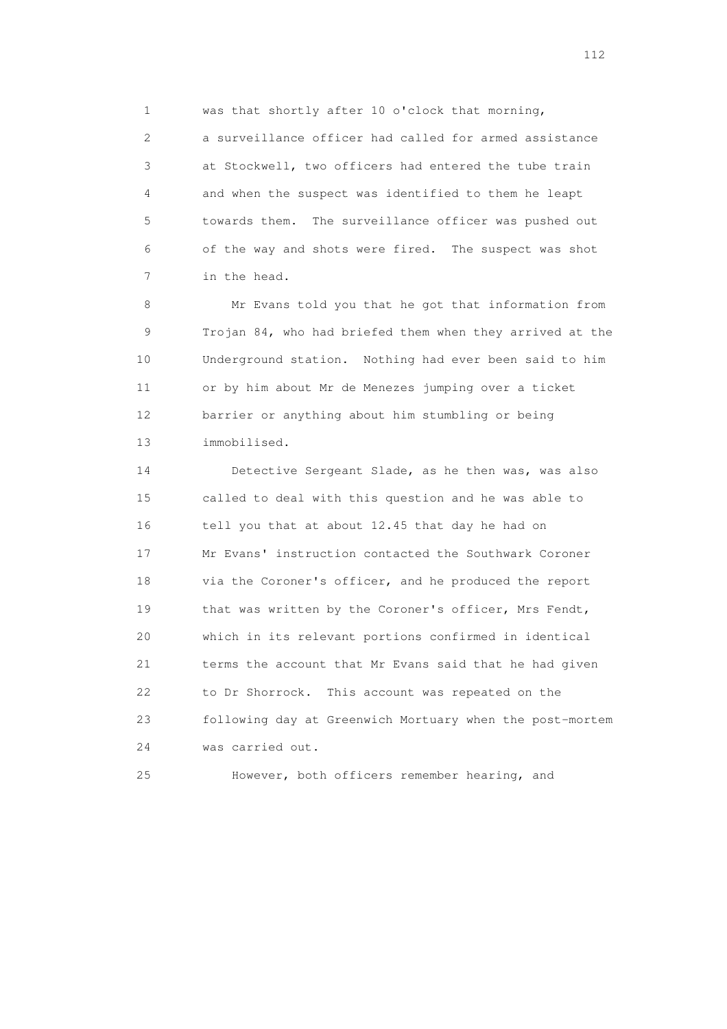was that shortly after 10 o'clock that morning, a surveillance officer had called for armed assistance at Stockwell, two officers had entered the tube train and when the suspect was identified to them he leapt towards them. The surveillance officer was pushed out of the way and shots were fired. The suspect was shot in the head.

Mr Evans told you that he got that information from Trojan 84, who had briefed them when they arrived at the Underground station. Nothing had ever been said to him or by him about Mr de Menezes jumping over a ticket barrier or anything about him stumbling or being immobilised.

Detective Sergeant Slade, as he then was, was also called to deal with this question and he was able to tell you that at about 12.45 that day he had on Mr Evans' instruction contacted the Southwark Coroner via the Coroner's officer, and he produced the report that was written by the Coroner's officer, Mrs Fendt, which in its relevant portions confirmed in identical terms the account that Mr Evans said that he had given to Dr Shorrock. This account was repeated on the following day at Greenwich Mortuary when the post-mortem was carried out.

However, both officers remember hearing, and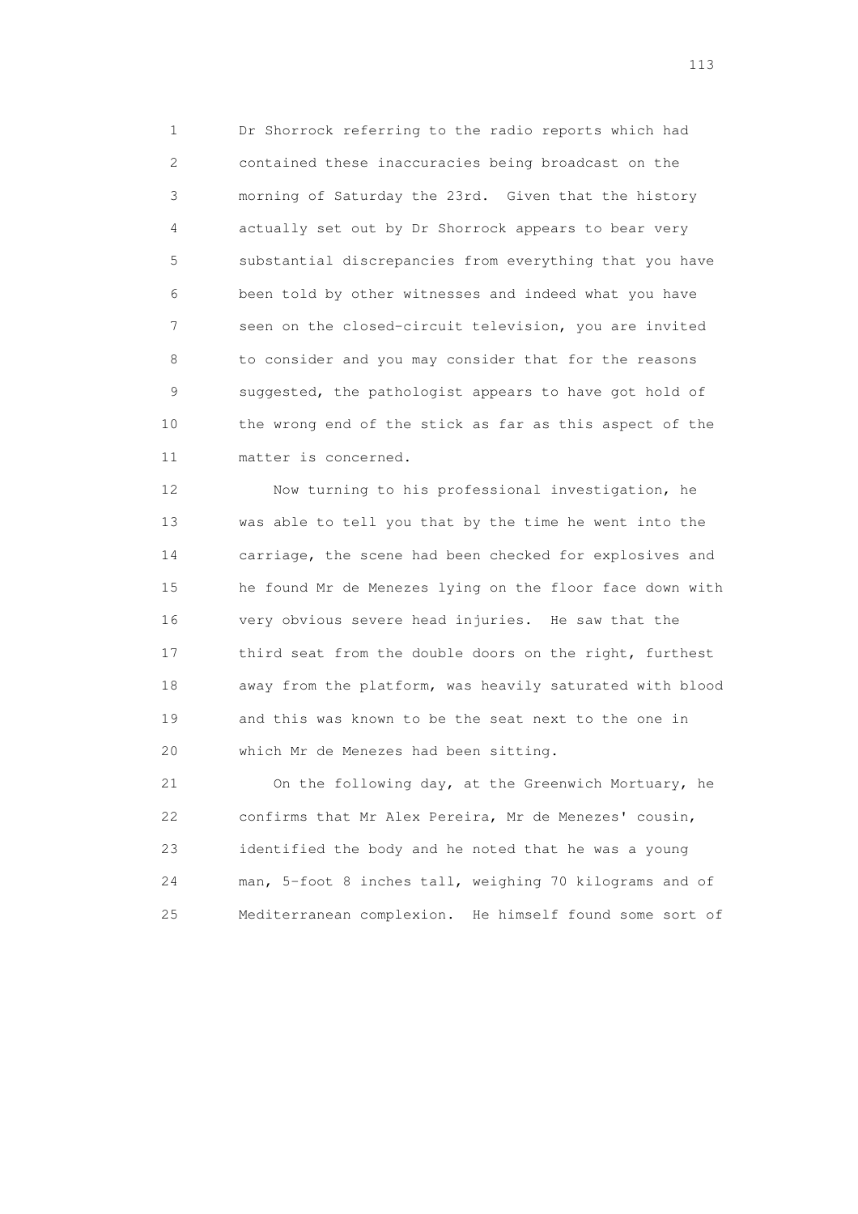Dr Shorrock referring to the radio reports which had contained these inaccuracies being broadcast on the morning of Saturday the 23rd. Given that the history actually set out by Dr Shorrock appears to bear very substantial discrepancies from everything that you have been told by other witnesses and indeed what you have seen on the closed-circuit television, you are invited to consider and you may consider that for the reasons suggested, the pathologist appears to have got hold of the wrong end of the stick as far as this aspect of the matter is concerned.

Now turning to his professional investigation, he was able to tell you that by the time he went into the carriage, the scene had been checked for explosives and he found Mr de Menezes lying on the floor face down with very obvious severe head injuries. He saw that the third seat from the double doors on the right, furthest away from the platform, was heavily saturated with blood and this was known to be the seat next to the one in which Mr de Menezes had been sitting.

On the following day, at the Greenwich Mortuary, he confirms that Mr Alex Pereira, Mr de Menezes' cousin, identified the body and he noted that he was a young man, 5-foot 8 inches tall, weighing 70 kilograms and of Mediterranean complexion. He himself found some sort of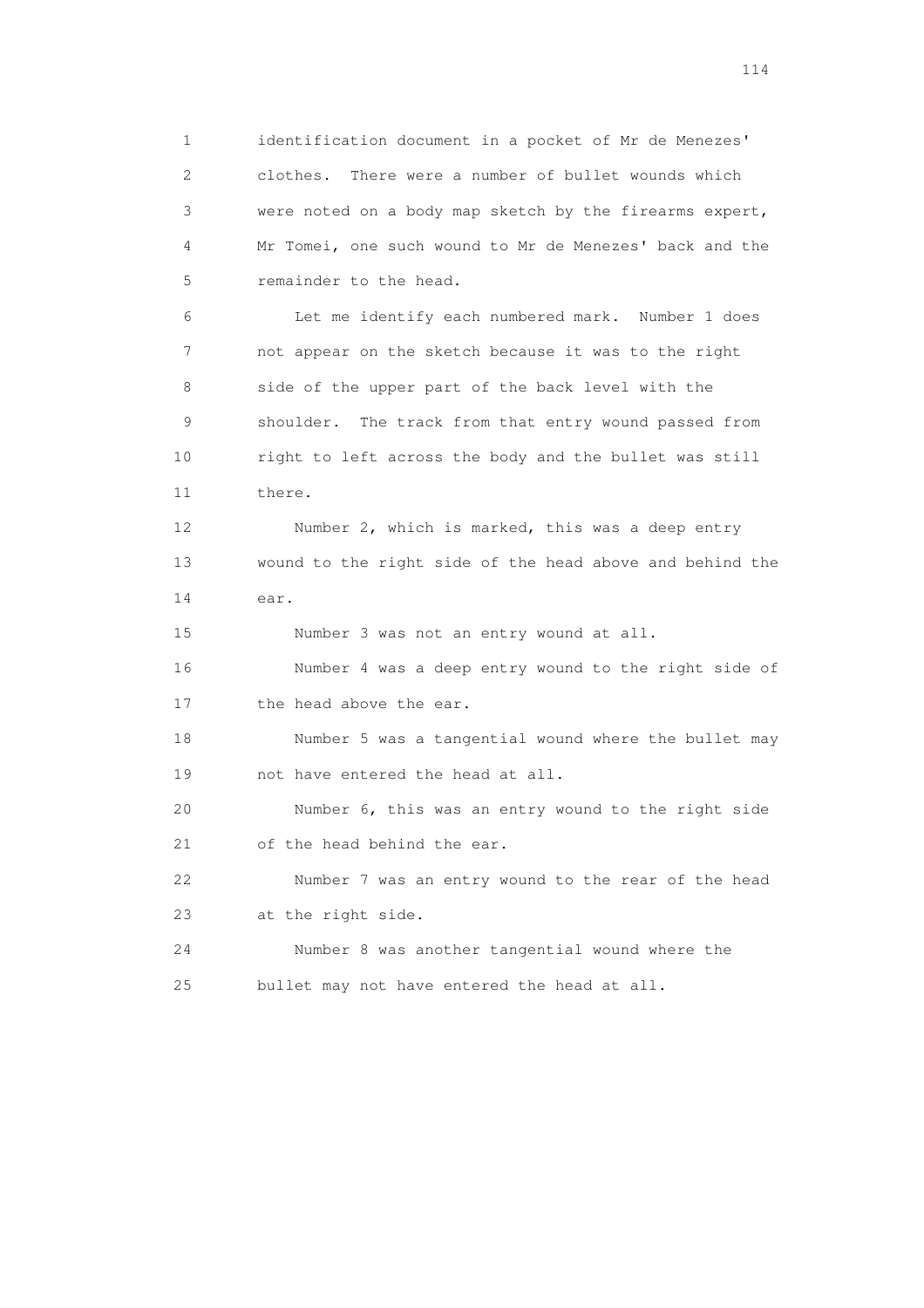identification document in a pocket of Mr de Menezes' clothes. There were a number of bullet wounds which were noted on a body map sketch by the firearms expert, Mr Tomei, one such wound to Mr de Menezes' back and the remainder to the head.

Let me identify each numbered mark. Number 1 does not appear on the sketch because it was to the right side of the upper part of the back level with the shoulder. The track from that entry wound passed from right to left across the body and the bullet was still there.

Number 2, which is marked, this was a deep entry wound to the right side of the head above and behind the ear.

Number 3 was not an entry wound at all.

Number 4 was a deep entry wound to the right side of the head above the ear.

Number 5 was a tangential wound where the bullet may not have entered the head at all.

Number 6, this was an entry wound to the right side of the head behind the ear.

Number 7 was an entry wound to the rear of the head at the right side.

Number 8 was another tangential wound where the bullet may not have entered the head at all.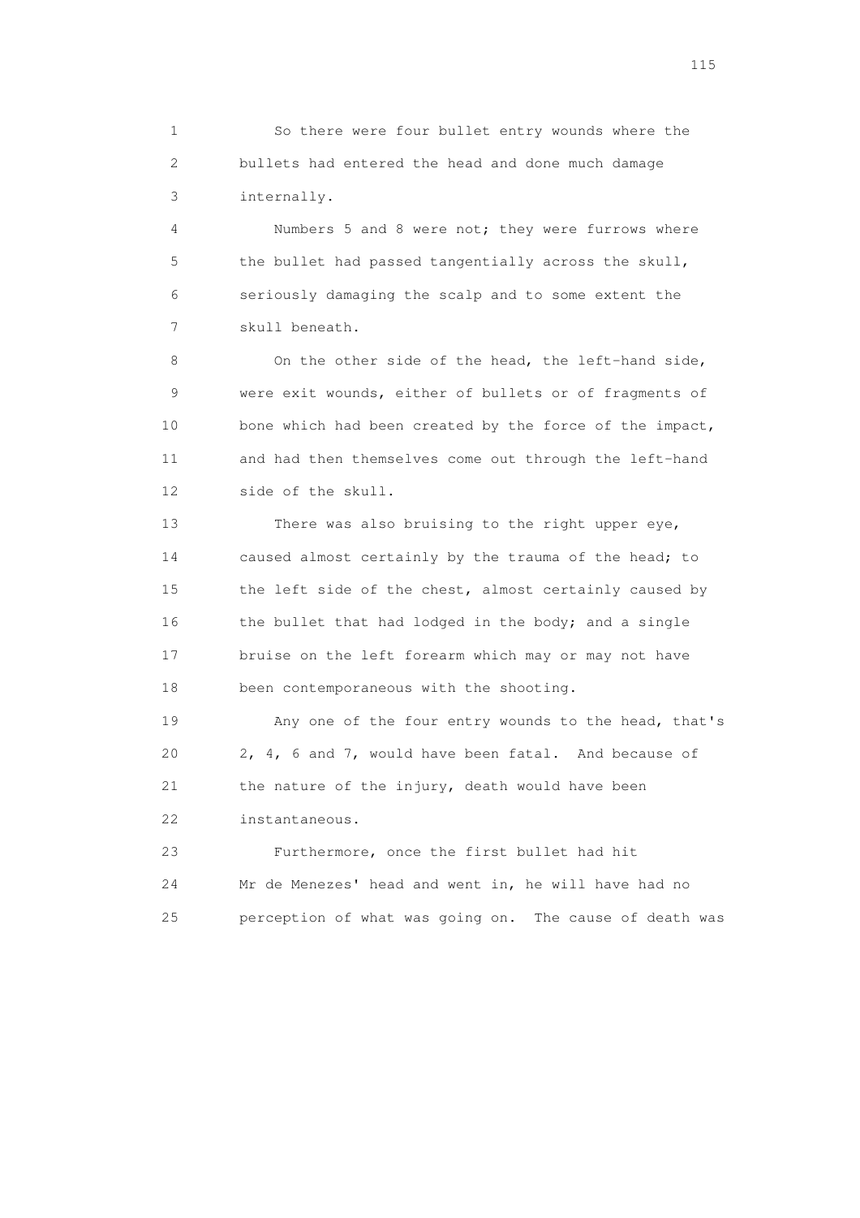So there were four bullet entry wounds where the bullets had entered the head and done much damage internally.

Numbers 5 and 8 were not; they were furrows where the bullet had passed tangentially across the skull, seriously damaging the scalp and to some extent the skull beneath.

On the other side of the head, the left-hand side, were exit wounds, either of bullets or of fragments of bone which had been created by the force of the impact, and had then themselves come out through the left-hand side of the skull.

There was also bruising to the right upper eye, caused almost certainly by the trauma of the head; to the left side of the chest, almost certainly caused by the bullet that had lodged in the body; and a single bruise on the left forearm which may or may not have been contemporaneous with the shooting.

Any one of the four entry wounds to the head, that's 2, 4, 6 and 7, would have been fatal. And because of the nature of the injury, death would have been instantaneous.

Furthermore, once the first bullet had hit Mr de Menezes' head and went in, he will have had no perception of what was going on. The cause of death was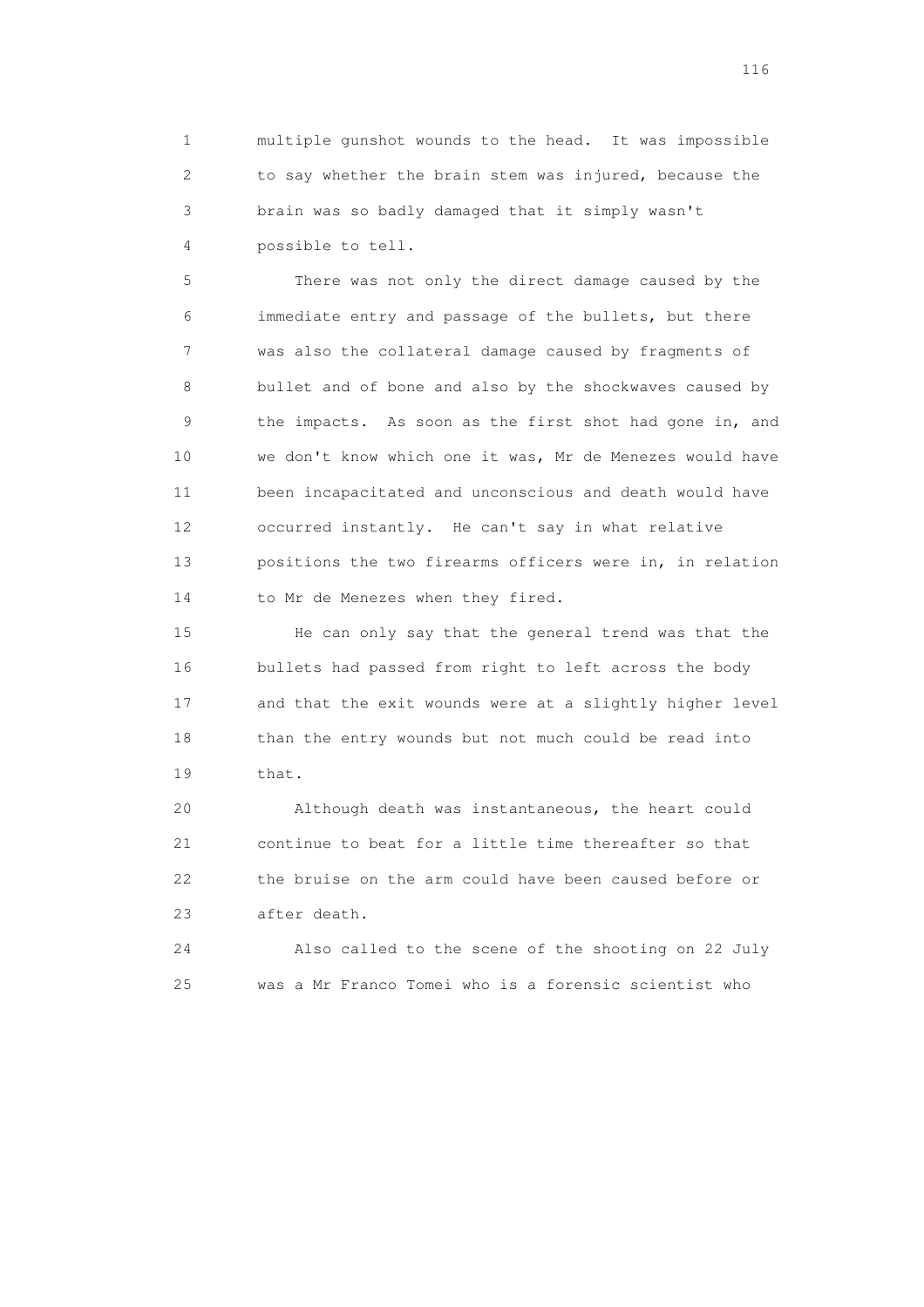multiple gunshot wounds to the head. It was impossible to say whether the brain stem was injured, because the brain was so badly damaged that it simply wasn't possible to tell.

There was not only the direct damage caused by the immediate entry and passage of the bullets, but there was also the collateral damage caused by fragments of bullet and of bone and also by the shockwaves caused by the impacts. As soon as the first shot had gone in, and we don't know which one it was, Mr de Menezes would have been incapacitated and unconscious and death would have occurred instantly. He can't say in what relative positions the two firearms officers were in, in relation to Mr de Menezes when they fired.

He can only say that the general trend was that the bullets had passed from right to left across the body and that the exit wounds were at a slightly higher level than the entry wounds but not much could be read into that.

Although death was instantaneous, the heart could continue to beat for a little time thereafter so that the bruise on the arm could have been caused before or after death.

Also called to the scene of the shooting on 22 July was a Mr Franco Tomei who is a forensic scientist who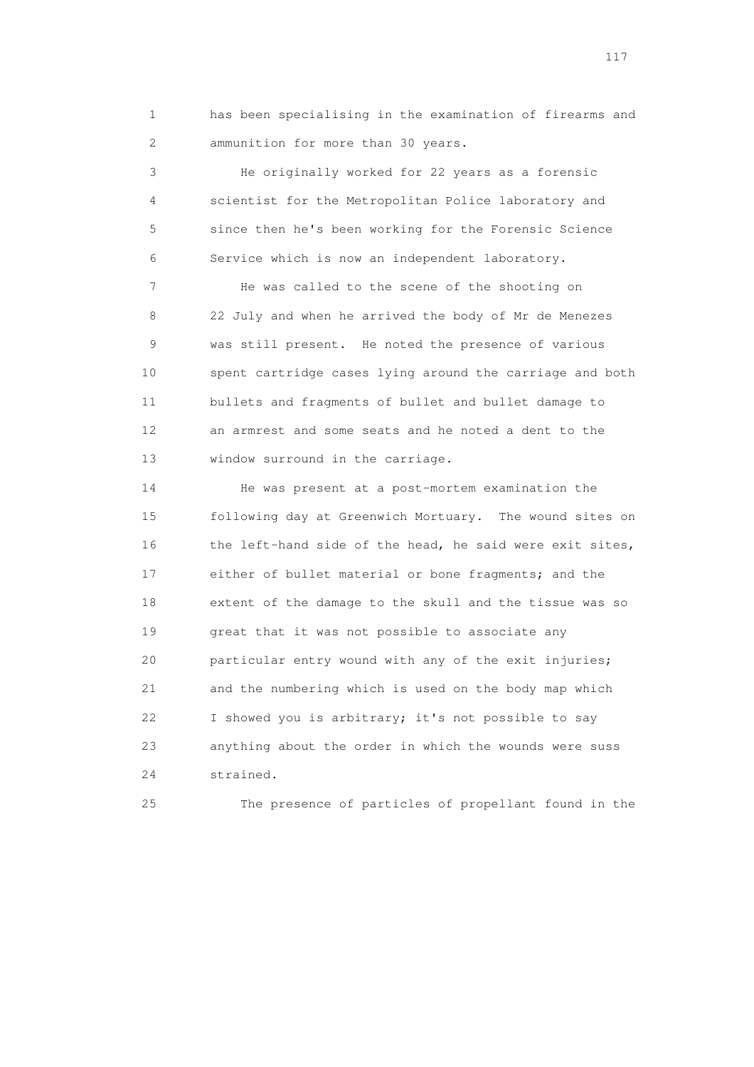has been specialising in the examination of firearms and ammunition for more than 30 years.

He originally worked for 22 years as a forensic scientist for the Metropolitan Police laboratory and since then he's been working for the Forensic Science Service which is now an independent laboratory.

He was called to the scene of the shooting on 22 July and when he arrived the body of Mr de Menezes was still present. He noted the presence of various spent cartridge cases lying around the carriage and both bullets and fragments of bullet and bullet damage to an armrest and some seats and he noted a dent to the window surround in the carriage.

He was present at a post-mortem examination the following day at Greenwich Mortuary. The wound sites on the left-hand side of the head, he said were exit sites, either of bullet material or bone fragments; and the extent of the damage to the skull and the tissue was so great that it was not possible to associate any particular entry wound with any of the exit injuries; and the numbering which is used on the body map which I showed you is arbitrary; it's not possible to say anything about the order in which the wounds were suss strained.

The presence of particles of propellant found in the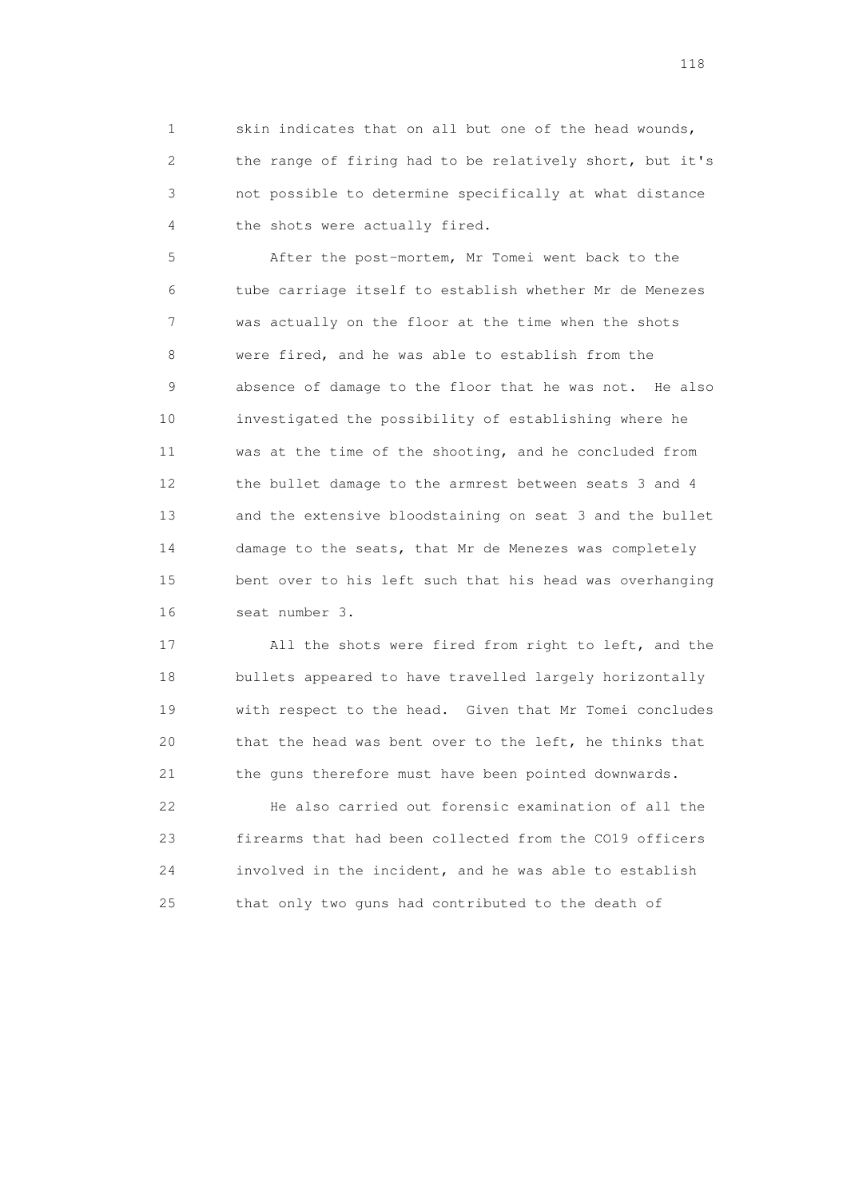skin indicates that on all but one of the head wounds, the range of firing had to be relatively short, but it's not possible to determine specifically at what distance the shots were actually fired.

After the post-mortem, Mr Tomei went back to the tube carriage itself to establish whether Mr de Menezes was actually on the floor at the time when the shots were fired, and he was able to establish from the absence of damage to the floor that he was not. He also investigated the possibility of establishing where he was at the time of the shooting, and he concluded from the bullet damage to the armrest between seats 3 and 4 and the extensive bloodstaining on seat 3 and the bullet damage to the seats, that Mr de Menezes was completely bent over to his left such that his head was overhanging seat number 3.

All the shots were fired from right to left, and the bullets appeared to have travelled largely horizontally with respect to the head. Given that Mr Tomei concludes that the head was bent over to the left, he thinks that the guns therefore must have been pointed downwards.

He also carried out forensic examination of all the firearms that had been collected from the CO19 officers involved in the incident, and he was able to establish that only two guns had contributed to the death of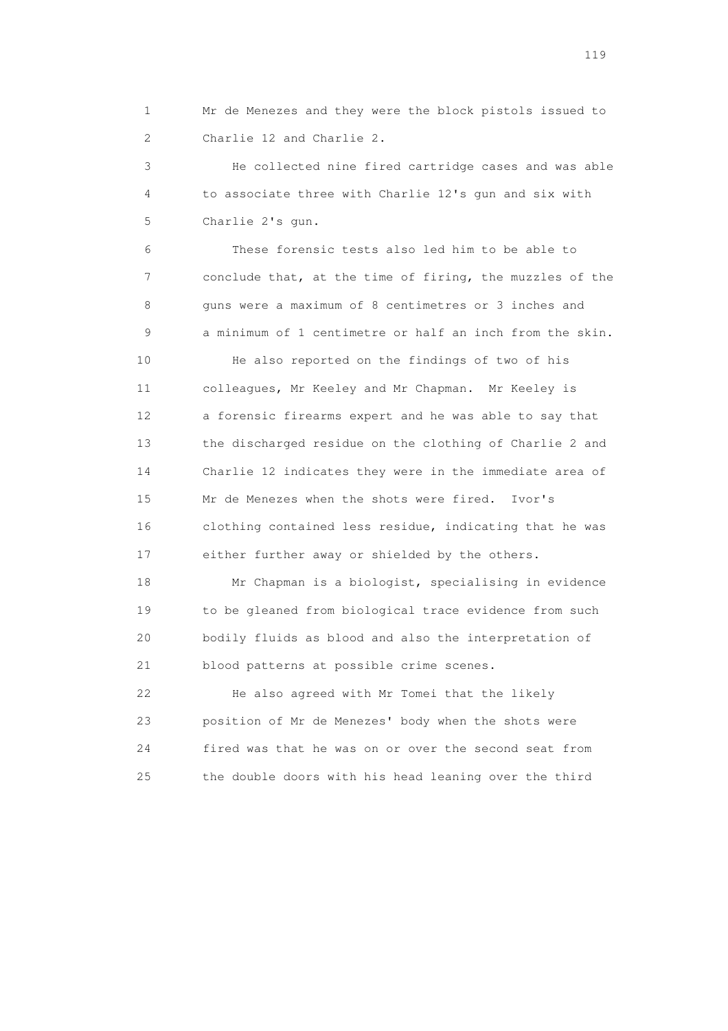Mr de Menezes and they were the block pistols issued to Charlie 12 and Charlie 2.

He collected nine fired cartridge cases and was able to associate three with Charlie 12's gun and six with Charlie 2's gun.

These forensic tests also led him to be able to conclude that, at the time of firing, the muzzles of the guns were a maximum of 8 centimetres or 3 inches and a minimum of 1 centimetre or half an inch from the skin.

He also reported on the findings of two of his colleagues, Mr Keeley and Mr Chapman. Mr Keeley is a forensic firearms expert and he was able to say that the discharged residue on the clothing of Charlie 2 and Charlie 12 indicates they were in the immediate area of Mr de Menezes when the shots were fired. Ivor's clothing contained less residue, indicating that he was either further away or shielded by the others.

Mr Chapman is a biologist, specialising in evidence to be gleaned from biological trace evidence from such bodily fluids as blood and also the interpretation of blood patterns at possible crime scenes.

He also agreed with Mr Tomei that the likely position of Mr de Menezes' body when the shots were fired was that he was on or over the second seat from the double doors with his head leaning over the third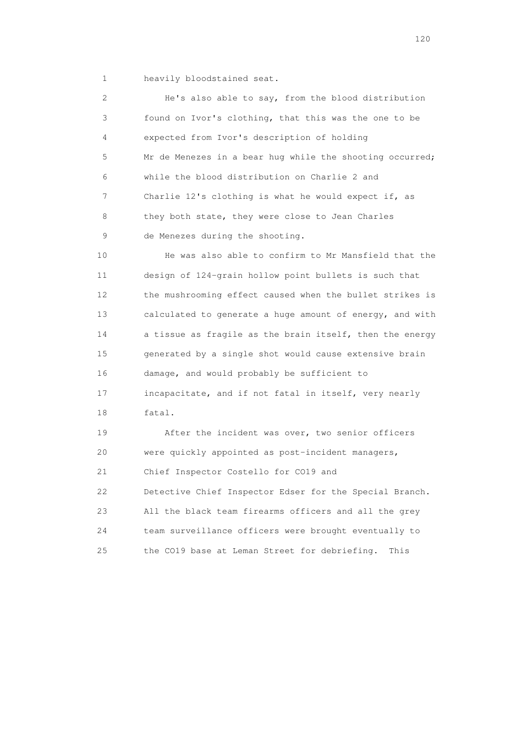heavily bloodstained seat.

He's also able to say, from the blood distribution found on Ivor's clothing, that this was the one to be expected from Ivor's description of holding Mr de Menezes in a bear hug while the shooting occurred; while the blood distribution on Charlie 2 and Charlie 12's clothing is what he would expect if, as they both state, they were close to Jean Charles de Menezes during the shooting.

He was also able to confirm to Mr Mansfield that the design of 124-grain hollow point bullets is such that the mushrooming effect caused when the bullet strikes is calculated to generate a huge amount of energy, and with a tissue as fragile as the brain itself, then the energy generated by a single shot would cause extensive brain damage, and would probably be sufficient to incapacitate, and if not fatal in itself, very nearly fatal.

After the incident was over, two senior officers were quickly appointed as post-incident managers, Chief Inspector Costello for CO19 and Detective Chief Inspector Edser for the Special Branch. All the black team firearms officers and all the grey team surveillance officers were brought eventually to the CO19 base at Leman Street for debriefing. This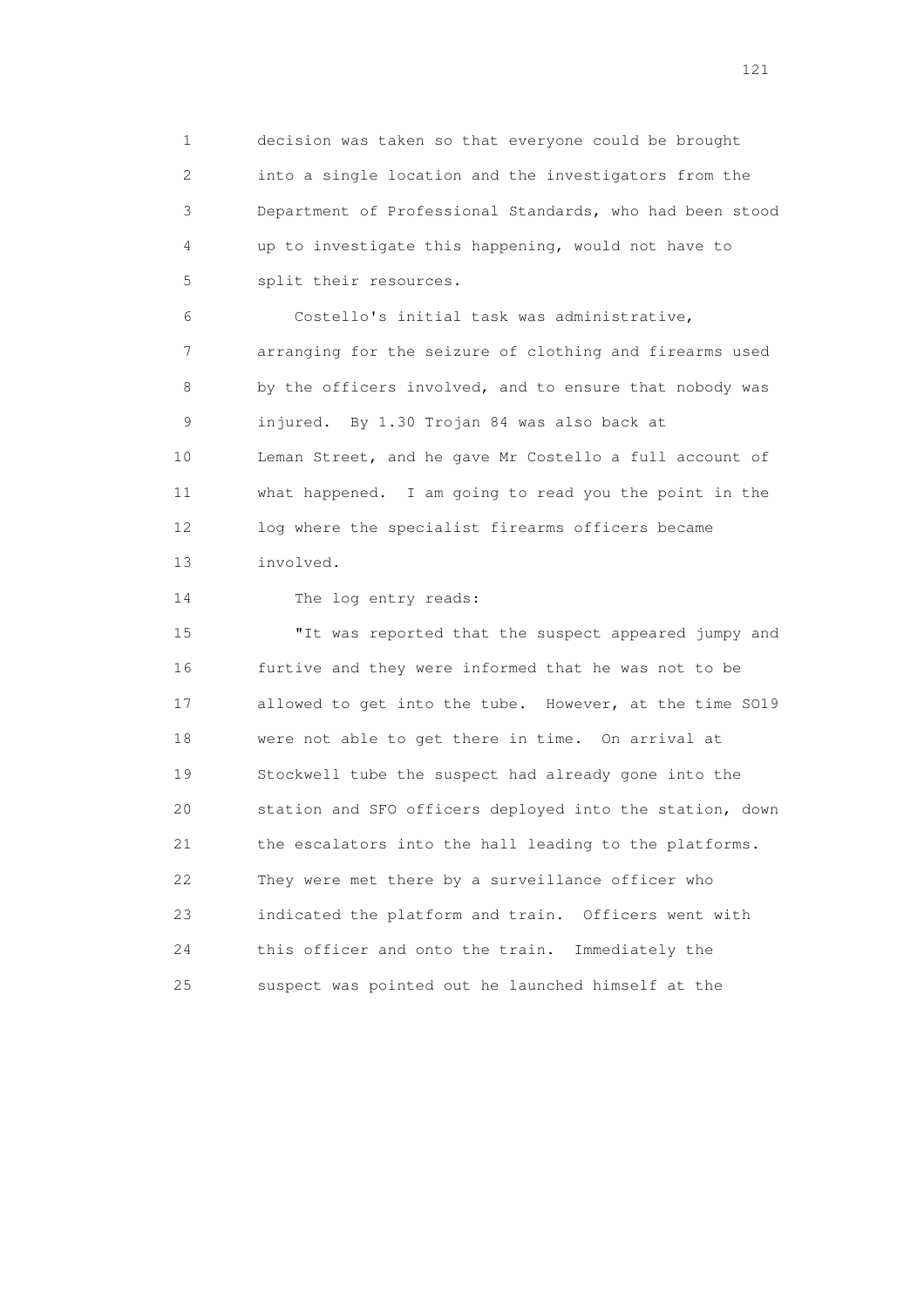decision was taken so that everyone could be brought into a single location and the investigators from the Department of Professional Standards, who had been stood up to investigate this happening, would not have to split their resources.

Costello's initial task was administrative, arranging for the seizure of clothing and firearms used by the officers involved, and to ensure that nobody was injured. By 1.30 Trojan 84 was also back at Leman Street, and he gave Mr Costello a full account of what happened. I am going to read you the point in the log where the specialist firearms officers became involved.

The log entry reads:

"It was reported that the suspect appeared jumpy and furtive and they were informed that he was not to be allowed to get into the tube. However, at the time SO19 were not able to get there in time. On arrival at Stockwell tube the suspect had already gone into the station and SFO officers deployed into the station, down the escalators into the hall leading to the platforms. They were met there by a surveillance officer who indicated the platform and train. Officers went with this officer and onto the train. Immediately the suspect was pointed out he launched himself at the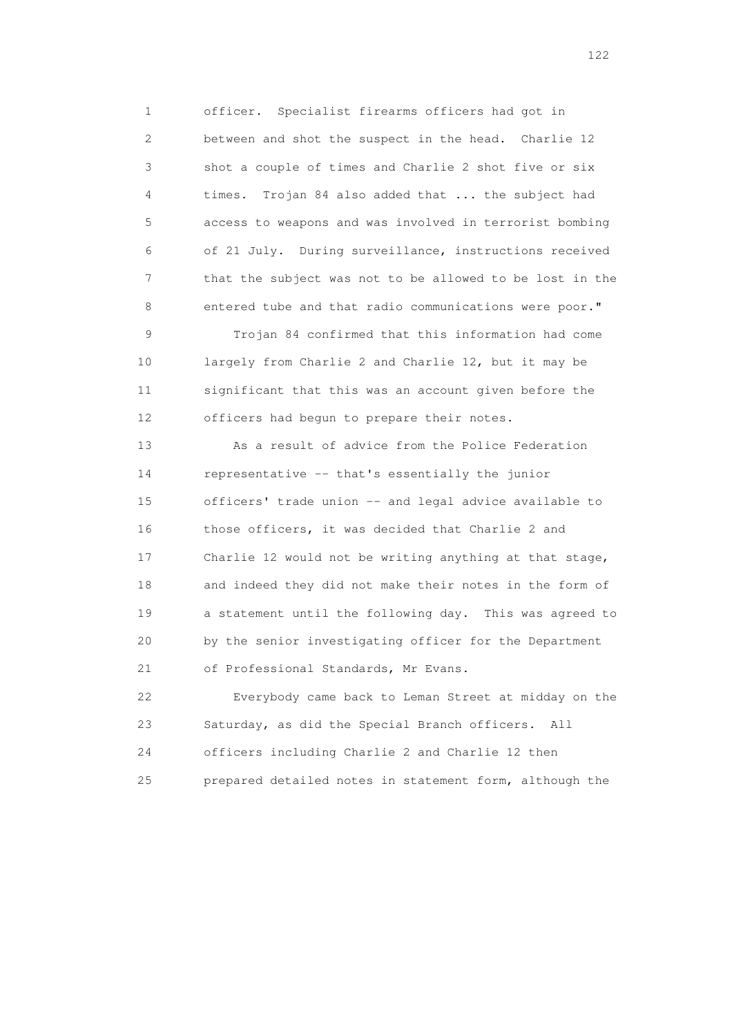officer. Specialist firearms officers had got in between and shot the suspect in the head. Charlie 12 shot a couple of times and Charlie 2 shot five or six times. Trojan 84 also added that ... the subject had access to weapons and was involved in terrorist bombing of 21 July. During surveillance, instructions received that the subject was not to be allowed to be lost in the entered tube and that radio communications were poor."

Trojan 84 confirmed that this information had come largely from Charlie 2 and Charlie 12, but it may be significant that this was an account given before the officers had begun to prepare their notes.

As a result of advice from the Police Federation representative -- that's essentially the junior officers' trade union -- and legal advice available to those officers, it was decided that Charlie 2 and Charlie 12 would not be writing anything at that stage, and indeed they did not make their notes in the form of a statement until the following day. This was agreed to by the senior investigating officer for the Department of Professional Standards, Mr Evans.

Everybody came back to Leman Street at midday on the Saturday, as did the Special Branch officers. All officers including Charlie 2 and Charlie 12 then prepared detailed notes in statement form, although the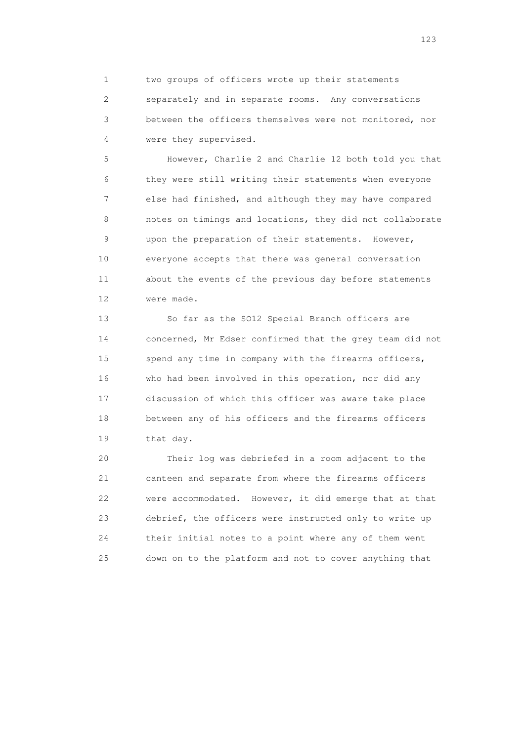two groups of officers wrote up their statements separately and in separate rooms. Any conversations between the officers themselves were not monitored, nor were they supervised.

However, Charlie 2 and Charlie 12 both told you that they were still writing their statements when everyone else had finished, and although they may have compared notes on timings and locations, they did not collaborate upon the preparation of their statements. However, everyone accepts that there was general conversation about the events of the previous day before statements were made.

So far as the SO12 Special Branch officers are concerned, Mr Edser confirmed that the grey team did not spend any time in company with the firearms officers, who had been involved in this operation, nor did any discussion of which this officer was aware take place between any of his officers and the firearms officers that day.

Their log was debriefed in a room adjacent to the canteen and separate from where the firearms officers were accommodated. However, it did emerge that at that debrief, the officers were instructed only to write up their initial notes to a point where any of them went down on to the platform and not to cover anything that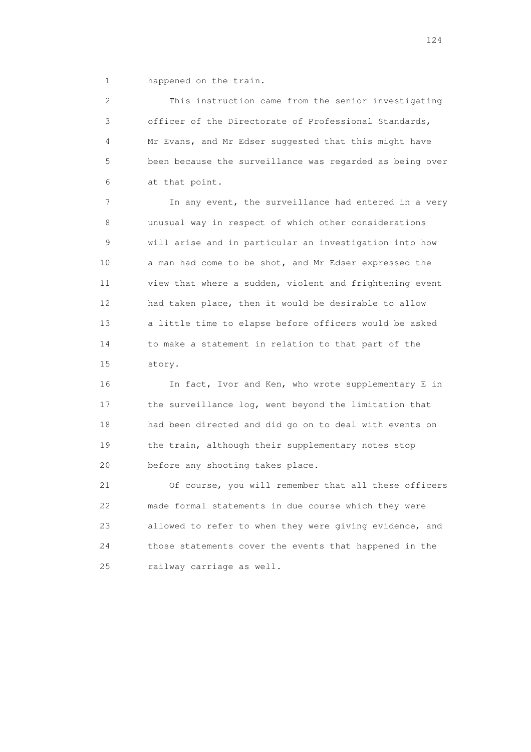happened on the train.

This instruction came from the senior investigating officer of the Directorate of Professional Standards, Mr Evans, and Mr Edser suggested that this might have been because the surveillance was regarded as being over at that point.

In any event, the surveillance had entered in a very unusual way in respect of which other considerations will arise and in particular an investigation into how a man had come to be shot, and Mr Edser expressed the view that where a sudden, violent and frightening event had taken place, then it would be desirable to allow a little time to elapse before officers would be asked to make a statement in relation to that part of the story.

In fact, Ivor and Ken, who wrote supplementary E in the surveillance log, went beyond the limitation that had been directed and did go on to deal with events on the train, although their supplementary notes stop before any shooting takes place.

Of course, you will remember that all these officers made formal statements in due course which they were allowed to refer to when they were giving evidence, and those statements cover the events that happened in the railway carriage as well.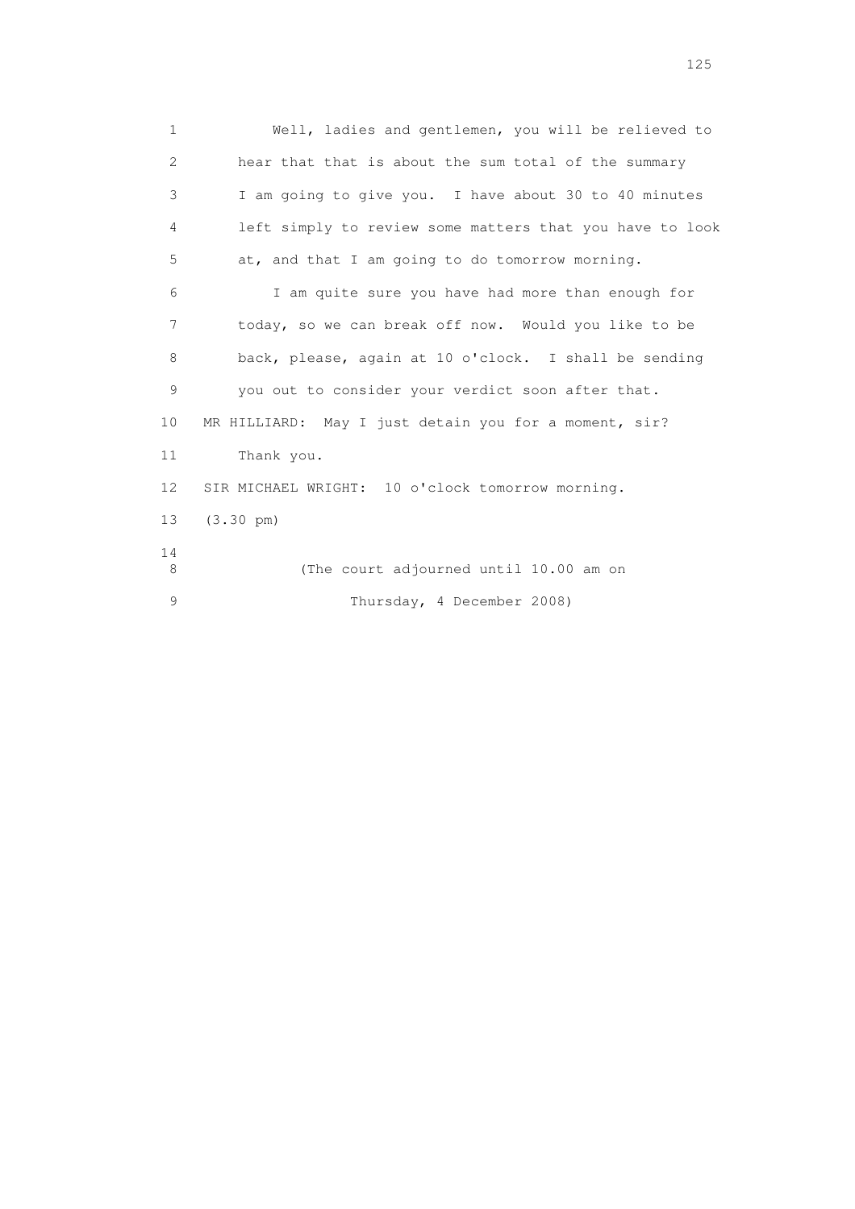1 Well, ladies and gentlemen, you will be relieved to
2 hear that that is about the sum total of the summary
3 I am going to give you. I have about 30 to 40 minutes
4 left simply to review some matters that you have to look
5 at, and that I am going to do tomorrow morning.
6 I am quite sure you have had more than enough for
7 today, so we can break off now. Would you like to be
8 back, please, again at 10 o'clock. I shall be sending
9 you out to consider your verdict soon after that.
10 MR HILLIARD: May I just detain you for a moment, sir?
11 Thank you.
12 SIR MICHAEL WRIGHT: 10 o'clock tomorrow morning.
13 (3.30 pm)
14
8 (The court adjourned until 10.00 am on
9 Thursday, 4 December 2008)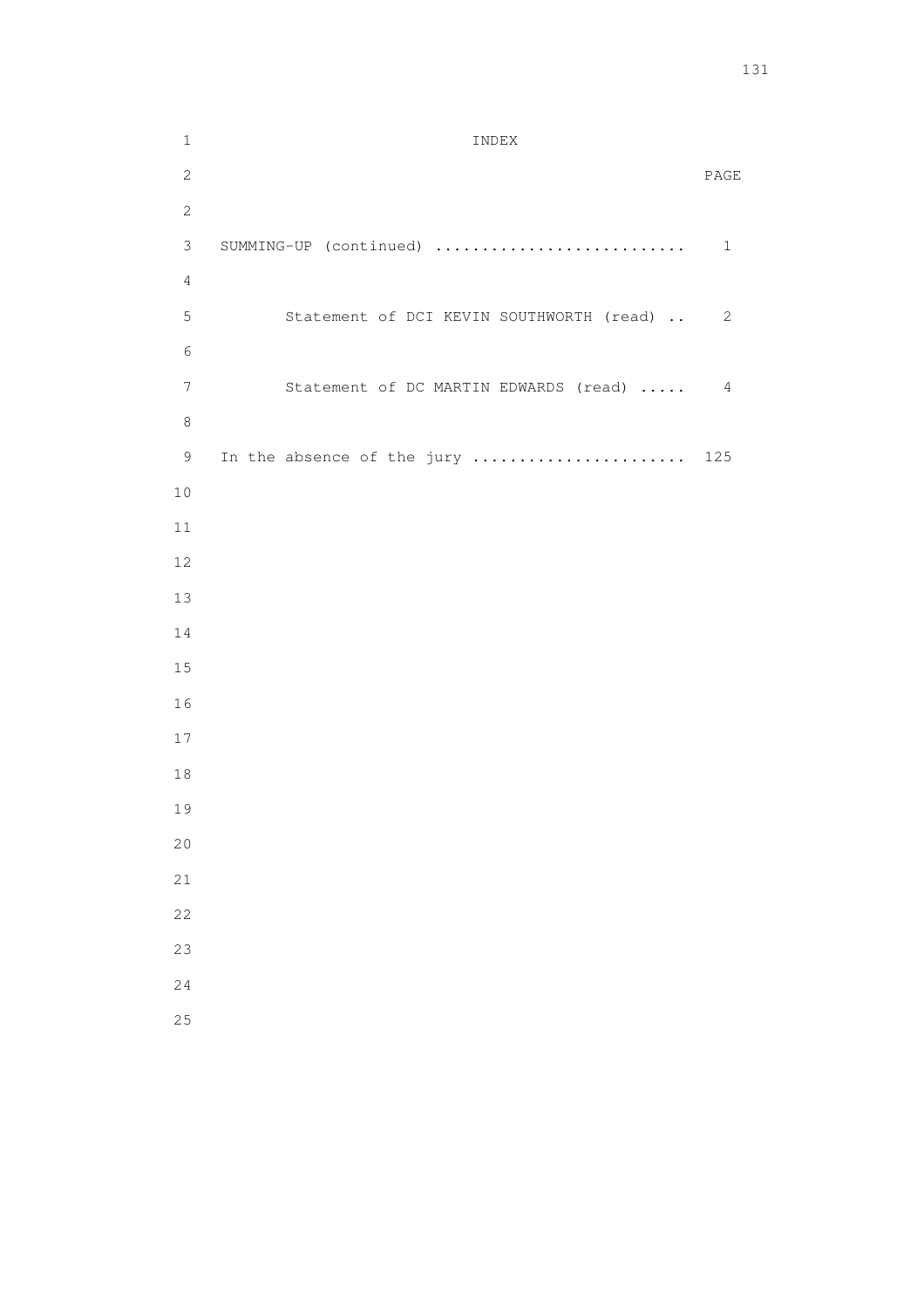# INDEX

| | PAGE |
|---|---|
| SUMMING-UP (continued) .......................... | 1 |
| Statement of DCI KEVIN SOUTHWORTH (read) .. | 2 |
| Statement of DC MARTIN EDWARDS (read) ..... | 4 |
| In the absence of the jury ...................... | 125 |